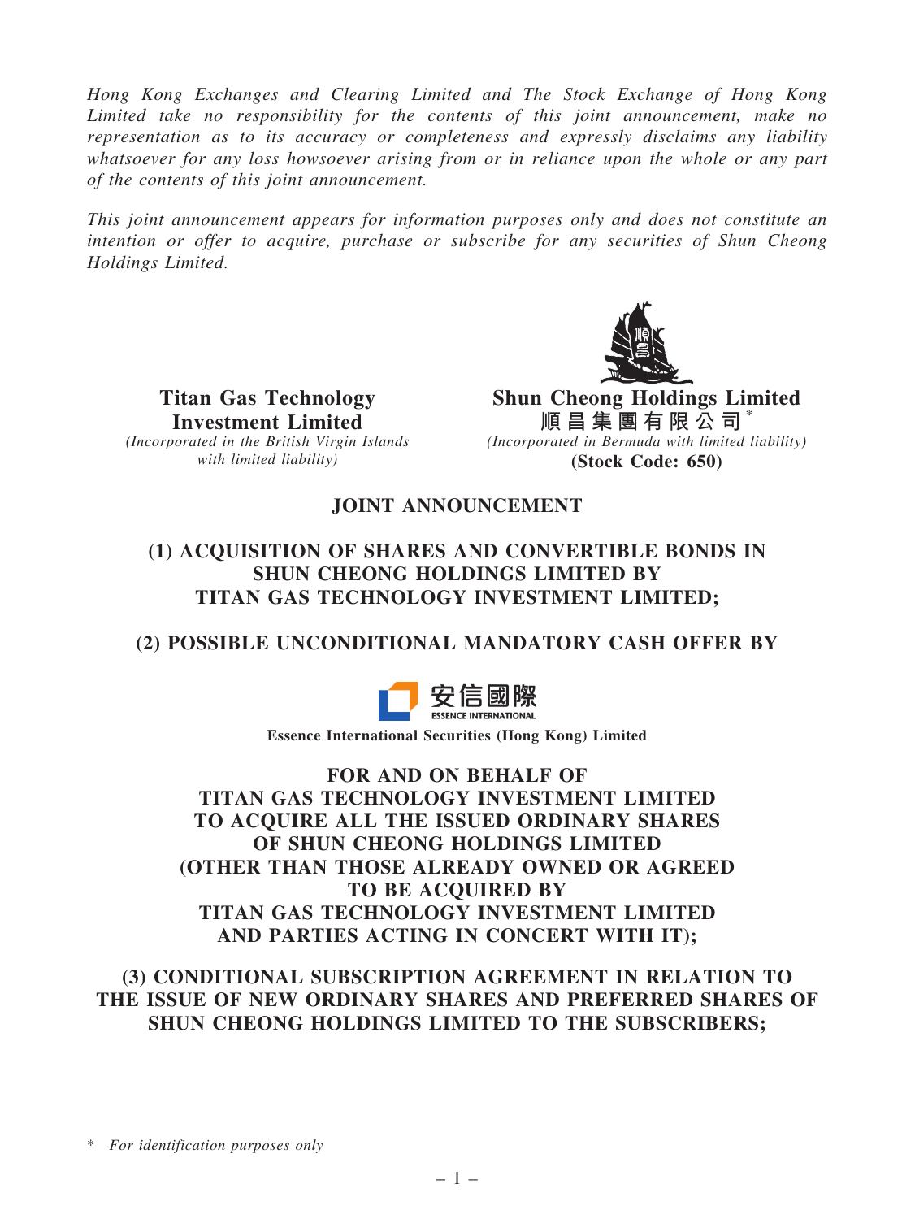*Hong Kong Exchanges and Clearing Limited and The Stock Exchange of Hong Kong Limited take no responsibility for the contents of this joint announcement, make no representation as to its accuracy or completeness and expressly disclaims any liability whatsoever for any loss howsoever arising from or in reliance upon the whole or any part of the contents of this joint announcement.*

*This joint announcement appears for information purposes only and does not constitute an intention or offer to acquire, purchase or subscribe for any securities of Shun Cheong Holdings Limited.*

**Titan Gas Technology Investment Limited**
*(Incorporated in the British Virgin Islands with limited liability)*

**Shun Cheong Holdings Limited**
**順昌集團有限公司** *
*(Incorporated in Bermuda with limited liability)*
**(Stock Code: 650)**

# JOINT ANNOUNCEMENT

## (1) ACQUISITION OF SHARES AND CONVERTIBLE BONDS IN SHUN CHEONG HOLDINGS LIMITED BY TITAN GAS TECHNOLOGY INVESTMENT LIMITED;

## (2) POSSIBLE UNCONDITIONAL MANDATORY CASH OFFER BY

安信國際
ESSENCE INTERNATIONAL

**Essence International Securities (Hong Kong) Limited**

## FOR AND ON BEHALF OF TITAN GAS TECHNOLOGY INVESTMENT LIMITED TO ACQUIRE ALL THE ISSUED ORDINARY SHARES OF SHUN CHEONG HOLDINGS LIMITED (OTHER THAN THOSE ALREADY OWNED OR AGREED TO BE ACQUIRED BY TITAN GAS TECHNOLOGY INVESTMENT LIMITED AND PARTIES ACTING IN CONCERT WITH IT);

## (3) CONDITIONAL SUBSCRIPTION AGREEMENT IN RELATION TO THE ISSUE OF NEW ORDINARY SHARES AND PREFERRED SHARES OF SHUN CHEONG HOLDINGS LIMITED TO THE SUBSCRIBERS;

\* *For identification purposes only*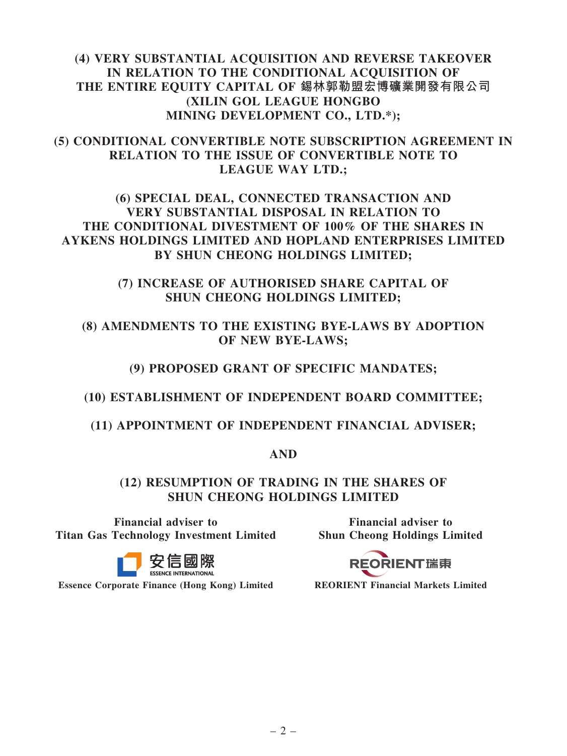**(4) VERY SUBSTANTIAL ACQUISITION AND REVERSE TAKEOVER IN RELATION TO THE CONDITIONAL ACQUISITION OF THE ENTIRE EQUITY CAPITAL OF 錫林郭勒盟宏博礦業開發有限公司 (XILIN GOL LEAGUE HONGBO MINING DEVELOPMENT CO., LTD.*);**

**(5) CONDITIONAL CONVERTIBLE NOTE SUBSCRIPTION AGREEMENT IN RELATION TO THE ISSUE OF CONVERTIBLE NOTE TO LEAGUE WAY LTD.;**

**(6) SPECIAL DEAL, CONNECTED TRANSACTION AND VERY SUBSTANTIAL DISPOSAL IN RELATION TO THE CONDITIONAL DIVESTMENT OF 100% OF THE SHARES IN AYKENS HOLDINGS LIMITED AND HOPLAND ENTERPRISES LIMITED BY SHUN CHEONG HOLDINGS LIMITED;**

**(7) INCREASE OF AUTHORISED SHARE CAPITAL OF SHUN CHEONG HOLDINGS LIMITED;**

**(8) AMENDMENTS TO THE EXISTING BYE-LAWS BY ADOPTION OF NEW BYE-LAWS;**

**(9) PROPOSED GRANT OF SPECIFIC MANDATES;**

**(10) ESTABLISHMENT OF INDEPENDENT BOARD COMMITTEE;**

**(11) APPOINTMENT OF INDEPENDENT FINANCIAL ADVISER;**

**AND**

**(12) RESUMPTION OF TRADING IN THE SHARES OF SHUN CHEONG HOLDINGS LIMITED**

**Financial adviser to Titan Gas Technology Investment Limited**

安信國際 ESSENCE INTERNATIONAL

**Essence Corporate Finance (Hong Kong) Limited**

**Financial adviser to Shun Cheong Holdings Limited**

REORIENT瑞東

**REORIENT Financial Markets Limited**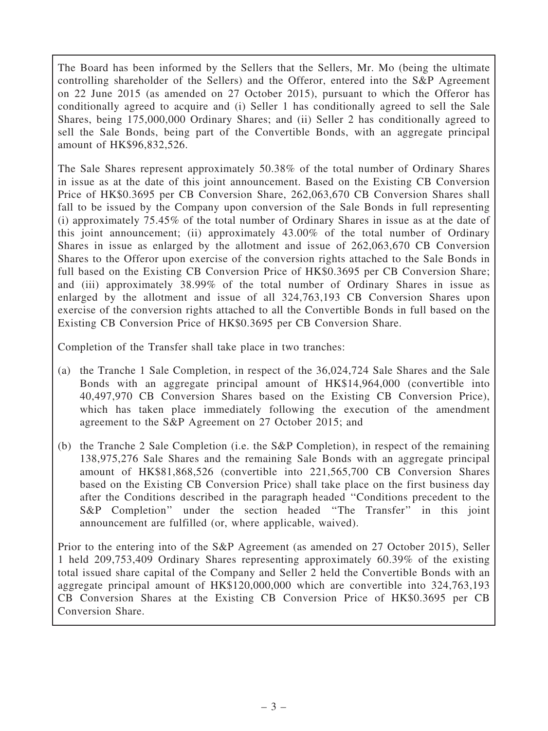The Board has been informed by the Sellers that the Sellers, Mr. Mo (being the ultimate controlling shareholder of the Sellers) and the Offeror, entered into the S&P Agreement on 22 June 2015 (as amended on 27 October 2015), pursuant to which the Offeror has conditionally agreed to acquire and (i) Seller 1 has conditionally agreed to sell the Sale Shares, being 175,000,000 Ordinary Shares; and (ii) Seller 2 has conditionally agreed to sell the Sale Bonds, being part of the Convertible Bonds, with an aggregate principal amount of HK$96,832,526.

The Sale Shares represent approximately 50.38% of the total number of Ordinary Shares in issue as at the date of this joint announcement. Based on the Existing CB Conversion Price of HK$0.3695 per CB Conversion Share, 262,063,670 CB Conversion Shares shall fall to be issued by the Company upon conversion of the Sale Bonds in full representing (i) approximately 75.45% of the total number of Ordinary Shares in issue as at the date of this joint announcement; (ii) approximately 43.00% of the total number of Ordinary Shares in issue as enlarged by the allotment and issue of 262,063,670 CB Conversion Shares to the Offeror upon exercise of the conversion rights attached to the Sale Bonds in full based on the Existing CB Conversion Price of HK$0.3695 per CB Conversion Share; and (iii) approximately 38.99% of the total number of Ordinary Shares in issue as enlarged by the allotment and issue of all 324,763,193 CB Conversion Shares upon exercise of the conversion rights attached to all the Convertible Bonds in full based on the Existing CB Conversion Price of HK$0.3695 per CB Conversion Share.

Completion of the Transfer shall take place in two tranches:

(a) the Tranche 1 Sale Completion, in respect of the 36,024,724 Sale Shares and the Sale Bonds with an aggregate principal amount of HK$14,964,000 (convertible into 40,497,970 CB Conversion Shares based on the Existing CB Conversion Price), which has taken place immediately following the execution of the amendment agreement to the S&P Agreement on 27 October 2015; and

(b) the Tranche 2 Sale Completion (i.e. the S&P Completion), in respect of the remaining 138,975,276 Sale Shares and the remaining Sale Bonds with an aggregate principal amount of HK$81,868,526 (convertible into 221,565,700 CB Conversion Shares based on the Existing CB Conversion Price) shall take place on the first business day after the Conditions described in the paragraph headed "Conditions precedent to the S&P Completion" under the section headed "The Transfer" in this joint announcement are fulfilled (or, where applicable, waived).

Prior to the entering into of the S&P Agreement (as amended on 27 October 2015), Seller 1 held 209,753,409 Ordinary Shares representing approximately 60.39% of the existing total issued share capital of the Company and Seller 2 held the Convertible Bonds with an aggregate principal amount of HK$120,000,000 which are convertible into 324,763,193 CB Conversion Shares at the Existing CB Conversion Price of HK$0.3695 per CB Conversion Share.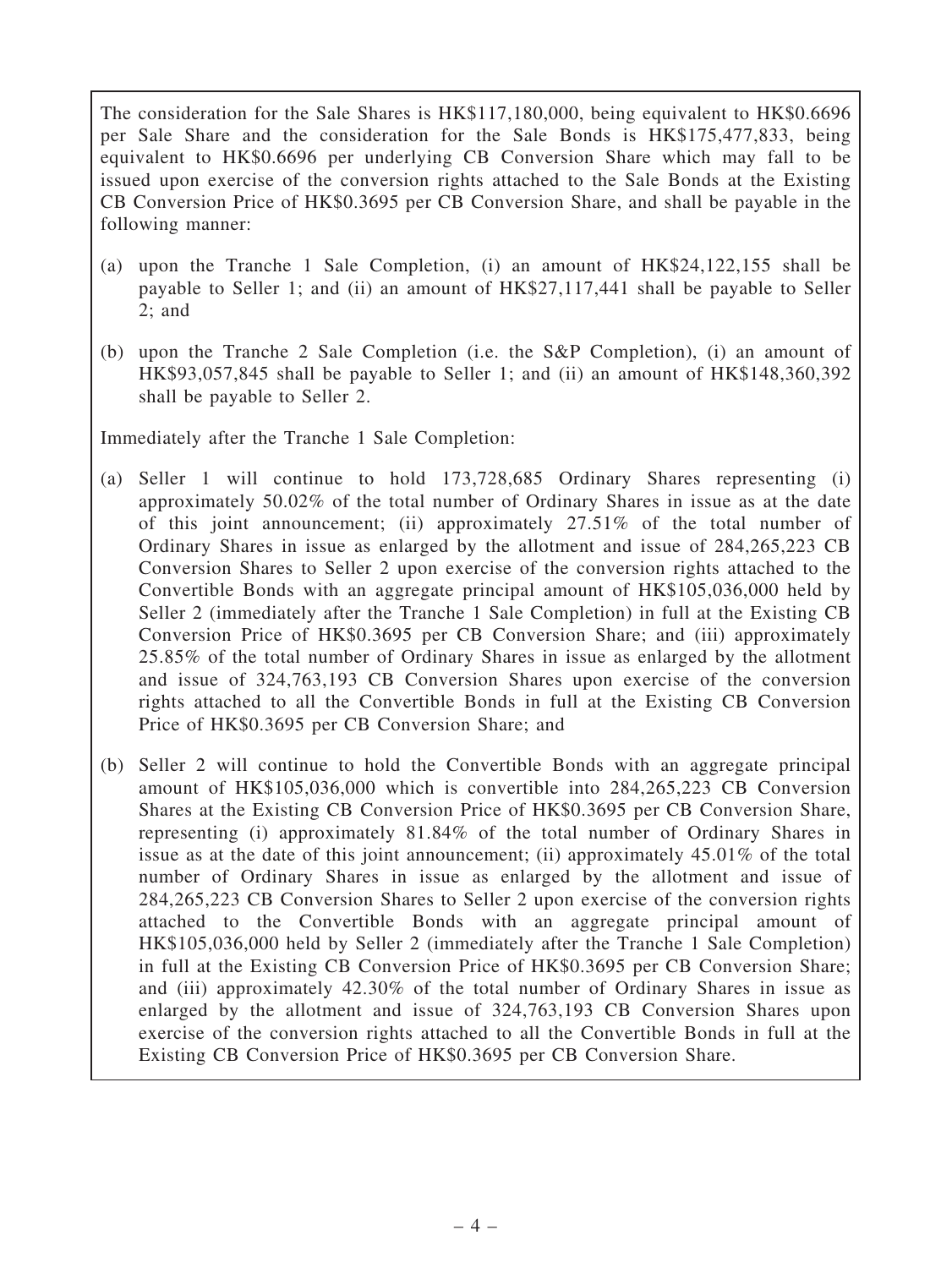The consideration for the Sale Shares is HK$117,180,000, being equivalent to HK$0.6696 per Sale Share and the consideration for the Sale Bonds is HK$175,477,833, being equivalent to HK$0.6696 per underlying CB Conversion Share which may fall to be issued upon exercise of the conversion rights attached to the Sale Bonds at the Existing CB Conversion Price of HK$0.3695 per CB Conversion Share, and shall be payable in the following manner:

(a) upon the Tranche 1 Sale Completion, (i) an amount of HK$24,122,155 shall be payable to Seller 1; and (ii) an amount of HK$27,117,441 shall be payable to Seller 2; and

(b) upon the Tranche 2 Sale Completion (i.e. the S&P Completion), (i) an amount of HK$93,057,845 shall be payable to Seller 1; and (ii) an amount of HK$148,360,392 shall be payable to Seller 2.

Immediately after the Tranche 1 Sale Completion:

(a) Seller 1 will continue to hold 173,728,685 Ordinary Shares representing (i) approximately 50.02% of the total number of Ordinary Shares in issue as at the date of this joint announcement; (ii) approximately 27.51% of the total number of Ordinary Shares in issue as enlarged by the allotment and issue of 284,265,223 CB Conversion Shares to Seller 2 upon exercise of the conversion rights attached to the Convertible Bonds with an aggregate principal amount of HK$105,036,000 held by Seller 2 (immediately after the Tranche 1 Sale Completion) in full at the Existing CB Conversion Price of HK$0.3695 per CB Conversion Share; and (iii) approximately 25.85% of the total number of Ordinary Shares in issue as enlarged by the allotment and issue of 324,763,193 CB Conversion Shares upon exercise of the conversion rights attached to all the Convertible Bonds in full at the Existing CB Conversion Price of HK$0.3695 per CB Conversion Share; and

(b) Seller 2 will continue to hold the Convertible Bonds with an aggregate principal amount of HK$105,036,000 which is convertible into 284,265,223 CB Conversion Shares at the Existing CB Conversion Price of HK$0.3695 per CB Conversion Share, representing (i) approximately 81.84% of the total number of Ordinary Shares in issue as at the date of this joint announcement; (ii) approximately 45.01% of the total number of Ordinary Shares in issue as enlarged by the allotment and issue of 284,265,223 CB Conversion Shares to Seller 2 upon exercise of the conversion rights attached to the Convertible Bonds with an aggregate principal amount of HK$105,036,000 held by Seller 2 (immediately after the Tranche 1 Sale Completion) in full at the Existing CB Conversion Price of HK$0.3695 per CB Conversion Share; and (iii) approximately 42.30% of the total number of Ordinary Shares in issue as enlarged by the allotment and issue of 324,763,193 CB Conversion Shares upon exercise of the conversion rights attached to all the Convertible Bonds in full at the Existing CB Conversion Price of HK$0.3695 per CB Conversion Share.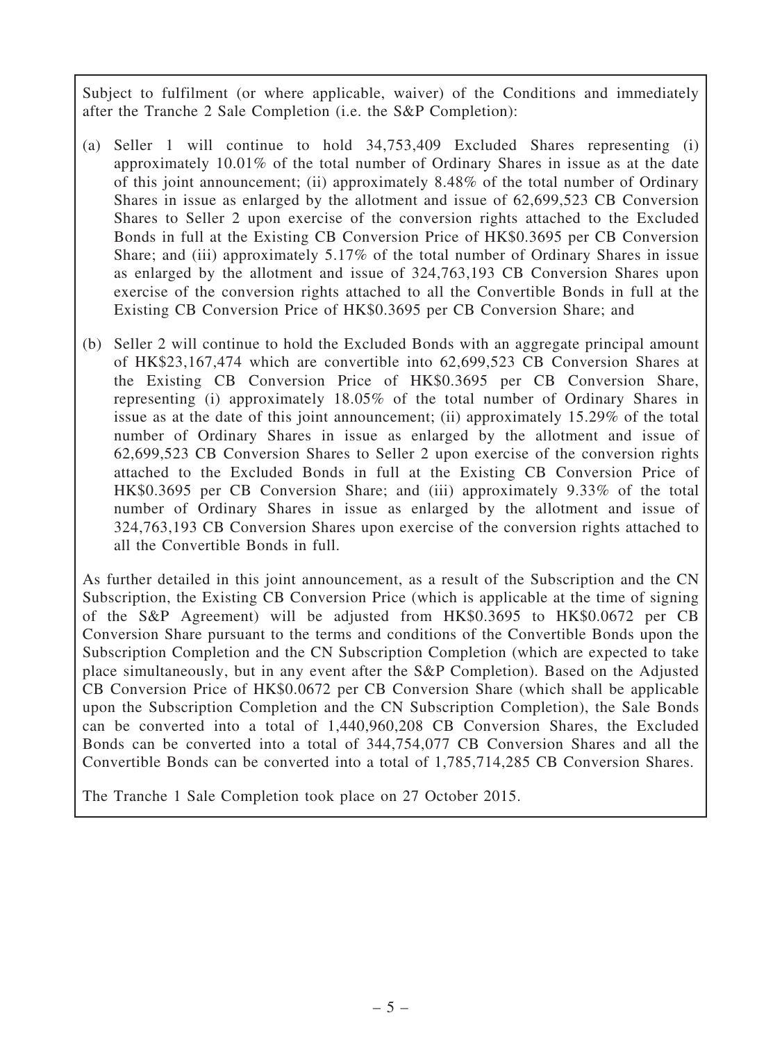Subject to fulfilment (or where applicable, waiver) of the Conditions and immediately after the Tranche 2 Sale Completion (i.e. the S&P Completion):

(a) Seller 1 will continue to hold 34,753,409 Excluded Shares representing (i) approximately 10.01% of the total number of Ordinary Shares in issue as at the date of this joint announcement; (ii) approximately 8.48% of the total number of Ordinary Shares in issue as enlarged by the allotment and issue of 62,699,523 CB Conversion Shares to Seller 2 upon exercise of the conversion rights attached to the Excluded Bonds in full at the Existing CB Conversion Price of HK$0.3695 per CB Conversion Share; and (iii) approximately 5.17% of the total number of Ordinary Shares in issue as enlarged by the allotment and issue of 324,763,193 CB Conversion Shares upon exercise of the conversion rights attached to all the Convertible Bonds in full at the Existing CB Conversion Price of HK$0.3695 per CB Conversion Share; and

(b) Seller 2 will continue to hold the Excluded Bonds with an aggregate principal amount of HK$23,167,474 which are convertible into 62,699,523 CB Conversion Shares at the Existing CB Conversion Price of HK$0.3695 per CB Conversion Share, representing (i) approximately 18.05% of the total number of Ordinary Shares in issue as at the date of this joint announcement; (ii) approximately 15.29% of the total number of Ordinary Shares in issue as enlarged by the allotment and issue of 62,699,523 CB Conversion Shares to Seller 2 upon exercise of the conversion rights attached to the Excluded Bonds in full at the Existing CB Conversion Price of HK$0.3695 per CB Conversion Share; and (iii) approximately 9.33% of the total number of Ordinary Shares in issue as enlarged by the allotment and issue of 324,763,193 CB Conversion Shares upon exercise of the conversion rights attached to all the Convertible Bonds in full.

As further detailed in this joint announcement, as a result of the Subscription and the CN Subscription, the Existing CB Conversion Price (which is applicable at the time of signing of the S&P Agreement) will be adjusted from HK$0.3695 to HK$0.0672 per CB Conversion Share pursuant to the terms and conditions of the Convertible Bonds upon the Subscription Completion and the CN Subscription Completion (which are expected to take place simultaneously, but in any event after the S&P Completion). Based on the Adjusted CB Conversion Price of HK$0.0672 per CB Conversion Share (which shall be applicable upon the Subscription Completion and the CN Subscription Completion), the Sale Bonds can be converted into a total of 1,440,960,208 CB Conversion Shares, the Excluded Bonds can be converted into a total of 344,754,077 CB Conversion Shares and all the Convertible Bonds can be converted into a total of 1,785,714,285 CB Conversion Shares.

The Tranche 1 Sale Completion took place on 27 October 2015.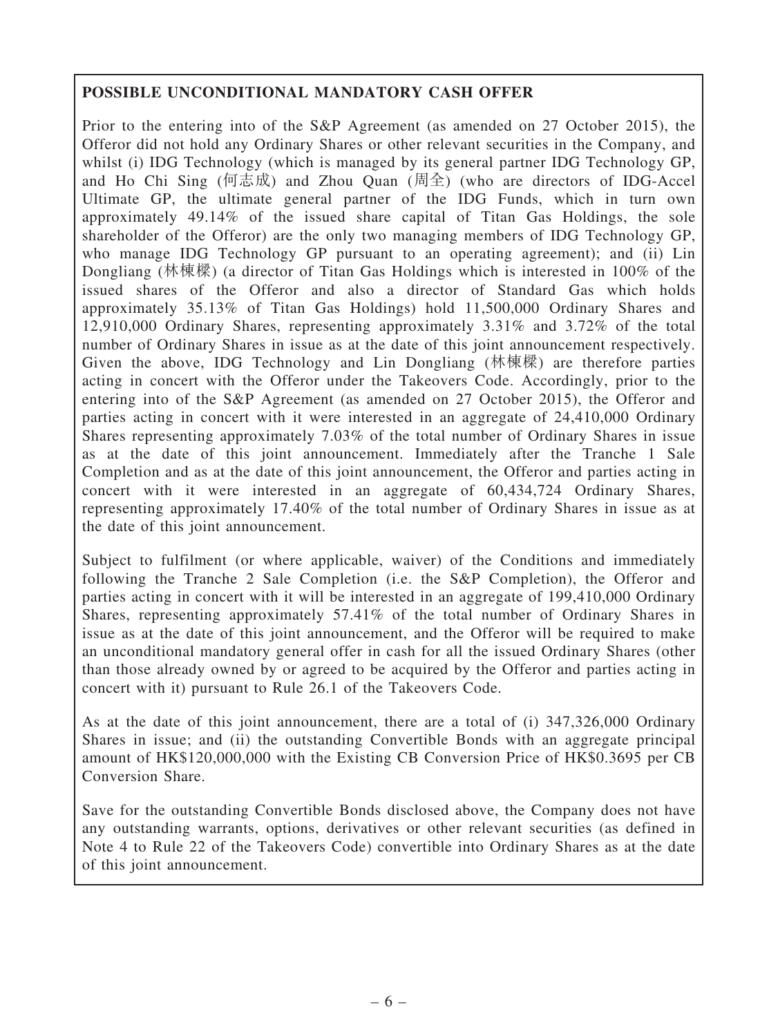**POSSIBLE UNCONDITIONAL MANDATORY CASH OFFER**

Prior to the entering into of the S&P Agreement (as amended on 27 October 2015), the Offeror did not hold any Ordinary Shares or other relevant securities in the Company, and whilst (i) IDG Technology (which is managed by its general partner IDG Technology GP, and Ho Chi Sing (何志成) and Zhou Quan (周全) (who are directors of IDG-Accel Ultimate GP, the ultimate general partner of the IDG Funds, which in turn own approximately 49.14% of the issued share capital of Titan Gas Holdings, the sole shareholder of the Offeror) are the only two managing members of IDG Technology GP, who manage IDG Technology GP pursuant to an operating agreement); and (ii) Lin Dongliang (林棟樑) (a director of Titan Gas Holdings which is interested in 100% of the issued shares of the Offeror and also a director of Standard Gas which holds approximately 35.13% of Titan Gas Holdings) hold 11,500,000 Ordinary Shares and 12,910,000 Ordinary Shares, representing approximately 3.31% and 3.72% of the total number of Ordinary Shares in issue as at the date of this joint announcement respectively. Given the above, IDG Technology and Lin Dongliang (林棟樑) are therefore parties acting in concert with the Offeror under the Takeovers Code. Accordingly, prior to the entering into of the S&P Agreement (as amended on 27 October 2015), the Offeror and parties acting in concert with it were interested in an aggregate of 24,410,000 Ordinary Shares representing approximately 7.03% of the total number of Ordinary Shares in issue as at the date of this joint announcement. Immediately after the Tranche 1 Sale Completion and as at the date of this joint announcement, the Offeror and parties acting in concert with it were interested in an aggregate of 60,434,724 Ordinary Shares, representing approximately 17.40% of the total number of Ordinary Shares in issue as at the date of this joint announcement.

Subject to fulfilment (or where applicable, waiver) of the Conditions and immediately following the Tranche 2 Sale Completion (i.e. the S&P Completion), the Offeror and parties acting in concert with it will be interested in an aggregate of 199,410,000 Ordinary Shares, representing approximately 57.41% of the total number of Ordinary Shares in issue as at the date of this joint announcement, and the Offeror will be required to make an unconditional mandatory general offer in cash for all the issued Ordinary Shares (other than those already owned by or agreed to be acquired by the Offeror and parties acting in concert with it) pursuant to Rule 26.1 of the Takeovers Code.

As at the date of this joint announcement, there are a total of (i) 347,326,000 Ordinary Shares in issue; and (ii) the outstanding Convertible Bonds with an aggregate principal amount of HK$120,000,000 with the Existing CB Conversion Price of HK$0.3695 per CB Conversion Share.

Save for the outstanding Convertible Bonds disclosed above, the Company does not have any outstanding warrants, options, derivatives or other relevant securities (as defined in Note 4 to Rule 22 of the Takeovers Code) convertible into Ordinary Shares as at the date of this joint announcement.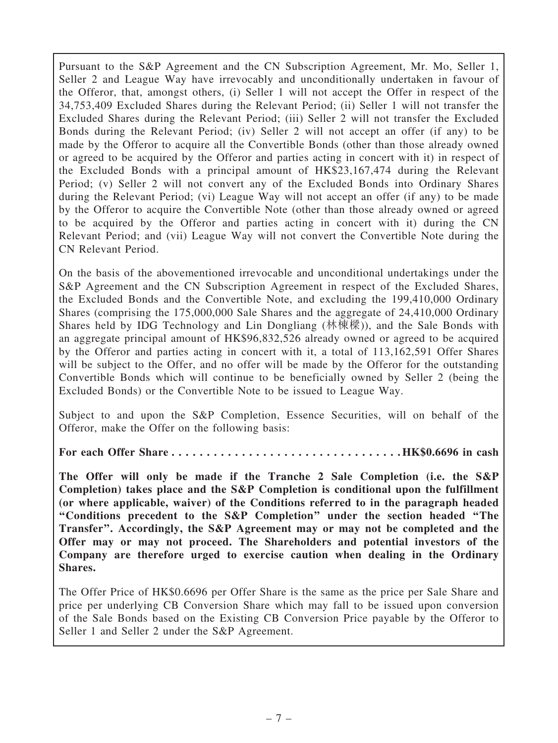Pursuant to the S&P Agreement and the CN Subscription Agreement, Mr. Mo, Seller 1, Seller 2 and League Way have irrevocably and unconditionally undertaken in favour of the Offeror, that, amongst others, (i) Seller 1 will not accept the Offer in respect of the 34,753,409 Excluded Shares during the Relevant Period; (ii) Seller 1 will not transfer the Excluded Shares during the Relevant Period; (iii) Seller 2 will not transfer the Excluded Bonds during the Relevant Period; (iv) Seller 2 will not accept an offer (if any) to be made by the Offeror to acquire all the Convertible Bonds (other than those already owned or agreed to be acquired by the Offeror and parties acting in concert with it) in respect of the Excluded Bonds with a principal amount of HK$23,167,474 during the Relevant Period; (v) Seller 2 will not convert any of the Excluded Bonds into Ordinary Shares during the Relevant Period; (vi) League Way will not accept an offer (if any) to be made by the Offeror to acquire the Convertible Note (other than those already owned or agreed to be acquired by the Offeror and parties acting in concert with it) during the CN Relevant Period; and (vii) League Way will not convert the Convertible Note during the CN Relevant Period.

On the basis of the abovementioned irrevocable and unconditional undertakings under the S&P Agreement and the CN Subscription Agreement in respect of the Excluded Shares, the Excluded Bonds and the Convertible Note, and excluding the 199,410,000 Ordinary Shares (comprising the 175,000,000 Sale Shares and the aggregate of 24,410,000 Ordinary Shares held by IDG Technology and Lin Dongliang (林棟樑)), and the Sale Bonds with an aggregate principal amount of HK$96,832,526 already owned or agreed to be acquired by the Offeror and parties acting in concert with it, a total of 113,162,591 Offer Shares will be subject to the Offer, and no offer will be made by the Offeror for the outstanding Convertible Bonds which will continue to be beneficially owned by Seller 2 (being the Excluded Bonds) or the Convertible Note to be issued to League Way.

Subject to and upon the S&P Completion, Essence Securities, will on behalf of the Offeror, make the Offer on the following basis:

**For each Offer Share . . . . . . . . . . . . . . . . . . . . . . . . . . . . . . . . HK$0.6696 in cash**

**The Offer will only be made if the Tranche 2 Sale Completion (i.e. the S&P Completion) takes place and the S&P Completion is conditional upon the fulfillment (or where applicable, waiver) of the Conditions referred to in the paragraph headed "Conditions precedent to the S&P Completion" under the section headed "The Transfer". Accordingly, the S&P Agreement may or may not be completed and the Offer may or may not proceed. The Shareholders and potential investors of the Company are therefore urged to exercise caution when dealing in the Ordinary Shares.**

The Offer Price of HK$0.6696 per Offer Share is the same as the price per Sale Share and price per underlying CB Conversion Share which may fall to be issued upon conversion of the Sale Bonds based on the Existing CB Conversion Price payable by the Offeror to Seller 1 and Seller 2 under the S&P Agreement.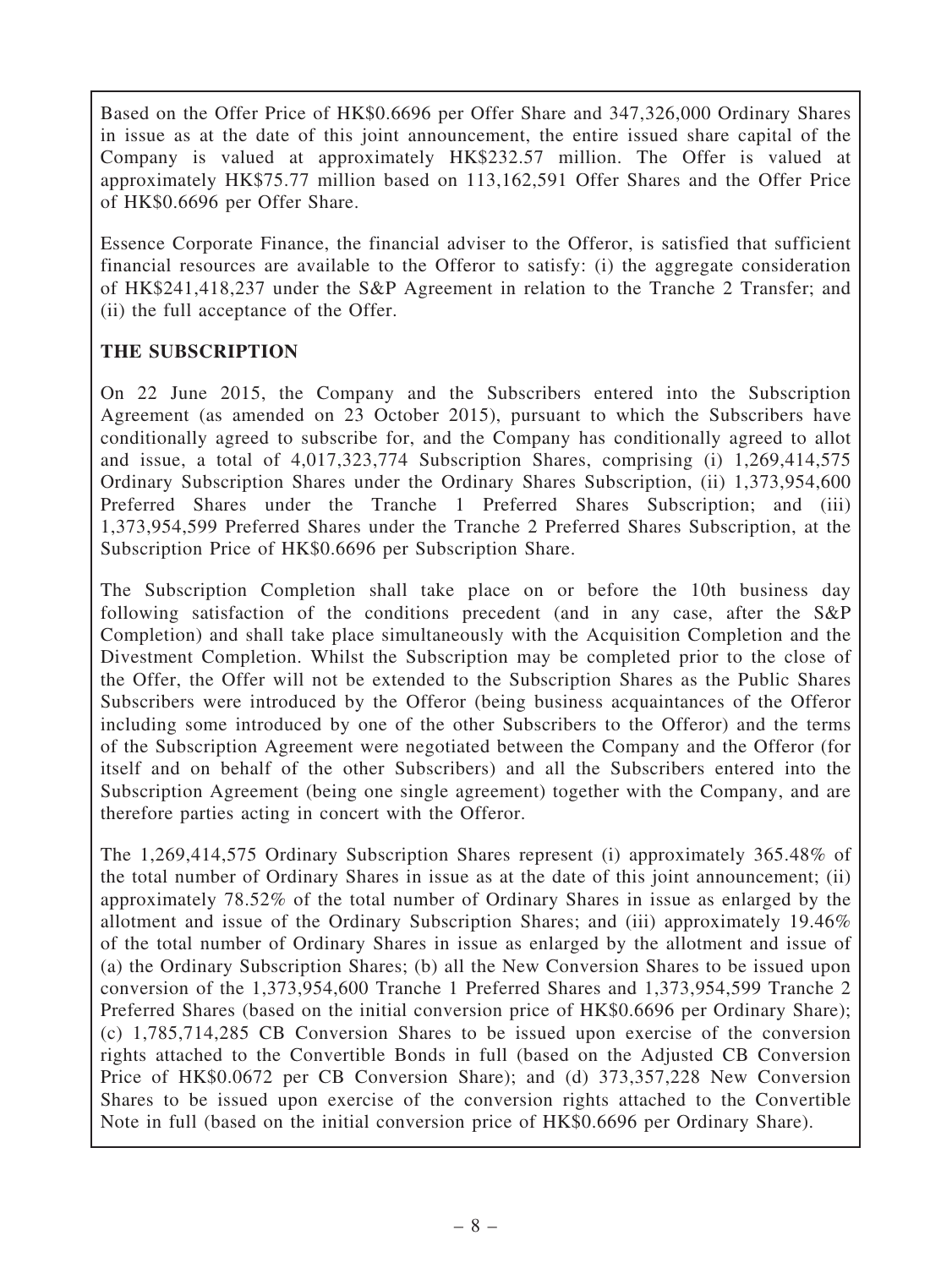Based on the Offer Price of HK$0.6696 per Offer Share and 347,326,000 Ordinary Shares in issue as at the date of this joint announcement, the entire issued share capital of the Company is valued at approximately HK$232.57 million. The Offer is valued at approximately HK$75.77 million based on 113,162,591 Offer Shares and the Offer Price of HK$0.6696 per Offer Share.

Essence Corporate Finance, the financial adviser to the Offeror, is satisfied that sufficient financial resources are available to the Offeror to satisfy: (i) the aggregate consideration of HK$241,418,237 under the S&P Agreement in relation to the Tranche 2 Transfer; and (ii) the full acceptance of the Offer.

**THE SUBSCRIPTION**

On 22 June 2015, the Company and the Subscribers entered into the Subscription Agreement (as amended on 23 October 2015), pursuant to which the Subscribers have conditionally agreed to subscribe for, and the Company has conditionally agreed to allot and issue, a total of 4,017,323,774 Subscription Shares, comprising (i) 1,269,414,575 Ordinary Subscription Shares under the Ordinary Shares Subscription, (ii) 1,373,954,600 Preferred Shares under the Tranche 1 Preferred Shares Subscription; and (iii) 1,373,954,599 Preferred Shares under the Tranche 2 Preferred Shares Subscription, at the Subscription Price of HK$0.6696 per Subscription Share.

The Subscription Completion shall take place on or before the 10th business day following satisfaction of the conditions precedent (and in any case, after the S&P Completion) and shall take place simultaneously with the Acquisition Completion and the Divestment Completion. Whilst the Subscription may be completed prior to the close of the Offer, the Offer will not be extended to the Subscription Shares as the Public Shares Subscribers were introduced by the Offeror (being business acquaintances of the Offeror including some introduced by one of the other Subscribers to the Offeror) and the terms of the Subscription Agreement were negotiated between the Company and the Offeror (for itself and on behalf of the other Subscribers) and all the Subscribers entered into the Subscription Agreement (being one single agreement) together with the Company, and are therefore parties acting in concert with the Offeror.

The 1,269,414,575 Ordinary Subscription Shares represent (i) approximately 365.48% of the total number of Ordinary Shares in issue as at the date of this joint announcement; (ii) approximately 78.52% of the total number of Ordinary Shares in issue as enlarged by the allotment and issue of the Ordinary Subscription Shares; and (iii) approximately 19.46% of the total number of Ordinary Shares in issue as enlarged by the allotment and issue of (a) the Ordinary Subscription Shares; (b) all the New Conversion Shares to be issued upon conversion of the 1,373,954,600 Tranche 1 Preferred Shares and 1,373,954,599 Tranche 2 Preferred Shares (based on the initial conversion price of HK$0.6696 per Ordinary Share); (c) 1,785,714,285 CB Conversion Shares to be issued upon exercise of the conversion rights attached to the Convertible Bonds in full (based on the Adjusted CB Conversion Price of HK$0.0672 per CB Conversion Share); and (d) 373,357,228 New Conversion Shares to be issued upon exercise of the conversion rights attached to the Convertible Note in full (based on the initial conversion price of HK$0.6696 per Ordinary Share).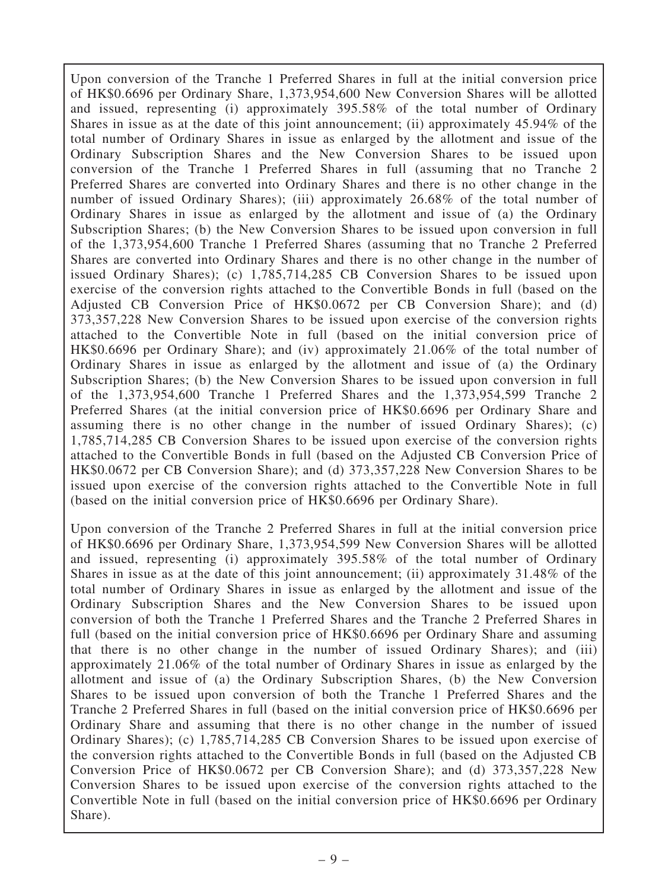Upon conversion of the Tranche 1 Preferred Shares in full at the initial conversion price of HK$0.6696 per Ordinary Share, 1,373,954,600 New Conversion Shares will be allotted and issued, representing (i) approximately 395.58% of the total number of Ordinary Shares in issue as at the date of this joint announcement; (ii) approximately 45.94% of the total number of Ordinary Shares in issue as enlarged by the allotment and issue of the Ordinary Subscription Shares and the New Conversion Shares to be issued upon conversion of the Tranche 1 Preferred Shares in full (assuming that no Tranche 2 Preferred Shares are converted into Ordinary Shares and there is no other change in the number of issued Ordinary Shares); (iii) approximately 26.68% of the total number of Ordinary Shares in issue as enlarged by the allotment and issue of (a) the Ordinary Subscription Shares; (b) the New Conversion Shares to be issued upon conversion in full of the 1,373,954,600 Tranche 1 Preferred Shares (assuming that no Tranche 2 Preferred Shares are converted into Ordinary Shares and there is no other change in the number of issued Ordinary Shares); (c) 1,785,714,285 CB Conversion Shares to be issued upon exercise of the conversion rights attached to the Convertible Bonds in full (based on the Adjusted CB Conversion Price of HK$0.0672 per CB Conversion Share); and (d) 373,357,228 New Conversion Shares to be issued upon exercise of the conversion rights attached to the Convertible Note in full (based on the initial conversion price of HK$0.6696 per Ordinary Share); and (iv) approximately 21.06% of the total number of Ordinary Shares in issue as enlarged by the allotment and issue of (a) the Ordinary Subscription Shares; (b) the New Conversion Shares to be issued upon conversion in full of the 1,373,954,600 Tranche 1 Preferred Shares and the 1,373,954,599 Tranche 2 Preferred Shares (at the initial conversion price of HK$0.6696 per Ordinary Share and assuming there is no other change in the number of issued Ordinary Shares); (c) 1,785,714,285 CB Conversion Shares to be issued upon exercise of the conversion rights attached to the Convertible Bonds in full (based on the Adjusted CB Conversion Price of HK$0.0672 per CB Conversion Share); and (d) 373,357,228 New Conversion Shares to be issued upon exercise of the conversion rights attached to the Convertible Note in full (based on the initial conversion price of HK$0.6696 per Ordinary Share).

Upon conversion of the Tranche 2 Preferred Shares in full at the initial conversion price of HK$0.6696 per Ordinary Share, 1,373,954,599 New Conversion Shares will be allotted and issued, representing (i) approximately 395.58% of the total number of Ordinary Shares in issue as at the date of this joint announcement; (ii) approximately 31.48% of the total number of Ordinary Shares in issue as enlarged by the allotment and issue of the Ordinary Subscription Shares and the New Conversion Shares to be issued upon conversion of both the Tranche 1 Preferred Shares and the Tranche 2 Preferred Shares in full (based on the initial conversion price of HK$0.6696 per Ordinary Share and assuming that there is no other change in the number of issued Ordinary Shares); and (iii) approximately 21.06% of the total number of Ordinary Shares in issue as enlarged by the allotment and issue of (a) the Ordinary Subscription Shares, (b) the New Conversion Shares to be issued upon conversion of both the Tranche 1 Preferred Shares and the Tranche 2 Preferred Shares in full (based on the initial conversion price of HK$0.6696 per Ordinary Share and assuming that there is no other change in the number of issued Ordinary Shares); (c) 1,785,714,285 CB Conversion Shares to be issued upon exercise of the conversion rights attached to the Convertible Bonds in full (based on the Adjusted CB Conversion Price of HK$0.0672 per CB Conversion Share); and (d) 373,357,228 New Conversion Shares to be issued upon exercise of the conversion rights attached to the Convertible Note in full (based on the initial conversion price of HK$0.6696 per Ordinary Share).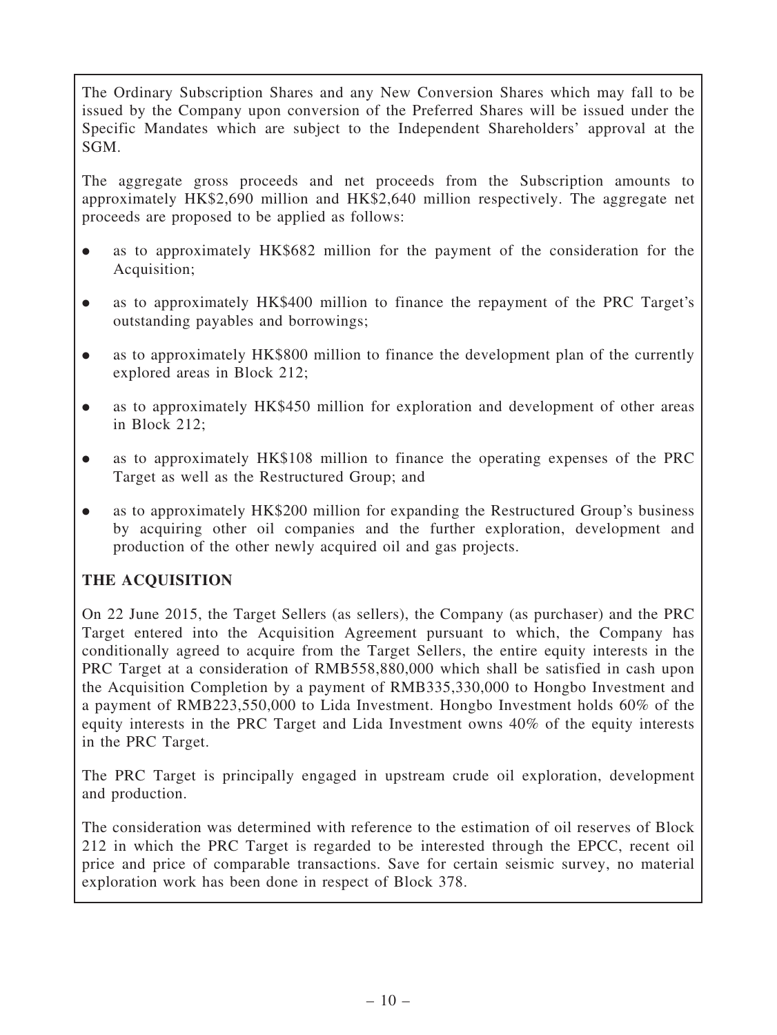The Ordinary Subscription Shares and any New Conversion Shares which may fall to be issued by the Company upon conversion of the Preferred Shares will be issued under the Specific Mandates which are subject to the Independent Shareholders' approval at the SGM.

The aggregate gross proceeds and net proceeds from the Subscription amounts to approximately HK$2,690 million and HK$2,640 million respectively. The aggregate net proceeds are proposed to be applied as follows:

- as to approximately HK$682 million for the payment of the consideration for the Acquisition;
- as to approximately HK$400 million to finance the repayment of the PRC Target's outstanding payables and borrowings;
- as to approximately HK$800 million to finance the development plan of the currently explored areas in Block 212;
- as to approximately HK$450 million for exploration and development of other areas in Block 212;
- as to approximately HK$108 million to finance the operating expenses of the PRC Target as well as the Restructured Group; and
- as to approximately HK$200 million for expanding the Restructured Group's business by acquiring other oil companies and the further exploration, development and production of the other newly acquired oil and gas projects.

## THE ACQUISITION

On 22 June 2015, the Target Sellers (as sellers), the Company (as purchaser) and the PRC Target entered into the Acquisition Agreement pursuant to which, the Company has conditionally agreed to acquire from the Target Sellers, the entire equity interests in the PRC Target at a consideration of RMB558,880,000 which shall be satisfied in cash upon the Acquisition Completion by a payment of RMB335,330,000 to Hongbo Investment and a payment of RMB223,550,000 to Lida Investment. Hongbo Investment holds 60% of the equity interests in the PRC Target and Lida Investment owns 40% of the equity interests in the PRC Target.

The PRC Target is principally engaged in upstream crude oil exploration, development and production.

The consideration was determined with reference to the estimation of oil reserves of Block 212 in which the PRC Target is regarded to be interested through the EPCC, recent oil price and price of comparable transactions. Save for certain seismic survey, no material exploration work has been done in respect of Block 378.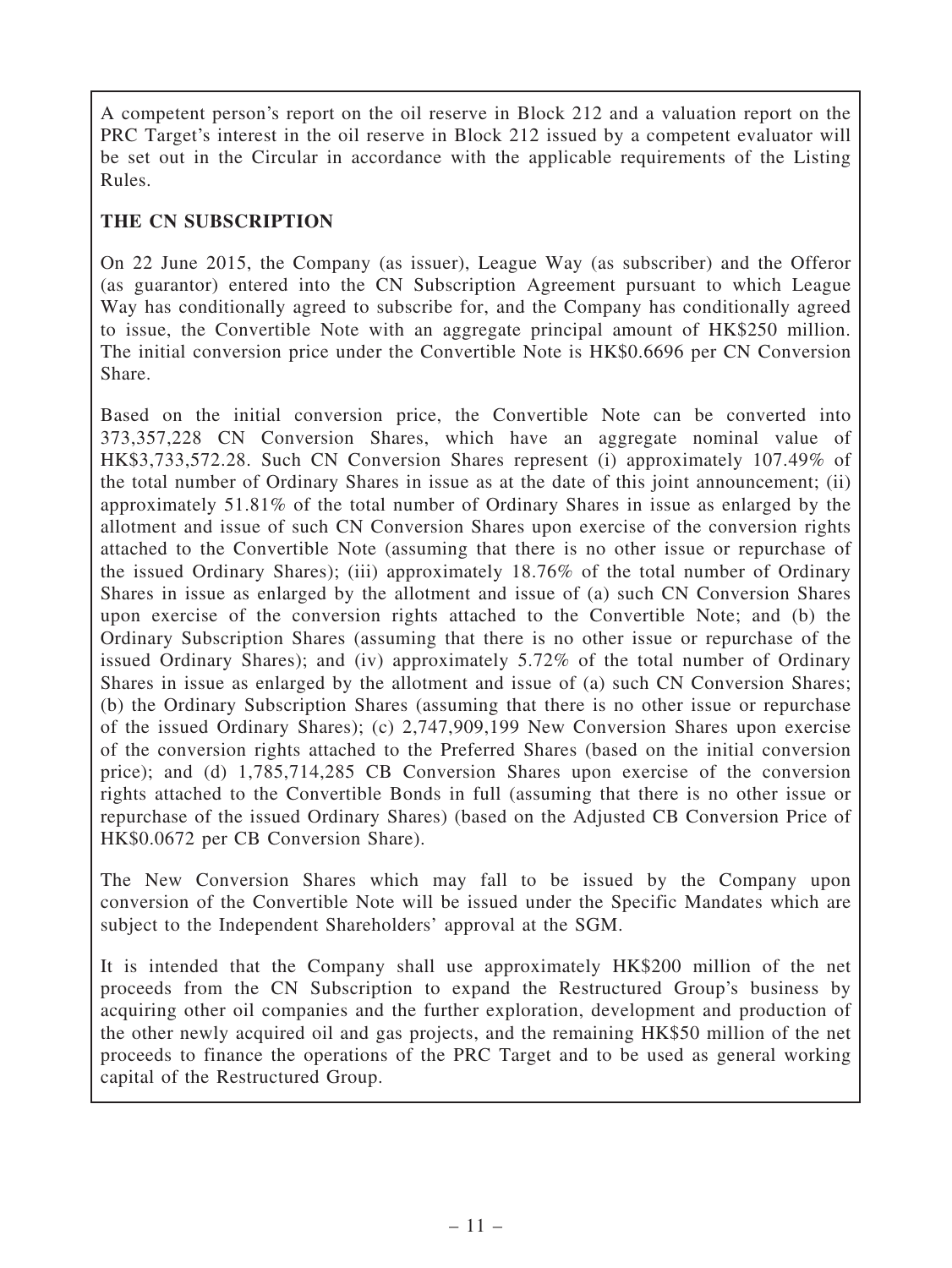A competent person's report on the oil reserve in Block 212 and a valuation report on the PRC Target's interest in the oil reserve in Block 212 issued by a competent evaluator will be set out in the Circular in accordance with the applicable requirements of the Listing Rules.

## THE CN SUBSCRIPTION

On 22 June 2015, the Company (as issuer), League Way (as subscriber) and the Offeror (as guarantor) entered into the CN Subscription Agreement pursuant to which League Way has conditionally agreed to subscribe for, and the Company has conditionally agreed to issue, the Convertible Note with an aggregate principal amount of HK$250 million. The initial conversion price under the Convertible Note is HK$0.6696 per CN Conversion Share.

Based on the initial conversion price, the Convertible Note can be converted into 373,357,228 CN Conversion Shares, which have an aggregate nominal value of HK$3,733,572.28. Such CN Conversion Shares represent (i) approximately 107.49% of the total number of Ordinary Shares in issue as at the date of this joint announcement; (ii) approximately 51.81% of the total number of Ordinary Shares in issue as enlarged by the allotment and issue of such CN Conversion Shares upon exercise of the conversion rights attached to the Convertible Note (assuming that there is no other issue or repurchase of the issued Ordinary Shares); (iii) approximately 18.76% of the total number of Ordinary Shares in issue as enlarged by the allotment and issue of (a) such CN Conversion Shares upon exercise of the conversion rights attached to the Convertible Note; and (b) the Ordinary Subscription Shares (assuming that there is no other issue or repurchase of the issued Ordinary Shares); and (iv) approximately 5.72% of the total number of Ordinary Shares in issue as enlarged by the allotment and issue of (a) such CN Conversion Shares; (b) the Ordinary Subscription Shares (assuming that there is no other issue or repurchase of the issued Ordinary Shares); (c) 2,747,909,199 New Conversion Shares upon exercise of the conversion rights attached to the Preferred Shares (based on the initial conversion price); and (d) 1,785,714,285 CB Conversion Shares upon exercise of the conversion rights attached to the Convertible Bonds in full (assuming that there is no other issue or repurchase of the issued Ordinary Shares) (based on the Adjusted CB Conversion Price of HK$0.0672 per CB Conversion Share).

The New Conversion Shares which may fall to be issued by the Company upon conversion of the Convertible Note will be issued under the Specific Mandates which are subject to the Independent Shareholders' approval at the SGM.

It is intended that the Company shall use approximately HK$200 million of the net proceeds from the CN Subscription to expand the Restructured Group's business by acquiring other oil companies and the further exploration, development and production of the other newly acquired oil and gas projects, and the remaining HK$50 million of the net proceeds to finance the operations of the PRC Target and to be used as general working capital of the Restructured Group.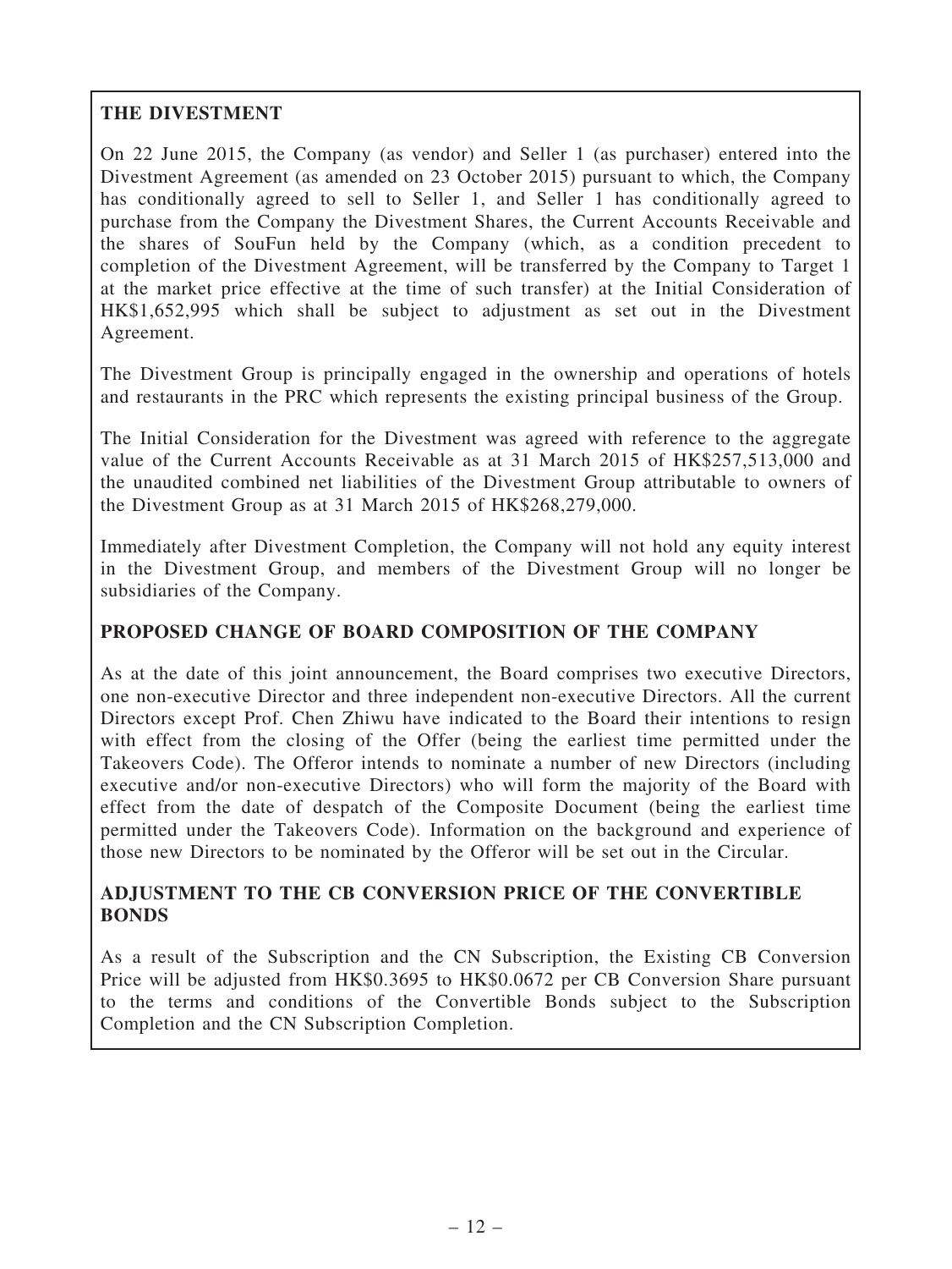## THE DIVESTMENT

On 22 June 2015, the Company (as vendor) and Seller 1 (as purchaser) entered into the Divestment Agreement (as amended on 23 October 2015) pursuant to which, the Company has conditionally agreed to sell to Seller 1, and Seller 1 has conditionally agreed to purchase from the Company the Divestment Shares, the Current Accounts Receivable and the shares of SouFun held by the Company (which, as a condition precedent to completion of the Divestment Agreement, will be transferred by the Company to Target 1 at the market price effective at the time of such transfer) at the Initial Consideration of HK$1,652,995 which shall be subject to adjustment as set out in the Divestment Agreement.

The Divestment Group is principally engaged in the ownership and operations of hotels and restaurants in the PRC which represents the existing principal business of the Group.

The Initial Consideration for the Divestment was agreed with reference to the aggregate value of the Current Accounts Receivable as at 31 March 2015 of HK$257,513,000 and the unaudited combined net liabilities of the Divestment Group attributable to owners of the Divestment Group as at 31 March 2015 of HK$268,279,000.

Immediately after Divestment Completion, the Company will not hold any equity interest in the Divestment Group, and members of the Divestment Group will no longer be subsidiaries of the Company.

## PROPOSED CHANGE OF BOARD COMPOSITION OF THE COMPANY

As at the date of this joint announcement, the Board comprises two executive Directors, one non-executive Director and three independent non-executive Directors. All the current Directors except Prof. Chen Zhiwu have indicated to the Board their intentions to resign with effect from the closing of the Offer (being the earliest time permitted under the Takeovers Code). The Offeror intends to nominate a number of new Directors (including executive and/or non-executive Directors) who will form the majority of the Board with effect from the date of despatch of the Composite Document (being the earliest time permitted under the Takeovers Code). Information on the background and experience of those new Directors to be nominated by the Offeror will be set out in the Circular.

## ADJUSTMENT TO THE CB CONVERSION PRICE OF THE CONVERTIBLE BONDS

As a result of the Subscription and the CN Subscription, the Existing CB Conversion Price will be adjusted from HK$0.3695 to HK$0.0672 per CB Conversion Share pursuant to the terms and conditions of the Convertible Bonds subject to the Subscription Completion and the CN Subscription Completion.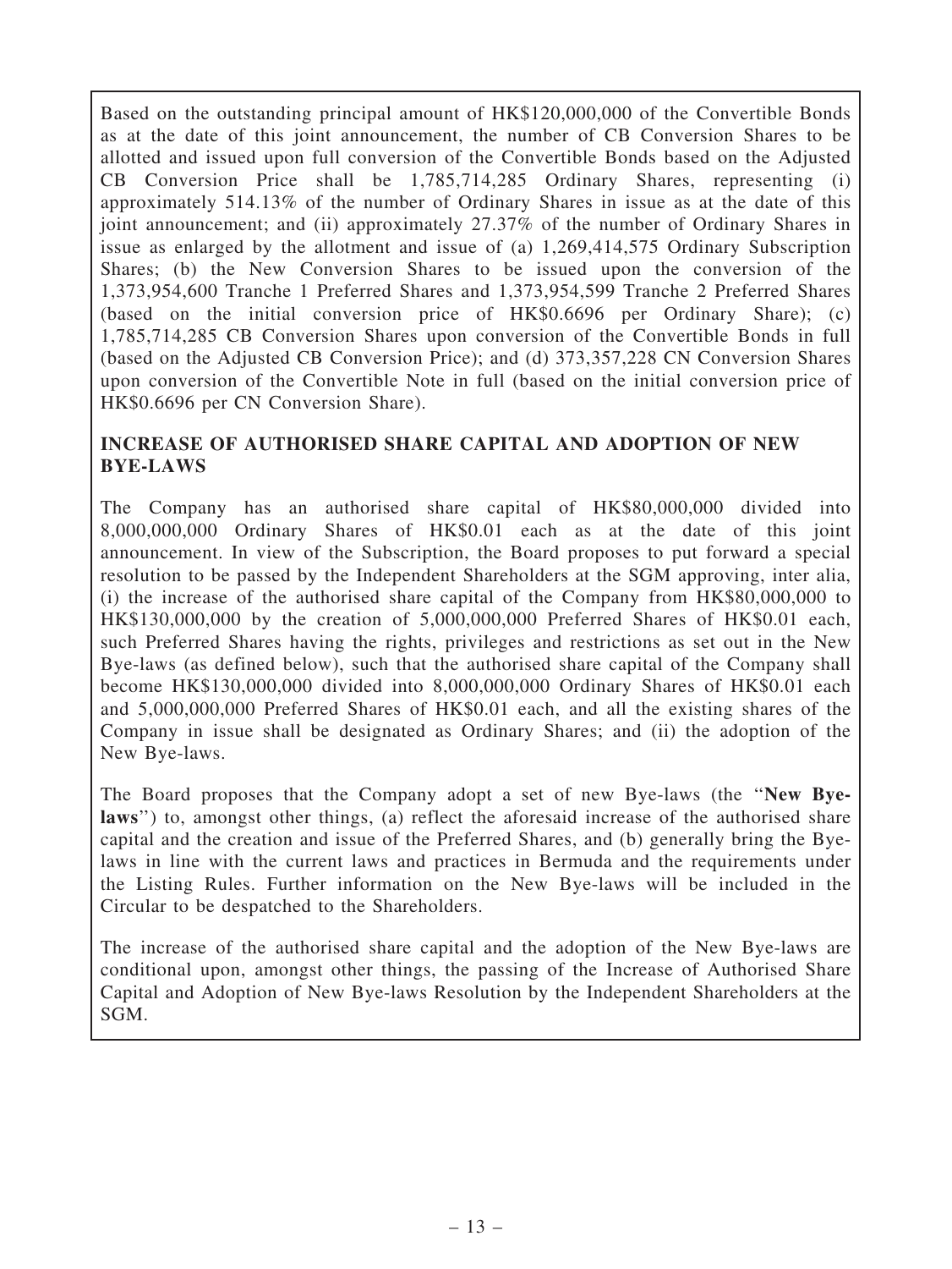Based on the outstanding principal amount of HK$120,000,000 of the Convertible Bonds as at the date of this joint announcement, the number of CB Conversion Shares to be allotted and issued upon full conversion of the Convertible Bonds based on the Adjusted CB Conversion Price shall be 1,785,714,285 Ordinary Shares, representing (i) approximately 514.13% of the number of Ordinary Shares in issue as at the date of this joint announcement; and (ii) approximately 27.37% of the number of Ordinary Shares in issue as enlarged by the allotment and issue of (a) 1,269,414,575 Ordinary Subscription Shares; (b) the New Conversion Shares to be issued upon the conversion of the 1,373,954,600 Tranche 1 Preferred Shares and 1,373,954,599 Tranche 2 Preferred Shares (based on the initial conversion price of HK$0.6696 per Ordinary Share); (c) 1,785,714,285 CB Conversion Shares upon conversion of the Convertible Bonds in full (based on the Adjusted CB Conversion Price); and (d) 373,357,228 CN Conversion Shares upon conversion of the Convertible Note in full (based on the initial conversion price of HK$0.6696 per CN Conversion Share).

## INCREASE OF AUTHORISED SHARE CAPITAL AND ADOPTION OF NEW BYE-LAWS

The Company has an authorised share capital of HK$80,000,000 divided into 8,000,000,000 Ordinary Shares of HK$0.01 each as at the date of this joint announcement. In view of the Subscription, the Board proposes to put forward a special resolution to be passed by the Independent Shareholders at the SGM approving, inter alia, (i) the increase of the authorised share capital of the Company from HK$80,000,000 to HK$130,000,000 by the creation of 5,000,000,000 Preferred Shares of HK$0.01 each, such Preferred Shares having the rights, privileges and restrictions as set out in the New Bye-laws (as defined below), such that the authorised share capital of the Company shall become HK$130,000,000 divided into 8,000,000,000 Ordinary Shares of HK$0.01 each and 5,000,000,000 Preferred Shares of HK$0.01 each, and all the existing shares of the Company in issue shall be designated as Ordinary Shares; and (ii) the adoption of the New Bye-laws.

The Board proposes that the Company adopt a set of new Bye-laws (the "**New Bye-laws**") to, amongst other things, (a) reflect the aforesaid increase of the authorised share capital and the creation and issue of the Preferred Shares, and (b) generally bring the Bye-laws in line with the current laws and practices in Bermuda and the requirements under the Listing Rules. Further information on the New Bye-laws will be included in the Circular to be despatched to the Shareholders.

The increase of the authorised share capital and the adoption of the New Bye-laws are conditional upon, amongst other things, the passing of the Increase of Authorised Share Capital and Adoption of New Bye-laws Resolution by the Independent Shareholders at the SGM.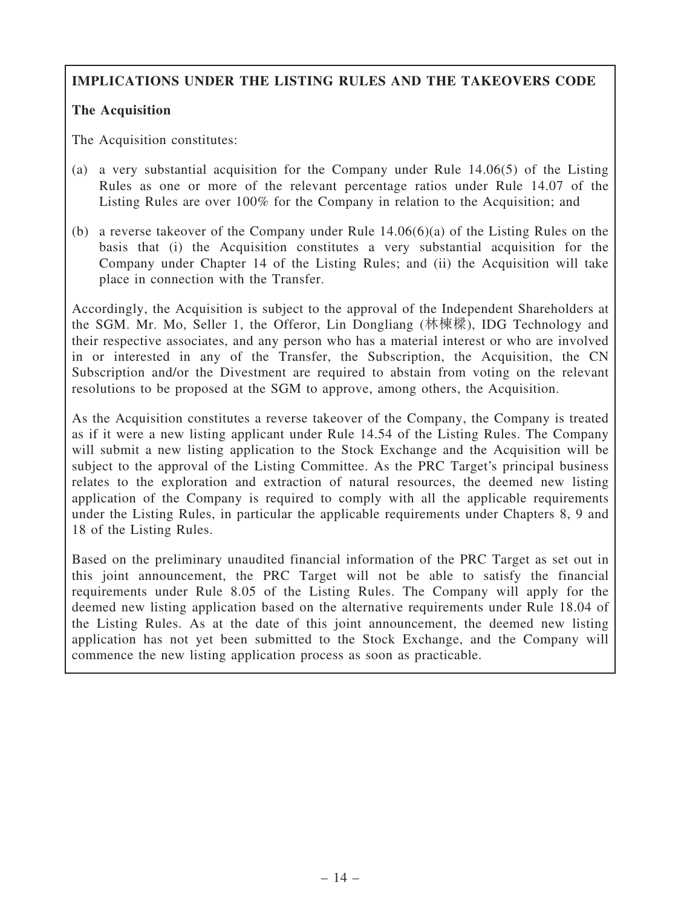## IMPLICATIONS UNDER THE LISTING RULES AND THE TAKEOVERS CODE

### The Acquisition

The Acquisition constitutes:

(a) a very substantial acquisition for the Company under Rule 14.06(5) of the Listing Rules as one or more of the relevant percentage ratios under Rule 14.07 of the Listing Rules are over 100% for the Company in relation to the Acquisition; and

(b) a reverse takeover of the Company under Rule 14.06(6)(a) of the Listing Rules on the basis that (i) the Acquisition constitutes a very substantial acquisition for the Company under Chapter 14 of the Listing Rules; and (ii) the Acquisition will take place in connection with the Transfer.

Accordingly, the Acquisition is subject to the approval of the Independent Shareholders at the SGM. Mr. Mo, Seller 1, the Offeror, Lin Dongliang (林棟樑), IDG Technology and their respective associates, and any person who has a material interest or who are involved in or interested in any of the Transfer, the Subscription, the Acquisition, the CN Subscription and/or the Divestment are required to abstain from voting on the relevant resolutions to be proposed at the SGM to approve, among others, the Acquisition.

As the Acquisition constitutes a reverse takeover of the Company, the Company is treated as if it were a new listing applicant under Rule 14.54 of the Listing Rules. The Company will submit a new listing application to the Stock Exchange and the Acquisition will be subject to the approval of the Listing Committee. As the PRC Target's principal business relates to the exploration and extraction of natural resources, the deemed new listing application of the Company is required to comply with all the applicable requirements under the Listing Rules, in particular the applicable requirements under Chapters 8, 9 and 18 of the Listing Rules.

Based on the preliminary unaudited financial information of the PRC Target as set out in this joint announcement, the PRC Target will not be able to satisfy the financial requirements under Rule 8.05 of the Listing Rules. The Company will apply for the deemed new listing application based on the alternative requirements under Rule 18.04 of the Listing Rules. As at the date of this joint announcement, the deemed new listing application has not yet been submitted to the Stock Exchange, and the Company will commence the new listing application process as soon as practicable.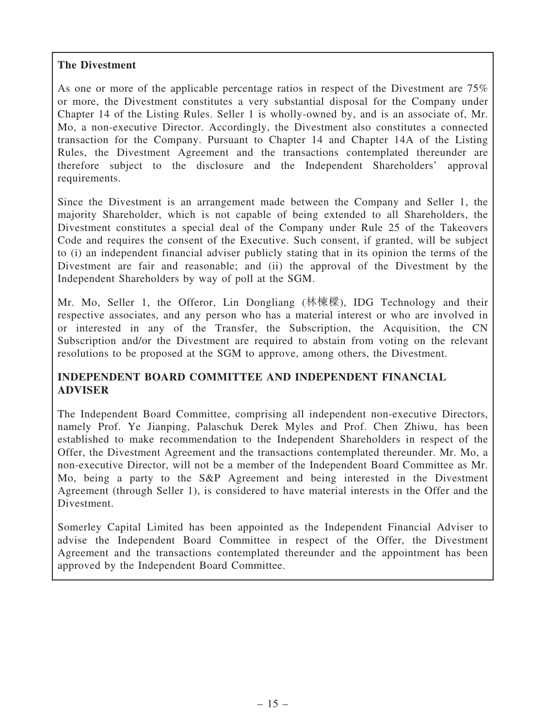**The Divestment**

As one or more of the applicable percentage ratios in respect of the Divestment are 75% or more, the Divestment constitutes a very substantial disposal for the Company under Chapter 14 of the Listing Rules. Seller 1 is wholly-owned by, and is an associate of, Mr. Mo, a non-executive Director. Accordingly, the Divestment also constitutes a connected transaction for the Company. Pursuant to Chapter 14 and Chapter 14A of the Listing Rules, the Divestment Agreement and the transactions contemplated thereunder are therefore subject to the disclosure and the Independent Shareholders' approval requirements.

Since the Divestment is an arrangement made between the Company and Seller 1, the majority Shareholder, which is not capable of being extended to all Shareholders, the Divestment constitutes a special deal of the Company under Rule 25 of the Takeovers Code and requires the consent of the Executive. Such consent, if granted, will be subject to (i) an independent financial adviser publicly stating that in its opinion the terms of the Divestment are fair and reasonable; and (ii) the approval of the Divestment by the Independent Shareholders by way of poll at the SGM.

Mr. Mo, Seller 1, the Offeror, Lin Dongliang (林棟樑), IDG Technology and their respective associates, and any person who has a material interest or who are involved in or interested in any of the Transfer, the Subscription, the Acquisition, the CN Subscription and/or the Divestment are required to abstain from voting on the relevant resolutions to be proposed at the SGM to approve, among others, the Divestment.

## INDEPENDENT BOARD COMMITTEE AND INDEPENDENT FINANCIAL ADVISER

The Independent Board Committee, comprising all independent non-executive Directors, namely Prof. Ye Jianping, Palaschuk Derek Myles and Prof. Chen Zhiwu, has been established to make recommendation to the Independent Shareholders in respect of the Offer, the Divestment Agreement and the transactions contemplated thereunder. Mr. Mo, a non-executive Director, will not be a member of the Independent Board Committee as Mr. Mo, being a party to the S&P Agreement and being interested in the Divestment Agreement (through Seller 1), is considered to have material interests in the Offer and the Divestment.

Somerley Capital Limited has been appointed as the Independent Financial Adviser to advise the Independent Board Committee in respect of the Offer, the Divestment Agreement and the transactions contemplated thereunder and the appointment has been approved by the Independent Board Committee.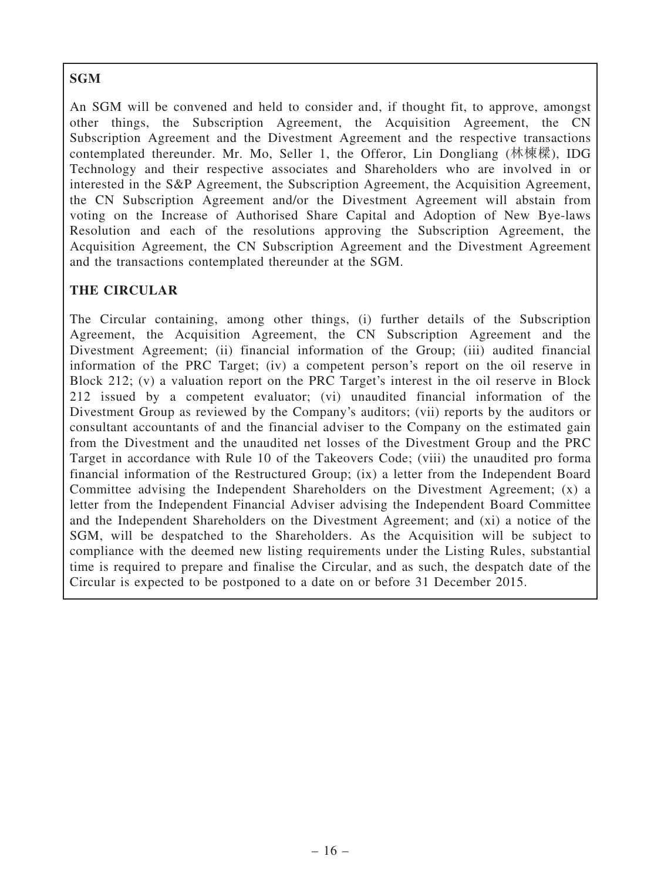## SGM

An SGM will be convened and held to consider and, if thought fit, to approve, amongst other things, the Subscription Agreement, the Acquisition Agreement, the CN Subscription Agreement and the Divestment Agreement and the respective transactions contemplated thereunder. Mr. Mo, Seller 1, the Offeror, Lin Dongliang (林棟樑), IDG Technology and their respective associates and Shareholders who are involved in or interested in the S&P Agreement, the Subscription Agreement, the Acquisition Agreement, the CN Subscription Agreement and/or the Divestment Agreement will abstain from voting on the Increase of Authorised Share Capital and Adoption of New Bye-laws Resolution and each of the resolutions approving the Subscription Agreement, the Acquisition Agreement, the CN Subscription Agreement and the Divestment Agreement and the transactions contemplated thereunder at the SGM.

## THE CIRCULAR

The Circular containing, among other things, (i) further details of the Subscription Agreement, the Acquisition Agreement, the CN Subscription Agreement and the Divestment Agreement; (ii) financial information of the Group; (iii) audited financial information of the PRC Target; (iv) a competent person's report on the oil reserve in Block 212; (v) a valuation report on the PRC Target's interest in the oil reserve in Block 212 issued by a competent evaluator; (vi) unaudited financial information of the Divestment Group as reviewed by the Company's auditors; (vii) reports by the auditors or consultant accountants of and the financial adviser to the Company on the estimated gain from the Divestment and the unaudited net losses of the Divestment Group and the PRC Target in accordance with Rule 10 of the Takeovers Code; (viii) the unaudited pro forma financial information of the Restructured Group; (ix) a letter from the Independent Board Committee advising the Independent Shareholders on the Divestment Agreement; (x) a letter from the Independent Financial Adviser advising the Independent Board Committee and the Independent Shareholders on the Divestment Agreement; and (xi) a notice of the SGM, will be despatched to the Shareholders. As the Acquisition will be subject to compliance with the deemed new listing requirements under the Listing Rules, substantial time is required to prepare and finalise the Circular, and as such, the despatch date of the Circular is expected to be postponed to a date on or before 31 December 2015.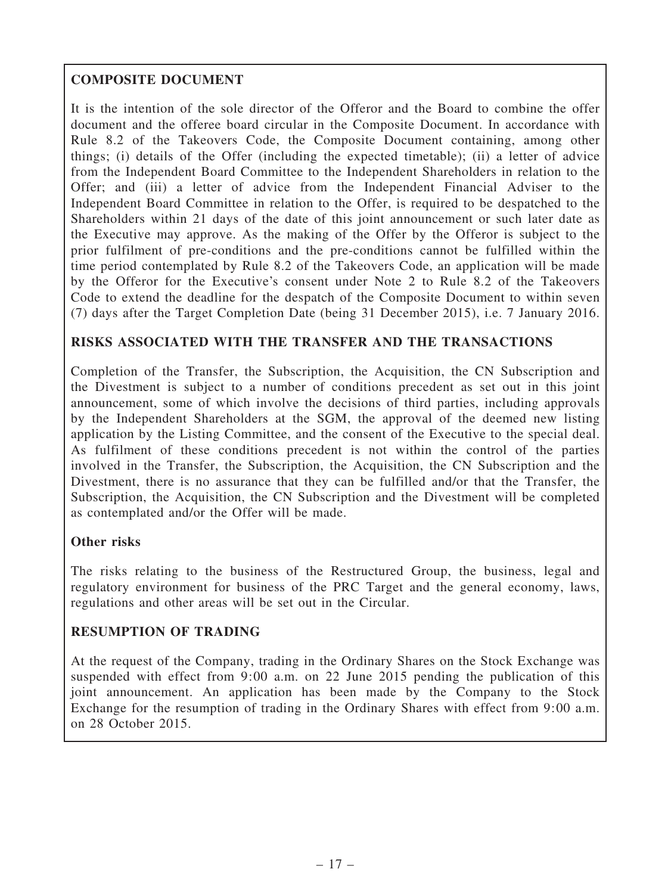## COMPOSITE DOCUMENT

It is the intention of the sole director of the Offeror and the Board to combine the offer document and the offeree board circular in the Composite Document. In accordance with Rule 8.2 of the Takeovers Code, the Composite Document containing, among other things; (i) details of the Offer (including the expected timetable); (ii) a letter of advice from the Independent Board Committee to the Independent Shareholders in relation to the Offer; and (iii) a letter of advice from the Independent Financial Adviser to the Independent Board Committee in relation to the Offer, is required to be despatched to the Shareholders within 21 days of the date of this joint announcement or such later date as the Executive may approve. As the making of the Offer by the Offeror is subject to the prior fulfilment of pre-conditions and the pre-conditions cannot be fulfilled within the time period contemplated by Rule 8.2 of the Takeovers Code, an application will be made by the Offeror for the Executive's consent under Note 2 to Rule 8.2 of the Takeovers Code to extend the deadline for the despatch of the Composite Document to within seven (7) days after the Target Completion Date (being 31 December 2015), i.e. 7 January 2016.

## RISKS ASSOCIATED WITH THE TRANSFER AND THE TRANSACTIONS

Completion of the Transfer, the Subscription, the Acquisition, the CN Subscription and the Divestment is subject to a number of conditions precedent as set out in this joint announcement, some of which involve the decisions of third parties, including approvals by the Independent Shareholders at the SGM, the approval of the deemed new listing application by the Listing Committee, and the consent of the Executive to the special deal. As fulfilment of these conditions precedent is not within the control of the parties involved in the Transfer, the Subscription, the Acquisition, the CN Subscription and the Divestment, there is no assurance that they can be fulfilled and/or that the Transfer, the Subscription, the Acquisition, the CN Subscription and the Divestment will be completed as contemplated and/or the Offer will be made.

### Other risks

The risks relating to the business of the Restructured Group, the business, legal and regulatory environment for business of the PRC Target and the general economy, laws, regulations and other areas will be set out in the Circular.

## RESUMPTION OF TRADING

At the request of the Company, trading in the Ordinary Shares on the Stock Exchange was suspended with effect from 9:00 a.m. on 22 June 2015 pending the publication of this joint announcement. An application has been made by the Company to the Stock Exchange for the resumption of trading in the Ordinary Shares with effect from 9:00 a.m. on 28 October 2015.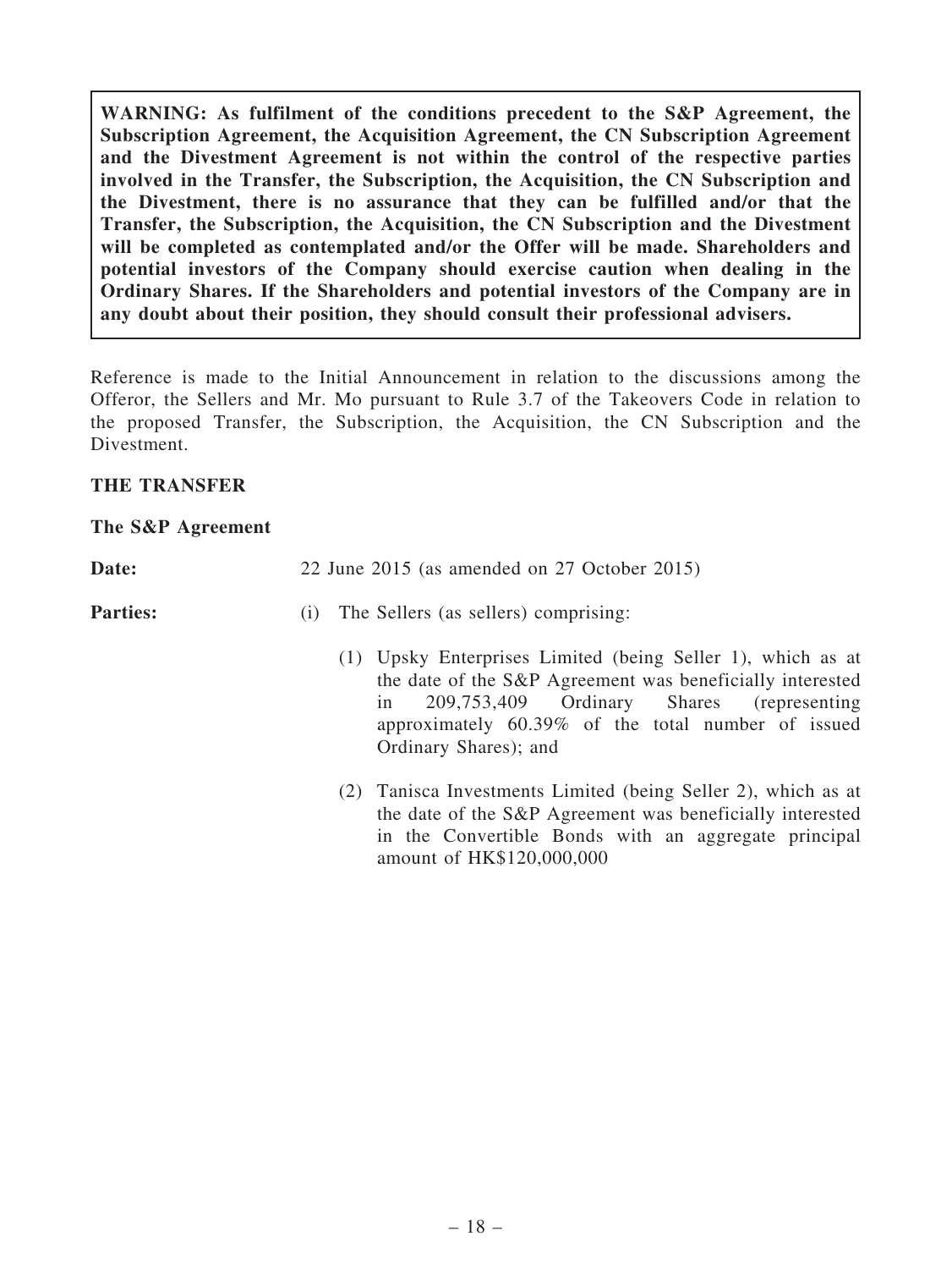**WARNING: As fulfilment of the conditions precedent to the S&P Agreement, the Subscription Agreement, the Acquisition Agreement, the CN Subscription Agreement and the Divestment Agreement is not within the control of the respective parties involved in the Transfer, the Subscription, the Acquisition, the CN Subscription and the Divestment, there is no assurance that they can be fulfilled and/or that the Transfer, the Subscription, the Acquisition, the CN Subscription and the Divestment will be completed as contemplated and/or the Offer will be made. Shareholders and potential investors of the Company should exercise caution when dealing in the Ordinary Shares. If the Shareholders and potential investors of the Company are in any doubt about their position, they should consult their professional advisers.**

Reference is made to the Initial Announcement in relation to the discussions among the Offeror, the Sellers and Mr. Mo pursuant to Rule 3.7 of the Takeovers Code in relation to the proposed Transfer, the Subscription, the Acquisition, the CN Subscription and the Divestment.

## THE TRANSFER

### The S&P Agreement

**Date:** 22 June 2015 (as amended on 27 October 2015)

**Parties:**

(i) The Sellers (as sellers) comprising:

(1) Upsky Enterprises Limited (being Seller 1), which as at the date of the S&P Agreement was beneficially interested in 209,753,409 Ordinary Shares (representing approximately 60.39% of the total number of issued Ordinary Shares); and

(2) Tanisca Investments Limited (being Seller 2), which as at the date of the S&P Agreement was beneficially interested in the Convertible Bonds with an aggregate principal amount of HK$120,000,000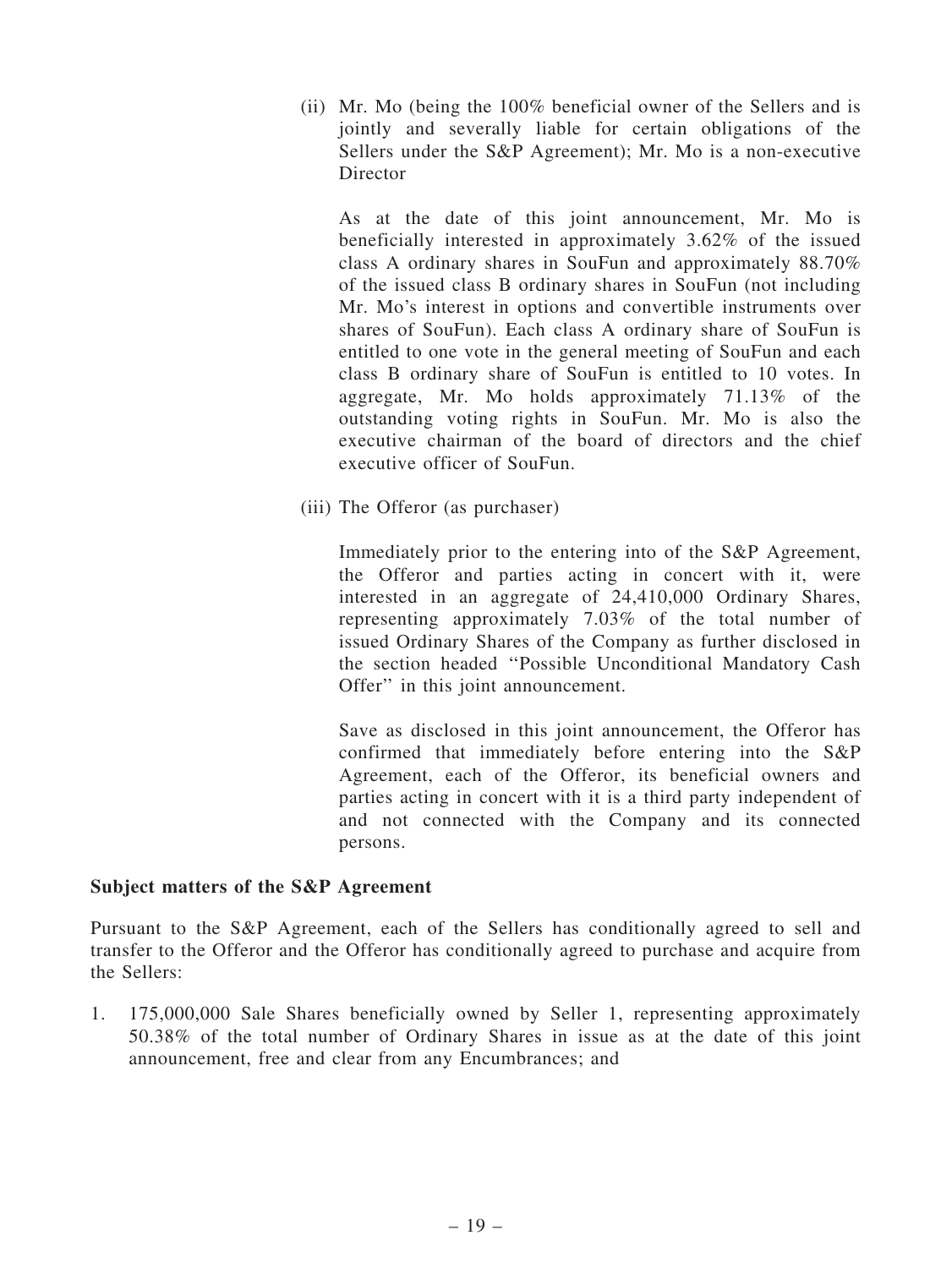(ii) Mr. Mo (being the 100% beneficial owner of the Sellers and is jointly and severally liable for certain obligations of the Sellers under the S&P Agreement); Mr. Mo is a non-executive Director

As at the date of this joint announcement, Mr. Mo is beneficially interested in approximately 3.62% of the issued class A ordinary shares in SouFun and approximately 88.70% of the issued class B ordinary shares in SouFun (not including Mr. Mo's interest in options and convertible instruments over shares of SouFun). Each class A ordinary share of SouFun is entitled to one vote in the general meeting of SouFun and each class B ordinary share of SouFun is entitled to 10 votes. In aggregate, Mr. Mo holds approximately 71.13% of the outstanding voting rights in SouFun. Mr. Mo is also the executive chairman of the board of directors and the chief executive officer of SouFun.

(iii) The Offeror (as purchaser)

Immediately prior to the entering into of the S&P Agreement, the Offeror and parties acting in concert with it, were interested in an aggregate of 24,410,000 Ordinary Shares, representing approximately 7.03% of the total number of issued Ordinary Shares of the Company as further disclosed in the section headed ''Possible Unconditional Mandatory Cash Offer'' in this joint announcement.

Save as disclosed in this joint announcement, the Offeror has confirmed that immediately before entering into the S&P Agreement, each of the Offeror, its beneficial owners and parties acting in concert with it is a third party independent of and not connected with the Company and its connected persons.

**Subject matters of the S&P Agreement**

Pursuant to the S&P Agreement, each of the Sellers has conditionally agreed to sell and transfer to the Offeror and the Offeror has conditionally agreed to purchase and acquire from the Sellers:

1. 175,000,000 Sale Shares beneficially owned by Seller 1, representing approximately 50.38% of the total number of Ordinary Shares in issue as at the date of this joint announcement, free and clear from any Encumbrances; and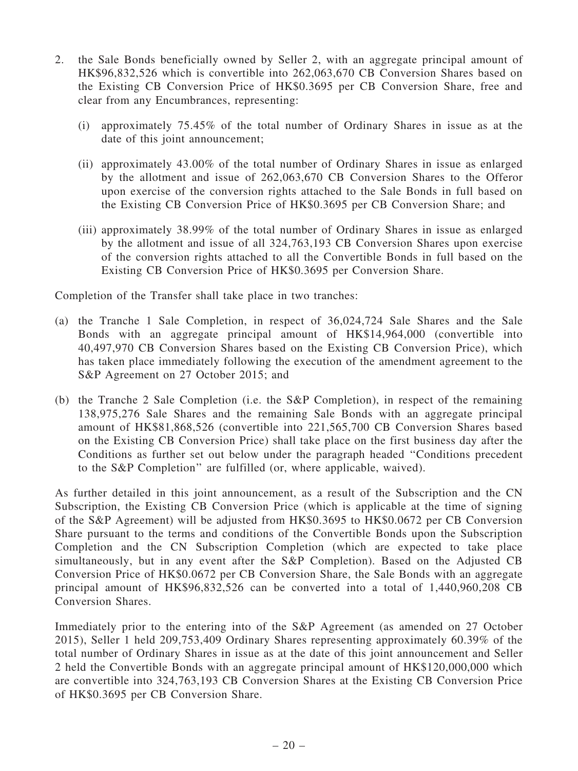2. the Sale Bonds beneficially owned by Seller 2, with an aggregate principal amount of HK$96,832,526 which is convertible into 262,063,670 CB Conversion Shares based on the Existing CB Conversion Price of HK$0.3695 per CB Conversion Share, free and clear from any Encumbrances, representing:

   (i) approximately 75.45% of the total number of Ordinary Shares in issue as at the date of this joint announcement;

   (ii) approximately 43.00% of the total number of Ordinary Shares in issue as enlarged by the allotment and issue of 262,063,670 CB Conversion Shares to the Offeror upon exercise of the conversion rights attached to the Sale Bonds in full based on the Existing CB Conversion Price of HK$0.3695 per CB Conversion Share; and

   (iii) approximately 38.99% of the total number of Ordinary Shares in issue as enlarged by the allotment and issue of all 324,763,193 CB Conversion Shares upon exercise of the conversion rights attached to all the Convertible Bonds in full based on the Existing CB Conversion Price of HK$0.3695 per Conversion Share.

Completion of the Transfer shall take place in two tranches:

(a) the Tranche 1 Sale Completion, in respect of 36,024,724 Sale Shares and the Sale Bonds with an aggregate principal amount of HK$14,964,000 (convertible into 40,497,970 CB Conversion Shares based on the Existing CB Conversion Price), which has taken place immediately following the execution of the amendment agreement to the S&P Agreement on 27 October 2015; and

(b) the Tranche 2 Sale Completion (i.e. the S&P Completion), in respect of the remaining 138,975,276 Sale Shares and the remaining Sale Bonds with an aggregate principal amount of HK$81,868,526 (convertible into 221,565,700 CB Conversion Shares based on the Existing CB Conversion Price) shall take place on the first business day after the Conditions as further set out below under the paragraph headed "Conditions precedent to the S&P Completion" are fulfilled (or, where applicable, waived).

As further detailed in this joint announcement, as a result of the Subscription and the CN Subscription, the Existing CB Conversion Price (which is applicable at the time of signing of the S&P Agreement) will be adjusted from HK$0.3695 to HK$0.0672 per CB Conversion Share pursuant to the terms and conditions of the Convertible Bonds upon the Subscription Completion and the CN Subscription Completion (which are expected to take place simultaneously, but in any event after the S&P Completion). Based on the Adjusted CB Conversion Price of HK$0.0672 per CB Conversion Share, the Sale Bonds with an aggregate principal amount of HK$96,832,526 can be converted into a total of 1,440,960,208 CB Conversion Shares.

Immediately prior to the entering into of the S&P Agreement (as amended on 27 October 2015), Seller 1 held 209,753,409 Ordinary Shares representing approximately 60.39% of the total number of Ordinary Shares in issue as at the date of this joint announcement and Seller 2 held the Convertible Bonds with an aggregate principal amount of HK$120,000,000 which are convertible into 324,763,193 CB Conversion Shares at the Existing CB Conversion Price of HK$0.3695 per CB Conversion Share.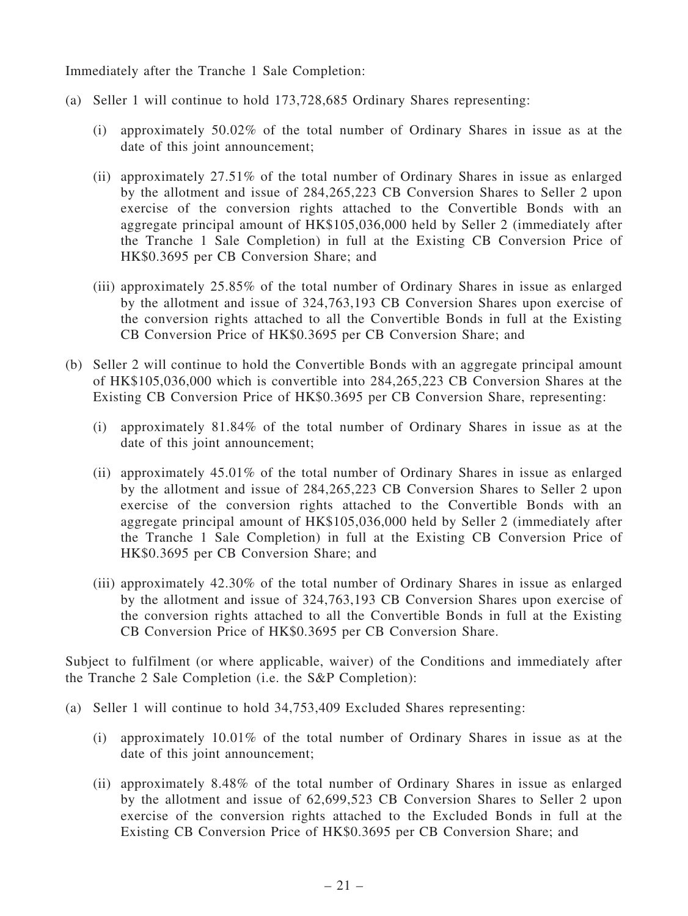Immediately after the Tranche 1 Sale Completion:

(a) Seller 1 will continue to hold 173,728,685 Ordinary Shares representing:

   (i) approximately 50.02% of the total number of Ordinary Shares in issue as at the date of this joint announcement;

   (ii) approximately 27.51% of the total number of Ordinary Shares in issue as enlarged by the allotment and issue of 284,265,223 CB Conversion Shares to Seller 2 upon exercise of the conversion rights attached to the Convertible Bonds with an aggregate principal amount of HK$105,036,000 held by Seller 2 (immediately after the Tranche 1 Sale Completion) in full at the Existing CB Conversion Price of HK$0.3695 per CB Conversion Share; and

   (iii) approximately 25.85% of the total number of Ordinary Shares in issue as enlarged by the allotment and issue of 324,763,193 CB Conversion Shares upon exercise of the conversion rights attached to all the Convertible Bonds in full at the Existing CB Conversion Price of HK$0.3695 per CB Conversion Share; and

(b) Seller 2 will continue to hold the Convertible Bonds with an aggregate principal amount of HK$105,036,000 which is convertible into 284,265,223 CB Conversion Shares at the Existing CB Conversion Price of HK$0.3695 per CB Conversion Share, representing:

   (i) approximately 81.84% of the total number of Ordinary Shares in issue as at the date of this joint announcement;

   (ii) approximately 45.01% of the total number of Ordinary Shares in issue as enlarged by the allotment and issue of 284,265,223 CB Conversion Shares to Seller 2 upon exercise of the conversion rights attached to the Convertible Bonds with an aggregate principal amount of HK$105,036,000 held by Seller 2 (immediately after the Tranche 1 Sale Completion) in full at the Existing CB Conversion Price of HK$0.3695 per CB Conversion Share; and

   (iii) approximately 42.30% of the total number of Ordinary Shares in issue as enlarged by the allotment and issue of 324,763,193 CB Conversion Shares upon exercise of the conversion rights attached to all the Convertible Bonds in full at the Existing CB Conversion Price of HK$0.3695 per CB Conversion Share.

Subject to fulfilment (or where applicable, waiver) of the Conditions and immediately after the Tranche 2 Sale Completion (i.e. the S&P Completion):

(a) Seller 1 will continue to hold 34,753,409 Excluded Shares representing:

   (i) approximately 10.01% of the total number of Ordinary Shares in issue as at the date of this joint announcement;

   (ii) approximately 8.48% of the total number of Ordinary Shares in issue as enlarged by the allotment and issue of 62,699,523 CB Conversion Shares to Seller 2 upon exercise of the conversion rights attached to the Excluded Bonds in full at the Existing CB Conversion Price of HK$0.3695 per CB Conversion Share; and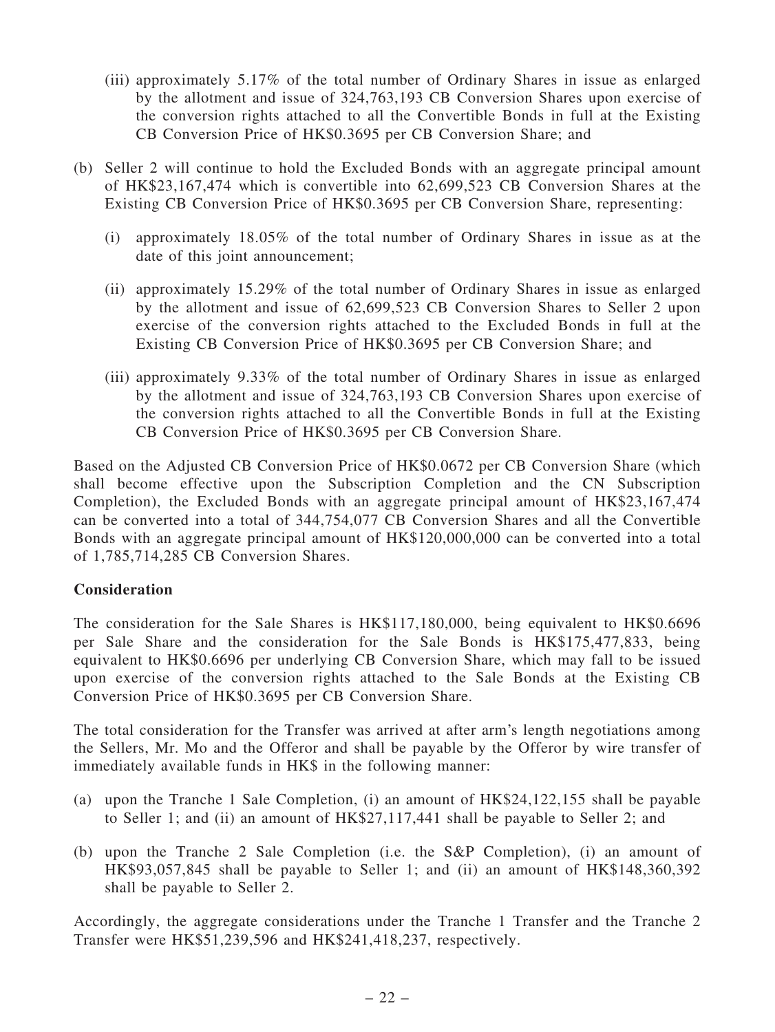(iii) approximately 5.17% of the total number of Ordinary Shares in issue as enlarged by the allotment and issue of 324,763,193 CB Conversion Shares upon exercise of the conversion rights attached to all the Convertible Bonds in full at the Existing CB Conversion Price of HK$0.3695 per CB Conversion Share; and

(b) Seller 2 will continue to hold the Excluded Bonds with an aggregate principal amount of HK$23,167,474 which is convertible into 62,699,523 CB Conversion Shares at the Existing CB Conversion Price of HK$0.3695 per CB Conversion Share, representing:

   (i) approximately 18.05% of the total number of Ordinary Shares in issue as at the date of this joint announcement;

   (ii) approximately 15.29% of the total number of Ordinary Shares in issue as enlarged by the allotment and issue of 62,699,523 CB Conversion Shares to Seller 2 upon exercise of the conversion rights attached to the Excluded Bonds in full at the Existing CB Conversion Price of HK$0.3695 per CB Conversion Share; and

   (iii) approximately 9.33% of the total number of Ordinary Shares in issue as enlarged by the allotment and issue of 324,763,193 CB Conversion Shares upon exercise of the conversion rights attached to all the Convertible Bonds in full at the Existing CB Conversion Price of HK$0.3695 per CB Conversion Share.

Based on the Adjusted CB Conversion Price of HK$0.0672 per CB Conversion Share (which shall become effective upon the Subscription Completion and the CN Subscription Completion), the Excluded Bonds with an aggregate principal amount of HK$23,167,474 can be converted into a total of 344,754,077 CB Conversion Shares and all the Convertible Bonds with an aggregate principal amount of HK$120,000,000 can be converted into a total of 1,785,714,285 CB Conversion Shares.

**Consideration**

The consideration for the Sale Shares is HK$117,180,000, being equivalent to HK$0.6696 per Sale Share and the consideration for the Sale Bonds is HK$175,477,833, being equivalent to HK$0.6696 per underlying CB Conversion Share, which may fall to be issued upon exercise of the conversion rights attached to the Sale Bonds at the Existing CB Conversion Price of HK$0.3695 per CB Conversion Share.

The total consideration for the Transfer was arrived at after arm's length negotiations among the Sellers, Mr. Mo and the Offeror and shall be payable by the Offeror by wire transfer of immediately available funds in HK$ in the following manner:

(a) upon the Tranche 1 Sale Completion, (i) an amount of HK$24,122,155 shall be payable to Seller 1; and (ii) an amount of HK$27,117,441 shall be payable to Seller 2; and

(b) upon the Tranche 2 Sale Completion (i.e. the S&P Completion), (i) an amount of HK$93,057,845 shall be payable to Seller 1; and (ii) an amount of HK$148,360,392 shall be payable to Seller 2.

Accordingly, the aggregate considerations under the Tranche 1 Transfer and the Tranche 2 Transfer were HK$51,239,596 and HK$241,418,237, respectively.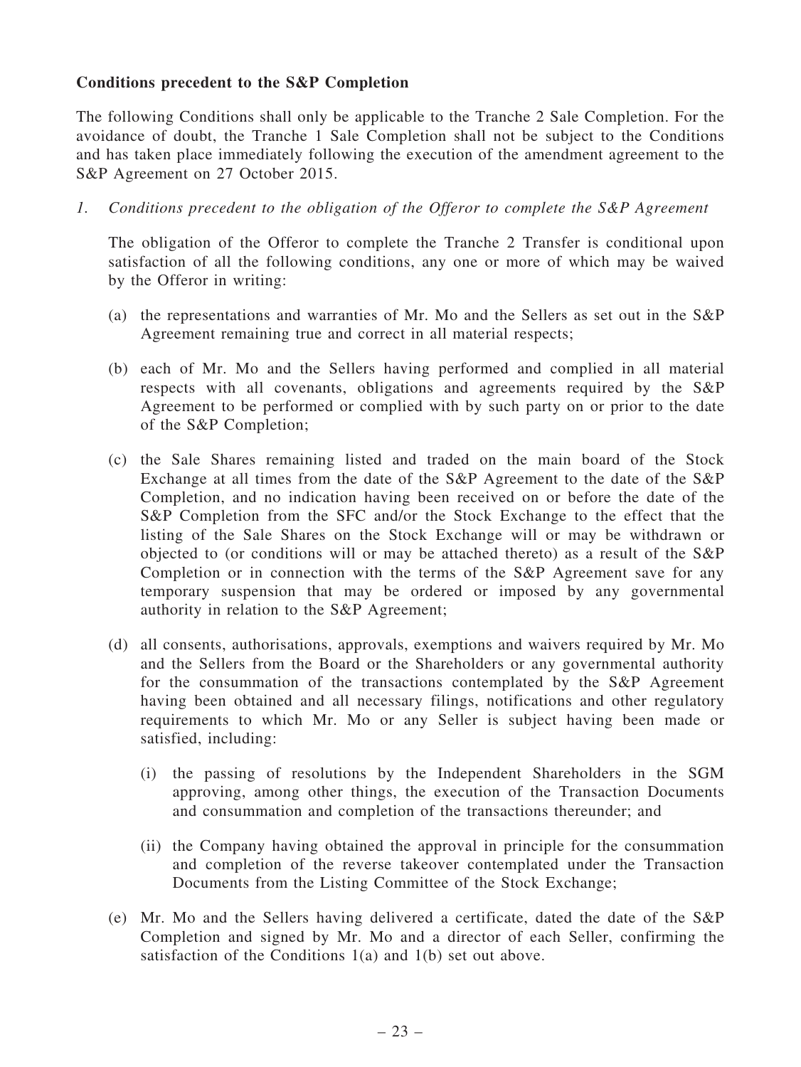**Conditions precedent to the S&P Completion**

The following Conditions shall only be applicable to the Tranche 2 Sale Completion. For the avoidance of doubt, the Tranche 1 Sale Completion shall not be subject to the Conditions and has taken place immediately following the execution of the amendment agreement to the S&P Agreement on 27 October 2015.

1. *Conditions precedent to the obligation of the Offeror to complete the S&P Agreement*

   The obligation of the Offeror to complete the Tranche 2 Transfer is conditional upon satisfaction of all the following conditions, any one or more of which may be waived by the Offeror in writing:

   (a) the representations and warranties of Mr. Mo and the Sellers as set out in the S&P Agreement remaining true and correct in all material respects;

   (b) each of Mr. Mo and the Sellers having performed and complied in all material respects with all covenants, obligations and agreements required by the S&P Agreement to be performed or complied with by such party on or prior to the date of the S&P Completion;

   (c) the Sale Shares remaining listed and traded on the main board of the Stock Exchange at all times from the date of the S&P Agreement to the date of the S&P Completion, and no indication having been received on or before the date of the S&P Completion from the SFC and/or the Stock Exchange to the effect that the listing of the Sale Shares on the Stock Exchange will or may be withdrawn or objected to (or conditions will or may be attached thereto) as a result of the S&P Completion or in connection with the terms of the S&P Agreement save for any temporary suspension that may be ordered or imposed by any governmental authority in relation to the S&P Agreement;

   (d) all consents, authorisations, approvals, exemptions and waivers required by Mr. Mo and the Sellers from the Board or the Shareholders or any governmental authority for the consummation of the transactions contemplated by the S&P Agreement having been obtained and all necessary filings, notifications and other regulatory requirements to which Mr. Mo or any Seller is subject having been made or satisfied, including:

      (i) the passing of resolutions by the Independent Shareholders in the SGM approving, among other things, the execution of the Transaction Documents and consummation and completion of the transactions thereunder; and

      (ii) the Company having obtained the approval in principle for the consummation and completion of the reverse takeover contemplated under the Transaction Documents from the Listing Committee of the Stock Exchange;

   (e) Mr. Mo and the Sellers having delivered a certificate, dated the date of the S&P Completion and signed by Mr. Mo and a director of each Seller, confirming the satisfaction of the Conditions 1(a) and 1(b) set out above.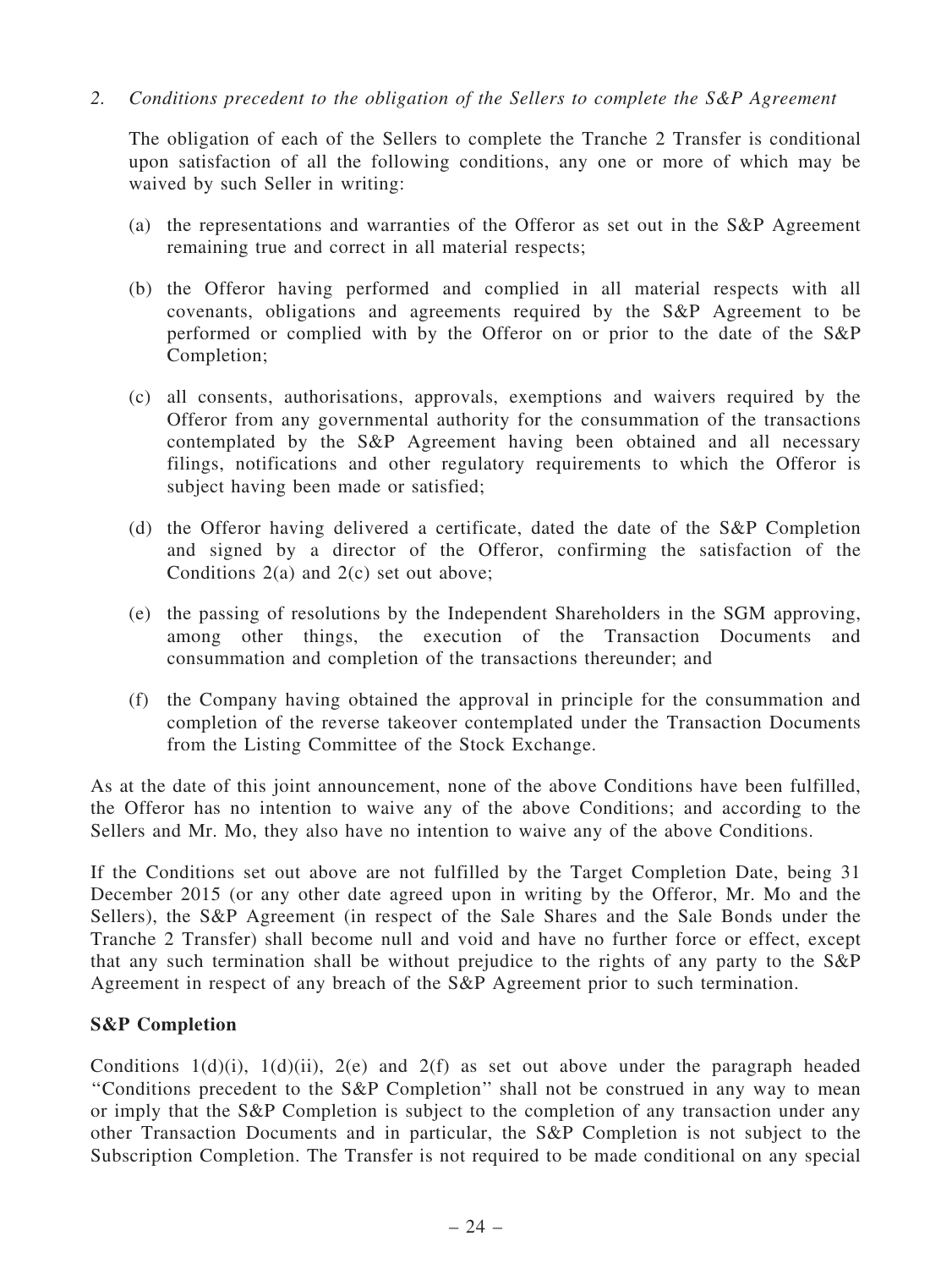*2. Conditions precedent to the obligation of the Sellers to complete the S&P Agreement*

The obligation of each of the Sellers to complete the Tranche 2 Transfer is conditional upon satisfaction of all the following conditions, any one or more of which may be waived by such Seller in writing:

(a) the representations and warranties of the Offeror as set out in the S&P Agreement remaining true and correct in all material respects;

(b) the Offeror having performed and complied in all material respects with all covenants, obligations and agreements required by the S&P Agreement to be performed or complied with by the Offeror on or prior to the date of the S&P Completion;

(c) all consents, authorisations, approvals, exemptions and waivers required by the Offeror from any governmental authority for the consummation of the transactions contemplated by the S&P Agreement having been obtained and all necessary filings, notifications and other regulatory requirements to which the Offeror is subject having been made or satisfied;

(d) the Offeror having delivered a certificate, dated the date of the S&P Completion and signed by a director of the Offeror, confirming the satisfaction of the Conditions 2(a) and 2(c) set out above;

(e) the passing of resolutions by the Independent Shareholders in the SGM approving, among other things, the execution of the Transaction Documents and consummation and completion of the transactions thereunder; and

(f) the Company having obtained the approval in principle for the consummation and completion of the reverse takeover contemplated under the Transaction Documents from the Listing Committee of the Stock Exchange.

As at the date of this joint announcement, none of the above Conditions have been fulfilled, the Offeror has no intention to waive any of the above Conditions; and according to the Sellers and Mr. Mo, they also have no intention to waive any of the above Conditions.

If the Conditions set out above are not fulfilled by the Target Completion Date, being 31 December 2015 (or any other date agreed upon in writing by the Offeror, Mr. Mo and the Sellers), the S&P Agreement (in respect of the Sale Shares and the Sale Bonds under the Tranche 2 Transfer) shall become null and void and have no further force or effect, except that any such termination shall be without prejudice to the rights of any party to the S&P Agreement in respect of any breach of the S&P Agreement prior to such termination.

**S&P Completion**

Conditions 1(d)(i), 1(d)(ii), 2(e) and 2(f) as set out above under the paragraph headed "Conditions precedent to the S&P Completion" shall not be construed in any way to mean or imply that the S&P Completion is subject to the completion of any transaction under any other Transaction Documents and in particular, the S&P Completion is not subject to the Subscription Completion. The Transfer is not required to be made conditional on any special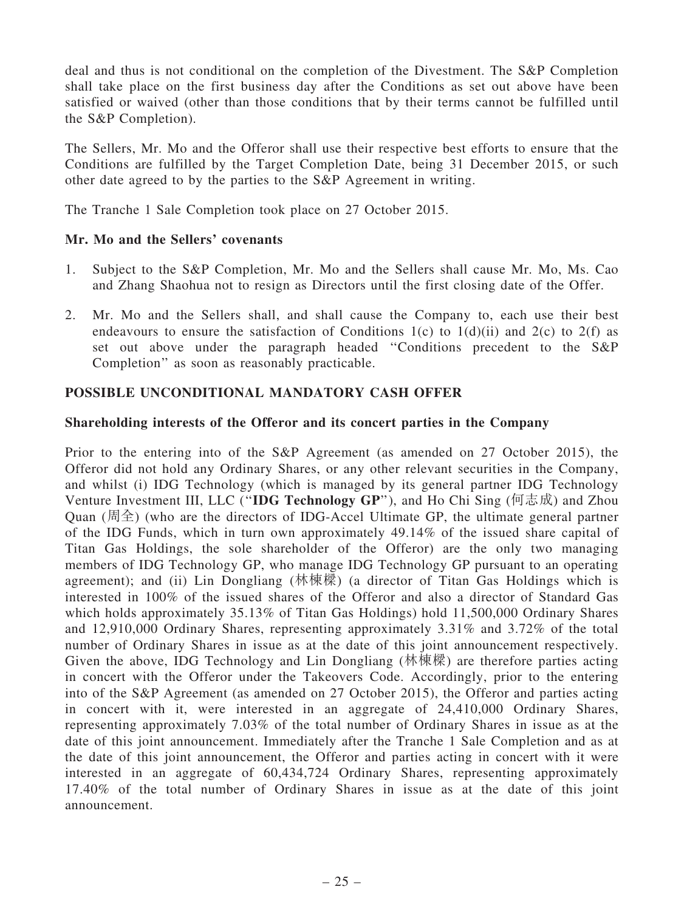deal and thus is not conditional on the completion of the Divestment. The S&P Completion shall take place on the first business day after the Conditions as set out above have been satisfied or waived (other than those conditions that by their terms cannot be fulfilled until the S&P Completion).

The Sellers, Mr. Mo and the Offeror shall use their respective best efforts to ensure that the Conditions are fulfilled by the Target Completion Date, being 31 December 2015, or such other date agreed to by the parties to the S&P Agreement in writing.

The Tranche 1 Sale Completion took place on 27 October 2015.

### Mr. Mo and the Sellers' covenants

1. Subject to the S&P Completion, Mr. Mo and the Sellers shall cause Mr. Mo, Ms. Cao and Zhang Shaohua not to resign as Directors until the first closing date of the Offer.

2. Mr. Mo and the Sellers shall, and shall cause the Company to, each use their best endeavours to ensure the satisfaction of Conditions 1(c) to 1(d)(ii) and 2(c) to 2(f) as set out above under the paragraph headed "Conditions precedent to the S&P Completion" as soon as reasonably practicable.

## POSSIBLE UNCONDITIONAL MANDATORY CASH OFFER

### Shareholding interests of the Offeror and its concert parties in the Company

Prior to the entering into of the S&P Agreement (as amended on 27 October 2015), the Offeror did not hold any Ordinary Shares, or any other relevant securities in the Company, and whilst (i) IDG Technology (which is managed by its general partner IDG Technology Venture Investment III, LLC ("**IDG Technology GP**"), and Ho Chi Sing (何志成) and Zhou Quan (周全) (who are the directors of IDG-Accel Ultimate GP, the ultimate general partner of the IDG Funds, which in turn own approximately 49.14% of the issued share capital of Titan Gas Holdings, the sole shareholder of the Offeror) are the only two managing members of IDG Technology GP, who manage IDG Technology GP pursuant to an operating agreement); and (ii) Lin Dongliang (林棟樑) (a director of Titan Gas Holdings which is interested in 100% of the issued shares of the Offeror and also a director of Standard Gas which holds approximately 35.13% of Titan Gas Holdings) hold 11,500,000 Ordinary Shares and 12,910,000 Ordinary Shares, representing approximately 3.31% and 3.72% of the total number of Ordinary Shares in issue as at the date of this joint announcement respectively. Given the above, IDG Technology and Lin Dongliang (林棟樑) are therefore parties acting in concert with the Offeror under the Takeovers Code. Accordingly, prior to the entering into of the S&P Agreement (as amended on 27 October 2015), the Offeror and parties acting in concert with it, were interested in an aggregate of 24,410,000 Ordinary Shares, representing approximately 7.03% of the total number of Ordinary Shares in issue as at the date of this joint announcement. Immediately after the Tranche 1 Sale Completion and as at the date of this joint announcement, the Offeror and parties acting in concert with it were interested in an aggregate of 60,434,724 Ordinary Shares, representing approximately 17.40% of the total number of Ordinary Shares in issue as at the date of this joint announcement.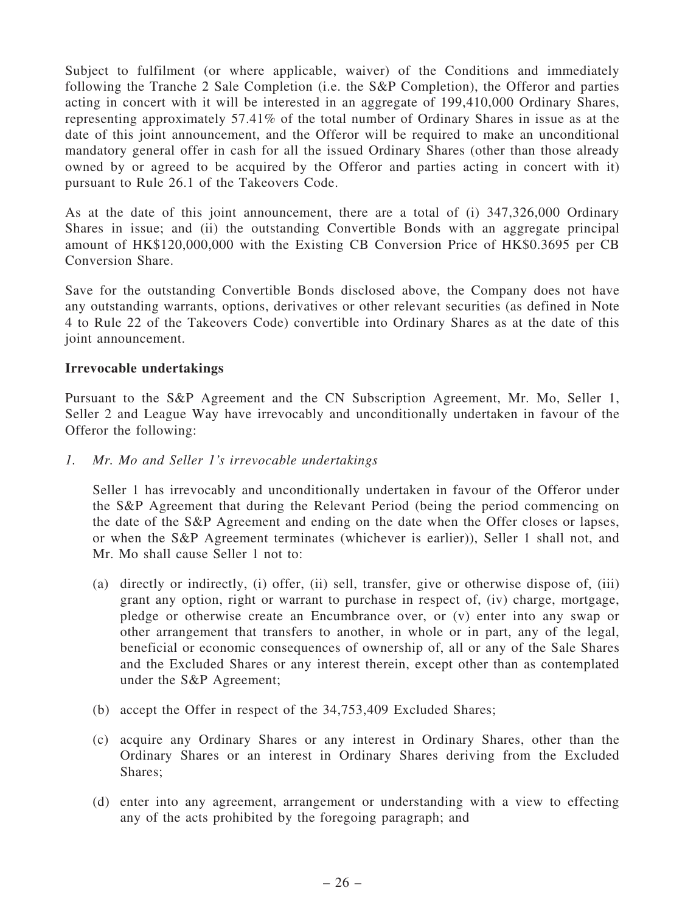Subject to fulfilment (or where applicable, waiver) of the Conditions and immediately following the Tranche 2 Sale Completion (i.e. the S&P Completion), the Offeror and parties acting in concert with it will be interested in an aggregate of 199,410,000 Ordinary Shares, representing approximately 57.41% of the total number of Ordinary Shares in issue as at the date of this joint announcement, and the Offeror will be required to make an unconditional mandatory general offer in cash for all the issued Ordinary Shares (other than those already owned by or agreed to be acquired by the Offeror and parties acting in concert with it) pursuant to Rule 26.1 of the Takeovers Code.

As at the date of this joint announcement, there are a total of (i) 347,326,000 Ordinary Shares in issue; and (ii) the outstanding Convertible Bonds with an aggregate principal amount of HK$120,000,000 with the Existing CB Conversion Price of HK$0.3695 per CB Conversion Share.

Save for the outstanding Convertible Bonds disclosed above, the Company does not have any outstanding warrants, options, derivatives or other relevant securities (as defined in Note 4 to Rule 22 of the Takeovers Code) convertible into Ordinary Shares as at the date of this joint announcement.

**Irrevocable undertakings**

Pursuant to the S&P Agreement and the CN Subscription Agreement, Mr. Mo, Seller 1, Seller 2 and League Way have irrevocably and unconditionally undertaken in favour of the Offeror the following:

*1. Mr. Mo and Seller 1's irrevocable undertakings*

Seller 1 has irrevocably and unconditionally undertaken in favour of the Offeror under the S&P Agreement that during the Relevant Period (being the period commencing on the date of the S&P Agreement and ending on the date when the Offer closes or lapses, or when the S&P Agreement terminates (whichever is earlier)), Seller 1 shall not, and Mr. Mo shall cause Seller 1 not to:

(a) directly or indirectly, (i) offer, (ii) sell, transfer, give or otherwise dispose of, (iii) grant any option, right or warrant to purchase in respect of, (iv) charge, mortgage, pledge or otherwise create an Encumbrance over, or (v) enter into any swap or other arrangement that transfers to another, in whole or in part, any of the legal, beneficial or economic consequences of ownership of, all or any of the Sale Shares and the Excluded Shares or any interest therein, except other than as contemplated under the S&P Agreement;

(b) accept the Offer in respect of the 34,753,409 Excluded Shares;

(c) acquire any Ordinary Shares or any interest in Ordinary Shares, other than the Ordinary Shares or an interest in Ordinary Shares deriving from the Excluded Shares;

(d) enter into any agreement, arrangement or understanding with a view to effecting any of the acts prohibited by the foregoing paragraph; and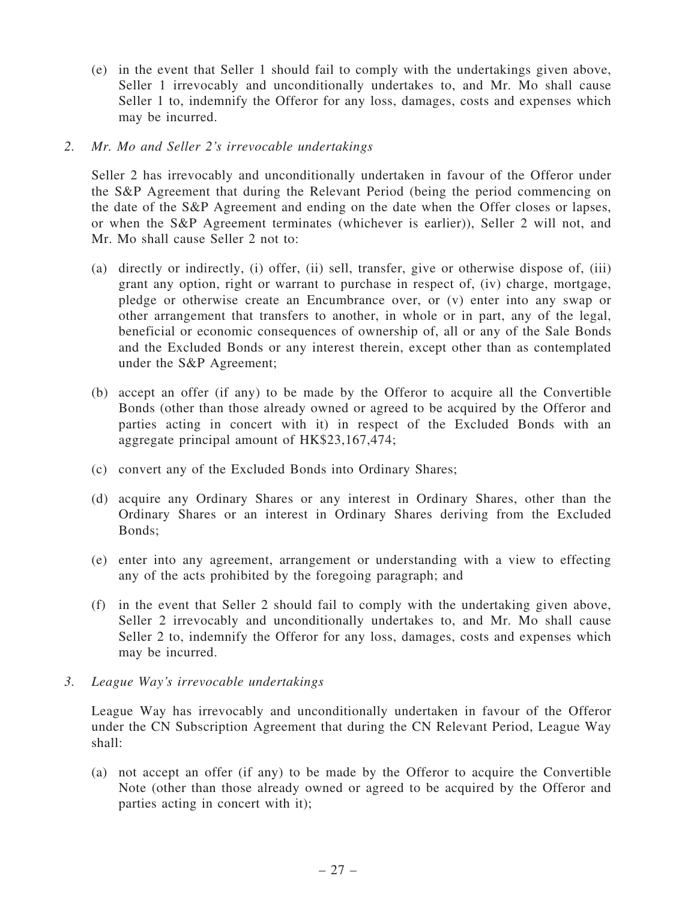(e) in the event that Seller 1 should fail to comply with the undertakings given above, Seller 1 irrevocably and unconditionally undertakes to, and Mr. Mo shall cause Seller 1 to, indemnify the Offeror for any loss, damages, costs and expenses which may be incurred.

2. *Mr. Mo and Seller 2's irrevocable undertakings*

Seller 2 has irrevocably and unconditionally undertaken in favour of the Offeror under the S&P Agreement that during the Relevant Period (being the period commencing on the date of the S&P Agreement and ending on the date when the Offer closes or lapses, or when the S&P Agreement terminates (whichever is earlier)), Seller 2 will not, and Mr. Mo shall cause Seller 2 not to:

(a) directly or indirectly, (i) offer, (ii) sell, transfer, give or otherwise dispose of, (iii) grant any option, right or warrant to purchase in respect of, (iv) charge, mortgage, pledge or otherwise create an Encumbrance over, or (v) enter into any swap or other arrangement that transfers to another, in whole or in part, any of the legal, beneficial or economic consequences of ownership of, all or any of the Sale Bonds and the Excluded Bonds or any interest therein, except other than as contemplated under the S&P Agreement;

(b) accept an offer (if any) to be made by the Offeror to acquire all the Convertible Bonds (other than those already owned or agreed to be acquired by the Offeror and parties acting in concert with it) in respect of the Excluded Bonds with an aggregate principal amount of HK$23,167,474;

(c) convert any of the Excluded Bonds into Ordinary Shares;

(d) acquire any Ordinary Shares or any interest in Ordinary Shares, other than the Ordinary Shares or an interest in Ordinary Shares deriving from the Excluded Bonds;

(e) enter into any agreement, arrangement or understanding with a view to effecting any of the acts prohibited by the foregoing paragraph; and

(f) in the event that Seller 2 should fail to comply with the undertaking given above, Seller 2 irrevocably and unconditionally undertakes to, and Mr. Mo shall cause Seller 2 to, indemnify the Offeror for any loss, damages, costs and expenses which may be incurred.

3. *League Way's irrevocable undertakings*

League Way has irrevocably and unconditionally undertaken in favour of the Offeror under the CN Subscription Agreement that during the CN Relevant Period, League Way shall:

(a) not accept an offer (if any) to be made by the Offeror to acquire the Convertible Note (other than those already owned or agreed to be acquired by the Offeror and parties acting in concert with it);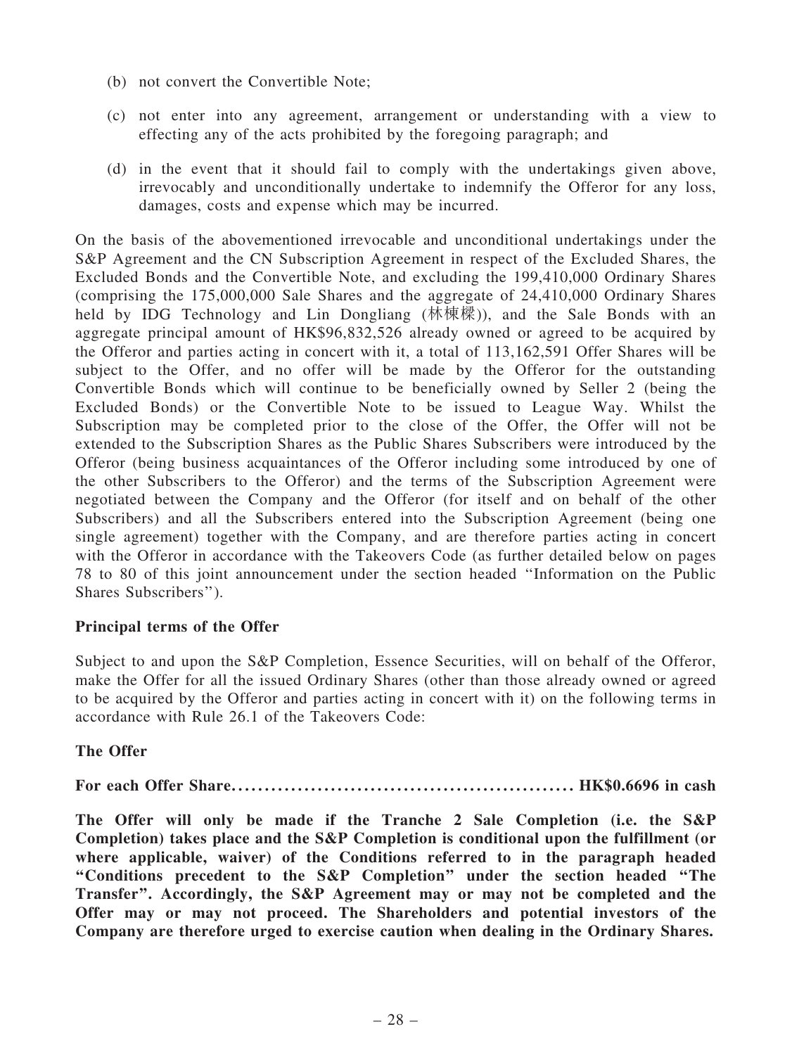(b) not convert the Convertible Note;

(c) not enter into any agreement, arrangement or understanding with a view to effecting any of the acts prohibited by the foregoing paragraph; and

(d) in the event that it should fail to comply with the undertakings given above, irrevocably and unconditionally undertake to indemnify the Offeror for any loss, damages, costs and expense which may be incurred.

On the basis of the abovementioned irrevocable and unconditional undertakings under the S&P Agreement and the CN Subscription Agreement in respect of the Excluded Shares, the Excluded Bonds and the Convertible Note, and excluding the 199,410,000 Ordinary Shares (comprising the 175,000,000 Sale Shares and the aggregate of 24,410,000 Ordinary Shares held by IDG Technology and Lin Dongliang (林棟樑)), and the Sale Bonds with an aggregate principal amount of HK$96,832,526 already owned or agreed to be acquired by the Offeror and parties acting in concert with it, a total of 113,162,591 Offer Shares will be subject to the Offer, and no offer will be made by the Offeror for the outstanding Convertible Bonds which will continue to be beneficially owned by Seller 2 (being the Excluded Bonds) or the Convertible Note to be issued to League Way. Whilst the Subscription may be completed prior to the close of the Offer, the Offer will not be extended to the Subscription Shares as the Public Shares Subscribers were introduced by the Offeror (being business acquaintances of the Offeror including some introduced by one of the other Subscribers to the Offeror) and the terms of the Subscription Agreement were negotiated between the Company and the Offeror (for itself and on behalf of the other Subscribers) and all the Subscribers entered into the Subscription Agreement (being one single agreement) together with the Company, and are therefore parties acting in concert with the Offeror in accordance with the Takeovers Code (as further detailed below on pages 78 to 80 of this joint announcement under the section headed "Information on the Public Shares Subscribers").

**Principal terms of the Offer**

Subject to and upon the S&P Completion, Essence Securities, will on behalf of the Offeror, make the Offer for all the issued Ordinary Shares (other than those already owned or agreed to be acquired by the Offeror and parties acting in concert with it) on the following terms in accordance with Rule 26.1 of the Takeovers Code:

**The Offer**

**For each Offer Share.................................................. HK$0.6696 in cash**

**The Offer will only be made if the Tranche 2 Sale Completion (i.e. the S&P Completion) takes place and the S&P Completion is conditional upon the fulfillment (or where applicable, waiver) of the Conditions referred to in the paragraph headed "Conditions precedent to the S&P Completion" under the section headed "The Transfer". Accordingly, the S&P Agreement may or may not be completed and the Offer may or may not proceed. The Shareholders and potential investors of the Company are therefore urged to exercise caution when dealing in the Ordinary Shares.**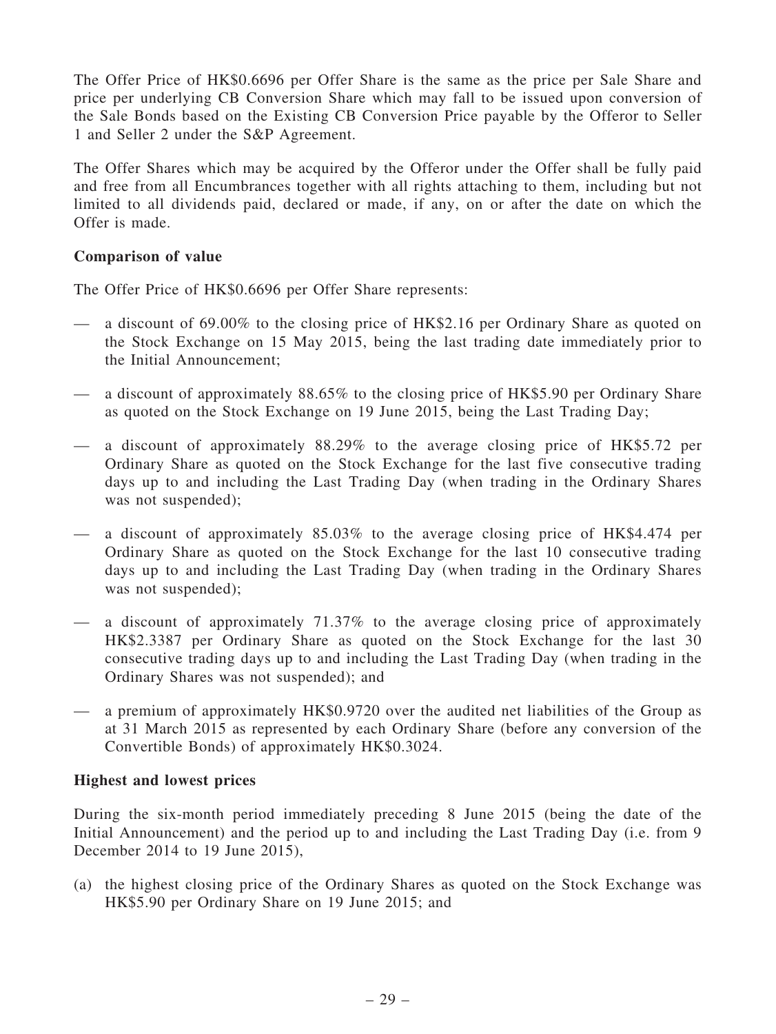The Offer Price of HK$0.6696 per Offer Share is the same as the price per Sale Share and price per underlying CB Conversion Share which may fall to be issued upon conversion of the Sale Bonds based on the Existing CB Conversion Price payable by the Offeror to Seller 1 and Seller 2 under the S&P Agreement.

The Offer Shares which may be acquired by the Offeror under the Offer shall be fully paid and free from all Encumbrances together with all rights attaching to them, including but not limited to all dividends paid, declared or made, if any, on or after the date on which the Offer is made.

**Comparison of value**

The Offer Price of HK$0.6696 per Offer Share represents:

— a discount of 69.00% to the closing price of HK$2.16 per Ordinary Share as quoted on the Stock Exchange on 15 May 2015, being the last trading date immediately prior to the Initial Announcement;

— a discount of approximately 88.65% to the closing price of HK$5.90 per Ordinary Share as quoted on the Stock Exchange on 19 June 2015, being the Last Trading Day;

— a discount of approximately 88.29% to the average closing price of HK$5.72 per Ordinary Share as quoted on the Stock Exchange for the last five consecutive trading days up to and including the Last Trading Day (when trading in the Ordinary Shares was not suspended);

— a discount of approximately 85.03% to the average closing price of HK$4.474 per Ordinary Share as quoted on the Stock Exchange for the last 10 consecutive trading days up to and including the Last Trading Day (when trading in the Ordinary Shares was not suspended);

— a discount of approximately 71.37% to the average closing price of approximately HK$2.3387 per Ordinary Share as quoted on the Stock Exchange for the last 30 consecutive trading days up to and including the Last Trading Day (when trading in the Ordinary Shares was not suspended); and

— a premium of approximately HK$0.9720 over the audited net liabilities of the Group as at 31 March 2015 as represented by each Ordinary Share (before any conversion of the Convertible Bonds) of approximately HK$0.3024.

**Highest and lowest prices**

During the six-month period immediately preceding 8 June 2015 (being the date of the Initial Announcement) and the period up to and including the Last Trading Day (i.e. from 9 December 2014 to 19 June 2015),

(a) the highest closing price of the Ordinary Shares as quoted on the Stock Exchange was HK$5.90 per Ordinary Share on 19 June 2015; and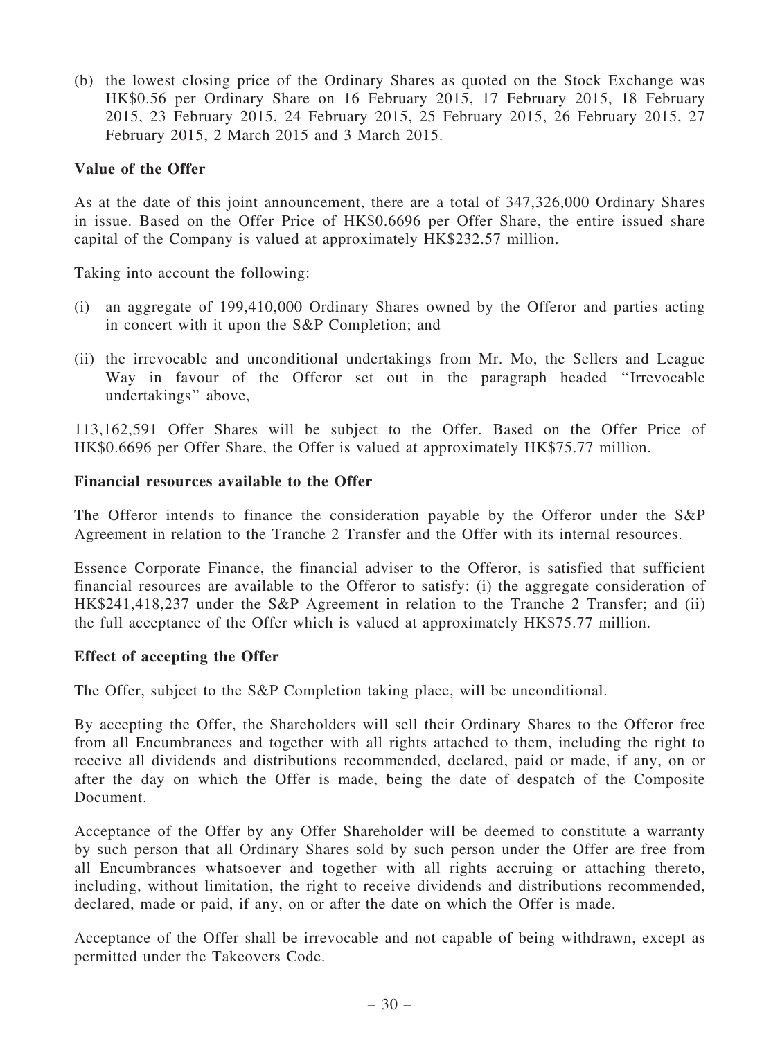(b) the lowest closing price of the Ordinary Shares as quoted on the Stock Exchange was HK$0.56 per Ordinary Share on 16 February 2015, 17 February 2015, 18 February 2015, 23 February 2015, 24 February 2015, 25 February 2015, 26 February 2015, 27 February 2015, 2 March 2015 and 3 March 2015.

**Value of the Offer**

As at the date of this joint announcement, there are a total of 347,326,000 Ordinary Shares in issue. Based on the Offer Price of HK$0.6696 per Offer Share, the entire issued share capital of the Company is valued at approximately HK$232.57 million.

Taking into account the following:

(i) an aggregate of 199,410,000 Ordinary Shares owned by the Offeror and parties acting in concert with it upon the S&P Completion; and

(ii) the irrevocable and unconditional undertakings from Mr. Mo, the Sellers and League Way in favour of the Offeror set out in the paragraph headed "Irrevocable undertakings" above,

113,162,591 Offer Shares will be subject to the Offer. Based on the Offer Price of HK$0.6696 per Offer Share, the Offer is valued at approximately HK$75.77 million.

**Financial resources available to the Offer**

The Offeror intends to finance the consideration payable by the Offeror under the S&P Agreement in relation to the Tranche 2 Transfer and the Offer with its internal resources.

Essence Corporate Finance, the financial adviser to the Offeror, is satisfied that sufficient financial resources are available to the Offeror to satisfy: (i) the aggregate consideration of HK$241,418,237 under the S&P Agreement in relation to the Tranche 2 Transfer; and (ii) the full acceptance of the Offer which is valued at approximately HK$75.77 million.

**Effect of accepting the Offer**

The Offer, subject to the S&P Completion taking place, will be unconditional.

By accepting the Offer, the Shareholders will sell their Ordinary Shares to the Offeror free from all Encumbrances and together with all rights attached to them, including the right to receive all dividends and distributions recommended, declared, paid or made, if any, on or after the day on which the Offer is made, being the date of despatch of the Composite Document.

Acceptance of the Offer by any Offer Shareholder will be deemed to constitute a warranty by such person that all Ordinary Shares sold by such person under the Offer are free from all Encumbrances whatsoever and together with all rights accruing or attaching thereto, including, without limitation, the right to receive dividends and distributions recommended, declared, made or paid, if any, on or after the date on which the Offer is made.

Acceptance of the Offer shall be irrevocable and not capable of being withdrawn, except as permitted under the Takeovers Code.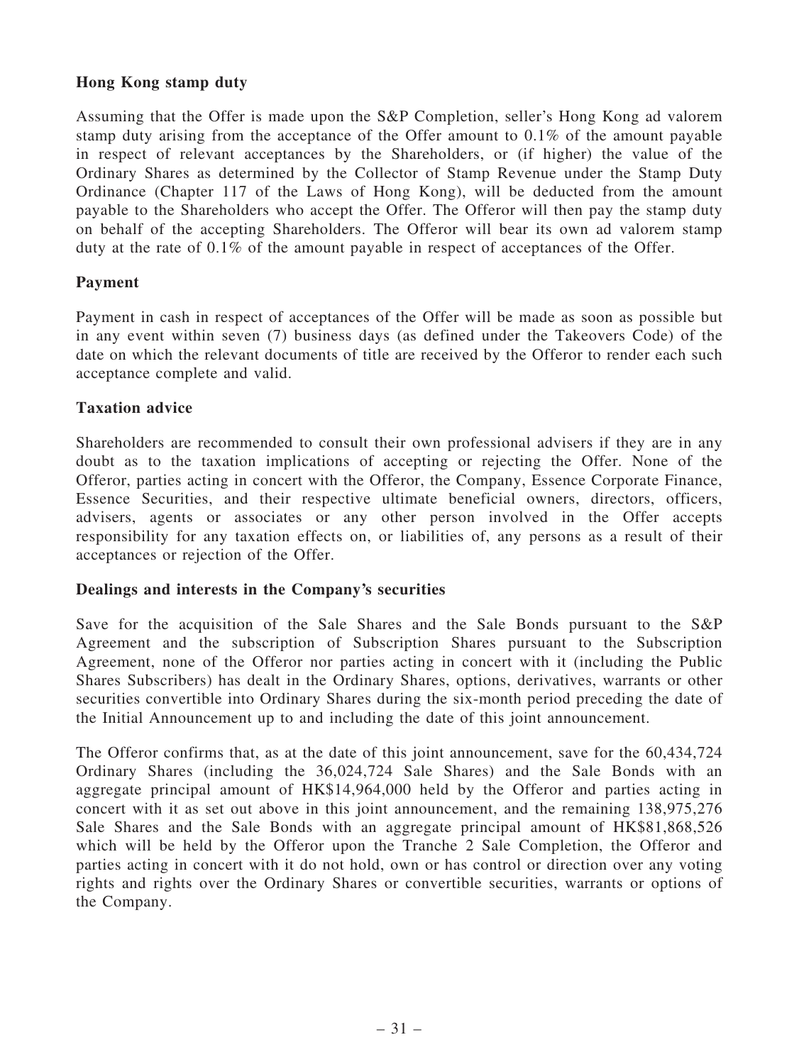**Hong Kong stamp duty**

Assuming that the Offer is made upon the S&P Completion, seller's Hong Kong ad valorem stamp duty arising from the acceptance of the Offer amount to 0.1% of the amount payable in respect of relevant acceptances by the Shareholders, or (if higher) the value of the Ordinary Shares as determined by the Collector of Stamp Revenue under the Stamp Duty Ordinance (Chapter 117 of the Laws of Hong Kong), will be deducted from the amount payable to the Shareholders who accept the Offer. The Offeror will then pay the stamp duty on behalf of the accepting Shareholders. The Offeror will bear its own ad valorem stamp duty at the rate of 0.1% of the amount payable in respect of acceptances of the Offer.

**Payment**

Payment in cash in respect of acceptances of the Offer will be made as soon as possible but in any event within seven (7) business days (as defined under the Takeovers Code) of the date on which the relevant documents of title are received by the Offeror to render each such acceptance complete and valid.

**Taxation advice**

Shareholders are recommended to consult their own professional advisers if they are in any doubt as to the taxation implications of accepting or rejecting the Offer. None of the Offeror, parties acting in concert with the Offeror, the Company, Essence Corporate Finance, Essence Securities, and their respective ultimate beneficial owners, directors, officers, advisers, agents or associates or any other person involved in the Offer accepts responsibility for any taxation effects on, or liabilities of, any persons as a result of their acceptances or rejection of the Offer.

**Dealings and interests in the Company's securities**

Save for the acquisition of the Sale Shares and the Sale Bonds pursuant to the S&P Agreement and the subscription of Subscription Shares pursuant to the Subscription Agreement, none of the Offeror nor parties acting in concert with it (including the Public Shares Subscribers) has dealt in the Ordinary Shares, options, derivatives, warrants or other securities convertible into Ordinary Shares during the six-month period preceding the date of the Initial Announcement up to and including the date of this joint announcement.

The Offeror confirms that, as at the date of this joint announcement, save for the 60,434,724 Ordinary Shares (including the 36,024,724 Sale Shares) and the Sale Bonds with an aggregate principal amount of HK$14,964,000 held by the Offeror and parties acting in concert with it as set out above in this joint announcement, and the remaining 138,975,276 Sale Shares and the Sale Bonds with an aggregate principal amount of HK$81,868,526 which will be held by the Offeror upon the Tranche 2 Sale Completion, the Offeror and parties acting in concert with it do not hold, own or has control or direction over any voting rights and rights over the Ordinary Shares or convertible securities, warrants or options of the Company.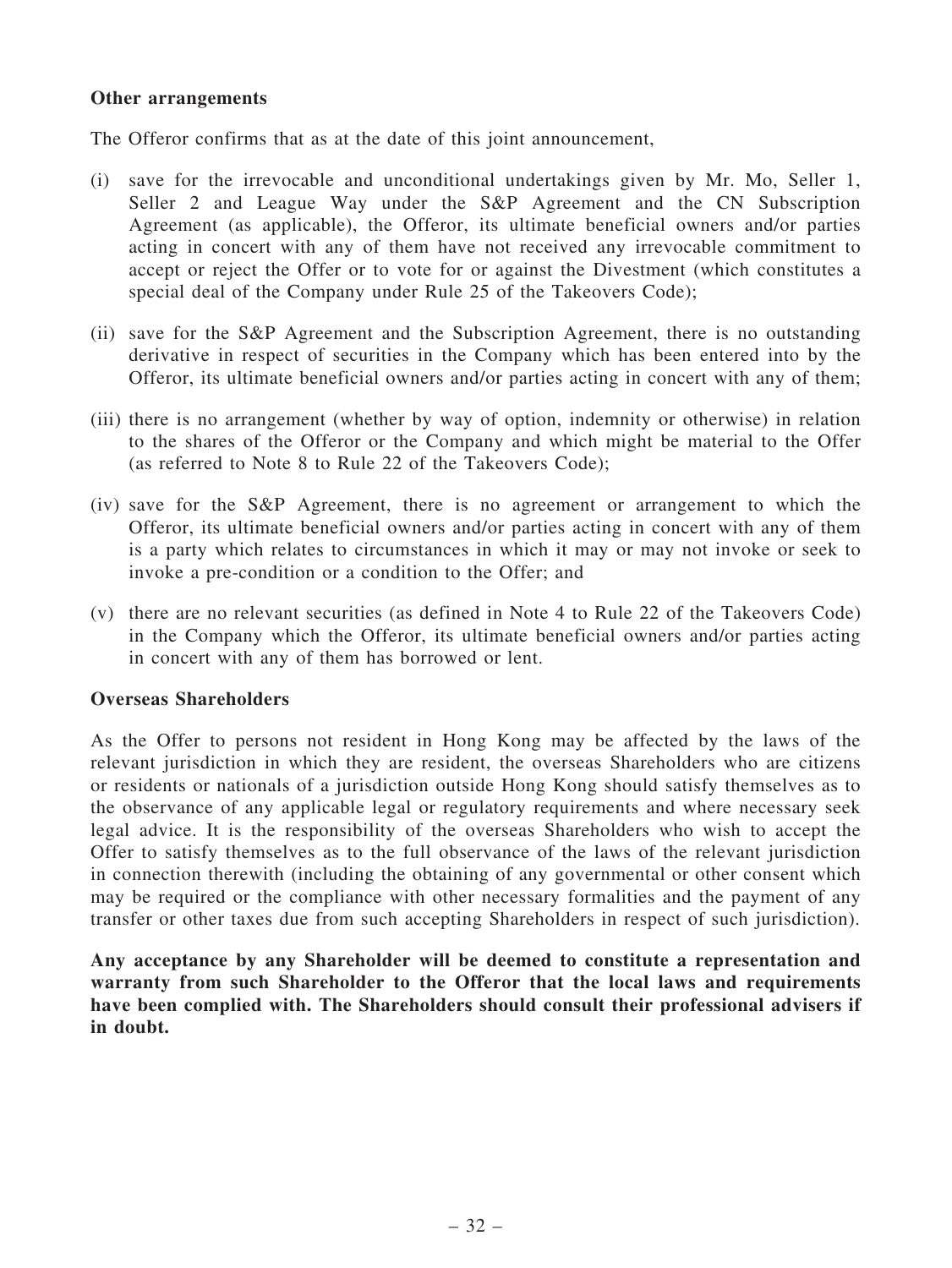**Other arrangements**

The Offeror confirms that as at the date of this joint announcement,

(i) save for the irrevocable and unconditional undertakings given by Mr. Mo, Seller 1, Seller 2 and League Way under the S&P Agreement and the CN Subscription Agreement (as applicable), the Offeror, its ultimate beneficial owners and/or parties acting in concert with any of them have not received any irrevocable commitment to accept or reject the Offer or to vote for or against the Divestment (which constitutes a special deal of the Company under Rule 25 of the Takeovers Code);

(ii) save for the S&P Agreement and the Subscription Agreement, there is no outstanding derivative in respect of securities in the Company which has been entered into by the Offeror, its ultimate beneficial owners and/or parties acting in concert with any of them;

(iii) there is no arrangement (whether by way of option, indemnity or otherwise) in relation to the shares of the Offeror or the Company and which might be material to the Offer (as referred to Note 8 to Rule 22 of the Takeovers Code);

(iv) save for the S&P Agreement, there is no agreement or arrangement to which the Offeror, its ultimate beneficial owners and/or parties acting in concert with any of them is a party which relates to circumstances in which it may or may not invoke or seek to invoke a pre-condition or a condition to the Offer; and

(v) there are no relevant securities (as defined in Note 4 to Rule 22 of the Takeovers Code) in the Company which the Offeror, its ultimate beneficial owners and/or parties acting in concert with any of them has borrowed or lent.

**Overseas Shareholders**

As the Offer to persons not resident in Hong Kong may be affected by the laws of the relevant jurisdiction in which they are resident, the overseas Shareholders who are citizens or residents or nationals of a jurisdiction outside Hong Kong should satisfy themselves as to the observance of any applicable legal or regulatory requirements and where necessary seek legal advice. It is the responsibility of the overseas Shareholders who wish to accept the Offer to satisfy themselves as to the full observance of the laws of the relevant jurisdiction in connection therewith (including the obtaining of any governmental or other consent which may be required or the compliance with other necessary formalities and the payment of any transfer or other taxes due from such accepting Shareholders in respect of such jurisdiction).

**Any acceptance by any Shareholder will be deemed to constitute a representation and warranty from such Shareholder to the Offeror that the local laws and requirements have been complied with. The Shareholders should consult their professional advisers if in doubt.**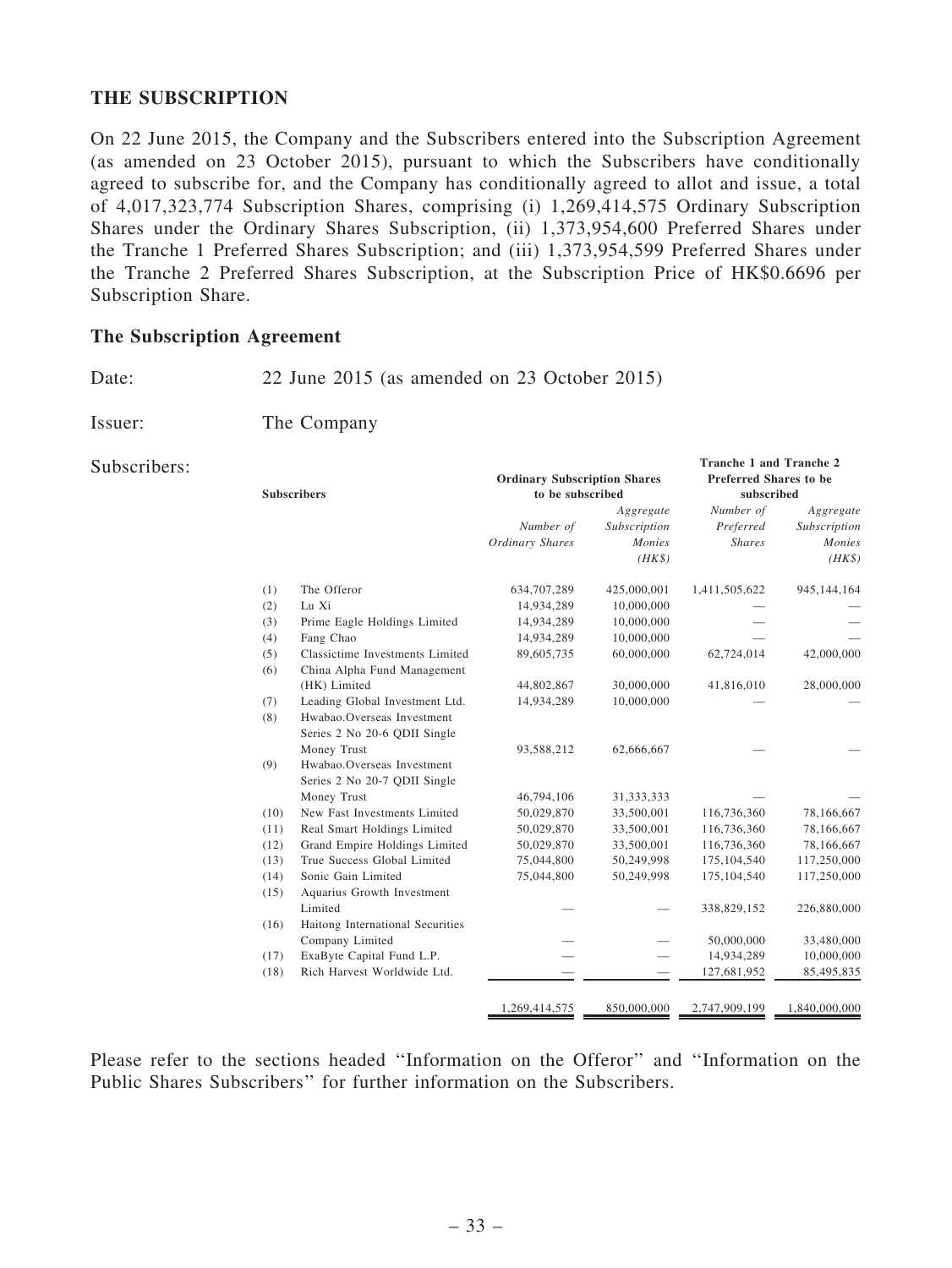## THE SUBSCRIPTION

On 22 June 2015, the Company and the Subscribers entered into the Subscription Agreement (as amended on 23 October 2015), pursuant to which the Subscribers have conditionally agreed to subscribe for, and the Company has conditionally agreed to allot and issue, a total of 4,017,323,774 Subscription Shares, comprising (i) 1,269,414,575 Ordinary Subscription Shares under the Ordinary Shares Subscription, (ii) 1,373,954,600 Preferred Shares under the Tranche 1 Preferred Shares Subscription; and (iii) 1,373,954,599 Preferred Shares under the Tranche 2 Preferred Shares Subscription, at the Subscription Price of HK$0.6696 per Subscription Share.

### The Subscription Agreement

Date: 22 June 2015 (as amended on 23 October 2015)

Issuer: The Company

Subscribers:

| | Subscribers | Ordinary Subscription Shares to be subscribed | | Tranche 1 and Tranche 2 Preferred Shares to be subscribed | |
|---|---|---|---|---|---|
| | | *Number of Ordinary Shares* | *Aggregate Subscription Monies (HK$)* | *Number of Preferred Shares* | *Aggregate Subscription Monies (HK$)* |
| (1) | The Offeror | 634,707,289 | 425,000,001 | 1,411,505,622 | 945,144,164 |
| (2) | Lu Xi | 14,934,289 | 10,000,000 | — | — |
| (3) | Prime Eagle Holdings Limited | 14,934,289 | 10,000,000 | — | — |
| (4) | Fang Chao | 14,934,289 | 10,000,000 | — | — |
| (5) | Classictime Investments Limited | 89,605,735 | 60,000,000 | 62,724,014 | 42,000,000 |
| (6) | China Alpha Fund Management (HK) Limited | 44,802,867 | 30,000,000 | 41,816,010 | 28,000,000 |
| (7) | Leading Global Investment Ltd. | 14,934,289 | 10,000,000 | — | — |
| (8) | Hwabao.Overseas Investment Series 2 No 20-6 QDII Single Money Trust | 93,588,212 | 62,666,667 | — | — |
| (9) | Hwabao.Overseas Investment Series 2 No 20-7 QDII Single Money Trust | 46,794,106 | 31,333,333 | — | — |
| (10) | New Fast Investments Limited | 50,029,870 | 33,500,001 | 116,736,360 | 78,166,667 |
| (11) | Real Smart Holdings Limited | 50,029,870 | 33,500,001 | 116,736,360 | 78,166,667 |
| (12) | Grand Empire Holdings Limited | 50,029,870 | 33,500,001 | 116,736,360 | 78,166,667 |
| (13) | True Success Global Limited | 75,044,800 | 50,249,998 | 175,104,540 | 117,250,000 |
| (14) | Sonic Gain Limited | 75,044,800 | 50,249,998 | 175,104,540 | 117,250,000 |
| (15) | Aquarius Growth Investment Limited | — | — | 338,829,152 | 226,880,000 |
| (16) | Haitong International Securities Company Limited | — | — | 50,000,000 | 33,480,000 |
| (17) | ExaByte Capital Fund L.P. | — | — | 14,934,289 | 10,000,000 |
| (18) | Rich Harvest Worldwide Ltd. | — | — | 127,681,952 | 85,495,835 |
| | | 1,269,414,575 | 850,000,000 | 2,747,909,199 | 1,840,000,000 |

Please refer to the sections headed ''Information on the Offeror'' and ''Information on the Public Shares Subscribers'' for further information on the Subscribers.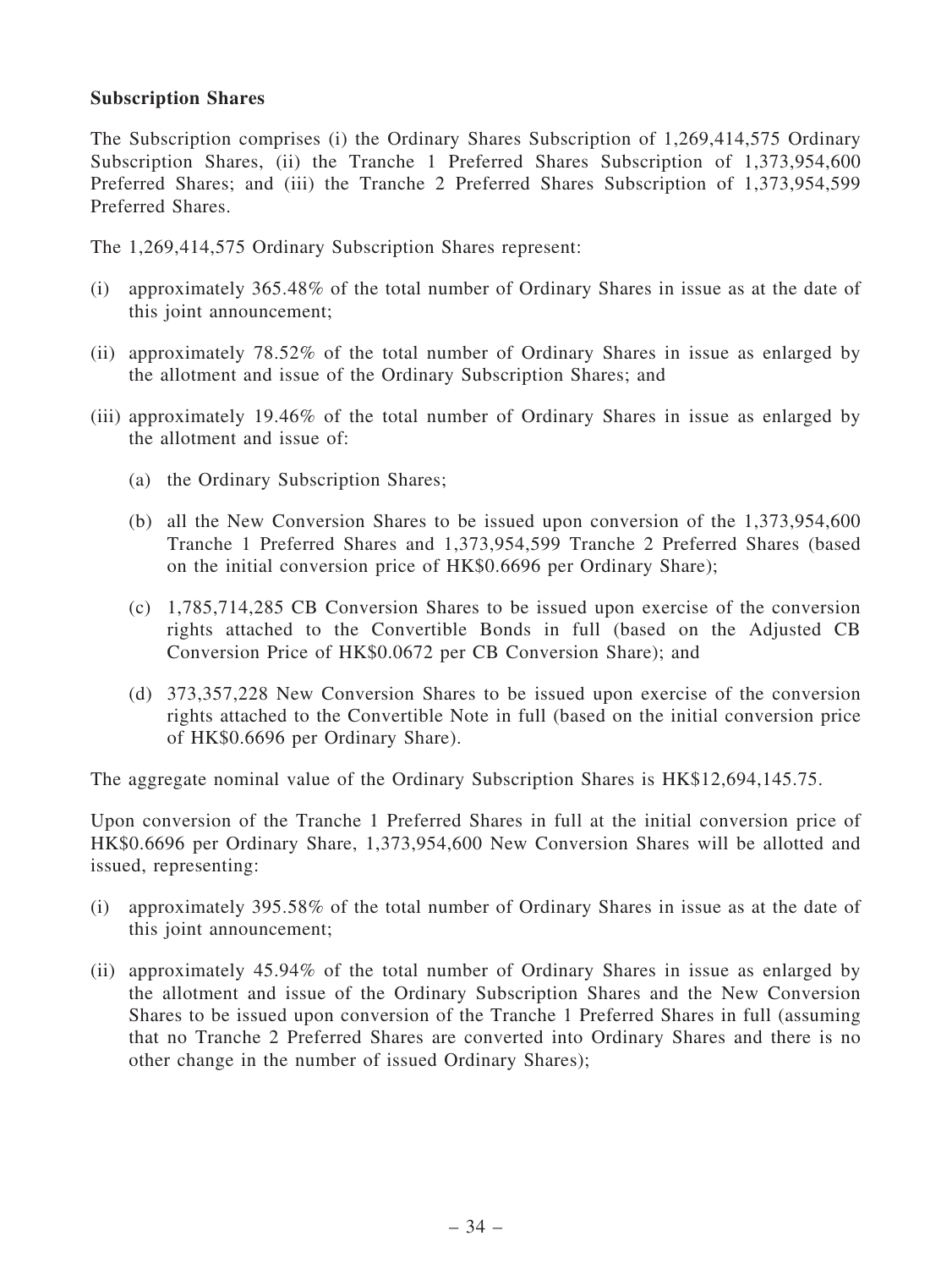**Subscription Shares**

The Subscription comprises (i) the Ordinary Shares Subscription of 1,269,414,575 Ordinary Subscription Shares, (ii) the Tranche 1 Preferred Shares Subscription of 1,373,954,600 Preferred Shares; and (iii) the Tranche 2 Preferred Shares Subscription of 1,373,954,599 Preferred Shares.

The 1,269,414,575 Ordinary Subscription Shares represent:

(i) approximately 365.48% of the total number of Ordinary Shares in issue as at the date of this joint announcement;

(ii) approximately 78.52% of the total number of Ordinary Shares in issue as enlarged by the allotment and issue of the Ordinary Subscription Shares; and

(iii) approximately 19.46% of the total number of Ordinary Shares in issue as enlarged by the allotment and issue of:

  (a) the Ordinary Subscription Shares;

  (b) all the New Conversion Shares to be issued upon conversion of the 1,373,954,600 Tranche 1 Preferred Shares and 1,373,954,599 Tranche 2 Preferred Shares (based on the initial conversion price of HK$0.6696 per Ordinary Share);

  (c) 1,785,714,285 CB Conversion Shares to be issued upon exercise of the conversion rights attached to the Convertible Bonds in full (based on the Adjusted CB Conversion Price of HK$0.0672 per CB Conversion Share); and

  (d) 373,357,228 New Conversion Shares to be issued upon exercise of the conversion rights attached to the Convertible Note in full (based on the initial conversion price of HK$0.6696 per Ordinary Share).

The aggregate nominal value of the Ordinary Subscription Shares is HK$12,694,145.75.

Upon conversion of the Tranche 1 Preferred Shares in full at the initial conversion price of HK$0.6696 per Ordinary Share, 1,373,954,600 New Conversion Shares will be allotted and issued, representing:

(i) approximately 395.58% of the total number of Ordinary Shares in issue as at the date of this joint announcement;

(ii) approximately 45.94% of the total number of Ordinary Shares in issue as enlarged by the allotment and issue of the Ordinary Subscription Shares and the New Conversion Shares to be issued upon conversion of the Tranche 1 Preferred Shares in full (assuming that no Tranche 2 Preferred Shares are converted into Ordinary Shares and there is no other change in the number of issued Ordinary Shares);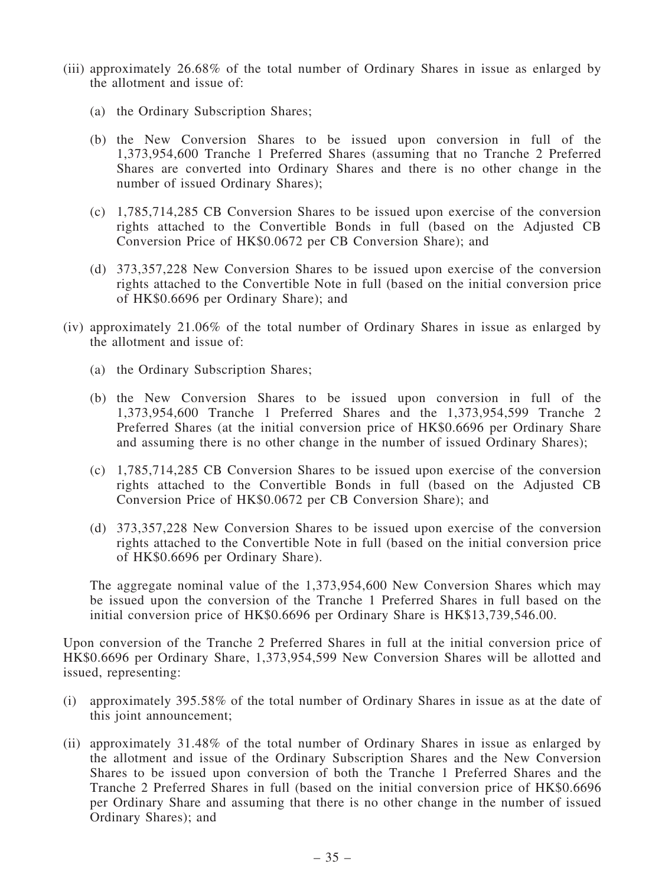(iii) approximately 26.68% of the total number of Ordinary Shares in issue as enlarged by the allotment and issue of:

  (a) the Ordinary Subscription Shares;

  (b) the New Conversion Shares to be issued upon conversion in full of the 1,373,954,600 Tranche 1 Preferred Shares (assuming that no Tranche 2 Preferred Shares are converted into Ordinary Shares and there is no other change in the number of issued Ordinary Shares);

  (c) 1,785,714,285 CB Conversion Shares to be issued upon exercise of the conversion rights attached to the Convertible Bonds in full (based on the Adjusted CB Conversion Price of HK$0.0672 per CB Conversion Share); and

  (d) 373,357,228 New Conversion Shares to be issued upon exercise of the conversion rights attached to the Convertible Note in full (based on the initial conversion price of HK$0.6696 per Ordinary Share); and

(iv) approximately 21.06% of the total number of Ordinary Shares in issue as enlarged by the allotment and issue of:

  (a) the Ordinary Subscription Shares;

  (b) the New Conversion Shares to be issued upon conversion in full of the 1,373,954,600 Tranche 1 Preferred Shares and the 1,373,954,599 Tranche 2 Preferred Shares (at the initial conversion price of HK$0.6696 per Ordinary Share and assuming there is no other change in the number of issued Ordinary Shares);

  (c) 1,785,714,285 CB Conversion Shares to be issued upon exercise of the conversion rights attached to the Convertible Bonds in full (based on the Adjusted CB Conversion Price of HK$0.0672 per CB Conversion Share); and

  (d) 373,357,228 New Conversion Shares to be issued upon exercise of the conversion rights attached to the Convertible Note in full (based on the initial conversion price of HK$0.6696 per Ordinary Share).

The aggregate nominal value of the 1,373,954,600 New Conversion Shares which may be issued upon the conversion of the Tranche 1 Preferred Shares in full based on the initial conversion price of HK$0.6696 per Ordinary Share is HK$13,739,546.00.

Upon conversion of the Tranche 2 Preferred Shares in full at the initial conversion price of HK$0.6696 per Ordinary Share, 1,373,954,599 New Conversion Shares will be allotted and issued, representing:

(i) approximately 395.58% of the total number of Ordinary Shares in issue as at the date of this joint announcement;

(ii) approximately 31.48% of the total number of Ordinary Shares in issue as enlarged by the allotment and issue of the Ordinary Subscription Shares and the New Conversion Shares to be issued upon conversion of both the Tranche 1 Preferred Shares and the Tranche 2 Preferred Shares in full (based on the initial conversion price of HK$0.6696 per Ordinary Share and assuming that there is no other change in the number of issued Ordinary Shares); and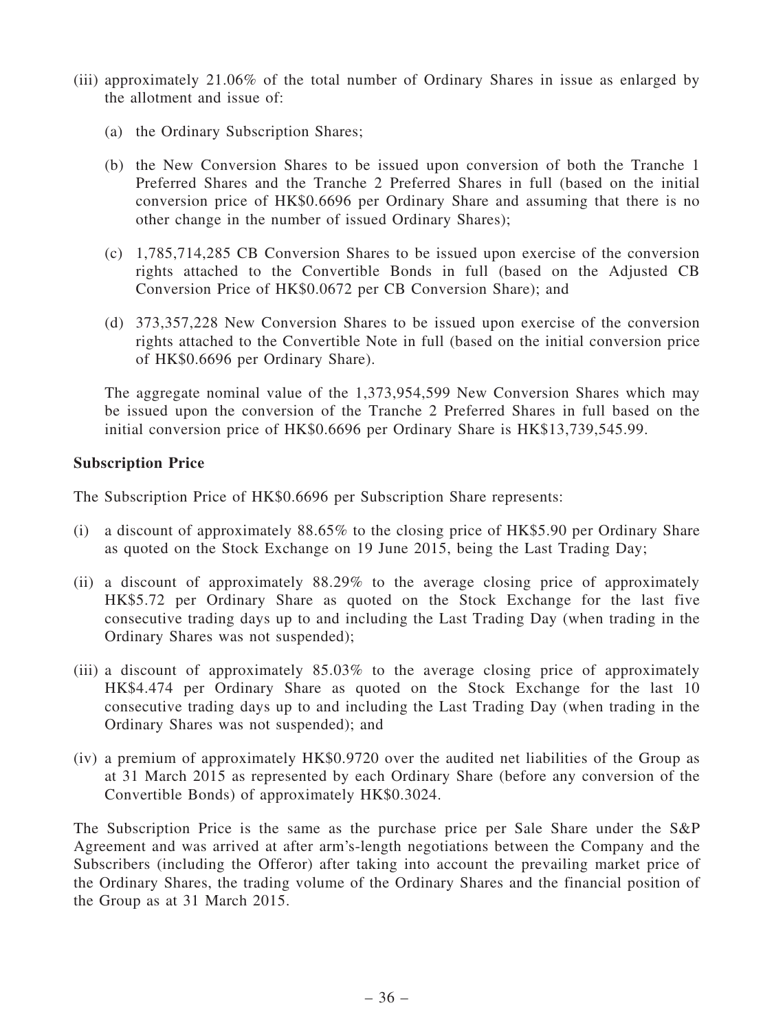(iii) approximately 21.06% of the total number of Ordinary Shares in issue as enlarged by the allotment and issue of:

  (a) the Ordinary Subscription Shares;

  (b) the New Conversion Shares to be issued upon conversion of both the Tranche 1 Preferred Shares and the Tranche 2 Preferred Shares in full (based on the initial conversion price of HK$0.6696 per Ordinary Share and assuming that there is no other change in the number of issued Ordinary Shares);

  (c) 1,785,714,285 CB Conversion Shares to be issued upon exercise of the conversion rights attached to the Convertible Bonds in full (based on the Adjusted CB Conversion Price of HK$0.0672 per CB Conversion Share); and

  (d) 373,357,228 New Conversion Shares to be issued upon exercise of the conversion rights attached to the Convertible Note in full (based on the initial conversion price of HK$0.6696 per Ordinary Share).

The aggregate nominal value of the 1,373,954,599 New Conversion Shares which may be issued upon the conversion of the Tranche 2 Preferred Shares in full based on the initial conversion price of HK$0.6696 per Ordinary Share is HK$13,739,545.99.

**Subscription Price**

The Subscription Price of HK$0.6696 per Subscription Share represents:

(i) a discount of approximately 88.65% to the closing price of HK$5.90 per Ordinary Share as quoted on the Stock Exchange on 19 June 2015, being the Last Trading Day;

(ii) a discount of approximately 88.29% to the average closing price of approximately HK$5.72 per Ordinary Share as quoted on the Stock Exchange for the last five consecutive trading days up to and including the Last Trading Day (when trading in the Ordinary Shares was not suspended);

(iii) a discount of approximately 85.03% to the average closing price of approximately HK$4.474 per Ordinary Share as quoted on the Stock Exchange for the last 10 consecutive trading days up to and including the Last Trading Day (when trading in the Ordinary Shares was not suspended); and

(iv) a premium of approximately HK$0.9720 over the audited net liabilities of the Group as at 31 March 2015 as represented by each Ordinary Share (before any conversion of the Convertible Bonds) of approximately HK$0.3024.

The Subscription Price is the same as the purchase price per Sale Share under the S&P Agreement and was arrived at after arm's-length negotiations between the Company and the Subscribers (including the Offeror) after taking into account the prevailing market price of the Ordinary Shares, the trading volume of the Ordinary Shares and the financial position of the Group as at 31 March 2015.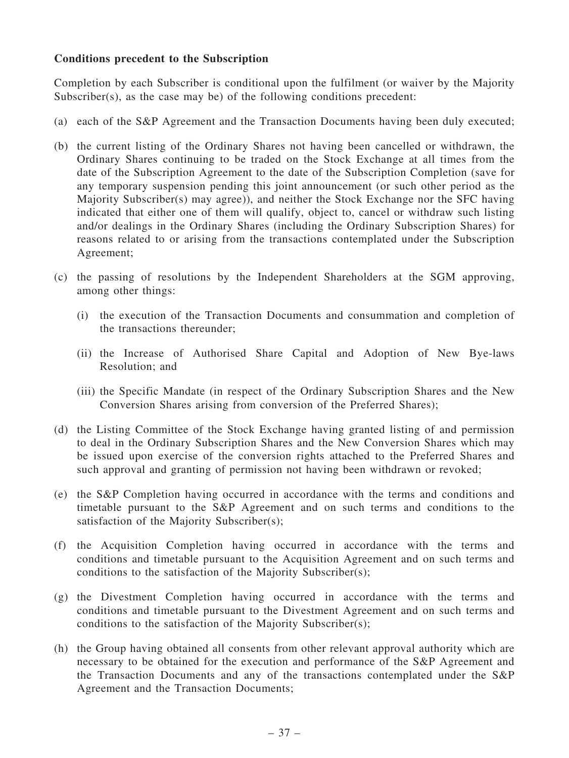**Conditions precedent to the Subscription**

Completion by each Subscriber is conditional upon the fulfilment (or waiver by the Majority Subscriber(s), as the case may be) of the following conditions precedent:

(a) each of the S&P Agreement and the Transaction Documents having been duly executed;

(b) the current listing of the Ordinary Shares not having been cancelled or withdrawn, the Ordinary Shares continuing to be traded on the Stock Exchange at all times from the date of the Subscription Agreement to the date of the Subscription Completion (save for any temporary suspension pending this joint announcement (or such other period as the Majority Subscriber(s) may agree)), and neither the Stock Exchange nor the SFC having indicated that either one of them will qualify, object to, cancel or withdraw such listing and/or dealings in the Ordinary Shares (including the Ordinary Subscription Shares) for reasons related to or arising from the transactions contemplated under the Subscription Agreement;

(c) the passing of resolutions by the Independent Shareholders at the SGM approving, among other things:

   (i) the execution of the Transaction Documents and consummation and completion of the transactions thereunder;

   (ii) the Increase of Authorised Share Capital and Adoption of New Bye-laws Resolution; and

   (iii) the Specific Mandate (in respect of the Ordinary Subscription Shares and the New Conversion Shares arising from conversion of the Preferred Shares);

(d) the Listing Committee of the Stock Exchange having granted listing of and permission to deal in the Ordinary Subscription Shares and the New Conversion Shares which may be issued upon exercise of the conversion rights attached to the Preferred Shares and such approval and granting of permission not having been withdrawn or revoked;

(e) the S&P Completion having occurred in accordance with the terms and conditions and timetable pursuant to the S&P Agreement and on such terms and conditions to the satisfaction of the Majority Subscriber(s);

(f) the Acquisition Completion having occurred in accordance with the terms and conditions and timetable pursuant to the Acquisition Agreement and on such terms and conditions to the satisfaction of the Majority Subscriber(s);

(g) the Divestment Completion having occurred in accordance with the terms and conditions and timetable pursuant to the Divestment Agreement and on such terms and conditions to the satisfaction of the Majority Subscriber(s);

(h) the Group having obtained all consents from other relevant approval authority which are necessary to be obtained for the execution and performance of the S&P Agreement and the Transaction Documents and any of the transactions contemplated under the S&P Agreement and the Transaction Documents;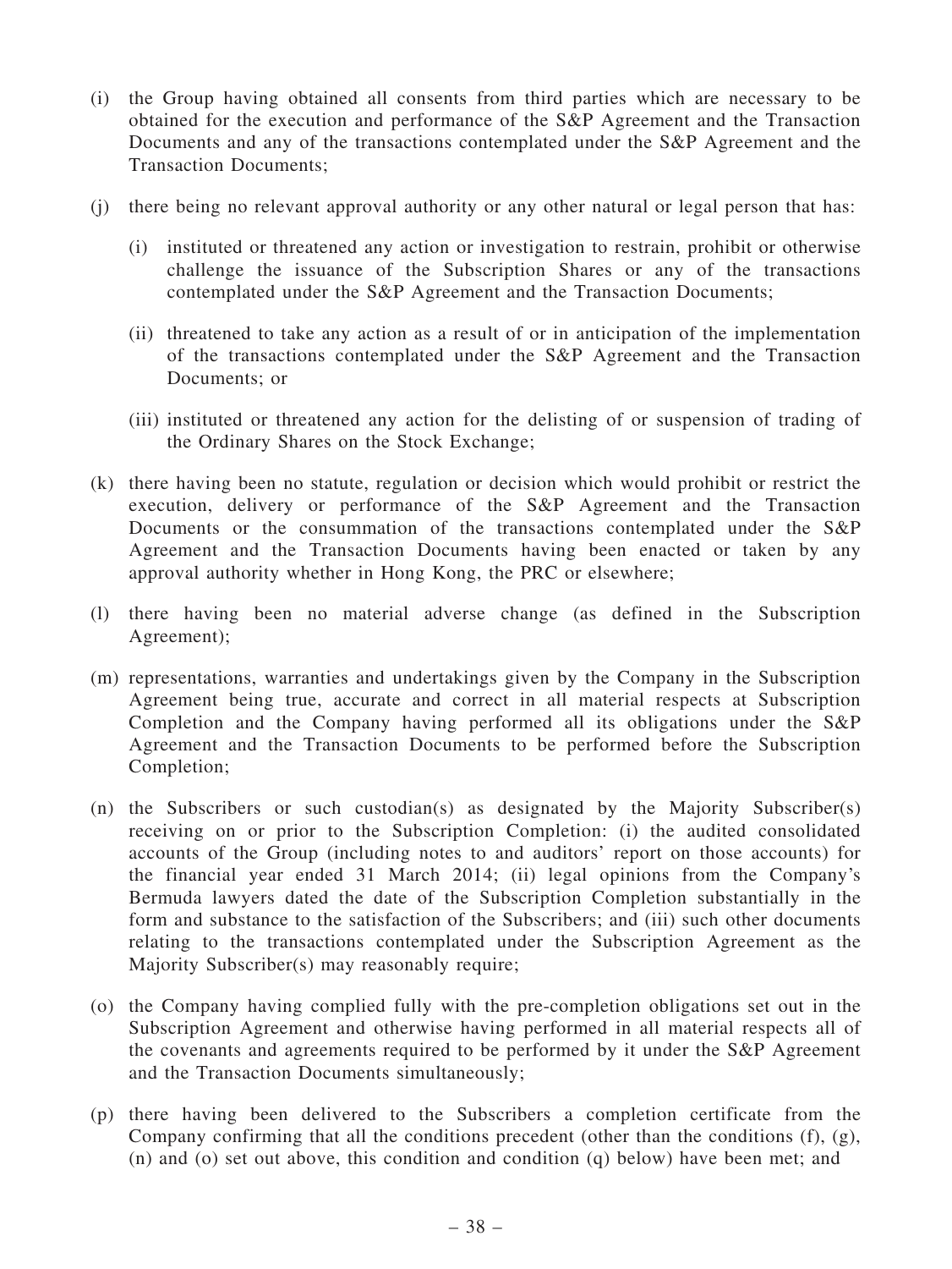(i) the Group having obtained all consents from third parties which are necessary to be obtained for the execution and performance of the S&P Agreement and the Transaction Documents and any of the transactions contemplated under the S&P Agreement and the Transaction Documents;

(j) there being no relevant approval authority or any other natural or legal person that has:

   (i) instituted or threatened any action or investigation to restrain, prohibit or otherwise challenge the issuance of the Subscription Shares or any of the transactions contemplated under the S&P Agreement and the Transaction Documents;

   (ii) threatened to take any action as a result of or in anticipation of the implementation of the transactions contemplated under the S&P Agreement and the Transaction Documents; or

   (iii) instituted or threatened any action for the delisting of or suspension of trading of the Ordinary Shares on the Stock Exchange;

(k) there having been no statute, regulation or decision which would prohibit or restrict the execution, delivery or performance of the S&P Agreement and the Transaction Documents or the consummation of the transactions contemplated under the S&P Agreement and the Transaction Documents having been enacted or taken by any approval authority whether in Hong Kong, the PRC or elsewhere;

(l) there having been no material adverse change (as defined in the Subscription Agreement);

(m) representations, warranties and undertakings given by the Company in the Subscription Agreement being true, accurate and correct in all material respects at Subscription Completion and the Company having performed all its obligations under the S&P Agreement and the Transaction Documents to be performed before the Subscription Completion;

(n) the Subscribers or such custodian(s) as designated by the Majority Subscriber(s) receiving on or prior to the Subscription Completion: (i) the audited consolidated accounts of the Group (including notes to and auditors' report on those accounts) for the financial year ended 31 March 2014; (ii) legal opinions from the Company's Bermuda lawyers dated the date of the Subscription Completion substantially in the form and substance to the satisfaction of the Subscribers; and (iii) such other documents relating to the transactions contemplated under the Subscription Agreement as the Majority Subscriber(s) may reasonably require;

(o) the Company having complied fully with the pre-completion obligations set out in the Subscription Agreement and otherwise having performed in all material respects all of the covenants and agreements required to be performed by it under the S&P Agreement and the Transaction Documents simultaneously;

(p) there having been delivered to the Subscribers a completion certificate from the Company confirming that all the conditions precedent (other than the conditions (f), (g), (n) and (o) set out above, this condition and condition (q) below) have been met; and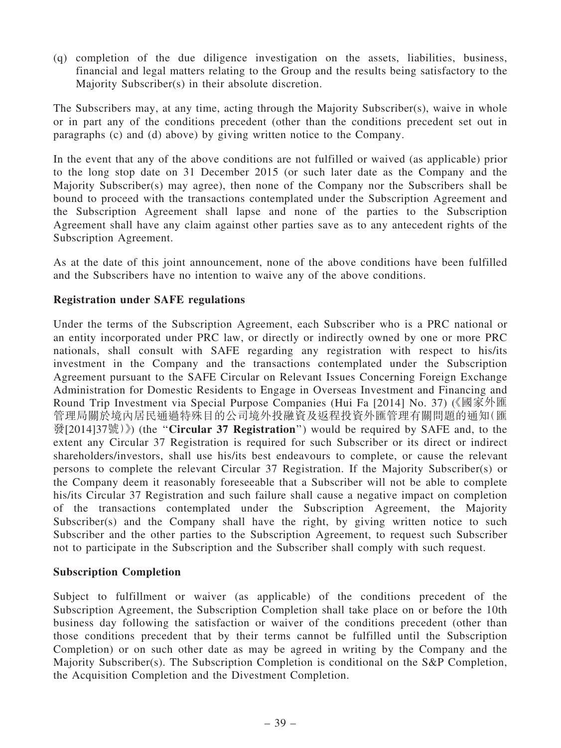(q) completion of the due diligence investigation on the assets, liabilities, business, financial and legal matters relating to the Group and the results being satisfactory to the Majority Subscriber(s) in their absolute discretion.

The Subscribers may, at any time, acting through the Majority Subscriber(s), waive in whole or in part any of the conditions precedent (other than the conditions precedent set out in paragraphs (c) and (d) above) by giving written notice to the Company.

In the event that any of the above conditions are not fulfilled or waived (as applicable) prior to the long stop date on 31 December 2015 (or such later date as the Company and the Majority Subscriber(s) may agree), then none of the Company nor the Subscribers shall be bound to proceed with the transactions contemplated under the Subscription Agreement and the Subscription Agreement shall lapse and none of the parties to the Subscription Agreement shall have any claim against other parties save as to any antecedent rights of the Subscription Agreement.

As at the date of this joint announcement, none of the above conditions have been fulfilled and the Subscribers have no intention to waive any of the above conditions.

**Registration under SAFE regulations**

Under the terms of the Subscription Agreement, each Subscriber who is a PRC national or an entity incorporated under PRC law, or directly or indirectly owned by one or more PRC nationals, shall consult with SAFE regarding any registration with respect to his/its investment in the Company and the transactions contemplated under the Subscription Agreement pursuant to the SAFE Circular on Relevant Issues Concerning Foreign Exchange Administration for Domestic Residents to Engage in Overseas Investment and Financing and Round Trip Investment via Special Purpose Companies (Hui Fa [2014] No. 37) (《國家外匯管理局關於境內居民通過特殊目的公司境外投融資及返程投資外匯管理有關問題的通知(匯發[2014]37號)》) (the "**Circular 37 Registration**") would be required by SAFE and, to the extent any Circular 37 Registration is required for such Subscriber or its direct or indirect shareholders/investors, shall use his/its best endeavours to complete, or cause the relevant persons to complete the relevant Circular 37 Registration. If the Majority Subscriber(s) or the Company deem it reasonably foreseeable that a Subscriber will not be able to complete his/its Circular 37 Registration and such failure shall cause a negative impact on completion of the transactions contemplated under the Subscription Agreement, the Majority Subscriber(s) and the Company shall have the right, by giving written notice to such Subscriber and the other parties to the Subscription Agreement, to request such Subscriber not to participate in the Subscription and the Subscriber shall comply with such request.

**Subscription Completion**

Subject to fulfillment or waiver (as applicable) of the conditions precedent of the Subscription Agreement, the Subscription Completion shall take place on or before the 10th business day following the satisfaction or waiver of the conditions precedent (other than those conditions precedent that by their terms cannot be fulfilled until the Subscription Completion) or on such other date as may be agreed in writing by the Company and the Majority Subscriber(s). The Subscription Completion is conditional on the S&P Completion, the Acquisition Completion and the Divestment Completion.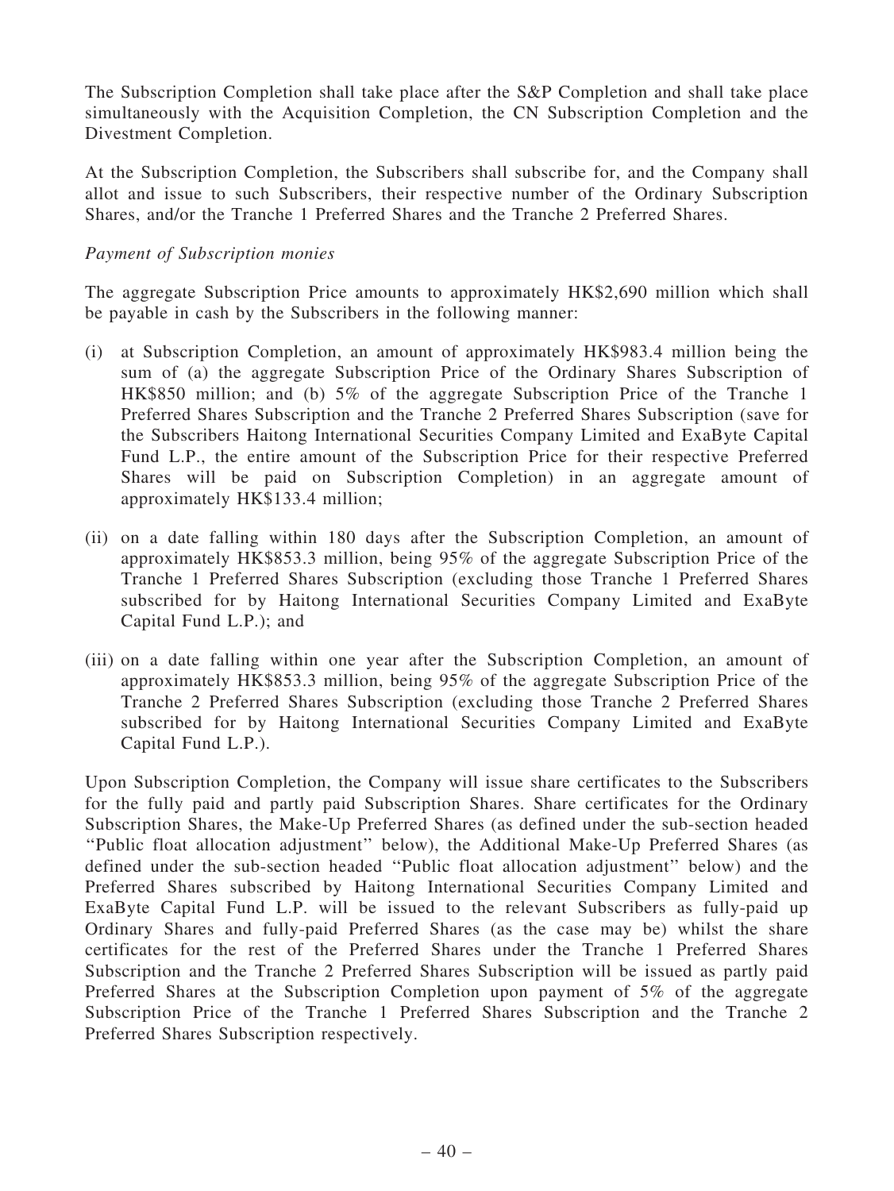The Subscription Completion shall take place after the S&P Completion and shall take place simultaneously with the Acquisition Completion, the CN Subscription Completion and the Divestment Completion.

At the Subscription Completion, the Subscribers shall subscribe for, and the Company shall allot and issue to such Subscribers, their respective number of the Ordinary Subscription Shares, and/or the Tranche 1 Preferred Shares and the Tranche 2 Preferred Shares.

*Payment of Subscription monies*

The aggregate Subscription Price amounts to approximately HK$2,690 million which shall be payable in cash by the Subscribers in the following manner:

(i) at Subscription Completion, an amount of approximately HK$983.4 million being the sum of (a) the aggregate Subscription Price of the Ordinary Shares Subscription of HK$850 million; and (b) 5% of the aggregate Subscription Price of the Tranche 1 Preferred Shares Subscription and the Tranche 2 Preferred Shares Subscription (save for the Subscribers Haitong International Securities Company Limited and ExaByte Capital Fund L.P., the entire amount of the Subscription Price for their respective Preferred Shares will be paid on Subscription Completion) in an aggregate amount of approximately HK$133.4 million;

(ii) on a date falling within 180 days after the Subscription Completion, an amount of approximately HK$853.3 million, being 95% of the aggregate Subscription Price of the Tranche 1 Preferred Shares Subscription (excluding those Tranche 1 Preferred Shares subscribed for by Haitong International Securities Company Limited and ExaByte Capital Fund L.P.); and

(iii) on a date falling within one year after the Subscription Completion, an amount of approximately HK$853.3 million, being 95% of the aggregate Subscription Price of the Tranche 2 Preferred Shares Subscription (excluding those Tranche 2 Preferred Shares subscribed for by Haitong International Securities Company Limited and ExaByte Capital Fund L.P.).

Upon Subscription Completion, the Company will issue share certificates to the Subscribers for the fully paid and partly paid Subscription Shares. Share certificates for the Ordinary Subscription Shares, the Make-Up Preferred Shares (as defined under the sub-section headed "Public float allocation adjustment" below), the Additional Make-Up Preferred Shares (as defined under the sub-section headed "Public float allocation adjustment" below) and the Preferred Shares subscribed by Haitong International Securities Company Limited and ExaByte Capital Fund L.P. will be issued to the relevant Subscribers as fully-paid up Ordinary Shares and fully-paid Preferred Shares (as the case may be) whilst the share certificates for the rest of the Preferred Shares under the Tranche 1 Preferred Shares Subscription and the Tranche 2 Preferred Shares Subscription will be issued as partly paid Preferred Shares at the Subscription Completion upon payment of 5% of the aggregate Subscription Price of the Tranche 1 Preferred Shares Subscription and the Tranche 2 Preferred Shares Subscription respectively.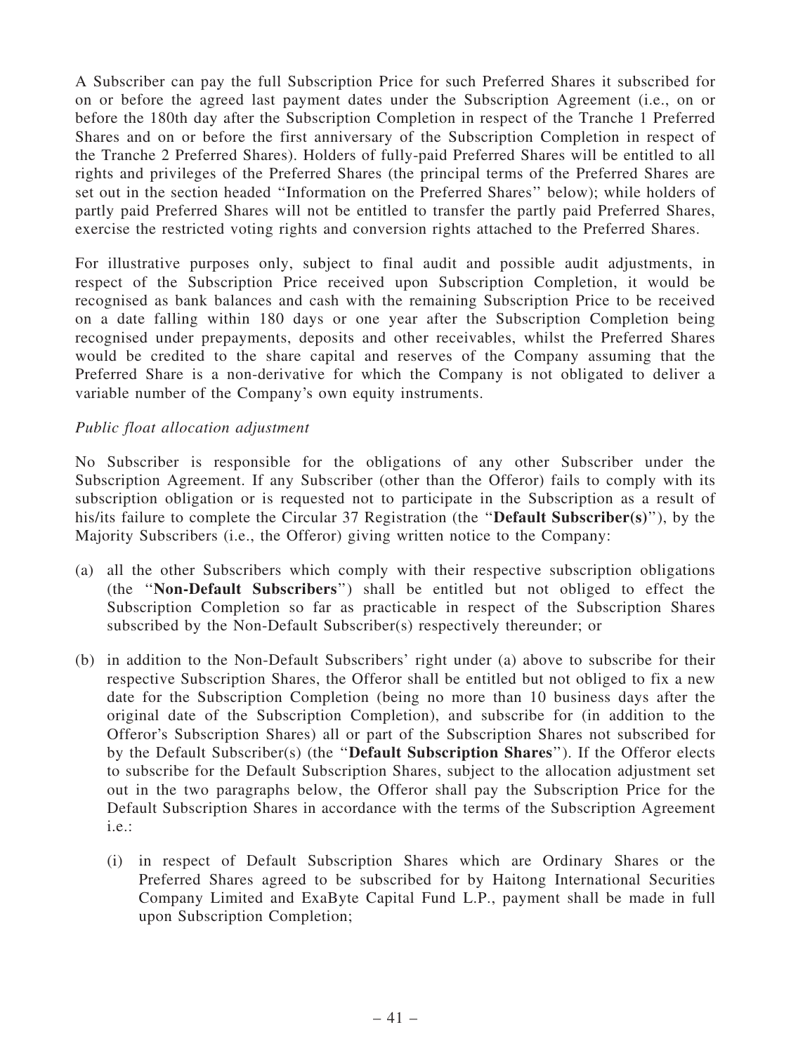A Subscriber can pay the full Subscription Price for such Preferred Shares it subscribed for on or before the agreed last payment dates under the Subscription Agreement (i.e., on or before the 180th day after the Subscription Completion in respect of the Tranche 1 Preferred Shares and on or before the first anniversary of the Subscription Completion in respect of the Tranche 2 Preferred Shares). Holders of fully-paid Preferred Shares will be entitled to all rights and privileges of the Preferred Shares (the principal terms of the Preferred Shares are set out in the section headed ''Information on the Preferred Shares'' below); while holders of partly paid Preferred Shares will not be entitled to transfer the partly paid Preferred Shares, exercise the restricted voting rights and conversion rights attached to the Preferred Shares.

For illustrative purposes only, subject to final audit and possible audit adjustments, in respect of the Subscription Price received upon Subscription Completion, it would be recognised as bank balances and cash with the remaining Subscription Price to be received on a date falling within 180 days or one year after the Subscription Completion being recognised under prepayments, deposits and other receivables, whilst the Preferred Shares would be credited to the share capital and reserves of the Company assuming that the Preferred Share is a non-derivative for which the Company is not obligated to deliver a variable number of the Company's own equity instruments.

*Public float allocation adjustment*

No Subscriber is responsible for the obligations of any other Subscriber under the Subscription Agreement. If any Subscriber (other than the Offeror) fails to comply with its subscription obligation or is requested not to participate in the Subscription as a result of his/its failure to complete the Circular 37 Registration (the ''**Default Subscriber(s)**''), by the Majority Subscribers (i.e., the Offeror) giving written notice to the Company:

(a) all the other Subscribers which comply with their respective subscription obligations (the ''**Non-Default Subscribers**'') shall be entitled but not obliged to effect the Subscription Completion so far as practicable in respect of the Subscription Shares subscribed by the Non-Default Subscriber(s) respectively thereunder; or

(b) in addition to the Non-Default Subscribers' right under (a) above to subscribe for their respective Subscription Shares, the Offeror shall be entitled but not obliged to fix a new date for the Subscription Completion (being no more than 10 business days after the original date of the Subscription Completion), and subscribe for (in addition to the Offeror's Subscription Shares) all or part of the Subscription Shares not subscribed for by the Default Subscriber(s) (the ''**Default Subscription Shares**''). If the Offeror elects to subscribe for the Default Subscription Shares, subject to the allocation adjustment set out in the two paragraphs below, the Offeror shall pay the Subscription Price for the Default Subscription Shares in accordance with the terms of the Subscription Agreement i.e.:

   (i) in respect of Default Subscription Shares which are Ordinary Shares or the Preferred Shares agreed to be subscribed for by Haitong International Securities Company Limited and ExaByte Capital Fund L.P., payment shall be made in full upon Subscription Completion;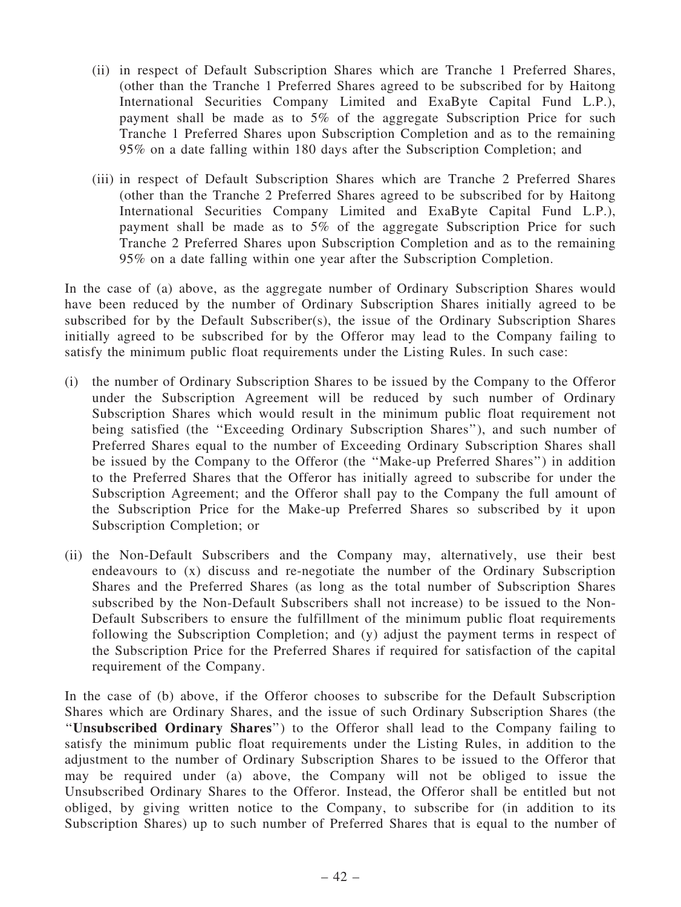(ii) in respect of Default Subscription Shares which are Tranche 1 Preferred Shares, (other than the Tranche 1 Preferred Shares agreed to be subscribed for by Haitong International Securities Company Limited and ExaByte Capital Fund L.P.), payment shall be made as to 5% of the aggregate Subscription Price for such Tranche 1 Preferred Shares upon Subscription Completion and as to the remaining 95% on a date falling within 180 days after the Subscription Completion; and

(iii) in respect of Default Subscription Shares which are Tranche 2 Preferred Shares (other than the Tranche 2 Preferred Shares agreed to be subscribed for by Haitong International Securities Company Limited and ExaByte Capital Fund L.P.), payment shall be made as to 5% of the aggregate Subscription Price for such Tranche 2 Preferred Shares upon Subscription Completion and as to the remaining 95% on a date falling within one year after the Subscription Completion.

In the case of (a) above, as the aggregate number of Ordinary Subscription Shares would have been reduced by the number of Ordinary Subscription Shares initially agreed to be subscribed for by the Default Subscriber(s), the issue of the Ordinary Subscription Shares initially agreed to be subscribed for by the Offeror may lead to the Company failing to satisfy the minimum public float requirements under the Listing Rules. In such case:

(i) the number of Ordinary Subscription Shares to be issued by the Company to the Offeror under the Subscription Agreement will be reduced by such number of Ordinary Subscription Shares which would result in the minimum public float requirement not being satisfied (the "Exceeding Ordinary Subscription Shares"), and such number of Preferred Shares equal to the number of Exceeding Ordinary Subscription Shares shall be issued by the Company to the Offeror (the "Make-up Preferred Shares") in addition to the Preferred Shares that the Offeror has initially agreed to subscribe for under the Subscription Agreement; and the Offeror shall pay to the Company the full amount of the Subscription Price for the Make-up Preferred Shares so subscribed by it upon Subscription Completion; or

(ii) the Non-Default Subscribers and the Company may, alternatively, use their best endeavours to (x) discuss and re-negotiate the number of the Ordinary Subscription Shares and the Preferred Shares (as long as the total number of Subscription Shares subscribed by the Non-Default Subscribers shall not increase) to be issued to the Non-Default Subscribers to ensure the fulfillment of the minimum public float requirements following the Subscription Completion; and (y) adjust the payment terms in respect of the Subscription Price for the Preferred Shares if required for satisfaction of the capital requirement of the Company.

In the case of (b) above, if the Offeror chooses to subscribe for the Default Subscription Shares which are Ordinary Shares, and the issue of such Ordinary Subscription Shares (the "**Unsubscribed Ordinary Shares**") to the Offeror shall lead to the Company failing to satisfy the minimum public float requirements under the Listing Rules, in addition to the adjustment to the number of Ordinary Subscription Shares to be issued to the Offeror that may be required under (a) above, the Company will not be obliged to issue the Unsubscribed Ordinary Shares to the Offeror. Instead, the Offeror shall be entitled but not obliged, by giving written notice to the Company, to subscribe for (in addition to its Subscription Shares) up to such number of Preferred Shares that is equal to the number of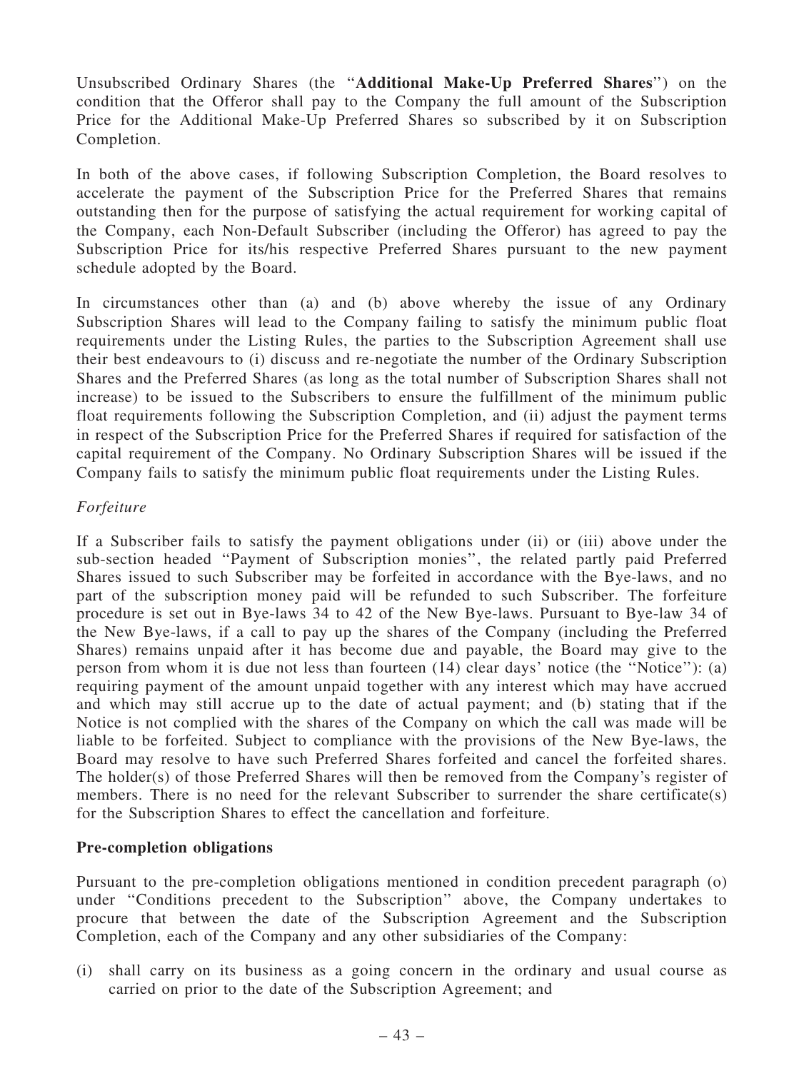Unsubscribed Ordinary Shares (the "**Additional Make-Up Preferred Shares**") on the condition that the Offeror shall pay to the Company the full amount of the Subscription Price for the Additional Make-Up Preferred Shares so subscribed by it on Subscription Completion.

In both of the above cases, if following Subscription Completion, the Board resolves to accelerate the payment of the Subscription Price for the Preferred Shares that remains outstanding then for the purpose of satisfying the actual requirement for working capital of the Company, each Non-Default Subscriber (including the Offeror) has agreed to pay the Subscription Price for its/his respective Preferred Shares pursuant to the new payment schedule adopted by the Board.

In circumstances other than (a) and (b) above whereby the issue of any Ordinary Subscription Shares will lead to the Company failing to satisfy the minimum public float requirements under the Listing Rules, the parties to the Subscription Agreement shall use their best endeavours to (i) discuss and re-negotiate the number of the Ordinary Subscription Shares and the Preferred Shares (as long as the total number of Subscription Shares shall not increase) to be issued to the Subscribers to ensure the fulfillment of the minimum public float requirements following the Subscription Completion, and (ii) adjust the payment terms in respect of the Subscription Price for the Preferred Shares if required for satisfaction of the capital requirement of the Company. No Ordinary Subscription Shares will be issued if the Company fails to satisfy the minimum public float requirements under the Listing Rules.

*Forfeiture*

If a Subscriber fails to satisfy the payment obligations under (ii) or (iii) above under the sub-section headed "Payment of Subscription monies", the related partly paid Preferred Shares issued to such Subscriber may be forfeited in accordance with the Bye-laws, and no part of the subscription money paid will be refunded to such Subscriber. The forfeiture procedure is set out in Bye-laws 34 to 42 of the New Bye-laws. Pursuant to Bye-law 34 of the New Bye-laws, if a call to pay up the shares of the Company (including the Preferred Shares) remains unpaid after it has become due and payable, the Board may give to the person from whom it is due not less than fourteen (14) clear days' notice (the "Notice"): (a) requiring payment of the amount unpaid together with any interest which may have accrued and which may still accrue up to the date of actual payment; and (b) stating that if the Notice is not complied with the shares of the Company on which the call was made will be liable to be forfeited. Subject to compliance with the provisions of the New Bye-laws, the Board may resolve to have such Preferred Shares forfeited and cancel the forfeited shares. The holder(s) of those Preferred Shares will then be removed from the Company's register of members. There is no need for the relevant Subscriber to surrender the share certificate(s) for the Subscription Shares to effect the cancellation and forfeiture.

**Pre-completion obligations**

Pursuant to the pre-completion obligations mentioned in condition precedent paragraph (o) under "Conditions precedent to the Subscription" above, the Company undertakes to procure that between the date of the Subscription Agreement and the Subscription Completion, each of the Company and any other subsidiaries of the Company:

(i) shall carry on its business as a going concern in the ordinary and usual course as carried on prior to the date of the Subscription Agreement; and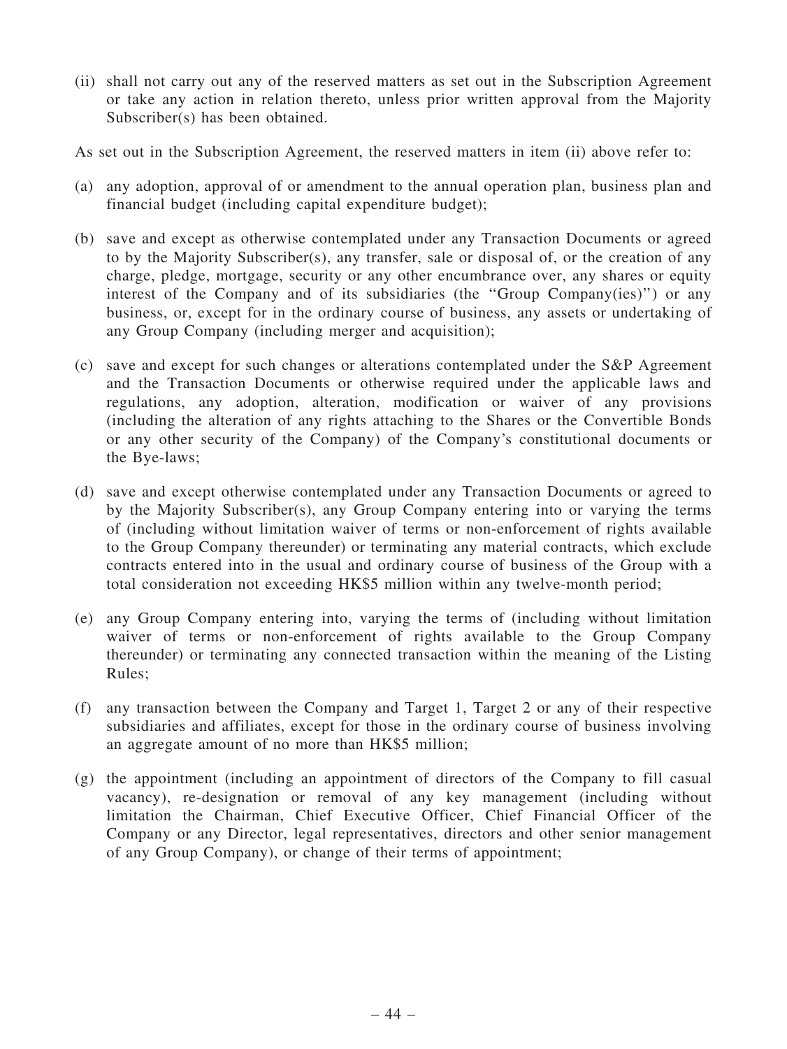(ii) shall not carry out any of the reserved matters as set out in the Subscription Agreement or take any action in relation thereto, unless prior written approval from the Majority Subscriber(s) has been obtained.

As set out in the Subscription Agreement, the reserved matters in item (ii) above refer to:

(a) any adoption, approval of or amendment to the annual operation plan, business plan and financial budget (including capital expenditure budget);

(b) save and except as otherwise contemplated under any Transaction Documents or agreed to by the Majority Subscriber(s), any transfer, sale or disposal of, or the creation of any charge, pledge, mortgage, security or any other encumbrance over, any shares or equity interest of the Company and of its subsidiaries (the "Group Company(ies)") or any business, or, except for in the ordinary course of business, any assets or undertaking of any Group Company (including merger and acquisition);

(c) save and except for such changes or alterations contemplated under the S&P Agreement and the Transaction Documents or otherwise required under the applicable laws and regulations, any adoption, alteration, modification or waiver of any provisions (including the alteration of any rights attaching to the Shares or the Convertible Bonds or any other security of the Company) of the Company's constitutional documents or the Bye-laws;

(d) save and except otherwise contemplated under any Transaction Documents or agreed to by the Majority Subscriber(s), any Group Company entering into or varying the terms of (including without limitation waiver of terms or non-enforcement of rights available to the Group Company thereunder) or terminating any material contracts, which exclude contracts entered into in the usual and ordinary course of business of the Group with a total consideration not exceeding HK$5 million within any twelve-month period;

(e) any Group Company entering into, varying the terms of (including without limitation waiver of terms or non-enforcement of rights available to the Group Company thereunder) or terminating any connected transaction within the meaning of the Listing Rules;

(f) any transaction between the Company and Target 1, Target 2 or any of their respective subsidiaries and affiliates, except for those in the ordinary course of business involving an aggregate amount of no more than HK$5 million;

(g) the appointment (including an appointment of directors of the Company to fill casual vacancy), re-designation or removal of any key management (including without limitation the Chairman, Chief Executive Officer, Chief Financial Officer of the Company or any Director, legal representatives, directors and other senior management of any Group Company), or change of their terms of appointment;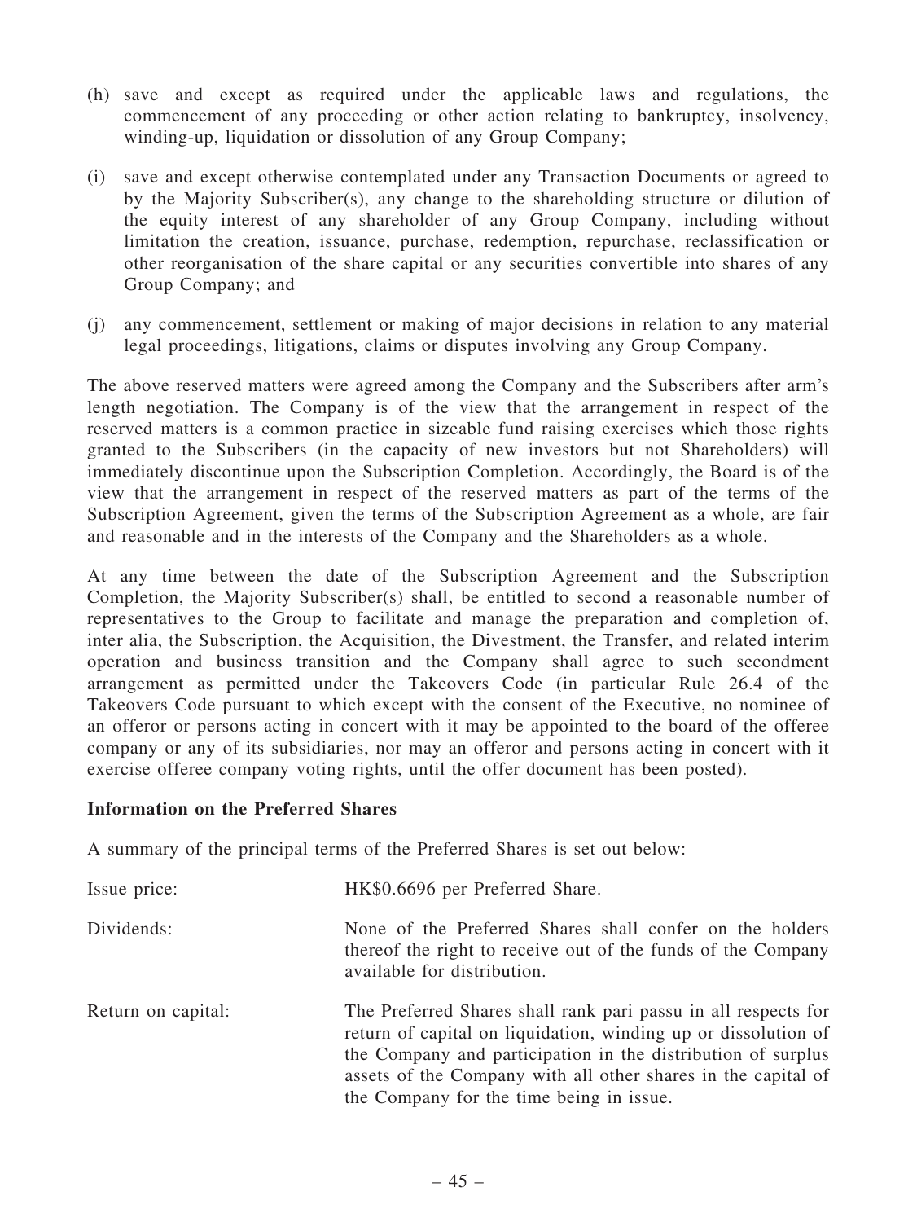(h) save and except as required under the applicable laws and regulations, the commencement of any proceeding or other action relating to bankruptcy, insolvency, winding-up, liquidation or dissolution of any Group Company;

(i) save and except otherwise contemplated under any Transaction Documents or agreed to by the Majority Subscriber(s), any change to the shareholding structure or dilution of the equity interest of any shareholder of any Group Company, including without limitation the creation, issuance, purchase, redemption, repurchase, reclassification or other reorganisation of the share capital or any securities convertible into shares of any Group Company; and

(j) any commencement, settlement or making of major decisions in relation to any material legal proceedings, litigations, claims or disputes involving any Group Company.

The above reserved matters were agreed among the Company and the Subscribers after arm's length negotiation. The Company is of the view that the arrangement in respect of the reserved matters is a common practice in sizeable fund raising exercises which those rights granted to the Subscribers (in the capacity of new investors but not Shareholders) will immediately discontinue upon the Subscription Completion. Accordingly, the Board is of the view that the arrangement in respect of the reserved matters as part of the terms of the Subscription Agreement, given the terms of the Subscription Agreement as a whole, are fair and reasonable and in the interests of the Company and the Shareholders as a whole.

At any time between the date of the Subscription Agreement and the Subscription Completion, the Majority Subscriber(s) shall, be entitled to second a reasonable number of representatives to the Group to facilitate and manage the preparation and completion of, inter alia, the Subscription, the Acquisition, the Divestment, the Transfer, and related interim operation and business transition and the Company shall agree to such secondment arrangement as permitted under the Takeovers Code (in particular Rule 26.4 of the Takeovers Code pursuant to which except with the consent of the Executive, no nominee of an offeror or persons acting in concert with it may be appointed to the board of the offeree company or any of its subsidiaries, nor may an offeror and persons acting in concert with it exercise offeree company voting rights, until the offer document has been posted).

**Information on the Preferred Shares**

A summary of the principal terms of the Preferred Shares is set out below:

| | |
|---|---|
| Issue price: | HK$0.6696 per Preferred Share. |
| Dividends: | None of the Preferred Shares shall confer on the holders thereof the right to receive out of the funds of the Company available for distribution. |
| Return on capital: | The Preferred Shares shall rank pari passu in all respects for return of capital on liquidation, winding up or dissolution of the Company and participation in the distribution of surplus assets of the Company with all other shares in the capital of the Company for the time being in issue. |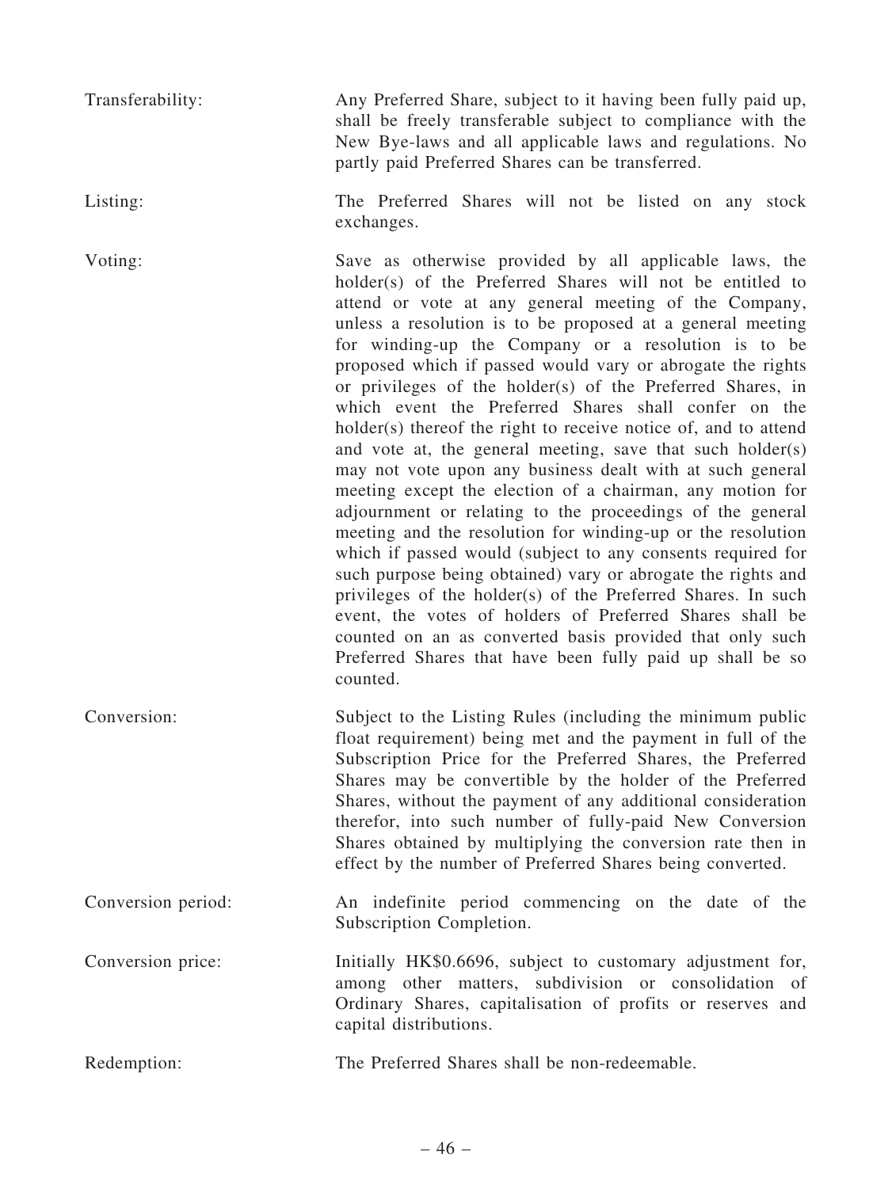| | |
|---|---|
| Transferability: | Any Preferred Share, subject to it having been fully paid up, shall be freely transferable subject to compliance with the New Bye-laws and all applicable laws and regulations. No partly paid Preferred Shares can be transferred. |
| Listing: | The Preferred Shares will not be listed on any stock exchanges. |
| Voting: | Save as otherwise provided by all applicable laws, the holder(s) of the Preferred Shares will not be entitled to attend or vote at any general meeting of the Company, unless a resolution is to be proposed at a general meeting for winding-up the Company or a resolution is to be proposed which if passed would vary or abrogate the rights or privileges of the holder(s) of the Preferred Shares, in which event the Preferred Shares shall confer on the holder(s) thereof the right to receive notice of, and to attend and vote at, the general meeting, save that such holder(s) may not vote upon any business dealt with at such general meeting except the election of a chairman, any motion for adjournment or relating to the proceedings of the general meeting and the resolution for winding-up or the resolution which if passed would (subject to any consents required for such purpose being obtained) vary or abrogate the rights and privileges of the holder(s) of the Preferred Shares. In such event, the votes of holders of Preferred Shares shall be counted on an as converted basis provided that only such Preferred Shares that have been fully paid up shall be so counted. |
| Conversion: | Subject to the Listing Rules (including the minimum public float requirement) being met and the payment in full of the Subscription Price for the Preferred Shares, the Preferred Shares may be convertible by the holder of the Preferred Shares, without the payment of any additional consideration therefor, into such number of fully-paid New Conversion Shares obtained by multiplying the conversion rate then in effect by the number of Preferred Shares being converted. |
| Conversion period: | An indefinite period commencing on the date of the Subscription Completion. |
| Conversion price: | Initially HK$0.6696, subject to customary adjustment for, among other matters, subdivision or consolidation of Ordinary Shares, capitalisation of profits or reserves and capital distributions. |
| Redemption: | The Preferred Shares shall be non-redeemable. |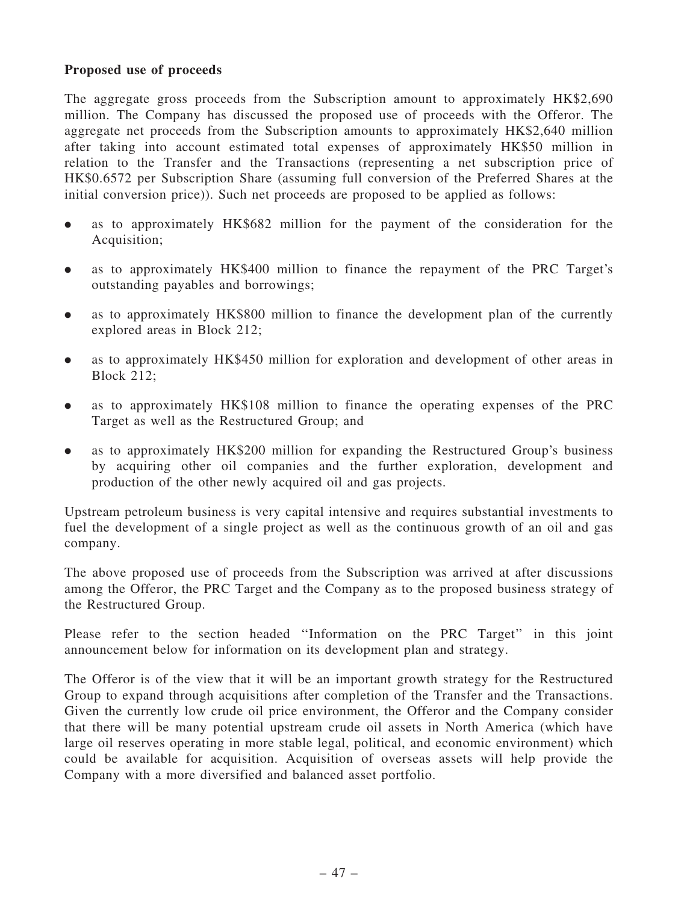**Proposed use of proceeds**

The aggregate gross proceeds from the Subscription amount to approximately HK$2,690 million. The Company has discussed the proposed use of proceeds with the Offeror. The aggregate net proceeds from the Subscription amounts to approximately HK$2,640 million after taking into account estimated total expenses of approximately HK$50 million in relation to the Transfer and the Transactions (representing a net subscription price of HK$0.6572 per Subscription Share (assuming full conversion of the Preferred Shares at the initial conversion price)). Such net proceeds are proposed to be applied as follows:

- as to approximately HK$682 million for the payment of the consideration for the Acquisition;
- as to approximately HK$400 million to finance the repayment of the PRC Target's outstanding payables and borrowings;
- as to approximately HK$800 million to finance the development plan of the currently explored areas in Block 212;
- as to approximately HK$450 million for exploration and development of other areas in Block 212;
- as to approximately HK$108 million to finance the operating expenses of the PRC Target as well as the Restructured Group; and
- as to approximately HK$200 million for expanding the Restructured Group's business by acquiring other oil companies and the further exploration, development and production of the other newly acquired oil and gas projects.

Upstream petroleum business is very capital intensive and requires substantial investments to fuel the development of a single project as well as the continuous growth of an oil and gas company.

The above proposed use of proceeds from the Subscription was arrived at after discussions among the Offeror, the PRC Target and the Company as to the proposed business strategy of the Restructured Group.

Please refer to the section headed "Information on the PRC Target" in this joint announcement below for information on its development plan and strategy.

The Offeror is of the view that it will be an important growth strategy for the Restructured Group to expand through acquisitions after completion of the Transfer and the Transactions. Given the currently low crude oil price environment, the Offeror and the Company consider that there will be many potential upstream crude oil assets in North America (which have large oil reserves operating in more stable legal, political, and economic environment) which could be available for acquisition. Acquisition of overseas assets will help provide the Company with a more diversified and balanced asset portfolio.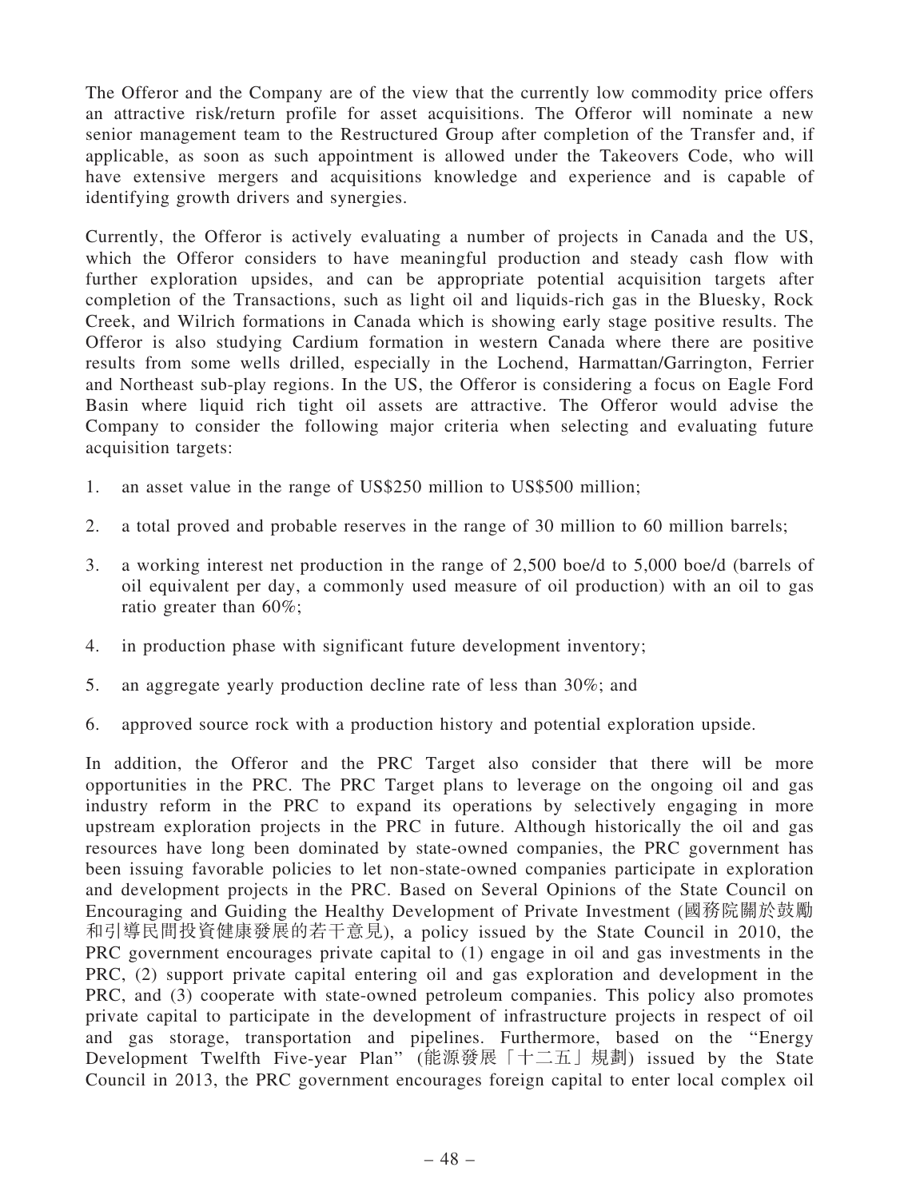The Offeror and the Company are of the view that the currently low commodity price offers an attractive risk/return profile for asset acquisitions. The Offeror will nominate a new senior management team to the Restructured Group after completion of the Transfer and, if applicable, as soon as such appointment is allowed under the Takeovers Code, who will have extensive mergers and acquisitions knowledge and experience and is capable of identifying growth drivers and synergies.

Currently, the Offeror is actively evaluating a number of projects in Canada and the US, which the Offeror considers to have meaningful production and steady cash flow with further exploration upsides, and can be appropriate potential acquisition targets after completion of the Transactions, such as light oil and liquids-rich gas in the Bluesky, Rock Creek, and Wilrich formations in Canada which is showing early stage positive results. The Offeror is also studying Cardium formation in western Canada where there are positive results from some wells drilled, especially in the Lochend, Harmattan/Garrington, Ferrier and Northeast sub-play regions. In the US, the Offeror is considering a focus on Eagle Ford Basin where liquid rich tight oil assets are attractive. The Offeror would advise the Company to consider the following major criteria when selecting and evaluating future acquisition targets:

1. an asset value in the range of US$250 million to US$500 million;

2. a total proved and probable reserves in the range of 30 million to 60 million barrels;

3. a working interest net production in the range of 2,500 boe/d to 5,000 boe/d (barrels of oil equivalent per day, a commonly used measure of oil production) with an oil to gas ratio greater than 60%;

4. in production phase with significant future development inventory;

5. an aggregate yearly production decline rate of less than 30%; and

6. approved source rock with a production history and potential exploration upside.

In addition, the Offeror and the PRC Target also consider that there will be more opportunities in the PRC. The PRC Target plans to leverage on the ongoing oil and gas industry reform in the PRC to expand its operations by selectively engaging in more upstream exploration projects in the PRC in future. Although historically the oil and gas resources have long been dominated by state-owned companies, the PRC government has been issuing favorable policies to let non-state-owned companies participate in exploration and development projects in the PRC. Based on Several Opinions of the State Council on Encouraging and Guiding the Healthy Development of Private Investment (國務院關於鼓勵和引導民間投資健康發展的若干意見), a policy issued by the State Council in 2010, the PRC government encourages private capital to (1) engage in oil and gas investments in the PRC, (2) support private capital entering oil and gas exploration and development in the PRC, and (3) cooperate with state-owned petroleum companies. This policy also promotes private capital to participate in the development of infrastructure projects in respect of oil and gas storage, transportation and pipelines. Furthermore, based on the "Energy Development Twelfth Five-year Plan" (能源發展「十二五」規劃) issued by the State Council in 2013, the PRC government encourages foreign capital to enter local complex oil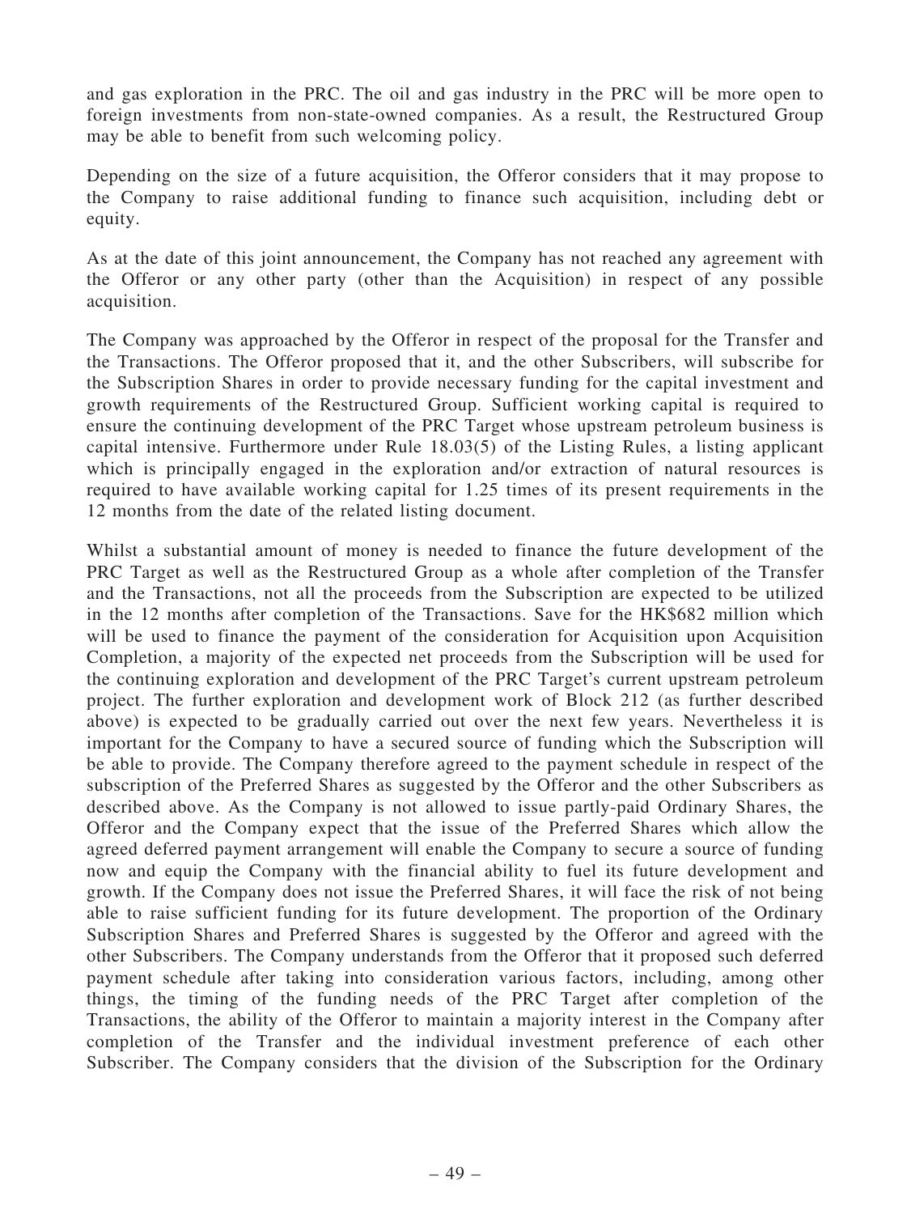and gas exploration in the PRC. The oil and gas industry in the PRC will be more open to foreign investments from non-state-owned companies. As a result, the Restructured Group may be able to benefit from such welcoming policy.

Depending on the size of a future acquisition, the Offeror considers that it may propose to the Company to raise additional funding to finance such acquisition, including debt or equity.

As at the date of this joint announcement, the Company has not reached any agreement with the Offeror or any other party (other than the Acquisition) in respect of any possible acquisition.

The Company was approached by the Offeror in respect of the proposal for the Transfer and the Transactions. The Offeror proposed that it, and the other Subscribers, will subscribe for the Subscription Shares in order to provide necessary funding for the capital investment and growth requirements of the Restructured Group. Sufficient working capital is required to ensure the continuing development of the PRC Target whose upstream petroleum business is capital intensive. Furthermore under Rule 18.03(5) of the Listing Rules, a listing applicant which is principally engaged in the exploration and/or extraction of natural resources is required to have available working capital for 1.25 times of its present requirements in the 12 months from the date of the related listing document.

Whilst a substantial amount of money is needed to finance the future development of the PRC Target as well as the Restructured Group as a whole after completion of the Transfer and the Transactions, not all the proceeds from the Subscription are expected to be utilized in the 12 months after completion of the Transactions. Save for the HK$682 million which will be used to finance the payment of the consideration for Acquisition upon Acquisition Completion, a majority of the expected net proceeds from the Subscription will be used for the continuing exploration and development of the PRC Target's current upstream petroleum project. The further exploration and development work of Block 212 (as further described above) is expected to be gradually carried out over the next few years. Nevertheless it is important for the Company to have a secured source of funding which the Subscription will be able to provide. The Company therefore agreed to the payment schedule in respect of the subscription of the Preferred Shares as suggested by the Offeror and the other Subscribers as described above. As the Company is not allowed to issue partly-paid Ordinary Shares, the Offeror and the Company expect that the issue of the Preferred Shares which allow the agreed deferred payment arrangement will enable the Company to secure a source of funding now and equip the Company with the financial ability to fuel its future development and growth. If the Company does not issue the Preferred Shares, it will face the risk of not being able to raise sufficient funding for its future development. The proportion of the Ordinary Subscription Shares and Preferred Shares is suggested by the Offeror and agreed with the other Subscribers. The Company understands from the Offeror that it proposed such deferred payment schedule after taking into consideration various factors, including, among other things, the timing of the funding needs of the PRC Target after completion of the Transactions, the ability of the Offeror to maintain a majority interest in the Company after completion of the Transfer and the individual investment preference of each other Subscriber. The Company considers that the division of the Subscription for the Ordinary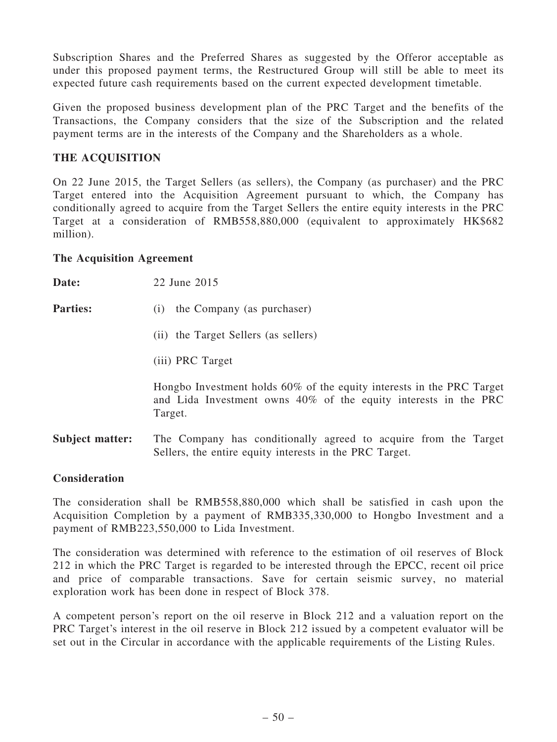Subscription Shares and the Preferred Shares as suggested by the Offeror acceptable as under this proposed payment terms, the Restructured Group will still be able to meet its expected future cash requirements based on the current expected development timetable.

Given the proposed business development plan of the PRC Target and the benefits of the Transactions, the Company considers that the size of the Subscription and the related payment terms are in the interests of the Company and the Shareholders as a whole.

## THE ACQUISITION

On 22 June 2015, the Target Sellers (as sellers), the Company (as purchaser) and the PRC Target entered into the Acquisition Agreement pursuant to which, the Company has conditionally agreed to acquire from the Target Sellers the entire equity interests in the PRC Target at a consideration of RMB558,880,000 (equivalent to approximately HK$682 million).

### The Acquisition Agreement

**Date:** 22 June 2015

**Parties:**

(i) the Company (as purchaser)

(ii) the Target Sellers (as sellers)

(iii) PRC Target

Hongbo Investment holds 60% of the equity interests in the PRC Target and Lida Investment owns 40% of the equity interests in the PRC Target.

**Subject matter:** The Company has conditionally agreed to acquire from the Target Sellers, the entire equity interests in the PRC Target.

### Consideration

The consideration shall be RMB558,880,000 which shall be satisfied in cash upon the Acquisition Completion by a payment of RMB335,330,000 to Hongbo Investment and a payment of RMB223,550,000 to Lida Investment.

The consideration was determined with reference to the estimation of oil reserves of Block 212 in which the PRC Target is regarded to be interested through the EPCC, recent oil price and price of comparable transactions. Save for certain seismic survey, no material exploration work has been done in respect of Block 378.

A competent person's report on the oil reserve in Block 212 and a valuation report on the PRC Target's interest in the oil reserve in Block 212 issued by a competent evaluator will be set out in the Circular in accordance with the applicable requirements of the Listing Rules.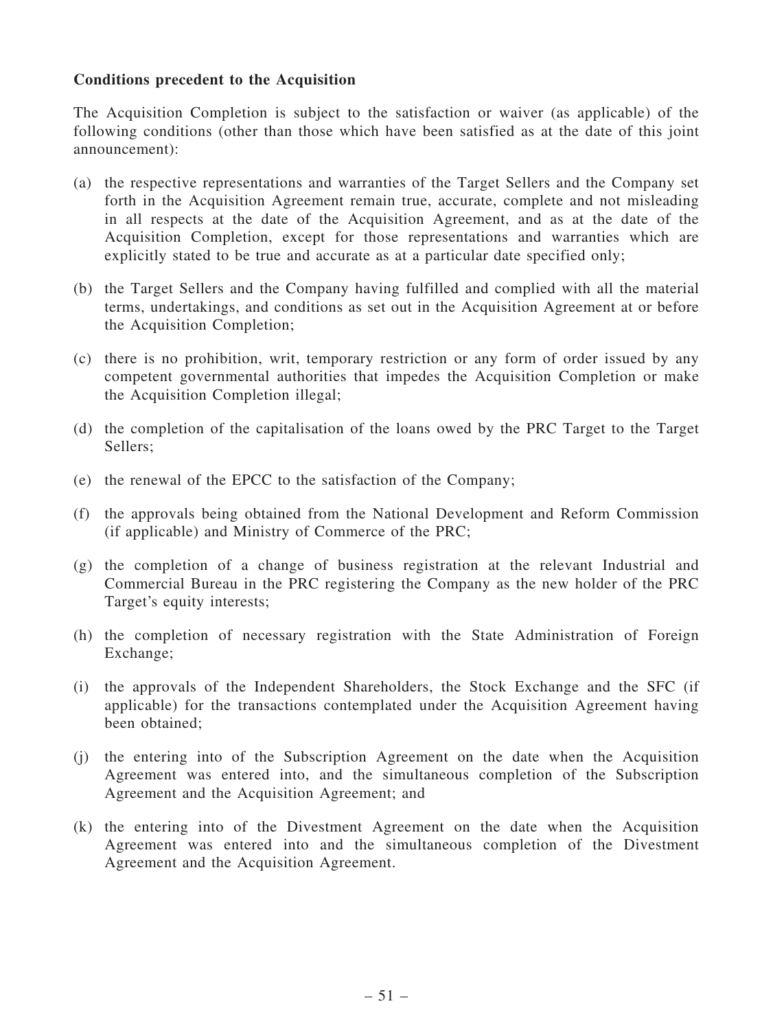**Conditions precedent to the Acquisition**

The Acquisition Completion is subject to the satisfaction or waiver (as applicable) of the following conditions (other than those which have been satisfied as at the date of this joint announcement):

(a) the respective representations and warranties of the Target Sellers and the Company set forth in the Acquisition Agreement remain true, accurate, complete and not misleading in all respects at the date of the Acquisition Agreement, and as at the date of the Acquisition Completion, except for those representations and warranties which are explicitly stated to be true and accurate as at a particular date specified only;

(b) the Target Sellers and the Company having fulfilled and complied with all the material terms, undertakings, and conditions as set out in the Acquisition Agreement at or before the Acquisition Completion;

(c) there is no prohibition, writ, temporary restriction or any form of order issued by any competent governmental authorities that impedes the Acquisition Completion or make the Acquisition Completion illegal;

(d) the completion of the capitalisation of the loans owed by the PRC Target to the Target Sellers;

(e) the renewal of the EPCC to the satisfaction of the Company;

(f) the approvals being obtained from the National Development and Reform Commission (if applicable) and Ministry of Commerce of the PRC;

(g) the completion of a change of business registration at the relevant Industrial and Commercial Bureau in the PRC registering the Company as the new holder of the PRC Target's equity interests;

(h) the completion of necessary registration with the State Administration of Foreign Exchange;

(i) the approvals of the Independent Shareholders, the Stock Exchange and the SFC (if applicable) for the transactions contemplated under the Acquisition Agreement having been obtained;

(j) the entering into of the Subscription Agreement on the date when the Acquisition Agreement was entered into, and the simultaneous completion of the Subscription Agreement and the Acquisition Agreement; and

(k) the entering into of the Divestment Agreement on the date when the Acquisition Agreement was entered into and the simultaneous completion of the Divestment Agreement and the Acquisition Agreement.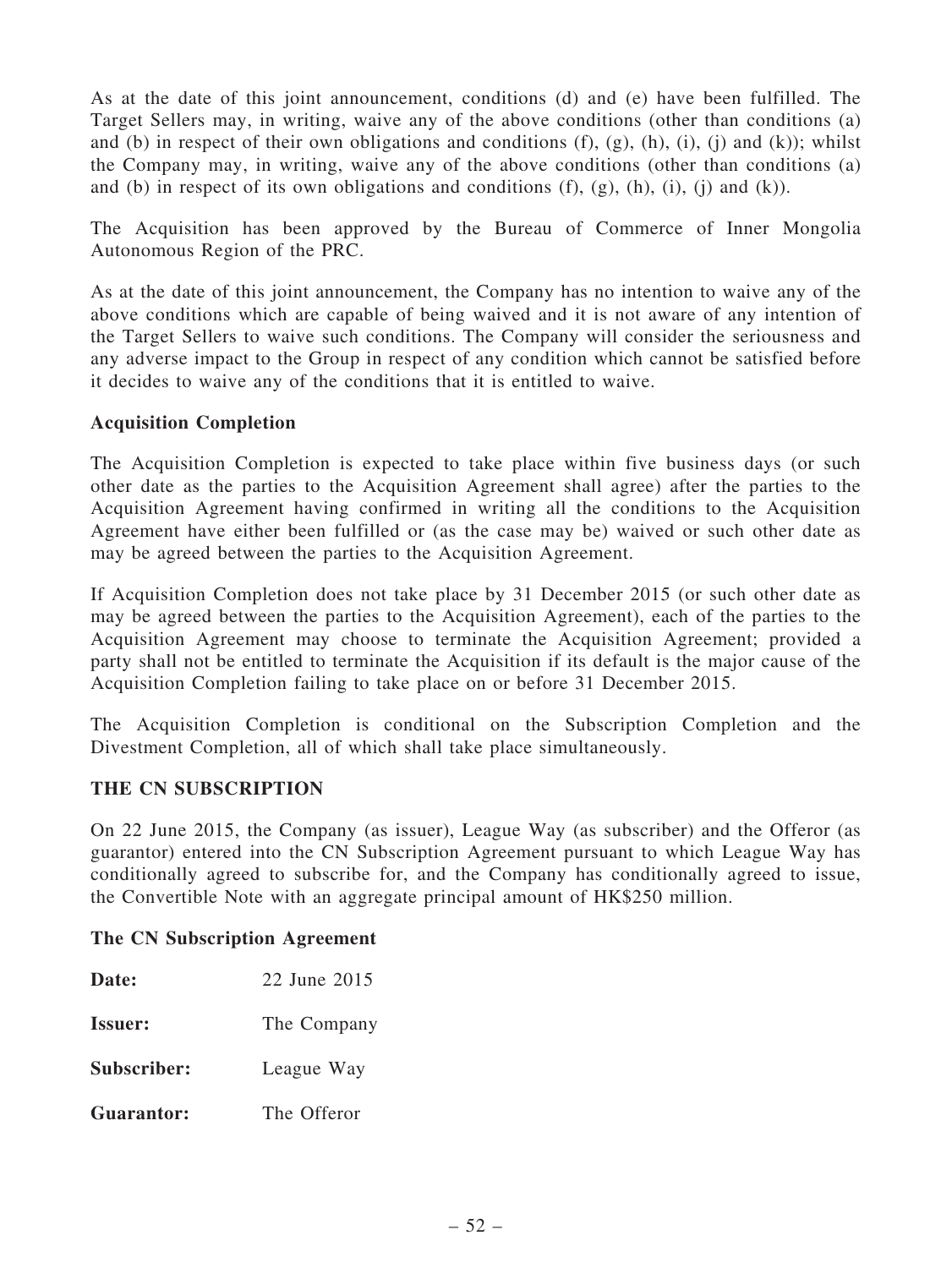As at the date of this joint announcement, conditions (d) and (e) have been fulfilled. The Target Sellers may, in writing, waive any of the above conditions (other than conditions (a) and (b) in respect of their own obligations and conditions (f), (g), (h), (i), (j) and (k)); whilst the Company may, in writing, waive any of the above conditions (other than conditions (a) and (b) in respect of its own obligations and conditions (f), (g), (h), (i), (j) and (k)).

The Acquisition has been approved by the Bureau of Commerce of Inner Mongolia Autonomous Region of the PRC.

As at the date of this joint announcement, the Company has no intention to waive any of the above conditions which are capable of being waived and it is not aware of any intention of the Target Sellers to waive such conditions. The Company will consider the seriousness and any adverse impact to the Group in respect of any condition which cannot be satisfied before it decides to waive any of the conditions that it is entitled to waive.

**Acquisition Completion**

The Acquisition Completion is expected to take place within five business days (or such other date as the parties to the Acquisition Agreement shall agree) after the parties to the Acquisition Agreement having confirmed in writing all the conditions to the Acquisition Agreement have either been fulfilled or (as the case may be) waived or such other date as may be agreed between the parties to the Acquisition Agreement.

If Acquisition Completion does not take place by 31 December 2015 (or such other date as may be agreed between the parties to the Acquisition Agreement), each of the parties to the Acquisition Agreement may choose to terminate the Acquisition Agreement; provided a party shall not be entitled to terminate the Acquisition if its default is the major cause of the Acquisition Completion failing to take place on or before 31 December 2015.

The Acquisition Completion is conditional on the Subscription Completion and the Divestment Completion, all of which shall take place simultaneously.

**THE CN SUBSCRIPTION**

On 22 June 2015, the Company (as issuer), League Way (as subscriber) and the Offeror (as guarantor) entered into the CN Subscription Agreement pursuant to which League Way has conditionally agreed to subscribe for, and the Company has conditionally agreed to issue, the Convertible Note with an aggregate principal amount of HK$250 million.

**The CN Subscription Agreement**

**Date:** 22 June 2015

**Issuer:** The Company

**Subscriber:** League Way

**Guarantor:** The Offeror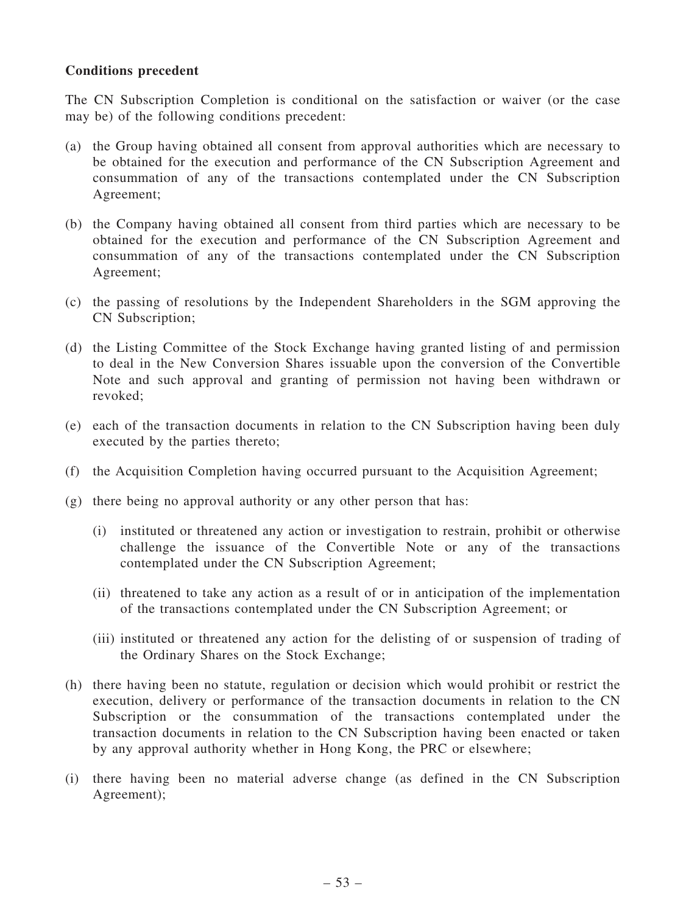**Conditions precedent**

The CN Subscription Completion is conditional on the satisfaction or waiver (or the case may be) of the following conditions precedent:

(a) the Group having obtained all consent from approval authorities which are necessary to be obtained for the execution and performance of the CN Subscription Agreement and consummation of any of the transactions contemplated under the CN Subscription Agreement;

(b) the Company having obtained all consent from third parties which are necessary to be obtained for the execution and performance of the CN Subscription Agreement and consummation of any of the transactions contemplated under the CN Subscription Agreement;

(c) the passing of resolutions by the Independent Shareholders in the SGM approving the CN Subscription;

(d) the Listing Committee of the Stock Exchange having granted listing of and permission to deal in the New Conversion Shares issuable upon the conversion of the Convertible Note and such approval and granting of permission not having been withdrawn or revoked;

(e) each of the transaction documents in relation to the CN Subscription having been duly executed by the parties thereto;

(f) the Acquisition Completion having occurred pursuant to the Acquisition Agreement;

(g) there being no approval authority or any other person that has:

   (i) instituted or threatened any action or investigation to restrain, prohibit or otherwise challenge the issuance of the Convertible Note or any of the transactions contemplated under the CN Subscription Agreement;

   (ii) threatened to take any action as a result of or in anticipation of the implementation of the transactions contemplated under the CN Subscription Agreement; or

   (iii) instituted or threatened any action for the delisting of or suspension of trading of the Ordinary Shares on the Stock Exchange;

(h) there having been no statute, regulation or decision which would prohibit or restrict the execution, delivery or performance of the transaction documents in relation to the CN Subscription or the consummation of the transactions contemplated under the transaction documents in relation to the CN Subscription having been enacted or taken by any approval authority whether in Hong Kong, the PRC or elsewhere;

(i) there having been no material adverse change (as defined in the CN Subscription Agreement);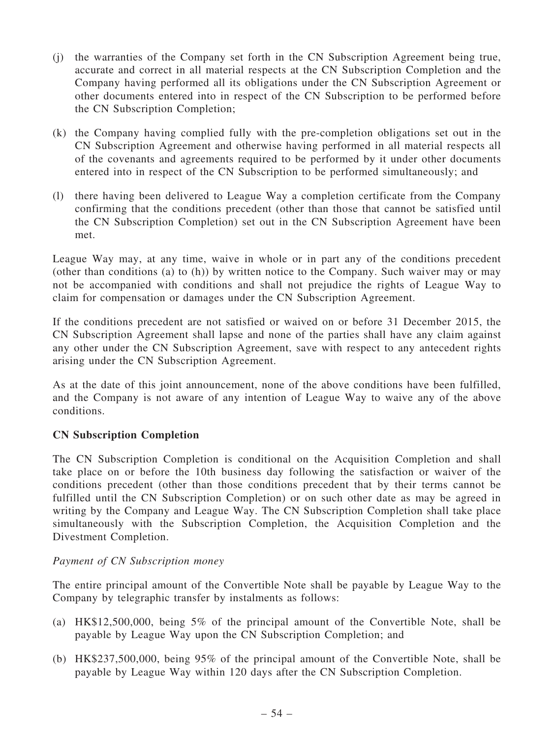(j) the warranties of the Company set forth in the CN Subscription Agreement being true, accurate and correct in all material respects at the CN Subscription Completion and the Company having performed all its obligations under the CN Subscription Agreement or other documents entered into in respect of the CN Subscription to be performed before the CN Subscription Completion;

(k) the Company having complied fully with the pre-completion obligations set out in the CN Subscription Agreement and otherwise having performed in all material respects all of the covenants and agreements required to be performed by it under other documents entered into in respect of the CN Subscription to be performed simultaneously; and

(l) there having been delivered to League Way a completion certificate from the Company confirming that the conditions precedent (other than those that cannot be satisfied until the CN Subscription Completion) set out in the CN Subscription Agreement have been met.

League Way may, at any time, waive in whole or in part any of the conditions precedent (other than conditions (a) to (h)) by written notice to the Company. Such waiver may or may not be accompanied with conditions and shall not prejudice the rights of League Way to claim for compensation or damages under the CN Subscription Agreement.

If the conditions precedent are not satisfied or waived on or before 31 December 2015, the CN Subscription Agreement shall lapse and none of the parties shall have any claim against any other under the CN Subscription Agreement, save with respect to any antecedent rights arising under the CN Subscription Agreement.

As at the date of this joint announcement, none of the above conditions have been fulfilled, and the Company is not aware of any intention of League Way to waive any of the above conditions.

**CN Subscription Completion**

The CN Subscription Completion is conditional on the Acquisition Completion and shall take place on or before the 10th business day following the satisfaction or waiver of the conditions precedent (other than those conditions precedent that by their terms cannot be fulfilled until the CN Subscription Completion) or on such other date as may be agreed in writing by the Company and League Way. The CN Subscription Completion shall take place simultaneously with the Subscription Completion, the Acquisition Completion and the Divestment Completion.

*Payment of CN Subscription money*

The entire principal amount of the Convertible Note shall be payable by League Way to the Company by telegraphic transfer by instalments as follows:

(a) HK$12,500,000, being 5% of the principal amount of the Convertible Note, shall be payable by League Way upon the CN Subscription Completion; and

(b) HK$237,500,000, being 95% of the principal amount of the Convertible Note, shall be payable by League Way within 120 days after the CN Subscription Completion.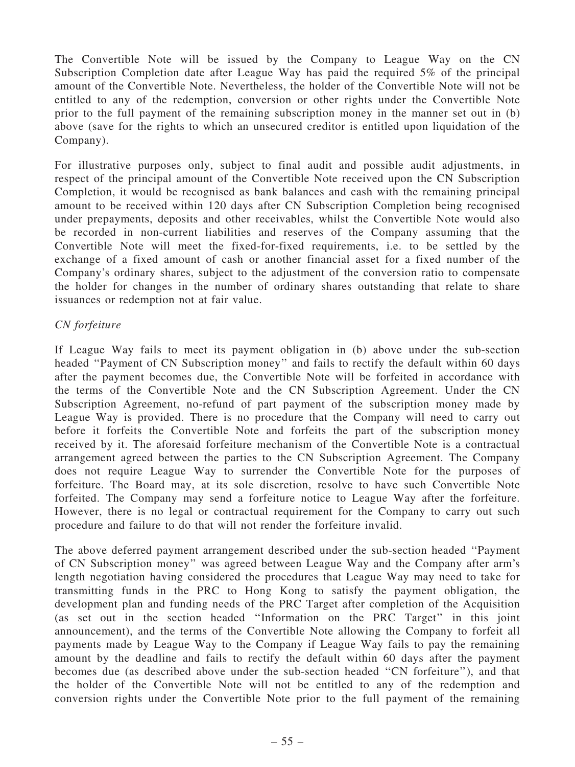The Convertible Note will be issued by the Company to League Way on the CN Subscription Completion date after League Way has paid the required 5% of the principal amount of the Convertible Note. Nevertheless, the holder of the Convertible Note will not be entitled to any of the redemption, conversion or other rights under the Convertible Note prior to the full payment of the remaining subscription money in the manner set out in (b) above (save for the rights to which an unsecured creditor is entitled upon liquidation of the Company).

For illustrative purposes only, subject to final audit and possible audit adjustments, in respect of the principal amount of the Convertible Note received upon the CN Subscription Completion, it would be recognised as bank balances and cash with the remaining principal amount to be received within 120 days after CN Subscription Completion being recognised under prepayments, deposits and other receivables, whilst the Convertible Note would also be recorded in non-current liabilities and reserves of the Company assuming that the Convertible Note will meet the fixed-for-fixed requirements, i.e. to be settled by the exchange of a fixed amount of cash or another financial asset for a fixed number of the Company's ordinary shares, subject to the adjustment of the conversion ratio to compensate the holder for changes in the number of ordinary shares outstanding that relate to share issuances or redemption not at fair value.

*CN forfeiture*

If League Way fails to meet its payment obligation in (b) above under the sub-section headed "Payment of CN Subscription money" and fails to rectify the default within 60 days after the payment becomes due, the Convertible Note will be forfeited in accordance with the terms of the Convertible Note and the CN Subscription Agreement. Under the CN Subscription Agreement, no-refund of part payment of the subscription money made by League Way is provided. There is no procedure that the Company will need to carry out before it forfeits the Convertible Note and forfeits the part of the subscription money received by it. The aforesaid forfeiture mechanism of the Convertible Note is a contractual arrangement agreed between the parties to the CN Subscription Agreement. The Company does not require League Way to surrender the Convertible Note for the purposes of forfeiture. The Board may, at its sole discretion, resolve to have such Convertible Note forfeited. The Company may send a forfeiture notice to League Way after the forfeiture. However, there is no legal or contractual requirement for the Company to carry out such procedure and failure to do that will not render the forfeiture invalid.

The above deferred payment arrangement described under the sub-section headed "Payment of CN Subscription money" was agreed between League Way and the Company after arm's length negotiation having considered the procedures that League Way may need to take for transmitting funds in the PRC to Hong Kong to satisfy the payment obligation, the development plan and funding needs of the PRC Target after completion of the Acquisition (as set out in the section headed "Information on the PRC Target" in this joint announcement), and the terms of the Convertible Note allowing the Company to forfeit all payments made by League Way to the Company if League Way fails to pay the remaining amount by the deadline and fails to rectify the default within 60 days after the payment becomes due (as described above under the sub-section headed "CN forfeiture"), and that the holder of the Convertible Note will not be entitled to any of the redemption and conversion rights under the Convertible Note prior to the full payment of the remaining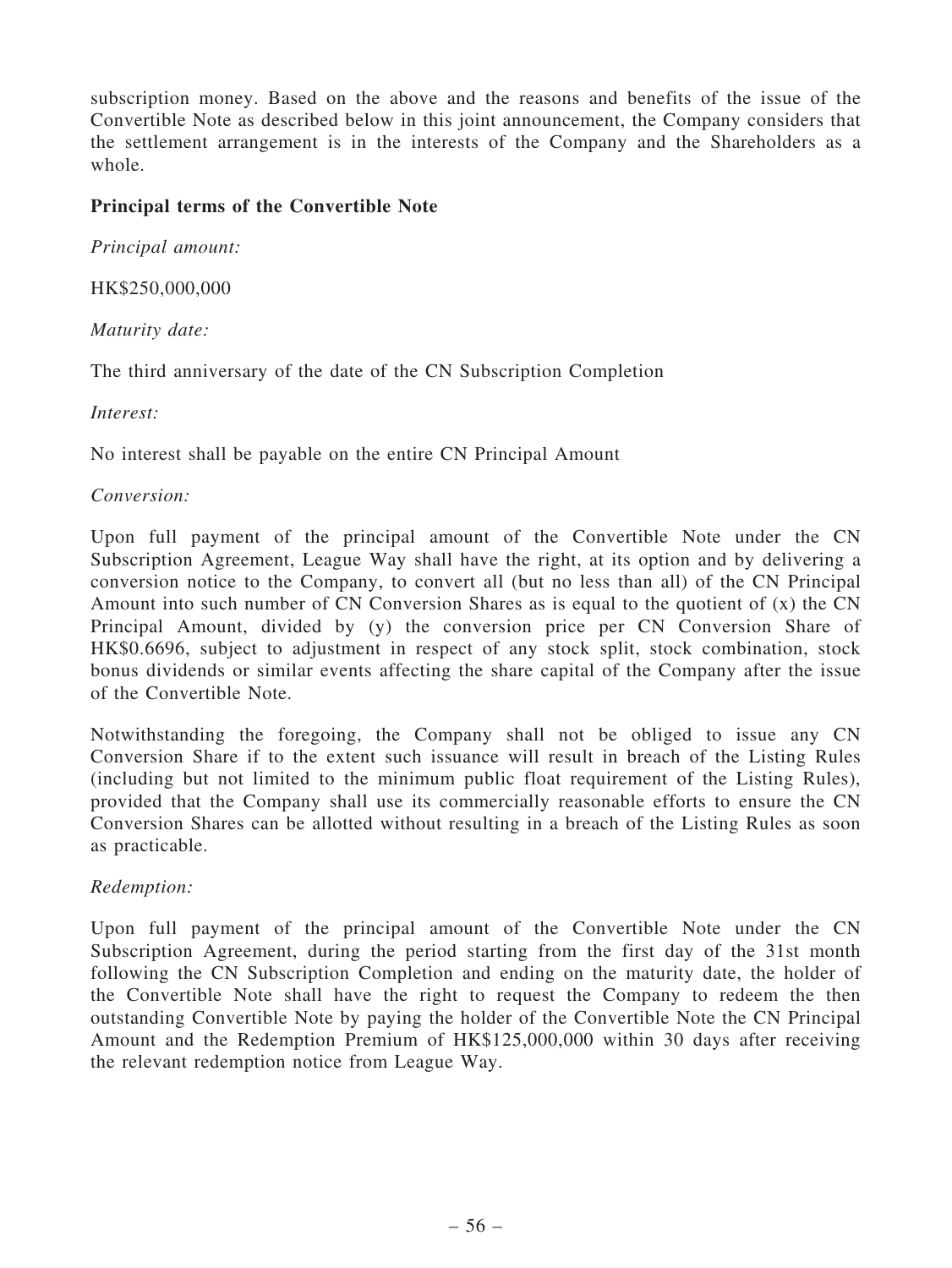subscription money. Based on the above and the reasons and benefits of the issue of the Convertible Note as described below in this joint announcement, the Company considers that the settlement arrangement is in the interests of the Company and the Shareholders as a whole.

**Principal terms of the Convertible Note**

*Principal amount:*

HK$250,000,000

*Maturity date:*

The third anniversary of the date of the CN Subscription Completion

*Interest:*

No interest shall be payable on the entire CN Principal Amount

*Conversion:*

Upon full payment of the principal amount of the Convertible Note under the CN Subscription Agreement, League Way shall have the right, at its option and by delivering a conversion notice to the Company, to convert all (but no less than all) of the CN Principal Amount into such number of CN Conversion Shares as is equal to the quotient of (x) the CN Principal Amount, divided by (y) the conversion price per CN Conversion Share of HK$0.6696, subject to adjustment in respect of any stock split, stock combination, stock bonus dividends or similar events affecting the share capital of the Company after the issue of the Convertible Note.

Notwithstanding the foregoing, the Company shall not be obliged to issue any CN Conversion Share if to the extent such issuance will result in breach of the Listing Rules (including but not limited to the minimum public float requirement of the Listing Rules), provided that the Company shall use its commercially reasonable efforts to ensure the CN Conversion Shares can be allotted without resulting in a breach of the Listing Rules as soon as practicable.

*Redemption:*

Upon full payment of the principal amount of the Convertible Note under the CN Subscription Agreement, during the period starting from the first day of the 31st month following the CN Subscription Completion and ending on the maturity date, the holder of the Convertible Note shall have the right to request the Company to redeem the then outstanding Convertible Note by paying the holder of the Convertible Note the CN Principal Amount and the Redemption Premium of HK$125,000,000 within 30 days after receiving the relevant redemption notice from League Way.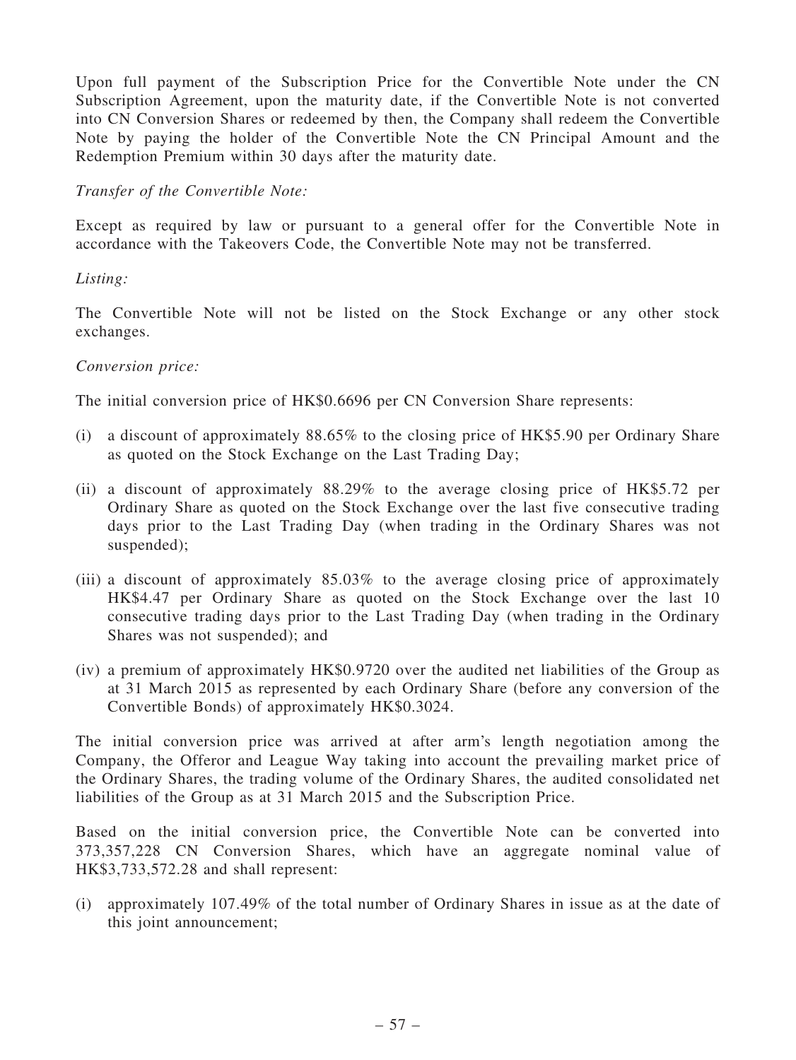Upon full payment of the Subscription Price for the Convertible Note under the CN Subscription Agreement, upon the maturity date, if the Convertible Note is not converted into CN Conversion Shares or redeemed by then, the Company shall redeem the Convertible Note by paying the holder of the Convertible Note the CN Principal Amount and the Redemption Premium within 30 days after the maturity date.

*Transfer of the Convertible Note:*

Except as required by law or pursuant to a general offer for the Convertible Note in accordance with the Takeovers Code, the Convertible Note may not be transferred.

*Listing:*

The Convertible Note will not be listed on the Stock Exchange or any other stock exchanges.

*Conversion price:*

The initial conversion price of HK$0.6696 per CN Conversion Share represents:

(i) a discount of approximately 88.65% to the closing price of HK$5.90 per Ordinary Share as quoted on the Stock Exchange on the Last Trading Day;

(ii) a discount of approximately 88.29% to the average closing price of HK$5.72 per Ordinary Share as quoted on the Stock Exchange over the last five consecutive trading days prior to the Last Trading Day (when trading in the Ordinary Shares was not suspended);

(iii) a discount of approximately 85.03% to the average closing price of approximately HK$4.47 per Ordinary Share as quoted on the Stock Exchange over the last 10 consecutive trading days prior to the Last Trading Day (when trading in the Ordinary Shares was not suspended); and

(iv) a premium of approximately HK$0.9720 over the audited net liabilities of the Group as at 31 March 2015 as represented by each Ordinary Share (before any conversion of the Convertible Bonds) of approximately HK$0.3024.

The initial conversion price was arrived at after arm's length negotiation among the Company, the Offeror and League Way taking into account the prevailing market price of the Ordinary Shares, the trading volume of the Ordinary Shares, the audited consolidated net liabilities of the Group as at 31 March 2015 and the Subscription Price.

Based on the initial conversion price, the Convertible Note can be converted into 373,357,228 CN Conversion Shares, which have an aggregate nominal value of HK$3,733,572.28 and shall represent:

(i) approximately 107.49% of the total number of Ordinary Shares in issue as at the date of this joint announcement;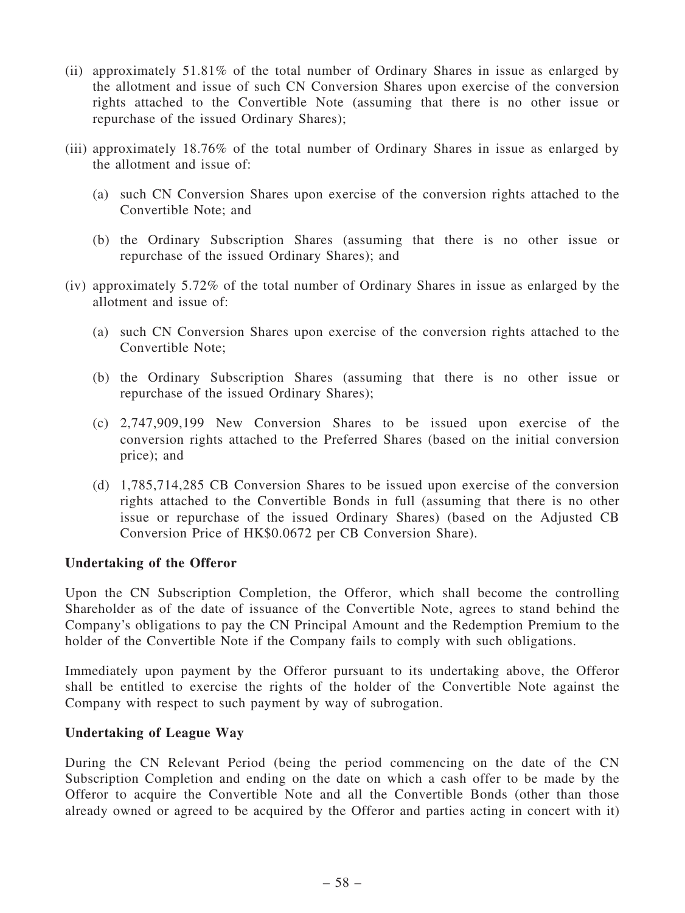(ii) approximately 51.81% of the total number of Ordinary Shares in issue as enlarged by the allotment and issue of such CN Conversion Shares upon exercise of the conversion rights attached to the Convertible Note (assuming that there is no other issue or repurchase of the issued Ordinary Shares);

(iii) approximately 18.76% of the total number of Ordinary Shares in issue as enlarged by the allotment and issue of:

  (a) such CN Conversion Shares upon exercise of the conversion rights attached to the Convertible Note; and

  (b) the Ordinary Subscription Shares (assuming that there is no other issue or repurchase of the issued Ordinary Shares); and

(iv) approximately 5.72% of the total number of Ordinary Shares in issue as enlarged by the allotment and issue of:

  (a) such CN Conversion Shares upon exercise of the conversion rights attached to the Convertible Note;

  (b) the Ordinary Subscription Shares (assuming that there is no other issue or repurchase of the issued Ordinary Shares);

  (c) 2,747,909,199 New Conversion Shares to be issued upon exercise of the conversion rights attached to the Preferred Shares (based on the initial conversion price); and

  (d) 1,785,714,285 CB Conversion Shares to be issued upon exercise of the conversion rights attached to the Convertible Bonds in full (assuming that there is no other issue or repurchase of the issued Ordinary Shares) (based on the Adjusted CB Conversion Price of HK$0.0672 per CB Conversion Share).

**Undertaking of the Offeror**

Upon the CN Subscription Completion, the Offeror, which shall become the controlling Shareholder as of the date of issuance of the Convertible Note, agrees to stand behind the Company's obligations to pay the CN Principal Amount and the Redemption Premium to the holder of the Convertible Note if the Company fails to comply with such obligations.

Immediately upon payment by the Offeror pursuant to its undertaking above, the Offeror shall be entitled to exercise the rights of the holder of the Convertible Note against the Company with respect to such payment by way of subrogation.

**Undertaking of League Way**

During the CN Relevant Period (being the period commencing on the date of the CN Subscription Completion and ending on the date on which a cash offer to be made by the Offeror to acquire the Convertible Note and all the Convertible Bonds (other than those already owned or agreed to be acquired by the Offeror and parties acting in concert with it)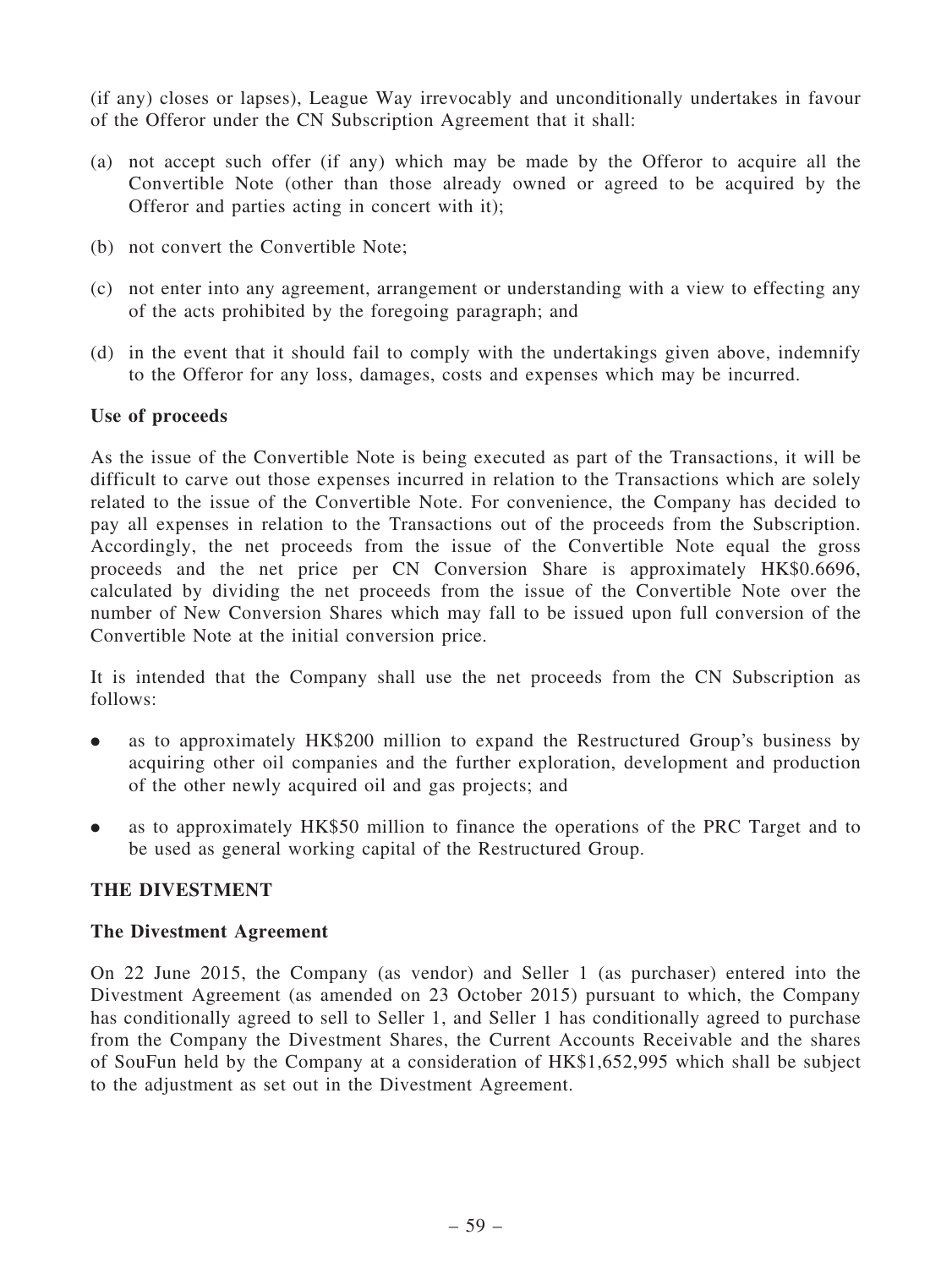(if any) closes or lapses), League Way irrevocably and unconditionally undertakes in favour of the Offeror under the CN Subscription Agreement that it shall:

(a) not accept such offer (if any) which may be made by the Offeror to acquire all the Convertible Note (other than those already owned or agreed to be acquired by the Offeror and parties acting in concert with it);

(b) not convert the Convertible Note;

(c) not enter into any agreement, arrangement or understanding with a view to effecting any of the acts prohibited by the foregoing paragraph; and

(d) in the event that it should fail to comply with the undertakings given above, indemnify to the Offeror for any loss, damages, costs and expenses which may be incurred.

**Use of proceeds**

As the issue of the Convertible Note is being executed as part of the Transactions, it will be difficult to carve out those expenses incurred in relation to the Transactions which are solely related to the issue of the Convertible Note. For convenience, the Company has decided to pay all expenses in relation to the Transactions out of the proceeds from the Subscription. Accordingly, the net proceeds from the issue of the Convertible Note equal the gross proceeds and the net price per CN Conversion Share is approximately HK$0.6696, calculated by dividing the net proceeds from the issue of the Convertible Note over the number of New Conversion Shares which may fall to be issued upon full conversion of the Convertible Note at the initial conversion price.

It is intended that the Company shall use the net proceeds from the CN Subscription as follows:

- as to approximately HK$200 million to expand the Restructured Group's business by acquiring other oil companies and the further exploration, development and production of the other newly acquired oil and gas projects; and
- as to approximately HK$50 million to finance the operations of the PRC Target and to be used as general working capital of the Restructured Group.

## THE DIVESTMENT

**The Divestment Agreement**

On 22 June 2015, the Company (as vendor) and Seller 1 (as purchaser) entered into the Divestment Agreement (as amended on 23 October 2015) pursuant to which, the Company has conditionally agreed to sell to Seller 1, and Seller 1 has conditionally agreed to purchase from the Company the Divestment Shares, the Current Accounts Receivable and the shares of SouFun held by the Company at a consideration of HK$1,652,995 which shall be subject to the adjustment as set out in the Divestment Agreement.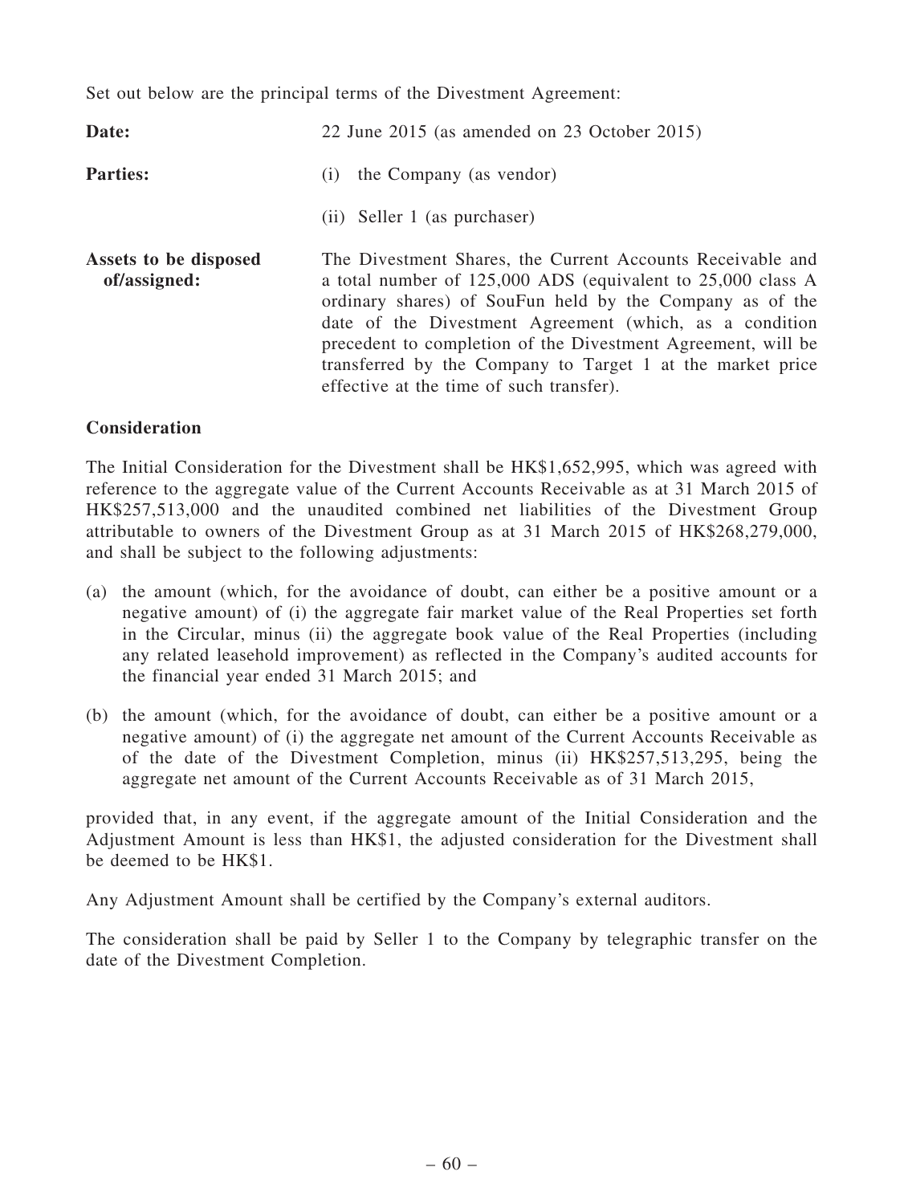Set out below are the principal terms of the Divestment Agreement:

| | |
|---|---|
| **Date:** | 22 June 2015 (as amended on 23 October 2015) |
| **Parties:** | (i) the Company (as vendor) |
| | (ii) Seller 1 (as purchaser) |
| **Assets to be disposed of/assigned:** | The Divestment Shares, the Current Accounts Receivable and a total number of 125,000 ADS (equivalent to 25,000 class A ordinary shares) of SouFun held by the Company as of the date of the Divestment Agreement (which, as a condition precedent to completion of the Divestment Agreement, will be transferred by the Company to Target 1 at the market price effective at the time of such transfer). |

**Consideration**

The Initial Consideration for the Divestment shall be HK$1,652,995, which was agreed with reference to the aggregate value of the Current Accounts Receivable as at 31 March 2015 of HK$257,513,000 and the unaudited combined net liabilities of the Divestment Group attributable to owners of the Divestment Group as at 31 March 2015 of HK$268,279,000, and shall be subject to the following adjustments:

(a) the amount (which, for the avoidance of doubt, can either be a positive amount or a negative amount) of (i) the aggregate fair market value of the Real Properties set forth in the Circular, minus (ii) the aggregate book value of the Real Properties (including any related leasehold improvement) as reflected in the Company's audited accounts for the financial year ended 31 March 2015; and

(b) the amount (which, for the avoidance of doubt, can either be a positive amount or a negative amount) of (i) the aggregate net amount of the Current Accounts Receivable as of the date of the Divestment Completion, minus (ii) HK$257,513,295, being the aggregate net amount of the Current Accounts Receivable as of 31 March 2015,

provided that, in any event, if the aggregate amount of the Initial Consideration and the Adjustment Amount is less than HK$1, the adjusted consideration for the Divestment shall be deemed to be HK$1.

Any Adjustment Amount shall be certified by the Company's external auditors.

The consideration shall be paid by Seller 1 to the Company by telegraphic transfer on the date of the Divestment Completion.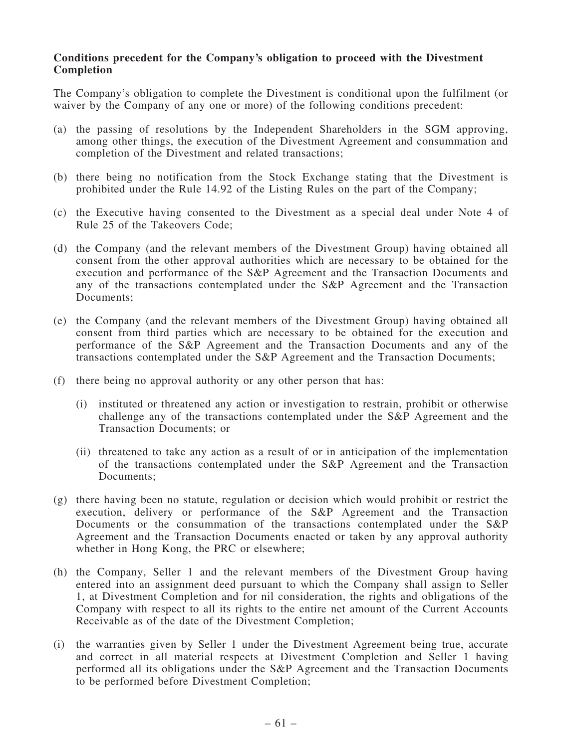**Conditions precedent for the Company's obligation to proceed with the Divestment Completion**

The Company's obligation to complete the Divestment is conditional upon the fulfilment (or waiver by the Company of any one or more) of the following conditions precedent:

(a) the passing of resolutions by the Independent Shareholders in the SGM approving, among other things, the execution of the Divestment Agreement and consummation and completion of the Divestment and related transactions;

(b) there being no notification from the Stock Exchange stating that the Divestment is prohibited under the Rule 14.92 of the Listing Rules on the part of the Company;

(c) the Executive having consented to the Divestment as a special deal under Note 4 of Rule 25 of the Takeovers Code;

(d) the Company (and the relevant members of the Divestment Group) having obtained all consent from the other approval authorities which are necessary to be obtained for the execution and performance of the S&P Agreement and the Transaction Documents and any of the transactions contemplated under the S&P Agreement and the Transaction Documents;

(e) the Company (and the relevant members of the Divestment Group) having obtained all consent from third parties which are necessary to be obtained for the execution and performance of the S&P Agreement and the Transaction Documents and any of the transactions contemplated under the S&P Agreement and the Transaction Documents;

(f) there being no approval authority or any other person that has:

   (i) instituted or threatened any action or investigation to restrain, prohibit or otherwise challenge any of the transactions contemplated under the S&P Agreement and the Transaction Documents; or

   (ii) threatened to take any action as a result of or in anticipation of the implementation of the transactions contemplated under the S&P Agreement and the Transaction Documents;

(g) there having been no statute, regulation or decision which would prohibit or restrict the execution, delivery or performance of the S&P Agreement and the Transaction Documents or the consummation of the transactions contemplated under the S&P Agreement and the Transaction Documents enacted or taken by any approval authority whether in Hong Kong, the PRC or elsewhere;

(h) the Company, Seller 1 and the relevant members of the Divestment Group having entered into an assignment deed pursuant to which the Company shall assign to Seller 1, at Divestment Completion and for nil consideration, the rights and obligations of the Company with respect to all its rights to the entire net amount of the Current Accounts Receivable as of the date of the Divestment Completion;

(i) the warranties given by Seller 1 under the Divestment Agreement being true, accurate and correct in all material respects at Divestment Completion and Seller 1 having performed all its obligations under the S&P Agreement and the Transaction Documents to be performed before Divestment Completion;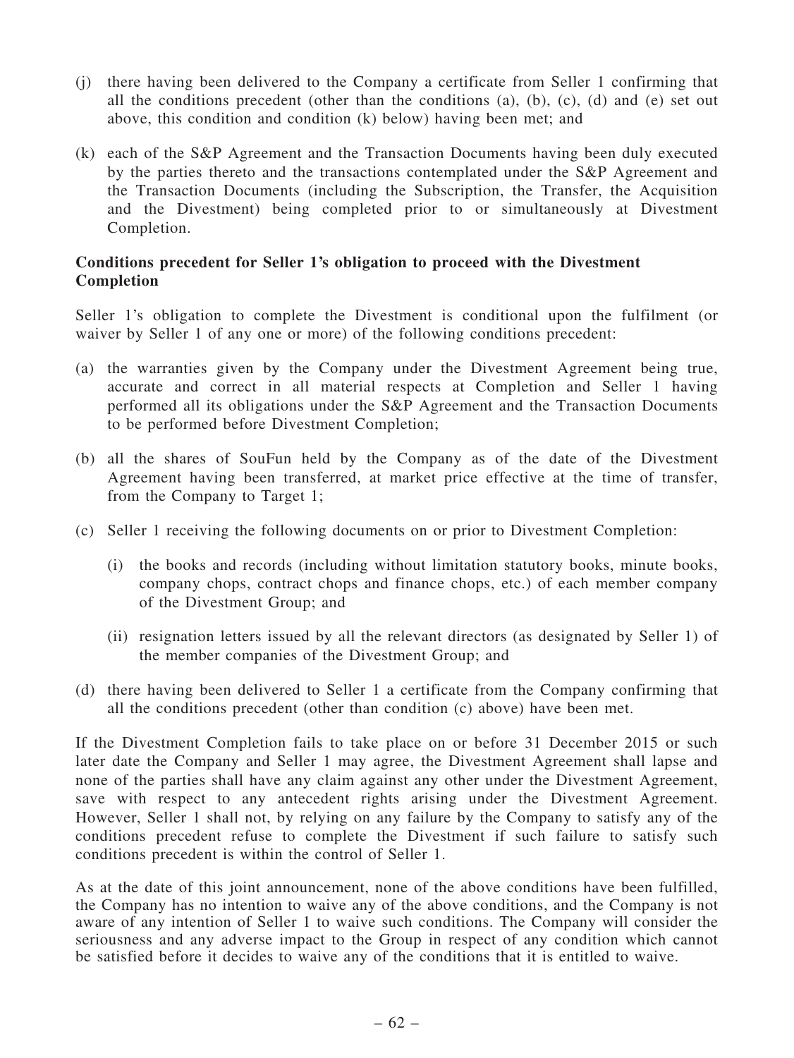(j) there having been delivered to the Company a certificate from Seller 1 confirming that all the conditions precedent (other than the conditions (a), (b), (c), (d) and (e) set out above, this condition and condition (k) below) having been met; and

(k) each of the S&P Agreement and the Transaction Documents having been duly executed by the parties thereto and the transactions contemplated under the S&P Agreement and the Transaction Documents (including the Subscription, the Transfer, the Acquisition and the Divestment) being completed prior to or simultaneously at Divestment Completion.

**Conditions precedent for Seller 1's obligation to proceed with the Divestment Completion**

Seller 1's obligation to complete the Divestment is conditional upon the fulfilment (or waiver by Seller 1 of any one or more) of the following conditions precedent:

(a) the warranties given by the Company under the Divestment Agreement being true, accurate and correct in all material respects at Completion and Seller 1 having performed all its obligations under the S&P Agreement and the Transaction Documents to be performed before Divestment Completion;

(b) all the shares of SouFun held by the Company as of the date of the Divestment Agreement having been transferred, at market price effective at the time of transfer, from the Company to Target 1;

(c) Seller 1 receiving the following documents on or prior to Divestment Completion:

   (i) the books and records (including without limitation statutory books, minute books, company chops, contract chops and finance chops, etc.) of each member company of the Divestment Group; and

   (ii) resignation letters issued by all the relevant directors (as designated by Seller 1) of the member companies of the Divestment Group; and

(d) there having been delivered to Seller 1 a certificate from the Company confirming that all the conditions precedent (other than condition (c) above) have been met.

If the Divestment Completion fails to take place on or before 31 December 2015 or such later date the Company and Seller 1 may agree, the Divestment Agreement shall lapse and none of the parties shall have any claim against any other under the Divestment Agreement, save with respect to any antecedent rights arising under the Divestment Agreement. However, Seller 1 shall not, by relying on any failure by the Company to satisfy any of the conditions precedent refuse to complete the Divestment if such failure to satisfy such conditions precedent is within the control of Seller 1.

As at the date of this joint announcement, none of the above conditions have been fulfilled, the Company has no intention to waive any of the above conditions, and the Company is not aware of any intention of Seller 1 to waive such conditions. The Company will consider the seriousness and any adverse impact to the Group in respect of any condition which cannot be satisfied before it decides to waive any of the conditions that it is entitled to waive.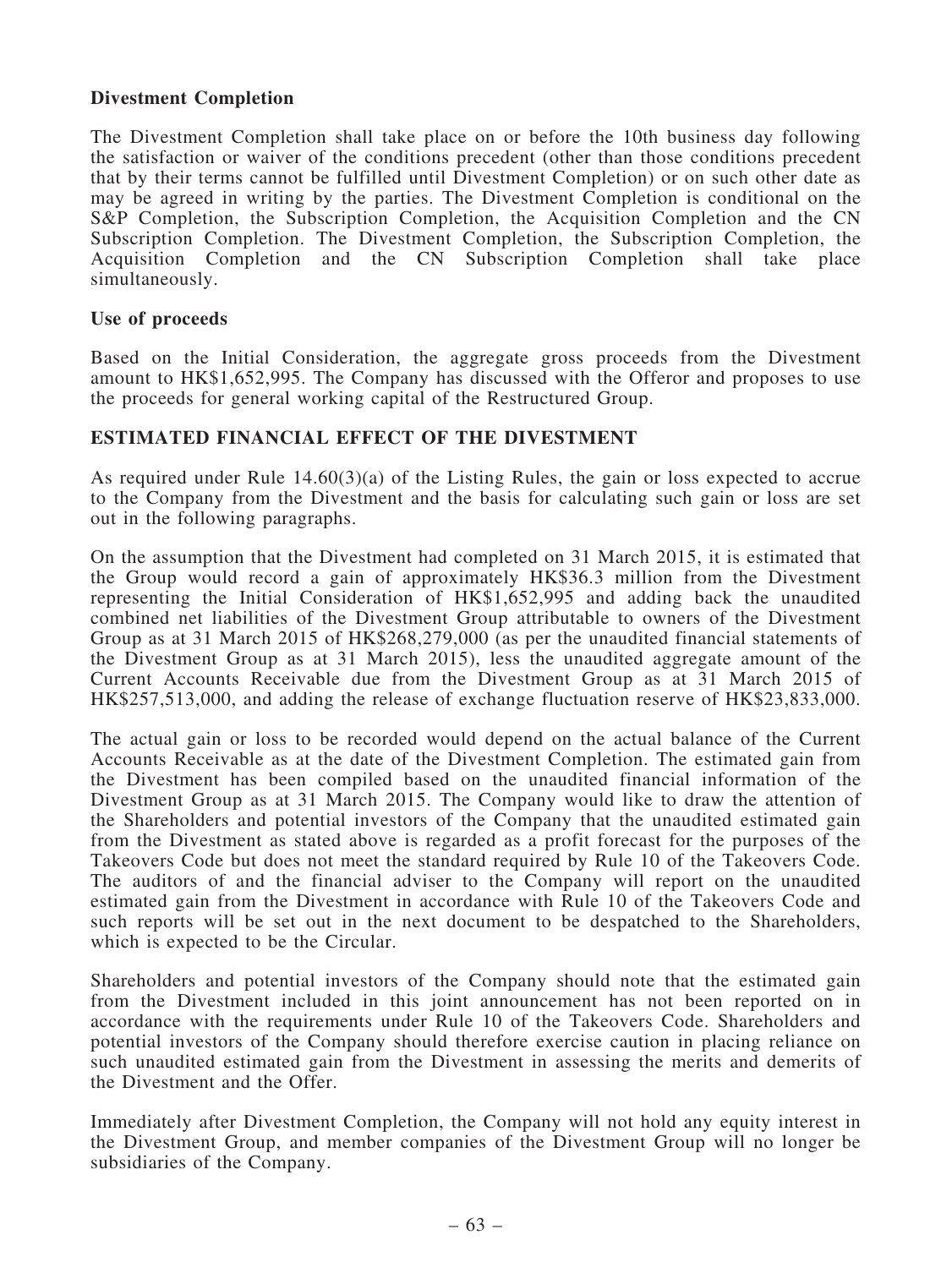**Divestment Completion**

The Divestment Completion shall take place on or before the 10th business day following the satisfaction or waiver of the conditions precedent (other than those conditions precedent that by their terms cannot be fulfilled until Divestment Completion) or on such other date as may be agreed in writing by the parties. The Divestment Completion is conditional on the S&P Completion, the Subscription Completion, the Acquisition Completion and the CN Subscription Completion. The Divestment Completion, the Subscription Completion, the Acquisition Completion and the CN Subscription Completion shall take place simultaneously.

**Use of proceeds**

Based on the Initial Consideration, the aggregate gross proceeds from the Divestment amount to HK$1,652,995. The Company has discussed with the Offeror and proposes to use the proceeds for general working capital of the Restructured Group.

## ESTIMATED FINANCIAL EFFECT OF THE DIVESTMENT

As required under Rule 14.60(3)(a) of the Listing Rules, the gain or loss expected to accrue to the Company from the Divestment and the basis for calculating such gain or loss are set out in the following paragraphs.

On the assumption that the Divestment had completed on 31 March 2015, it is estimated that the Group would record a gain of approximately HK$36.3 million from the Divestment representing the Initial Consideration of HK$1,652,995 and adding back the unaudited combined net liabilities of the Divestment Group attributable to owners of the Divestment Group as at 31 March 2015 of HK$268,279,000 (as per the unaudited financial statements of the Divestment Group as at 31 March 2015), less the unaudited aggregate amount of the Current Accounts Receivable due from the Divestment Group as at 31 March 2015 of HK$257,513,000, and adding the release of exchange fluctuation reserve of HK$23,833,000.

The actual gain or loss to be recorded would depend on the actual balance of the Current Accounts Receivable as at the date of the Divestment Completion. The estimated gain from the Divestment has been compiled based on the unaudited financial information of the Divestment Group as at 31 March 2015. The Company would like to draw the attention of the Shareholders and potential investors of the Company that the unaudited estimated gain from the Divestment as stated above is regarded as a profit forecast for the purposes of the Takeovers Code but does not meet the standard required by Rule 10 of the Takeovers Code. The auditors of and the financial adviser to the Company will report on the unaudited estimated gain from the Divestment in accordance with Rule 10 of the Takeovers Code and such reports will be set out in the next document to be despatched to the Shareholders, which is expected to be the Circular.

Shareholders and potential investors of the Company should note that the estimated gain from the Divestment included in this joint announcement has not been reported on in accordance with the requirements under Rule 10 of the Takeovers Code. Shareholders and potential investors of the Company should therefore exercise caution in placing reliance on such unaudited estimated gain from the Divestment in assessing the merits and demerits of the Divestment and the Offer.

Immediately after Divestment Completion, the Company will not hold any equity interest in the Divestment Group, and member companies of the Divestment Group will no longer be subsidiaries of the Company.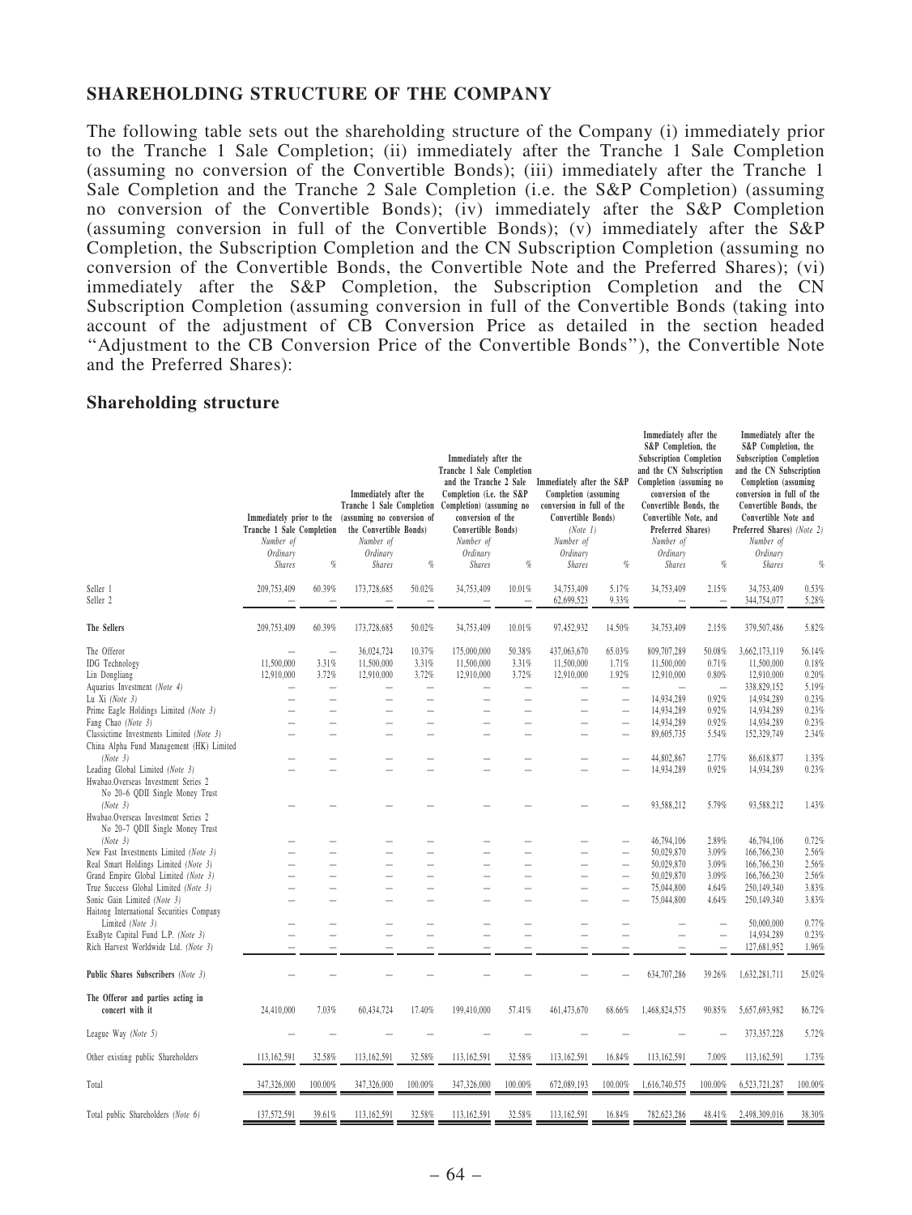## SHAREHOLDING STRUCTURE OF THE COMPANY

The following table sets out the shareholding structure of the Company (i) immediately prior to the Tranche 1 Sale Completion; (ii) immediately after the Tranche 1 Sale Completion (assuming no conversion of the Convertible Bonds); (iii) immediately after the Tranche 1 Sale Completion and the Tranche 2 Sale Completion (i.e. the S&P Completion) (assuming no conversion of the Convertible Bonds); (iv) immediately after the S&P Completion (assuming conversion in full of the Convertible Bonds); (v) immediately after the S&P Completion, the Subscription Completion and the CN Subscription Completion (assuming no conversion of the Convertible Bonds, the Convertible Note and the Preferred Shares); (vi) immediately after the S&P Completion, the Subscription Completion and the CN Subscription Completion (assuming conversion in full of the Convertible Bonds (taking into account of the adjustment of CB Conversion Price as detailed in the section headed "Adjustment to the CB Conversion Price of the Convertible Bonds"), the Convertible Note and the Preferred Shares):

### Shareholding structure

| | Immediately prior to the Tranche 1 Sale Completion | | Immediately after the Tranche 1 Sale Completion (assuming no conversion of the Convertible Bonds) | | Immediately after the Tranche 1 Sale Completion and the Tranche 2 Sale Completion (i.e. the S&P Completion) (assuming no conversion of the Convertible Bonds) | | Immediately after the S&P Completion (assuming conversion in full of the Convertible Bonds) *(Note 1)* | | Immediately after the S&P Completion, the Subscription Completion and the CN Subscription Completion (assuming no conversion of the Convertible Bonds, the Convertible Note, and Preferred Shares) | | Immediately after the S&P Completion, the Subscription Completion and the CN Subscription Completion (assuming conversion in full of the Convertible Bonds, the Convertible Note and Preferred Shares) *(Note 2)* | |
|---|---|---|---|---|---|---|---|---|---|---|---|---|
| | *Number of Ordinary Shares* | *%* | *Number of Ordinary Shares* | *%* | *Number of Ordinary Shares* | *%* | *Number of Ordinary Shares* | *%* | *Number of Ordinary Shares* | *%* | *Number of Ordinary Shares* | *%* |
| Seller 1 | 209,753,409 | 60.39% | 173,728,685 | 50.02% | 34,753,409 | 10.01% | 34,753,409 | 5.17% | 34,753,409 | 2.15% | 34,753,409 | 0.53% |
| Seller 2 | – | – | – | – | – | – | 62,699,523 | 9.33% | – | – | 344,754,077 | 5.28% |
| **The Sellers** | 209,753,409 | 60.39% | 173,728,685 | 50.02% | 34,753,409 | 10.01% | 97,452,932 | 14.50% | 34,753,409 | 2.15% | 379,507,486 | 5.82% |
| The Offeror | – | – | 36,024,724 | 10.37% | 175,000,000 | 50.38% | 437,063,670 | 65.03% | 809,707,289 | 50.08% | 3,662,173,119 | 56.14% |
| IDG Technology | 11,500,000 | 3.31% | 11,500,000 | 3.31% | 11,500,000 | 3.31% | 11,500,000 | 1.71% | 11,500,000 | 0.71% | 11,500,000 | 0.18% |
| Lin Dongliang | 12,910,000 | 3.72% | 12,910,000 | 3.72% | 12,910,000 | 3.72% | 12,910,000 | 1.92% | 12,910,000 | 0.80% | 12,910,000 | 0.20% |
| Aquarius Investment *(Note 4)* | – | – | – | – | – | – | – | – | – | – | 338,829,152 | 5.19% |
| Lu Xi *(Note 3)* | – | – | – | – | – | – | – | – | 14,934,289 | 0.92% | 14,934,289 | 0.23% |
| Prime Eagle Holdings Limited *(Note 3)* | – | – | – | – | – | – | – | – | 14,934,289 | 0.92% | 14,934,289 | 0.23% |
| Fang Chao *(Note 3)* | – | – | – | – | – | – | – | – | 14,934,289 | 0.92% | 14,934,289 | 0.23% |
| Classictime Investments Limited *(Note 3)* | – | – | – | – | – | – | – | – | 89,605,735 | 5.54% | 152,329,749 | 2.34% |
| China Alpha Fund Management (HK) Limited *(Note 3)* | – | – | – | – | – | – | – | – | 44,802,867 | 2.77% | 86,618,877 | 1.33% |
| Leading Global Limited *(Note 3)* | – | – | – | – | – | – | – | – | 14,934,289 | 0.92% | 14,934,289 | 0.23% |
| Hwabao.Overseas Investment Series 2 No 20-6 QDII Single Money Trust *(Note 3)* | – | – | – | – | – | – | – | – | 93,588,212 | 5.79% | 93,588,212 | 1.43% |
| Hwabao.Overseas Investment Series 2 No 20-7 QDII Single Money Trust *(Note 3)* | – | – | – | – | – | – | – | – | 46,794,106 | 2.89% | 46,794,106 | 0.72% |
| New Fast Investments Limited *(Note 3)* | – | – | – | – | – | – | – | – | 50,029,870 | 3.09% | 166,766,230 | 2.56% |
| Real Smart Holdings Limited *(Note 3)* | – | – | – | – | – | – | – | – | 50,029,870 | 3.09% | 166,766,230 | 2.56% |
| Grand Empire Global Limited *(Note 3)* | – | – | – | – | – | – | – | – | 50,029,870 | 3.09% | 166,766,230 | 2.56% |
| True Success Global Limited *(Note 3)* | – | – | – | – | – | – | – | – | 75,044,800 | 4.64% | 250,149,340 | 3.83% |
| Sonic Gain Limited *(Note 3)* | – | – | – | – | – | – | – | – | 75,044,800 | 4.64% | 250,149,340 | 3.83% |
| Haitong International Securities Company Limited *(Note 3)* | – | – | – | – | – | – | – | – | – | – | 50,000,000 | 0.77% |
| ExaByte Capital Fund L.P. *(Note 3)* | – | – | – | – | – | – | – | – | – | – | 14,934,289 | 0.23% |
| Rich Harvest Worldwide Ltd. *(Note 3)* | – | – | – | – | – | – | – | – | – | – | 127,681,952 | 1.96% |
| **Public Shares Subscribers** *(Note 3)* | – | – | – | – | – | – | – | – | 634,707,286 | 39.26% | 1,632,281,711 | 25.02% |
| **The Offeror and parties acting in concert with it** | 24,410,000 | 7.03% | 60,434,724 | 17.40% | 199,410,000 | 57.41% | 461,473,670 | 68.66% | 1,468,824,575 | 90.85% | 5,657,693,982 | 86.72% |
| League Way *(Note 5)* | – | – | – | – | – | – | – | – | – | – | 373,357,228 | 5.72% |
| Other existing public Shareholders | 113,162,591 | 32.58% | 113,162,591 | 32.58% | 113,162,591 | 32.58% | 113,162,591 | 16.84% | 113,162,591 | 7.00% | 113,162,591 | 1.73% |
| Total | 347,326,000 | 100.00% | 347,326,000 | 100.00% | 347,326,000 | 100.00% | 672,089,193 | 100.00% | 1,616,740,575 | 100.00% | 6,523,721,287 | 100.00% |
| Total public Shareholders *(Note 6)* | 137,572,591 | 39.61% | 113,162,591 | 32.58% | 113,162,591 | 32.58% | 113,162,591 | 16.84% | 782,623,286 | 48.41% | 2,498,309,016 | 38.30% |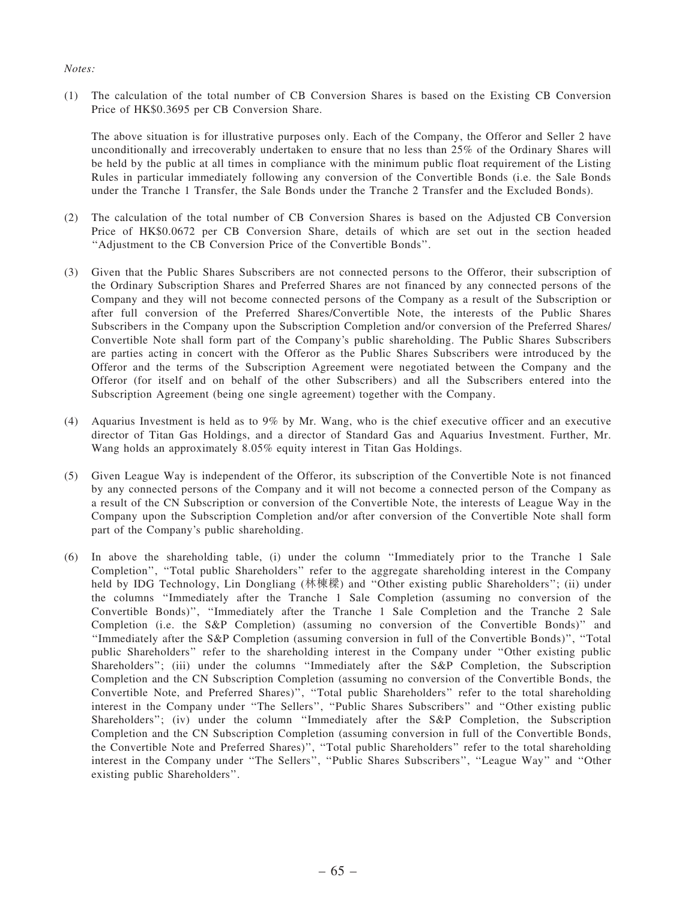*Notes:*

(1) The calculation of the total number of CB Conversion Shares is based on the Existing CB Conversion Price of HK$0.3695 per CB Conversion Share.

The above situation is for illustrative purposes only. Each of the Company, the Offeror and Seller 2 have unconditionally and irrecoverably undertaken to ensure that no less than 25% of the Ordinary Shares will be held by the public at all times in compliance with the minimum public float requirement of the Listing Rules in particular immediately following any conversion of the Convertible Bonds (i.e. the Sale Bonds under the Tranche 1 Transfer, the Sale Bonds under the Tranche 2 Transfer and the Excluded Bonds).

(2) The calculation of the total number of CB Conversion Shares is based on the Adjusted CB Conversion Price of HK$0.0672 per CB Conversion Share, details of which are set out in the section headed ''Adjustment to the CB Conversion Price of the Convertible Bonds''.

(3) Given that the Public Shares Subscribers are not connected persons to the Offeror, their subscription of the Ordinary Subscription Shares and Preferred Shares are not financed by any connected persons of the Company and they will not become connected persons of the Company as a result of the Subscription or after full conversion of the Preferred Shares/Convertible Note, the interests of the Public Shares Subscribers in the Company upon the Subscription Completion and/or conversion of the Preferred Shares/ Convertible Note shall form part of the Company's public shareholding. The Public Shares Subscribers are parties acting in concert with the Offeror as the Public Shares Subscribers were introduced by the Offeror and the terms of the Subscription Agreement were negotiated between the Company and the Offeror (for itself and on behalf of the other Subscribers) and all the Subscribers entered into the Subscription Agreement (being one single agreement) together with the Company.

(4) Aquarius Investment is held as to 9% by Mr. Wang, who is the chief executive officer and an executive director of Titan Gas Holdings, and a director of Standard Gas and Aquarius Investment. Further, Mr. Wang holds an approximately 8.05% equity interest in Titan Gas Holdings.

(5) Given League Way is independent of the Offeror, its subscription of the Convertible Note is not financed by any connected persons of the Company and it will not become a connected person of the Company as a result of the CN Subscription or conversion of the Convertible Note, the interests of League Way in the Company upon the Subscription Completion and/or after conversion of the Convertible Note shall form part of the Company's public shareholding.

(6) In above the shareholding table, (i) under the column ''Immediately prior to the Tranche 1 Sale Completion'', ''Total public Shareholders'' refer to the aggregate shareholding interest in the Company held by IDG Technology, Lin Dongliang (林棟樑) and ''Other existing public Shareholders''; (ii) under the columns ''Immediately after the Tranche 1 Sale Completion (assuming no conversion of the Convertible Bonds)'', ''Immediately after the Tranche 1 Sale Completion and the Tranche 2 Sale Completion (i.e. the S&P Completion) (assuming no conversion of the Convertible Bonds)'' and ''Immediately after the S&P Completion (assuming conversion in full of the Convertible Bonds)'', ''Total public Shareholders'' refer to the shareholding interest in the Company under ''Other existing public Shareholders''; (iii) under the columns ''Immediately after the S&P Completion, the Subscription Completion and the CN Subscription Completion (assuming no conversion of the Convertible Bonds, the Convertible Note, and Preferred Shares)'', ''Total public Shareholders'' refer to the total shareholding interest in the Company under ''The Sellers'', ''Public Shares Subscribers'' and ''Other existing public Shareholders''; (iv) under the column ''Immediately after the S&P Completion, the Subscription Completion and the CN Subscription Completion (assuming conversion in full of the Convertible Bonds, the Convertible Note and Preferred Shares)'', ''Total public Shareholders'' refer to the total shareholding interest in the Company under ''The Sellers'', ''Public Shares Subscribers'', ''League Way'' and ''Other existing public Shareholders''.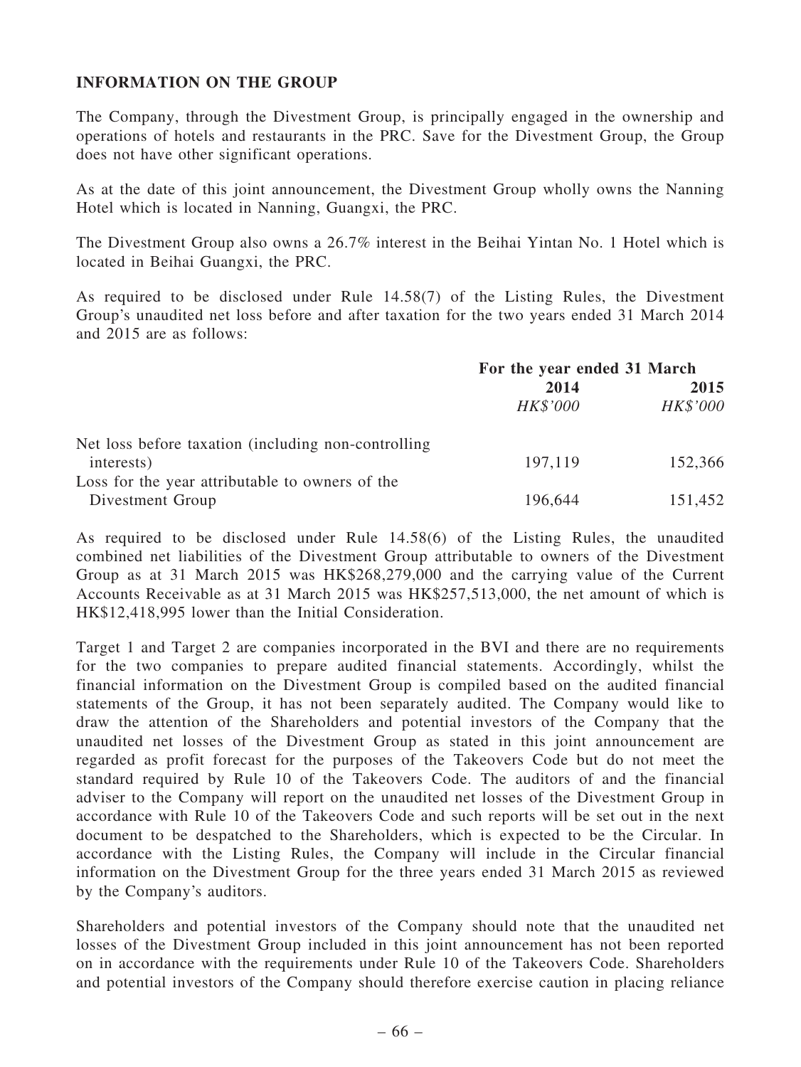## INFORMATION ON THE GROUP

The Company, through the Divestment Group, is principally engaged in the ownership and operations of hotels and restaurants in the PRC. Save for the Divestment Group, the Group does not have other significant operations.

As at the date of this joint announcement, the Divestment Group wholly owns the Nanning Hotel which is located in Nanning, Guangxi, the PRC.

The Divestment Group also owns a 26.7% interest in the Beihai Yintan No. 1 Hotel which is located in Beihai Guangxi, the PRC.

As required to be disclosed under Rule 14.58(7) of the Listing Rules, the Divestment Group's unaudited net loss before and after taxation for the two years ended 31 March 2014 and 2015 are as follows:

| | For the year ended 31 March | |
|---|---|---|
| | 2014 | 2015 |
| | *HK$'000* | *HK$'000* |
| Net loss before taxation (including non-controlling interests) | 197,119 | 152,366 |
| Loss for the year attributable to owners of the Divestment Group | 196,644 | 151,452 |

As required to be disclosed under Rule 14.58(6) of the Listing Rules, the unaudited combined net liabilities of the Divestment Group attributable to owners of the Divestment Group as at 31 March 2015 was HK$268,279,000 and the carrying value of the Current Accounts Receivable as at 31 March 2015 was HK$257,513,000, the net amount of which is HK$12,418,995 lower than the Initial Consideration.

Target 1 and Target 2 are companies incorporated in the BVI and there are no requirements for the two companies to prepare audited financial statements. Accordingly, whilst the financial information on the Divestment Group is compiled based on the audited financial statements of the Group, it has not been separately audited. The Company would like to draw the attention of the Shareholders and potential investors of the Company that the unaudited net losses of the Divestment Group as stated in this joint announcement are regarded as profit forecast for the purposes of the Takeovers Code but do not meet the standard required by Rule 10 of the Takeovers Code. The auditors of and the financial adviser to the Company will report on the unaudited net losses of the Divestment Group in accordance with Rule 10 of the Takeovers Code and such reports will be set out in the next document to be despatched to the Shareholders, which is expected to be the Circular. In accordance with the Listing Rules, the Company will include in the Circular financial information on the Divestment Group for the three years ended 31 March 2015 as reviewed by the Company's auditors.

Shareholders and potential investors of the Company should note that the unaudited net losses of the Divestment Group included in this joint announcement has not been reported on in accordance with the requirements under Rule 10 of the Takeovers Code. Shareholders and potential investors of the Company should therefore exercise caution in placing reliance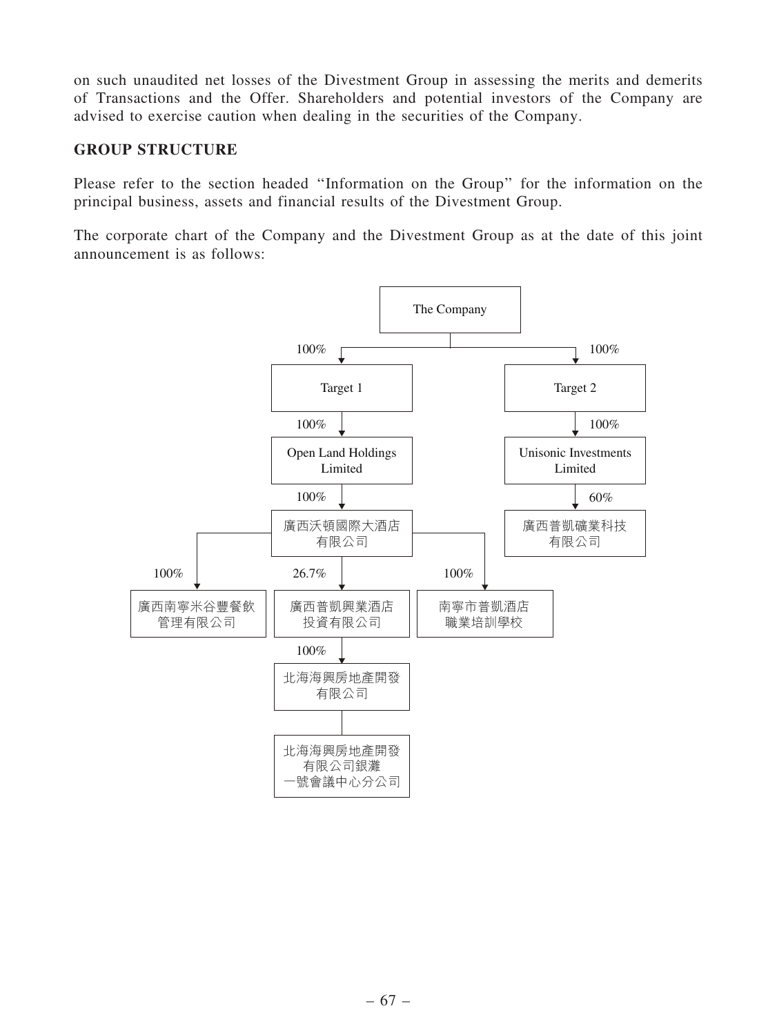on such unaudited net losses of the Divestment Group in assessing the merits and demerits of Transactions and the Offer. Shareholders and potential investors of the Company are advised to exercise caution when dealing in the securities of the Company.

**GROUP STRUCTURE**

Please refer to the section headed "Information on the Group" for the information on the principal business, assets and financial results of the Divestment Group.

The corporate chart of the Company and the Divestment Group as at the date of this joint announcement is as follows:

- The Company
  - 100% → Target 1
    - 100% → Open Land Holdings Limited
      - 100% → 廣西沃頓國際大酒店有限公司
        - 100% → 廣西南寧米谷豐餐飲管理有限公司
        - 26.7% → 廣西普凱興業酒店投資有限公司
          - 100% → 北海海興房地產開發有限公司
            - 北海海興房地產開發有限公司銀灘一號會議中心分公司
        - 100% → 南寧市普凱酒店職業培訓學校
  - 100% → Target 2
    - 100% → Unisonic Investments Limited
      - 60% → 廣西普凱礦業科技有限公司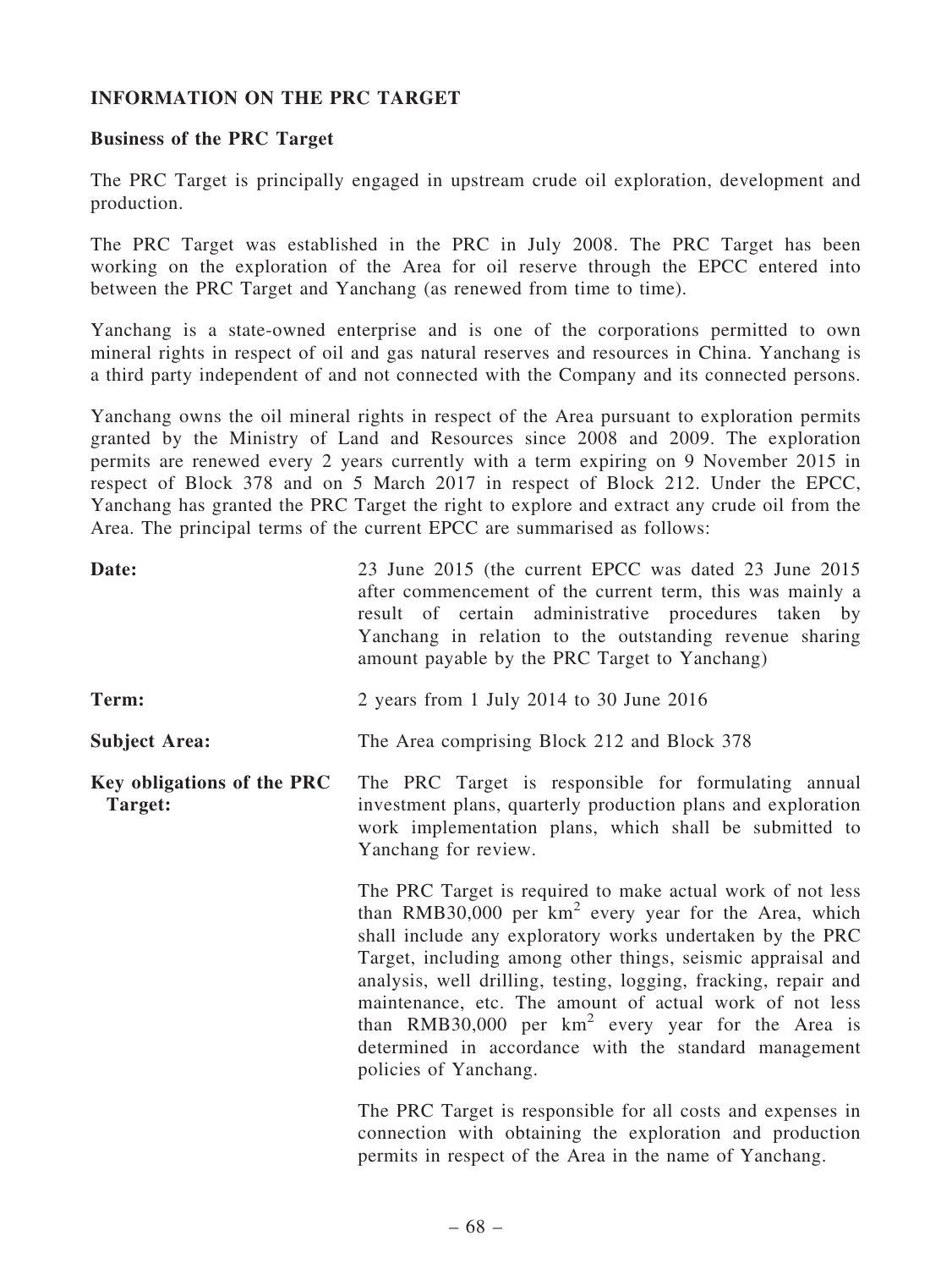## INFORMATION ON THE PRC TARGET

### Business of the PRC Target

The PRC Target is principally engaged in upstream crude oil exploration, development and production.

The PRC Target was established in the PRC in July 2008. The PRC Target has been working on the exploration of the Area for oil reserve through the EPCC entered into between the PRC Target and Yanchang (as renewed from time to time).

Yanchang is a state-owned enterprise and is one of the corporations permitted to own mineral rights in respect of oil and gas natural reserves and resources in China. Yanchang is a third party independent of and not connected with the Company and its connected persons.

Yanchang owns the oil mineral rights in respect of the Area pursuant to exploration permits granted by the Ministry of Land and Resources since 2008 and 2009. The exploration permits are renewed every 2 years currently with a term expiring on 9 November 2015 in respect of Block 378 and on 5 March 2017 in respect of Block 212. Under the EPCC, Yanchang has granted the PRC Target the right to explore and extract any crude oil from the Area. The principal terms of the current EPCC are summarised as follows:

| | |
|---|---|
| **Date:** | 23 June 2015 (the current EPCC was dated 23 June 2015 after commencement of the current term, this was mainly a result of certain administrative procedures taken by Yanchang in relation to the outstanding revenue sharing amount payable by the PRC Target to Yanchang) |
| **Term:** | 2 years from 1 July 2014 to 30 June 2016 |
| **Subject Area:** | The Area comprising Block 212 and Block 378 |
| **Key obligations of the PRC Target:** | The PRC Target is responsible for formulating annual investment plans, quarterly production plans and exploration work implementation plans, which shall be submitted to Yanchang for review.<br><br>The PRC Target is required to make actual work of not less than RMB30,000 per $km^2$ every year for the Area, which shall include any exploratory works undertaken by the PRC Target, including among other things, seismic appraisal and analysis, well drilling, testing, logging, fracking, repair and maintenance, etc. The amount of actual work of not less than RMB30,000 per $km^2$ every year for the Area is determined in accordance with the standard management policies of Yanchang.<br><br>The PRC Target is responsible for all costs and expenses in connection with obtaining the exploration and production permits in respect of the Area in the name of Yanchang. |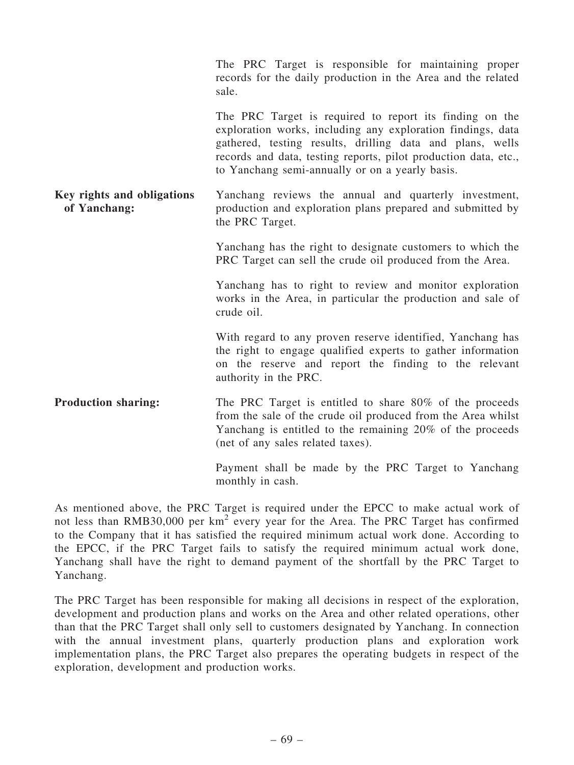|  |  |
|---|---|
|  | The PRC Target is responsible for maintaining proper records for the daily production in the Area and the related sale. |
|  | The PRC Target is required to report its finding on the exploration works, including any exploration findings, data gathered, testing results, drilling data and plans, wells records and data, testing reports, pilot production data, etc., to Yanchang semi-annually or on a yearly basis. |
| **Key rights and obligations of Yanchang:** | Yanchang reviews the annual and quarterly investment, production and exploration plans prepared and submitted by the PRC Target. |
|  | Yanchang has the right to designate customers to which the PRC Target can sell the crude oil produced from the Area. |
|  | Yanchang has to right to review and monitor exploration works in the Area, in particular the production and sale of crude oil. |
|  | With regard to any proven reserve identified, Yanchang has the right to engage qualified experts to gather information on the reserve and report the finding to the relevant authority in the PRC. |
| **Production sharing:** | The PRC Target is entitled to share 80% of the proceeds from the sale of the crude oil produced from the Area whilst Yanchang is entitled to the remaining 20% of the proceeds (net of any sales related taxes). |
|  | Payment shall be made by the PRC Target to Yanchang monthly in cash. |

As mentioned above, the PRC Target is required under the EPCC to make actual work of not less than RMB30,000 per $km^2$ every year for the Area. The PRC Target has confirmed to the Company that it has satisfied the required minimum actual work done. According to the EPCC, if the PRC Target fails to satisfy the required minimum actual work done, Yanchang shall have the right to demand payment of the shortfall by the PRC Target to Yanchang.

The PRC Target has been responsible for making all decisions in respect of the exploration, development and production plans and works on the Area and other related operations, other than that the PRC Target shall only sell to customers designated by Yanchang. In connection with the annual investment plans, quarterly production plans and exploration work implementation plans, the PRC Target also prepares the operating budgets in respect of the exploration, development and production works.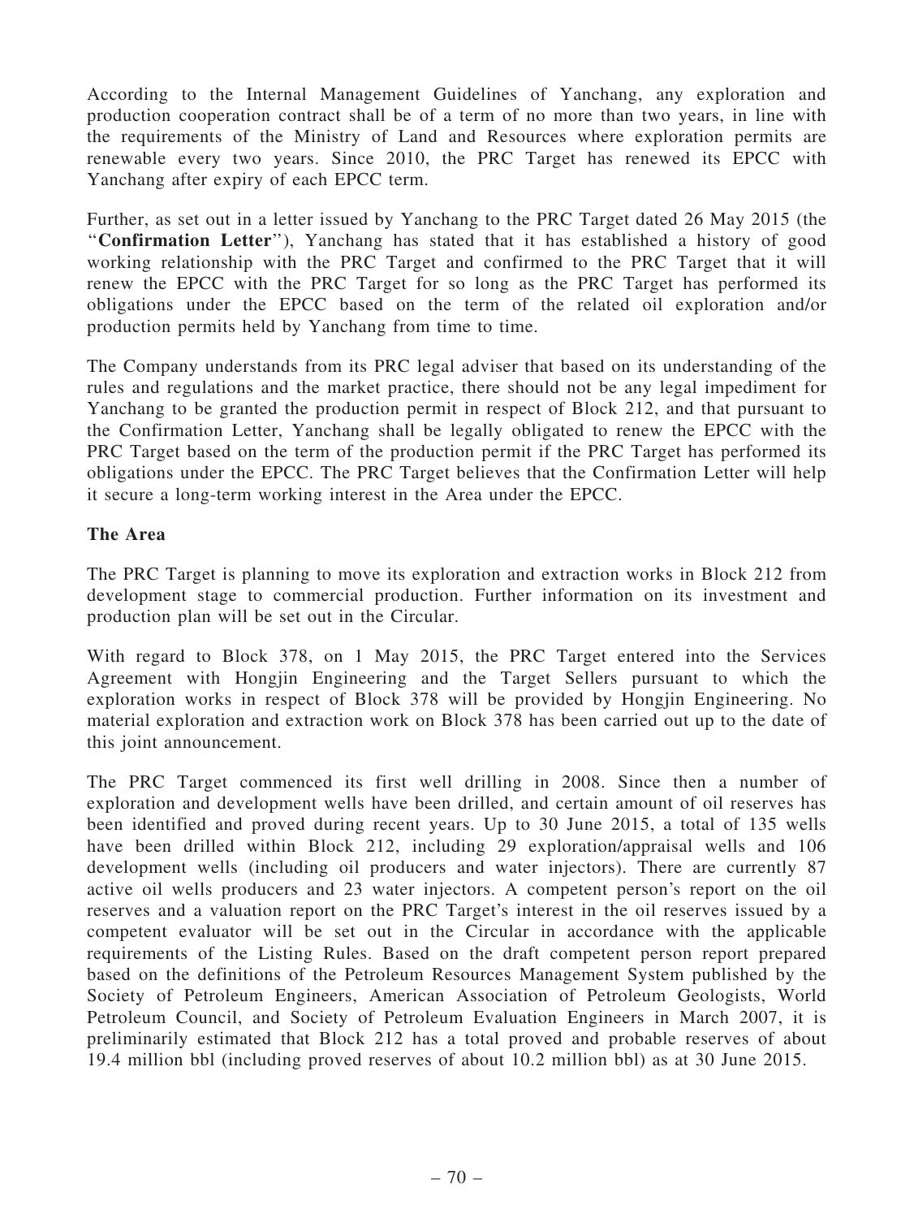According to the Internal Management Guidelines of Yanchang, any exploration and production cooperation contract shall be of a term of no more than two years, in line with the requirements of the Ministry of Land and Resources where exploration permits are renewable every two years. Since 2010, the PRC Target has renewed its EPCC with Yanchang after expiry of each EPCC term.

Further, as set out in a letter issued by Yanchang to the PRC Target dated 26 May 2015 (the "**Confirmation Letter**"), Yanchang has stated that it has established a history of good working relationship with the PRC Target and confirmed to the PRC Target that it will renew the EPCC with the PRC Target for so long as the PRC Target has performed its obligations under the EPCC based on the term of the related oil exploration and/or production permits held by Yanchang from time to time.

The Company understands from its PRC legal adviser that based on its understanding of the rules and regulations and the market practice, there should not be any legal impediment for Yanchang to be granted the production permit in respect of Block 212, and that pursuant to the Confirmation Letter, Yanchang shall be legally obligated to renew the EPCC with the PRC Target based on the term of the production permit if the PRC Target has performed its obligations under the EPCC. The PRC Target believes that the Confirmation Letter will help it secure a long-term working interest in the Area under the EPCC.

**The Area**

The PRC Target is planning to move its exploration and extraction works in Block 212 from development stage to commercial production. Further information on its investment and production plan will be set out in the Circular.

With regard to Block 378, on 1 May 2015, the PRC Target entered into the Services Agreement with Hongjin Engineering and the Target Sellers pursuant to which the exploration works in respect of Block 378 will be provided by Hongjin Engineering. No material exploration and extraction work on Block 378 has been carried out up to the date of this joint announcement.

The PRC Target commenced its first well drilling in 2008. Since then a number of exploration and development wells have been drilled, and certain amount of oil reserves has been identified and proved during recent years. Up to 30 June 2015, a total of 135 wells have been drilled within Block 212, including 29 exploration/appraisal wells and 106 development wells (including oil producers and water injectors). There are currently 87 active oil wells producers and 23 water injectors. A competent person's report on the oil reserves and a valuation report on the PRC Target's interest in the oil reserves issued by a competent evaluator will be set out in the Circular in accordance with the applicable requirements of the Listing Rules. Based on the draft competent person report prepared based on the definitions of the Petroleum Resources Management System published by the Society of Petroleum Engineers, American Association of Petroleum Geologists, World Petroleum Council, and Society of Petroleum Evaluation Engineers in March 2007, it is preliminarily estimated that Block 212 has a total proved and probable reserves of about 19.4 million bbl (including proved reserves of about 10.2 million bbl) as at 30 June 2015.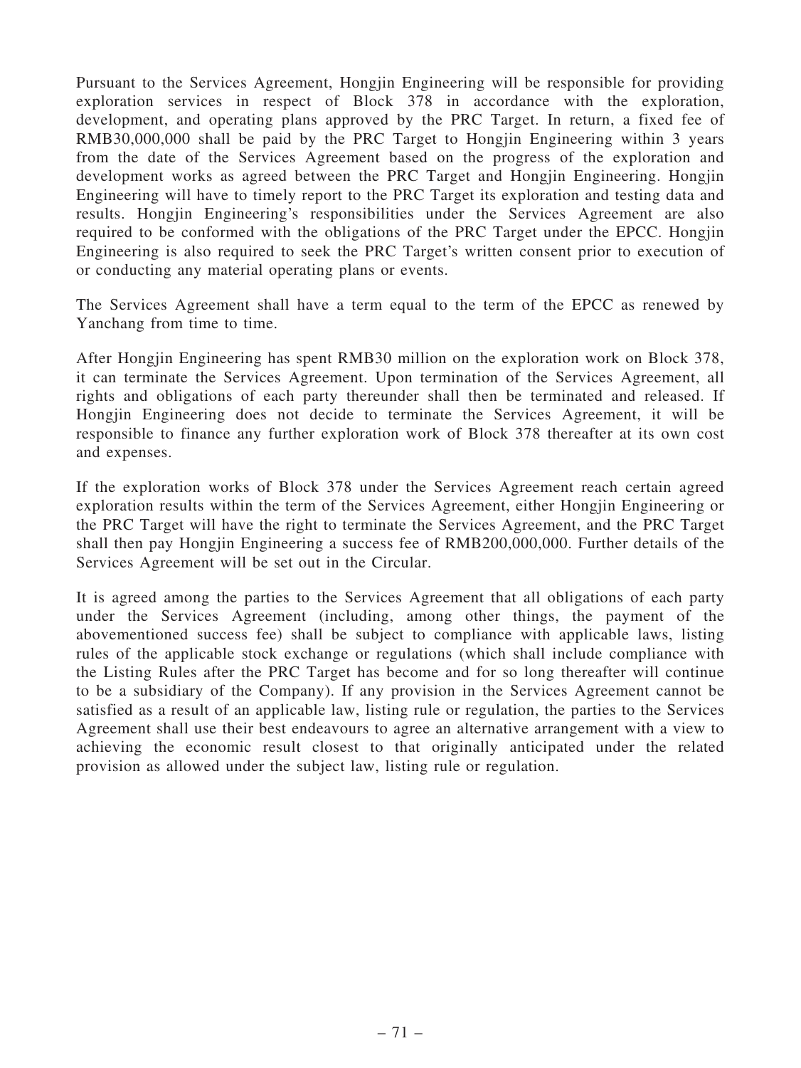Pursuant to the Services Agreement, Hongjin Engineering will be responsible for providing exploration services in respect of Block 378 in accordance with the exploration, development, and operating plans approved by the PRC Target. In return, a fixed fee of RMB30,000,000 shall be paid by the PRC Target to Hongjin Engineering within 3 years from the date of the Services Agreement based on the progress of the exploration and development works as agreed between the PRC Target and Hongjin Engineering. Hongjin Engineering will have to timely report to the PRC Target its exploration and testing data and results. Hongjin Engineering's responsibilities under the Services Agreement are also required to be conformed with the obligations of the PRC Target under the EPCC. Hongjin Engineering is also required to seek the PRC Target's written consent prior to execution of or conducting any material operating plans or events.

The Services Agreement shall have a term equal to the term of the EPCC as renewed by Yanchang from time to time.

After Hongjin Engineering has spent RMB30 million on the exploration work on Block 378, it can terminate the Services Agreement. Upon termination of the Services Agreement, all rights and obligations of each party thereunder shall then be terminated and released. If Hongjin Engineering does not decide to terminate the Services Agreement, it will be responsible to finance any further exploration work of Block 378 thereafter at its own cost and expenses.

If the exploration works of Block 378 under the Services Agreement reach certain agreed exploration results within the term of the Services Agreement, either Hongjin Engineering or the PRC Target will have the right to terminate the Services Agreement, and the PRC Target shall then pay Hongjin Engineering a success fee of RMB200,000,000. Further details of the Services Agreement will be set out in the Circular.

It is agreed among the parties to the Services Agreement that all obligations of each party under the Services Agreement (including, among other things, the payment of the abovementioned success fee) shall be subject to compliance with applicable laws, listing rules of the applicable stock exchange or regulations (which shall include compliance with the Listing Rules after the PRC Target has become and for so long thereafter will continue to be a subsidiary of the Company). If any provision in the Services Agreement cannot be satisfied as a result of an applicable law, listing rule or regulation, the parties to the Services Agreement shall use their best endeavours to agree an alternative arrangement with a view to achieving the economic result closest to that originally anticipated under the related provision as allowed under the subject law, listing rule or regulation.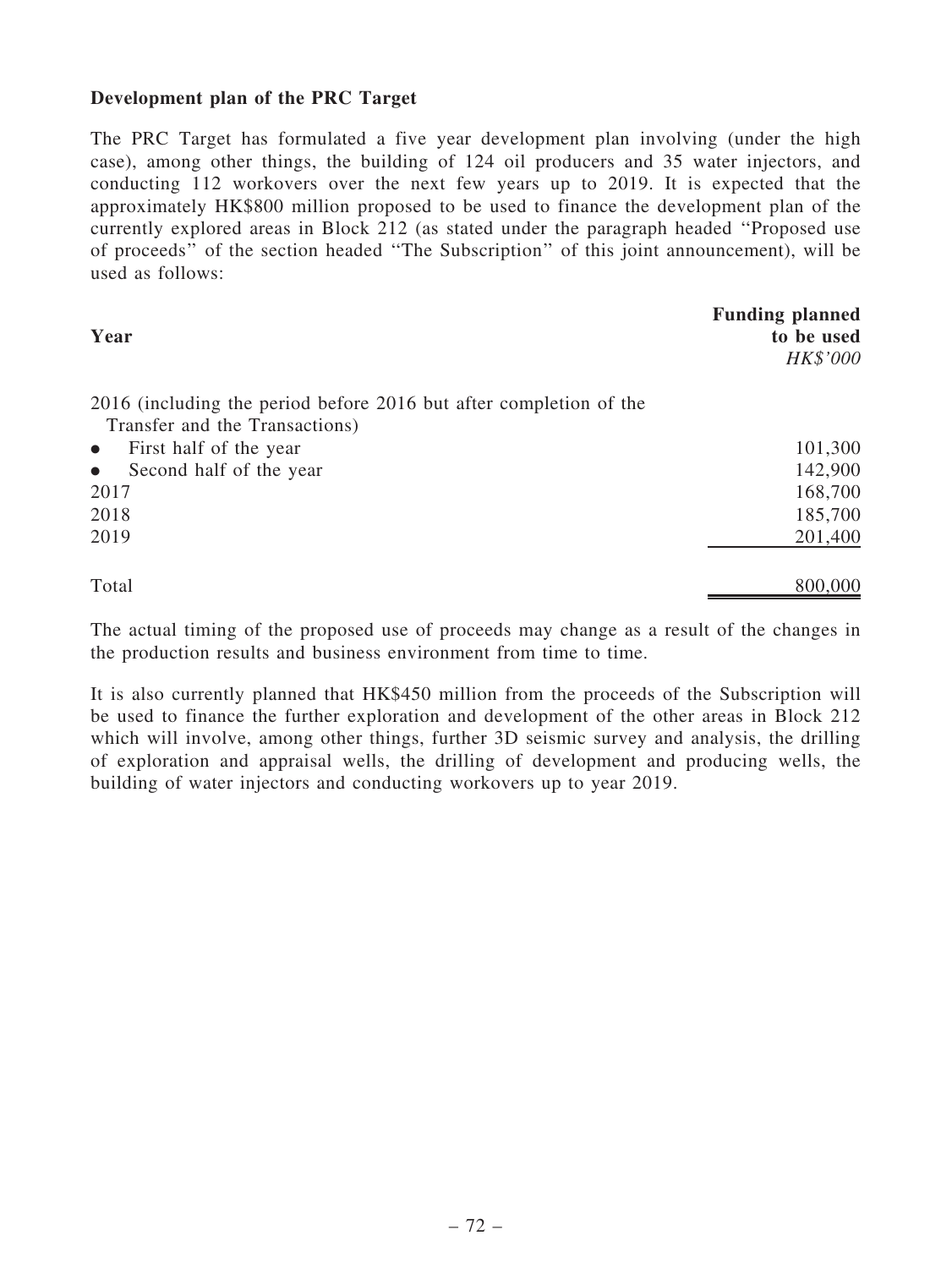**Development plan of the PRC Target**

The PRC Target has formulated a five year development plan involving (under the high case), among other things, the building of 124 oil producers and 35 water injectors, and conducting 112 workovers over the next few years up to 2019. It is expected that the approximately HK$800 million proposed to be used to finance the development plan of the currently explored areas in Block 212 (as stated under the paragraph headed ''Proposed use of proceeds'' of the section headed ''The Subscription'' of this joint announcement), will be used as follows:

| Year | Funding planned to be used *HK$'000* |
|---|---|
| 2016 (including the period before 2016 but after completion of the Transfer and the Transactions) | |
| • First half of the year | 101,300 |
| • Second half of the year | 142,900 |
| 2017 | 168,700 |
| 2018 | 185,700 |
| 2019 | 201,400 |
| Total | 800,000 |

The actual timing of the proposed use of proceeds may change as a result of the changes in the production results and business environment from time to time.

It is also currently planned that HK$450 million from the proceeds of the Subscription will be used to finance the further exploration and development of the other areas in Block 212 which will involve, among other things, further 3D seismic survey and analysis, the drilling of exploration and appraisal wells, the drilling of development and producing wells, the building of water injectors and conducting workovers up to year 2019.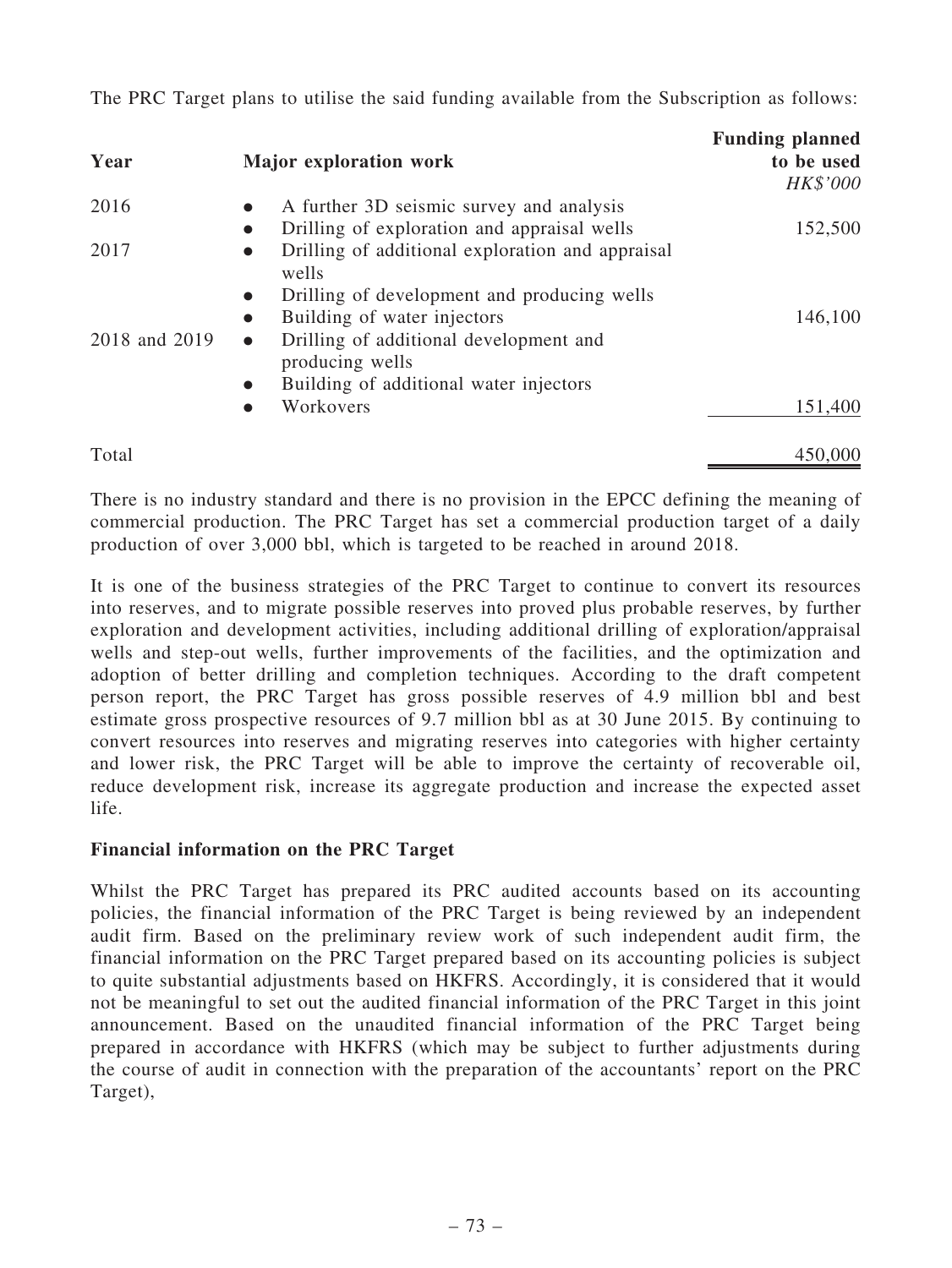The PRC Target plans to utilise the said funding available from the Subscription as follows:

| Year | Major exploration work | Funding planned to be used *HK$'000* |
|---|---|---|
| 2016 | • A further 3D seismic survey and analysis<br>• Drilling of exploration and appraisal wells | 152,500 |
| 2017 | • Drilling of additional exploration and appraisal wells<br>• Drilling of development and producing wells<br>• Building of water injectors | 146,100 |
| 2018 and 2019 | • Drilling of additional development and producing wells<br>• Building of additional water injectors<br>• Workovers | 151,400 |
| Total | | 450,000 |

There is no industry standard and there is no provision in the EPCC defining the meaning of commercial production. The PRC Target has set a commercial production target of a daily production of over 3,000 bbl, which is targeted to be reached in around 2018.

It is one of the business strategies of the PRC Target to continue to convert its resources into reserves, and to migrate possible reserves into proved plus probable reserves, by further exploration and development activities, including additional drilling of exploration/appraisal wells and step-out wells, further improvements of the facilities, and the optimization and adoption of better drilling and completion techniques. According to the draft competent person report, the PRC Target has gross possible reserves of 4.9 million bbl and best estimate gross prospective resources of 9.7 million bbl as at 30 June 2015. By continuing to convert resources into reserves and migrating reserves into categories with higher certainty and lower risk, the PRC Target will be able to improve the certainty of recoverable oil, reduce development risk, increase its aggregate production and increase the expected asset life.

**Financial information on the PRC Target**

Whilst the PRC Target has prepared its PRC audited accounts based on its accounting policies, the financial information of the PRC Target is being reviewed by an independent audit firm. Based on the preliminary review work of such independent audit firm, the financial information on the PRC Target prepared based on its accounting policies is subject to quite substantial adjustments based on HKFRS. Accordingly, it is considered that it would not be meaningful to set out the audited financial information of the PRC Target in this joint announcement. Based on the unaudited financial information of the PRC Target being prepared in accordance with HKFRS (which may be subject to further adjustments during the course of audit in connection with the preparation of the accountants' report on the PRC Target),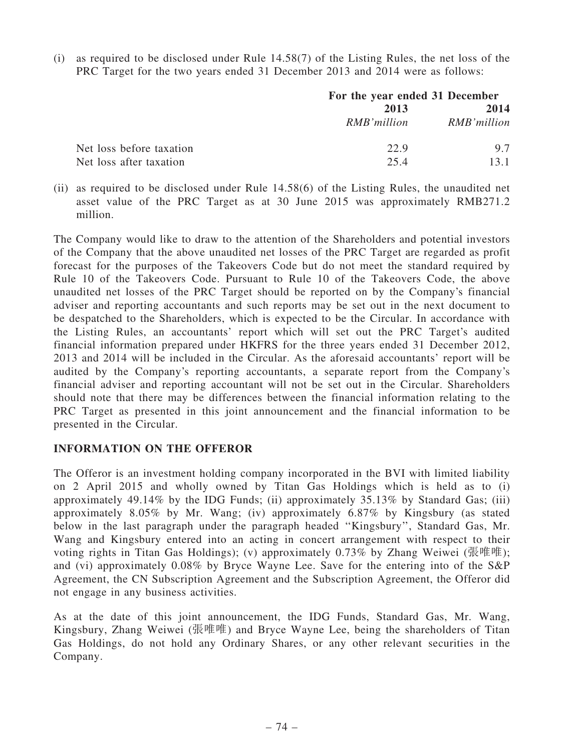(i) as required to be disclosed under Rule 14.58(7) of the Listing Rules, the net loss of the PRC Target for the two years ended 31 December 2013 and 2014 were as follows:

| | For the year ended 31 December | |
|---|---|---|
| | **2013** | **2014** |
| | *RMB'million* | *RMB'million* |
| Net loss before taxation | 22.9 | 9.7 |
| Net loss after taxation | 25.4 | 13.1 |

(ii) as required to be disclosed under Rule 14.58(6) of the Listing Rules, the unaudited net asset value of the PRC Target as at 30 June 2015 was approximately RMB271.2 million.

The Company would like to draw to the attention of the Shareholders and potential investors of the Company that the above unaudited net losses of the PRC Target are regarded as profit forecast for the purposes of the Takeovers Code but do not meet the standard required by Rule 10 of the Takeovers Code. Pursuant to Rule 10 of the Takeovers Code, the above unaudited net losses of the PRC Target should be reported on by the Company's financial adviser and reporting accountants and such reports may be set out in the next document to be despatched to the Shareholders, which is expected to be the Circular. In accordance with the Listing Rules, an accountants' report which will set out the PRC Target's audited financial information prepared under HKFRS for the three years ended 31 December 2012, 2013 and 2014 will be included in the Circular. As the aforesaid accountants' report will be audited by the Company's reporting accountants, a separate report from the Company's financial adviser and reporting accountant will not be set out in the Circular. Shareholders should note that there may be differences between the financial information relating to the PRC Target as presented in this joint announcement and the financial information to be presented in the Circular.

**INFORMATION ON THE OFFEROR**

The Offeror is an investment holding company incorporated in the BVI with limited liability on 2 April 2015 and wholly owned by Titan Gas Holdings which is held as to (i) approximately 49.14% by the IDG Funds; (ii) approximately 35.13% by Standard Gas; (iii) approximately 8.05% by Mr. Wang; (iv) approximately 6.87% by Kingsbury (as stated below in the last paragraph under the paragraph headed "Kingsbury", Standard Gas, Mr. Wang and Kingsbury entered into an acting in concert arrangement with respect to their voting rights in Titan Gas Holdings); (v) approximately 0.73% by Zhang Weiwei (張唯唯); and (vi) approximately 0.08% by Bryce Wayne Lee. Save for the entering into of the S&P Agreement, the CN Subscription Agreement and the Subscription Agreement, the Offeror did not engage in any business activities.

As at the date of this joint announcement, the IDG Funds, Standard Gas, Mr. Wang, Kingsbury, Zhang Weiwei (張唯唯) and Bryce Wayne Lee, being the shareholders of Titan Gas Holdings, do not hold any Ordinary Shares, or any other relevant securities in the Company.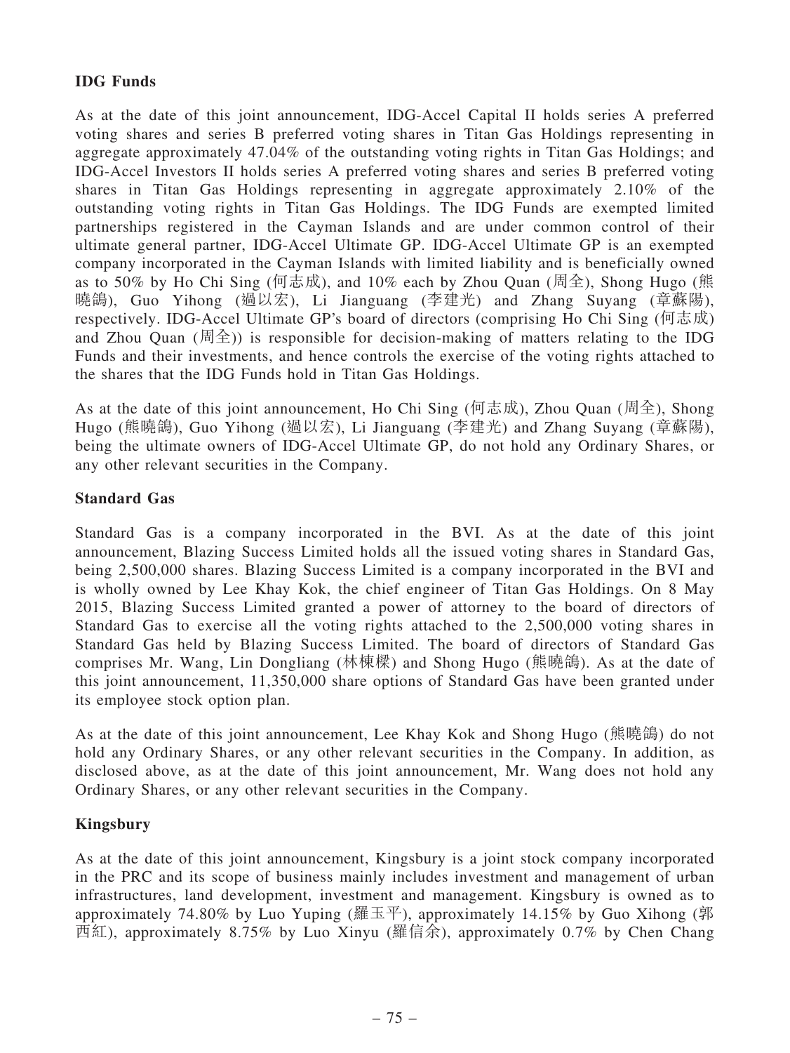**IDG Funds**

As at the date of this joint announcement, IDG-Accel Capital II holds series A preferred voting shares and series B preferred voting shares in Titan Gas Holdings representing in aggregate approximately 47.04% of the outstanding voting rights in Titan Gas Holdings; and IDG-Accel Investors II holds series A preferred voting shares and series B preferred voting shares in Titan Gas Holdings representing in aggregate approximately 2.10% of the outstanding voting rights in Titan Gas Holdings. The IDG Funds are exempted limited partnerships registered in the Cayman Islands and are under common control of their ultimate general partner, IDG-Accel Ultimate GP. IDG-Accel Ultimate GP is an exempted company incorporated in the Cayman Islands with limited liability and is beneficially owned as to 50% by Ho Chi Sing (何志成), and 10% each by Zhou Quan (周全), Shong Hugo (熊曉鴿), Guo Yihong (過以宏), Li Jianguang (李建光) and Zhang Suyang (章蘇陽), respectively. IDG-Accel Ultimate GP's board of directors (comprising Ho Chi Sing (何志成) and Zhou Quan (周全)) is responsible for decision-making of matters relating to the IDG Funds and their investments, and hence controls the exercise of the voting rights attached to the shares that the IDG Funds hold in Titan Gas Holdings.

As at the date of this joint announcement, Ho Chi Sing (何志成), Zhou Quan (周全), Shong Hugo (熊曉鴿), Guo Yihong (過以宏), Li Jianguang (李建光) and Zhang Suyang (章蘇陽), being the ultimate owners of IDG-Accel Ultimate GP, do not hold any Ordinary Shares, or any other relevant securities in the Company.

**Standard Gas**

Standard Gas is a company incorporated in the BVI. As at the date of this joint announcement, Blazing Success Limited holds all the issued voting shares in Standard Gas, being 2,500,000 shares. Blazing Success Limited is a company incorporated in the BVI and is wholly owned by Lee Khay Kok, the chief engineer of Titan Gas Holdings. On 8 May 2015, Blazing Success Limited granted a power of attorney to the board of directors of Standard Gas to exercise all the voting rights attached to the 2,500,000 voting shares in Standard Gas held by Blazing Success Limited. The board of directors of Standard Gas comprises Mr. Wang, Lin Dongliang (林棟樑) and Shong Hugo (熊曉鴿). As at the date of this joint announcement, 11,350,000 share options of Standard Gas have been granted under its employee stock option plan.

As at the date of this joint announcement, Lee Khay Kok and Shong Hugo (熊曉鴿) do not hold any Ordinary Shares, or any other relevant securities in the Company. In addition, as disclosed above, as at the date of this joint announcement, Mr. Wang does not hold any Ordinary Shares, or any other relevant securities in the Company.

**Kingsbury**

As at the date of this joint announcement, Kingsbury is a joint stock company incorporated in the PRC and its scope of business mainly includes investment and management of urban infrastructures, land development, investment and management. Kingsbury is owned as to approximately 74.80% by Luo Yuping (羅玉平), approximately 14.15% by Guo Xihong (郭西紅), approximately 8.75% by Luo Xinyu (羅信余), approximately 0.7% by Chen Chang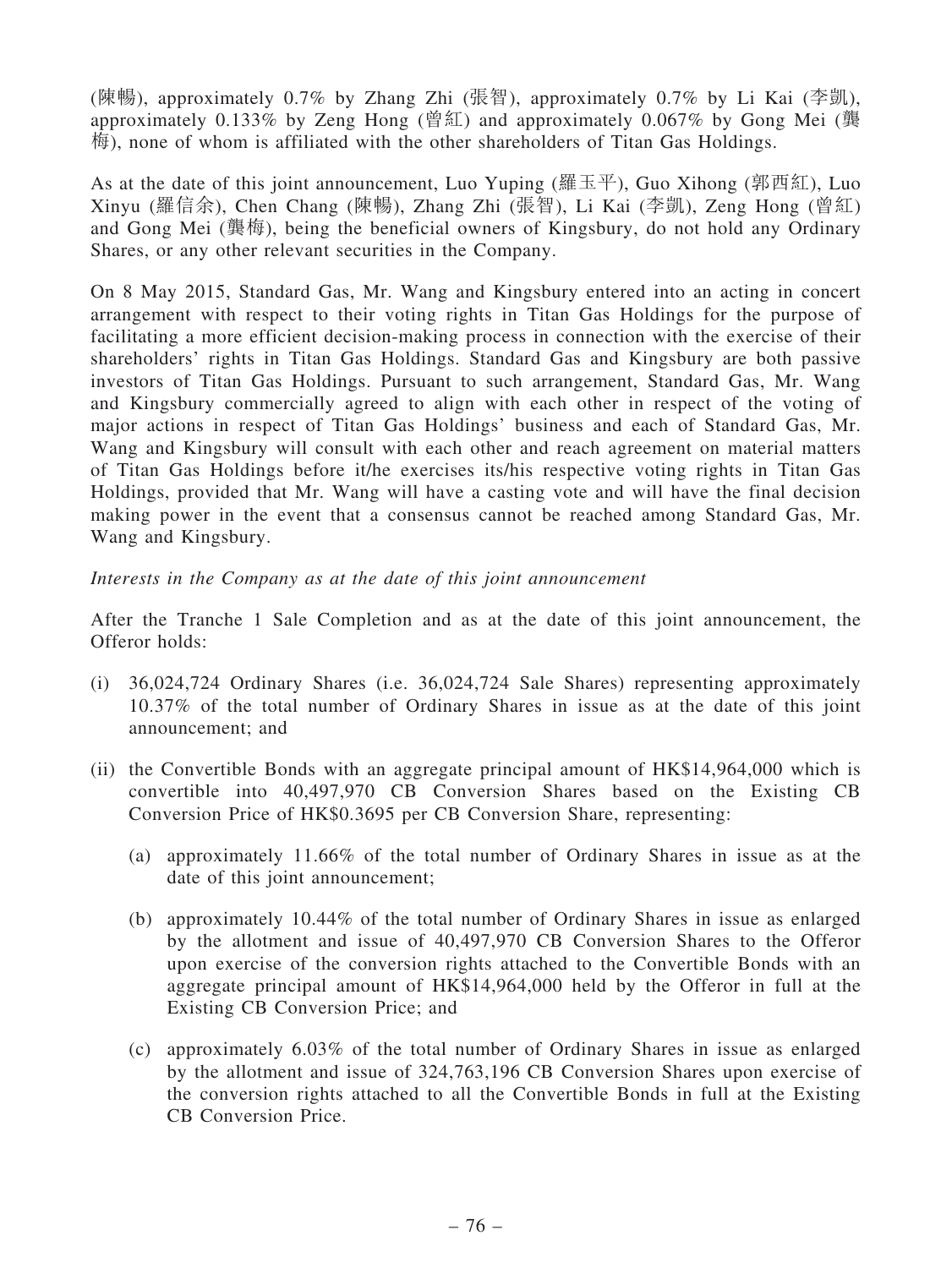(陳暢), approximately 0.7% by Zhang Zhi (張智), approximately 0.7% by Li Kai (李凱), approximately 0.133% by Zeng Hong (曾紅) and approximately 0.067% by Gong Mei (龔梅), none of whom is affiliated with the other shareholders of Titan Gas Holdings.

As at the date of this joint announcement, Luo Yuping (羅玉平), Guo Xihong (郭西紅), Luo Xinyu (羅信余), Chen Chang (陳暢), Zhang Zhi (張智), Li Kai (李凱), Zeng Hong (曾紅) and Gong Mei (龔梅), being the beneficial owners of Kingsbury, do not hold any Ordinary Shares, or any other relevant securities in the Company.

On 8 May 2015, Standard Gas, Mr. Wang and Kingsbury entered into an acting in concert arrangement with respect to their voting rights in Titan Gas Holdings for the purpose of facilitating a more efficient decision-making process in connection with the exercise of their shareholders' rights in Titan Gas Holdings. Standard Gas and Kingsbury are both passive investors of Titan Gas Holdings. Pursuant to such arrangement, Standard Gas, Mr. Wang and Kingsbury commercially agreed to align with each other in respect of the voting of major actions in respect of Titan Gas Holdings' business and each of Standard Gas, Mr. Wang and Kingsbury will consult with each other and reach agreement on material matters of Titan Gas Holdings before it/he exercises its/his respective voting rights in Titan Gas Holdings, provided that Mr. Wang will have a casting vote and will have the final decision making power in the event that a consensus cannot be reached among Standard Gas, Mr. Wang and Kingsbury.

*Interests in the Company as at the date of this joint announcement*

After the Tranche 1 Sale Completion and as at the date of this joint announcement, the Offeror holds:

(i) 36,024,724 Ordinary Shares (i.e. 36,024,724 Sale Shares) representing approximately 10.37% of the total number of Ordinary Shares in issue as at the date of this joint announcement; and

(ii) the Convertible Bonds with an aggregate principal amount of HK$14,964,000 which is convertible into 40,497,970 CB Conversion Shares based on the Existing CB Conversion Price of HK$0.3695 per CB Conversion Share, representing:

 (a) approximately 11.66% of the total number of Ordinary Shares in issue as at the date of this joint announcement;

 (b) approximately 10.44% of the total number of Ordinary Shares in issue as enlarged by the allotment and issue of 40,497,970 CB Conversion Shares to the Offeror upon exercise of the conversion rights attached to the Convertible Bonds with an aggregate principal amount of HK$14,964,000 held by the Offeror in full at the Existing CB Conversion Price; and

 (c) approximately 6.03% of the total number of Ordinary Shares in issue as enlarged by the allotment and issue of 324,763,196 CB Conversion Shares upon exercise of the conversion rights attached to all the Convertible Bonds in full at the Existing CB Conversion Price.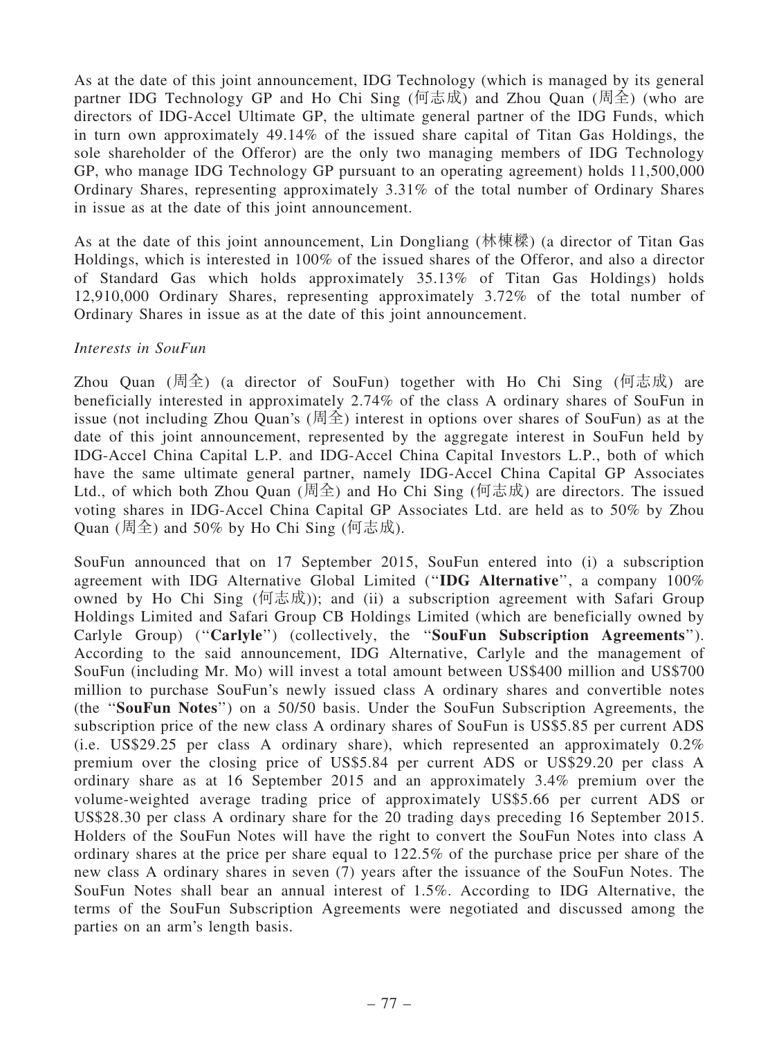As at the date of this joint announcement, IDG Technology (which is managed by its general partner IDG Technology GP and Ho Chi Sing (何志成) and Zhou Quan (周全) (who are directors of IDG-Accel Ultimate GP, the ultimate general partner of the IDG Funds, which in turn own approximately 49.14% of the issued share capital of Titan Gas Holdings, the sole shareholder of the Offeror) are the only two managing members of IDG Technology GP, who manage IDG Technology GP pursuant to an operating agreement) holds 11,500,000 Ordinary Shares, representing approximately 3.31% of the total number of Ordinary Shares in issue as at the date of this joint announcement.

As at the date of this joint announcement, Lin Dongliang (林棟樑) (a director of Titan Gas Holdings, which is interested in 100% of the issued shares of the Offeror, and also a director of Standard Gas which holds approximately 35.13% of Titan Gas Holdings) holds 12,910,000 Ordinary Shares, representing approximately 3.72% of the total number of Ordinary Shares in issue as at the date of this joint announcement.

*Interests in SouFun*

Zhou Quan (周全) (a director of SouFun) together with Ho Chi Sing (何志成) are beneficially interested in approximately 2.74% of the class A ordinary shares of SouFun in issue (not including Zhou Quan's (周全) interest in options over shares of SouFun) as at the date of this joint announcement, represented by the aggregate interest in SouFun held by IDG-Accel China Capital L.P. and IDG-Accel China Capital Investors L.P., both of which have the same ultimate general partner, namely IDG-Accel China Capital GP Associates Ltd., of which both Zhou Quan (周全) and Ho Chi Sing (何志成) are directors. The issued voting shares in IDG-Accel China Capital GP Associates Ltd. are held as to 50% by Zhou Quan (周全) and 50% by Ho Chi Sing (何志成).

SouFun announced that on 17 September 2015, SouFun entered into (i) a subscription agreement with IDG Alternative Global Limited (''**IDG Alternative**'', a company 100% owned by Ho Chi Sing (何志成)); and (ii) a subscription agreement with Safari Group Holdings Limited and Safari Group CB Holdings Limited (which are beneficially owned by Carlyle Group) (''**Carlyle**'') (collectively, the ''**SouFun Subscription Agreements**''). According to the said announcement, IDG Alternative, Carlyle and the management of SouFun (including Mr. Mo) will invest a total amount between US$400 million and US$700 million to purchase SouFun's newly issued class A ordinary shares and convertible notes (the ''**SouFun Notes**'') on a 50/50 basis. Under the SouFun Subscription Agreements, the subscription price of the new class A ordinary shares of SouFun is US$5.85 per current ADS (i.e. US$29.25 per class A ordinary share), which represented an approximately 0.2% premium over the closing price of US$5.84 per current ADS or US$29.20 per class A ordinary share as at 16 September 2015 and an approximately 3.4% premium over the volume-weighted average trading price of approximately US$5.66 per current ADS or US$28.30 per class A ordinary share for the 20 trading days preceding 16 September 2015. Holders of the SouFun Notes will have the right to convert the SouFun Notes into class A ordinary shares at the price per share equal to 122.5% of the purchase price per share of the new class A ordinary shares in seven (7) years after the issuance of the SouFun Notes. The SouFun Notes shall bear an annual interest of 1.5%. According to IDG Alternative, the terms of the SouFun Subscription Agreements were negotiated and discussed among the parties on an arm's length basis.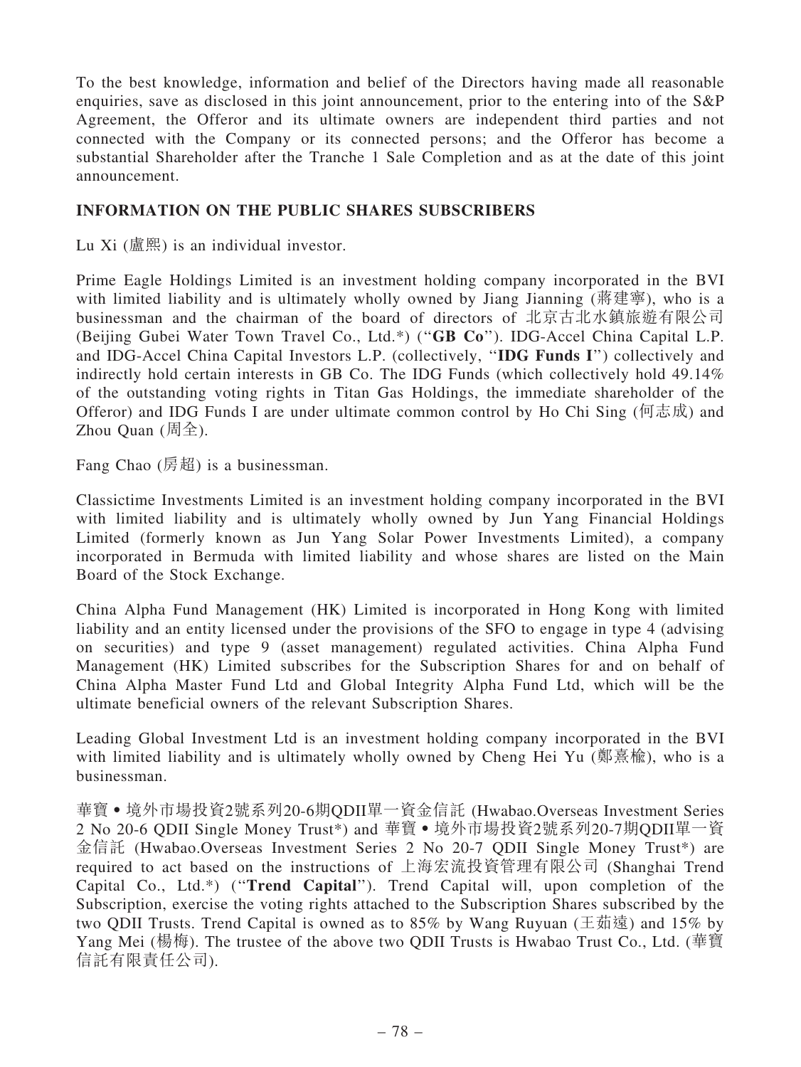To the best knowledge, information and belief of the Directors having made all reasonable enquiries, save as disclosed in this joint announcement, prior to the entering into of the S&P Agreement, the Offeror and its ultimate owners are independent third parties and not connected with the Company or its connected persons; and the Offeror has become a substantial Shareholder after the Tranche 1 Sale Completion and as at the date of this joint announcement.

## INFORMATION ON THE PUBLIC SHARES SUBSCRIBERS

Lu Xi (盧熙) is an individual investor.

Prime Eagle Holdings Limited is an investment holding company incorporated in the BVI with limited liability and is ultimately wholly owned by Jiang Jianning (蔣建寧), who is a businessman and the chairman of the board of directors of 北京古北水鎮旅遊有限公司 (Beijing Gubei Water Town Travel Co., Ltd.*) ("**GB Co**"). IDG-Accel China Capital L.P. and IDG-Accel China Capital Investors L.P. (collectively, "**IDG Funds I**") collectively and indirectly hold certain interests in GB Co. The IDG Funds (which collectively hold 49.14% of the outstanding voting rights in Titan Gas Holdings, the immediate shareholder of the Offeror) and IDG Funds I are under ultimate common control by Ho Chi Sing (何志成) and Zhou Quan (周全).

Fang Chao (房超) is a businessman.

Classictime Investments Limited is an investment holding company incorporated in the BVI with limited liability and is ultimately wholly owned by Jun Yang Financial Holdings Limited (formerly known as Jun Yang Solar Power Investments Limited), a company incorporated in Bermuda with limited liability and whose shares are listed on the Main Board of the Stock Exchange.

China Alpha Fund Management (HK) Limited is incorporated in Hong Kong with limited liability and an entity licensed under the provisions of the SFO to engage in type 4 (advising on securities) and type 9 (asset management) regulated activities. China Alpha Fund Management (HK) Limited subscribes for the Subscription Shares for and on behalf of China Alpha Master Fund Ltd and Global Integrity Alpha Fund Ltd, which will be the ultimate beneficial owners of the relevant Subscription Shares.

Leading Global Investment Ltd is an investment holding company incorporated in the BVI with limited liability and is ultimately wholly owned by Cheng Hei Yu (鄭熹榆), who is a businessman.

華寶•境外市場投資2號系列20-6期QDII單一資金信託 (Hwabao.Overseas Investment Series 2 No 20-6 QDII Single Money Trust*) and 華寶•境外市場投資2號系列20-7期QDII單一資金信託 (Hwabao.Overseas Investment Series 2 No 20-7 QDII Single Money Trust*) are required to act based on the instructions of 上海宏流投資管理有限公司 (Shanghai Trend Capital Co., Ltd.*) ("**Trend Capital**"). Trend Capital will, upon completion of the Subscription, exercise the voting rights attached to the Subscription Shares subscribed by the two QDII Trusts. Trend Capital is owned as to 85% by Wang Ruyuan (王茹遠) and 15% by Yang Mei (楊梅). The trustee of the above two QDII Trusts is Hwabao Trust Co., Ltd. (華寶信託有限責任公司).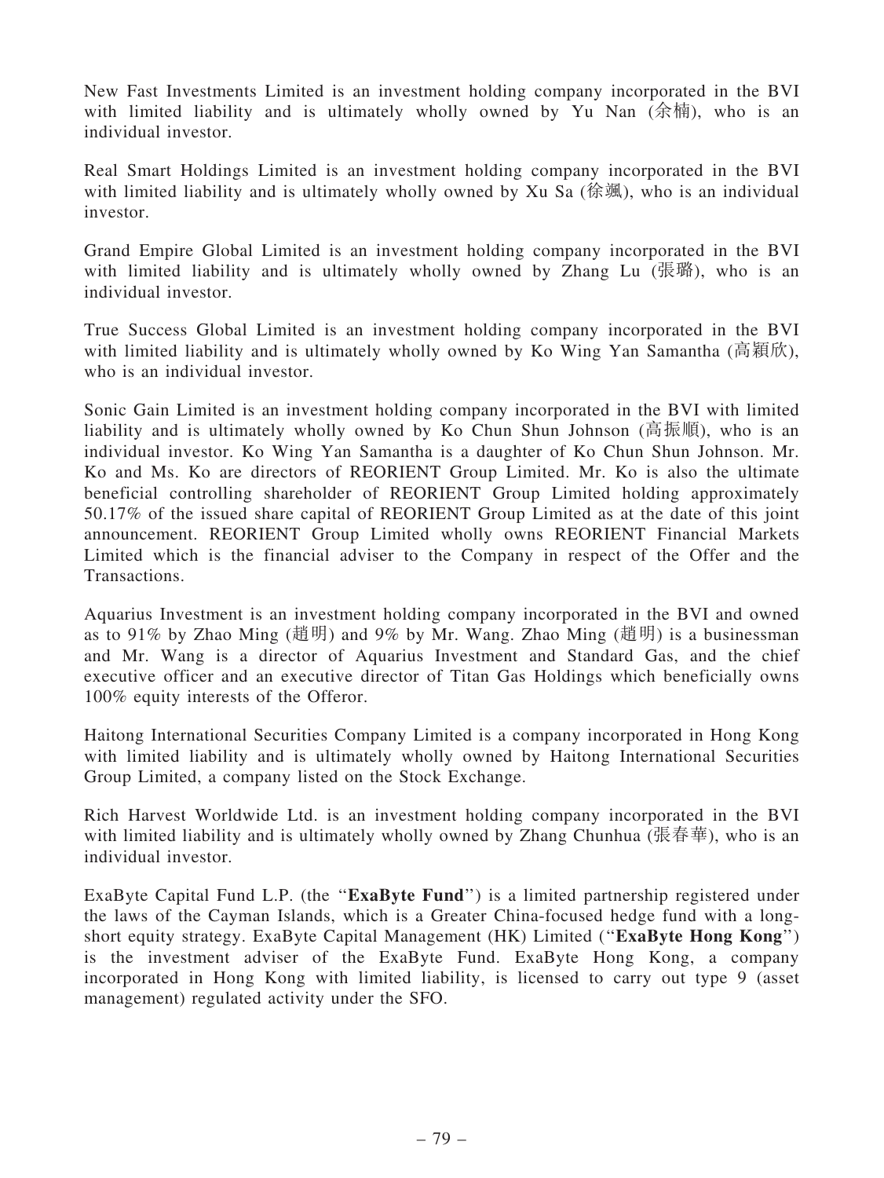New Fast Investments Limited is an investment holding company incorporated in the BVI with limited liability and is ultimately wholly owned by Yu Nan (余楠), who is an individual investor.

Real Smart Holdings Limited is an investment holding company incorporated in the BVI with limited liability and is ultimately wholly owned by Xu Sa (徐颯), who is an individual investor.

Grand Empire Global Limited is an investment holding company incorporated in the BVI with limited liability and is ultimately wholly owned by Zhang Lu (張璐), who is an individual investor.

True Success Global Limited is an investment holding company incorporated in the BVI with limited liability and is ultimately wholly owned by Ko Wing Yan Samantha (高穎欣), who is an individual investor.

Sonic Gain Limited is an investment holding company incorporated in the BVI with limited liability and is ultimately wholly owned by Ko Chun Shun Johnson (高振順), who is an individual investor. Ko Wing Yan Samantha is a daughter of Ko Chun Shun Johnson. Mr. Ko and Ms. Ko are directors of REORIENT Group Limited. Mr. Ko is also the ultimate beneficial controlling shareholder of REORIENT Group Limited holding approximately 50.17% of the issued share capital of REORIENT Group Limited as at the date of this joint announcement. REORIENT Group Limited wholly owns REORIENT Financial Markets Limited which is the financial adviser to the Company in respect of the Offer and the Transactions.

Aquarius Investment is an investment holding company incorporated in the BVI and owned as to 91% by Zhao Ming (趙明) and 9% by Mr. Wang. Zhao Ming (趙明) is a businessman and Mr. Wang is a director of Aquarius Investment and Standard Gas, and the chief executive officer and an executive director of Titan Gas Holdings which beneficially owns 100% equity interests of the Offeror.

Haitong International Securities Company Limited is a company incorporated in Hong Kong with limited liability and is ultimately wholly owned by Haitong International Securities Group Limited, a company listed on the Stock Exchange.

Rich Harvest Worldwide Ltd. is an investment holding company incorporated in the BVI with limited liability and is ultimately wholly owned by Zhang Chunhua (張春華), who is an individual investor.

ExaByte Capital Fund L.P. (the "**ExaByte Fund**") is a limited partnership registered under the laws of the Cayman Islands, which is a Greater China-focused hedge fund with a long-short equity strategy. ExaByte Capital Management (HK) Limited ("**ExaByte Hong Kong**") is the investment adviser of the ExaByte Fund. ExaByte Hong Kong, a company incorporated in Hong Kong with limited liability, is licensed to carry out type 9 (asset management) regulated activity under the SFO.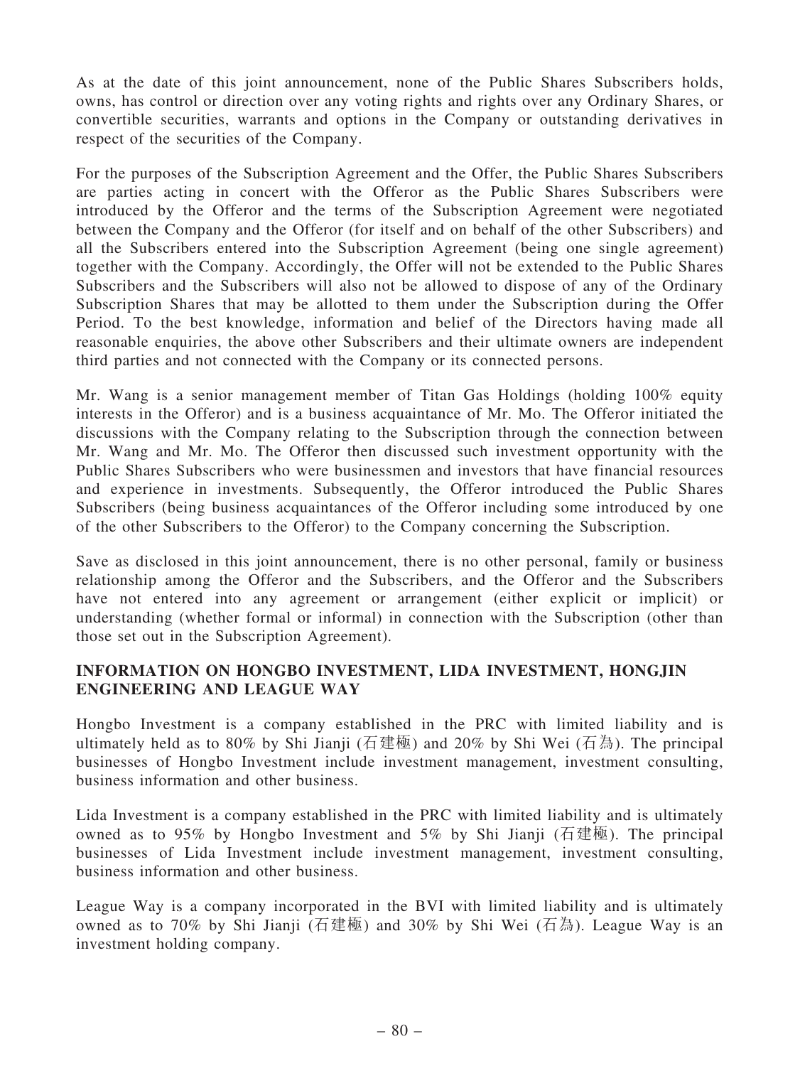As at the date of this joint announcement, none of the Public Shares Subscribers holds, owns, has control or direction over any voting rights and rights over any Ordinary Shares, or convertible securities, warrants and options in the Company or outstanding derivatives in respect of the securities of the Company.

For the purposes of the Subscription Agreement and the Offer, the Public Shares Subscribers are parties acting in concert with the Offeror as the Public Shares Subscribers were introduced by the Offeror and the terms of the Subscription Agreement were negotiated between the Company and the Offeror (for itself and on behalf of the other Subscribers) and all the Subscribers entered into the Subscription Agreement (being one single agreement) together with the Company. Accordingly, the Offer will not be extended to the Public Shares Subscribers and the Subscribers will also not be allowed to dispose of any of the Ordinary Subscription Shares that may be allotted to them under the Subscription during the Offer Period. To the best knowledge, information and belief of the Directors having made all reasonable enquiries, the above other Subscribers and their ultimate owners are independent third parties and not connected with the Company or its connected persons.

Mr. Wang is a senior management member of Titan Gas Holdings (holding 100% equity interests in the Offeror) and is a business acquaintance of Mr. Mo. The Offeror initiated the discussions with the Company relating to the Subscription through the connection between Mr. Wang and Mr. Mo. The Offeror then discussed such investment opportunity with the Public Shares Subscribers who were businessmen and investors that have financial resources and experience in investments. Subsequently, the Offeror introduced the Public Shares Subscribers (being business acquaintances of the Offeror including some introduced by one of the other Subscribers to the Offeror) to the Company concerning the Subscription.

Save as disclosed in this joint announcement, there is no other personal, family or business relationship among the Offeror and the Subscribers, and the Offeror and the Subscribers have not entered into any agreement or arrangement (either explicit or implicit) or understanding (whether formal or informal) in connection with the Subscription (other than those set out in the Subscription Agreement).

## INFORMATION ON HONGBO INVESTMENT, LIDA INVESTMENT, HONGJIN ENGINEERING AND LEAGUE WAY

Hongbo Investment is a company established in the PRC with limited liability and is ultimately held as to 80% by Shi Jianji (石建極) and 20% by Shi Wei (石為). The principal businesses of Hongbo Investment include investment management, investment consulting, business information and other business.

Lida Investment is a company established in the PRC with limited liability and is ultimately owned as to 95% by Hongbo Investment and 5% by Shi Jianji (石建極). The principal businesses of Lida Investment include investment management, investment consulting, business information and other business.

League Way is a company incorporated in the BVI with limited liability and is ultimately owned as to 70% by Shi Jianji (石建極) and 30% by Shi Wei (石為). League Way is an investment holding company.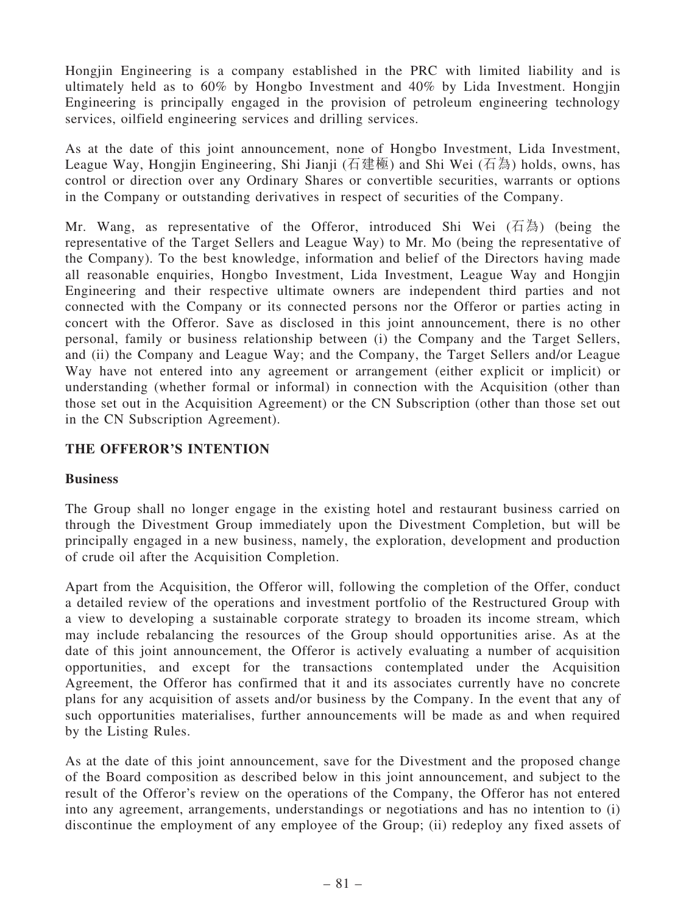Hongjin Engineering is a company established in the PRC with limited liability and is ultimately held as to 60% by Hongbo Investment and 40% by Lida Investment. Hongjin Engineering is principally engaged in the provision of petroleum engineering technology services, oilfield engineering services and drilling services.

As at the date of this joint announcement, none of Hongbo Investment, Lida Investment, League Way, Hongjin Engineering, Shi Jianji (石建極) and Shi Wei (石為) holds, owns, has control or direction over any Ordinary Shares or convertible securities, warrants or options in the Company or outstanding derivatives in respect of securities of the Company.

Mr. Wang, as representative of the Offeror, introduced Shi Wei (石為) (being the representative of the Target Sellers and League Way) to Mr. Mo (being the representative of the Company). To the best knowledge, information and belief of the Directors having made all reasonable enquiries, Hongbo Investment, Lida Investment, League Way and Hongjin Engineering and their respective ultimate owners are independent third parties and not connected with the Company or its connected persons nor the Offeror or parties acting in concert with the Offeror. Save as disclosed in this joint announcement, there is no other personal, family or business relationship between (i) the Company and the Target Sellers, and (ii) the Company and League Way; and the Company, the Target Sellers and/or League Way have not entered into any agreement or arrangement (either explicit or implicit) or understanding (whether formal or informal) in connection with the Acquisition (other than those set out in the Acquisition Agreement) or the CN Subscription (other than those set out in the CN Subscription Agreement).

## THE OFFEROR'S INTENTION

### Business

The Group shall no longer engage in the existing hotel and restaurant business carried on through the Divestment Group immediately upon the Divestment Completion, but will be principally engaged in a new business, namely, the exploration, development and production of crude oil after the Acquisition Completion.

Apart from the Acquisition, the Offeror will, following the completion of the Offer, conduct a detailed review of the operations and investment portfolio of the Restructured Group with a view to developing a sustainable corporate strategy to broaden its income stream, which may include rebalancing the resources of the Group should opportunities arise. As at the date of this joint announcement, the Offeror is actively evaluating a number of acquisition opportunities, and except for the transactions contemplated under the Acquisition Agreement, the Offeror has confirmed that it and its associates currently have no concrete plans for any acquisition of assets and/or business by the Company. In the event that any of such opportunities materialises, further announcements will be made as and when required by the Listing Rules.

As at the date of this joint announcement, save for the Divestment and the proposed change of the Board composition as described below in this joint announcement, and subject to the result of the Offeror's review on the operations of the Company, the Offeror has not entered into any agreement, arrangements, understandings or negotiations and has no intention to (i) discontinue the employment of any employee of the Group; (ii) redeploy any fixed assets of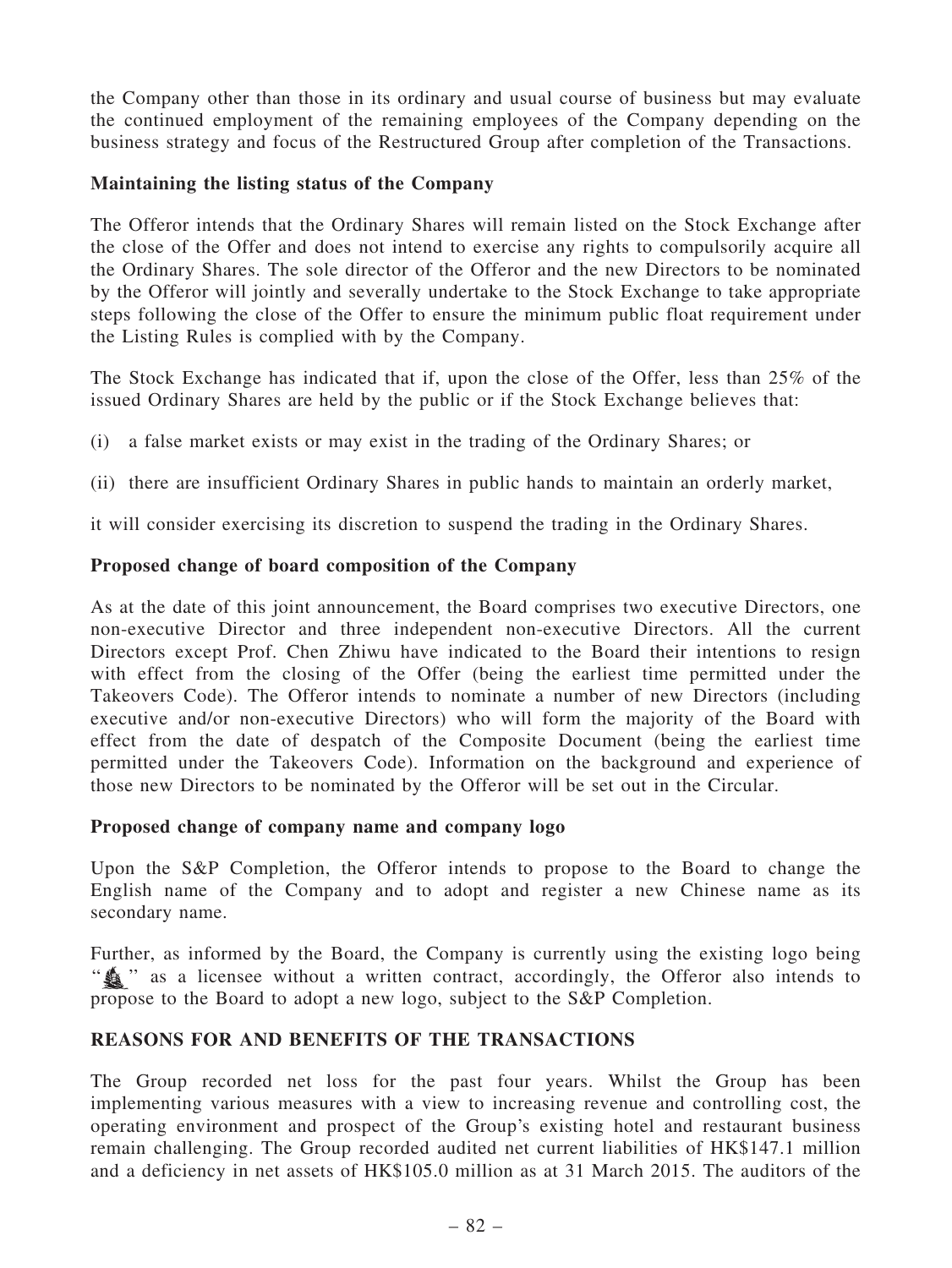the Company other than those in its ordinary and usual course of business but may evaluate the continued employment of the remaining employees of the Company depending on the business strategy and focus of the Restructured Group after completion of the Transactions.

**Maintaining the listing status of the Company**

The Offeror intends that the Ordinary Shares will remain listed on the Stock Exchange after the close of the Offer and does not intend to exercise any rights to compulsorily acquire all the Ordinary Shares. The sole director of the Offeror and the new Directors to be nominated by the Offeror will jointly and severally undertake to the Stock Exchange to take appropriate steps following the close of the Offer to ensure the minimum public float requirement under the Listing Rules is complied with by the Company.

The Stock Exchange has indicated that if, upon the close of the Offer, less than 25% of the issued Ordinary Shares are held by the public or if the Stock Exchange believes that:

(i) a false market exists or may exist in the trading of the Ordinary Shares; or

(ii) there are insufficient Ordinary Shares in public hands to maintain an orderly market,

it will consider exercising its discretion to suspend the trading in the Ordinary Shares.

**Proposed change of board composition of the Company**

As at the date of this joint announcement, the Board comprises two executive Directors, one non-executive Director and three independent non-executive Directors. All the current Directors except Prof. Chen Zhiwu have indicated to the Board their intentions to resign with effect from the closing of the Offer (being the earliest time permitted under the Takeovers Code). The Offeror intends to nominate a number of new Directors (including executive and/or non-executive Directors) who will form the majority of the Board with effect from the date of despatch of the Composite Document (being the earliest time permitted under the Takeovers Code). Information on the background and experience of those new Directors to be nominated by the Offeror will be set out in the Circular.

**Proposed change of company name and company logo**

Upon the S&P Completion, the Offeror intends to propose to the Board to change the English name of the Company and to adopt and register a new Chinese name as its secondary name.

Further, as informed by the Board, the Company is currently using the existing logo being " " as a licensee without a written contract, accordingly, the Offeror also intends to propose to the Board to adopt a new logo, subject to the S&P Completion.

**REASONS FOR AND BENEFITS OF THE TRANSACTIONS**

The Group recorded net loss for the past four years. Whilst the Group has been implementing various measures with a view to increasing revenue and controlling cost, the operating environment and prospect of the Group's existing hotel and restaurant business remain challenging. The Group recorded audited net current liabilities of HK$147.1 million and a deficiency in net assets of HK$105.0 million as at 31 March 2015. The auditors of the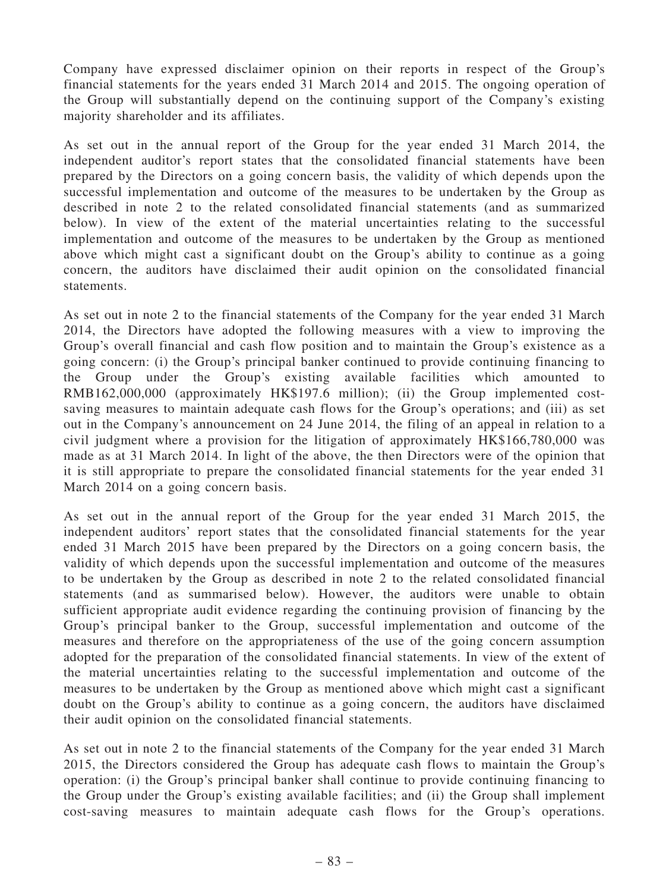Company have expressed disclaimer opinion on their reports in respect of the Group's financial statements for the years ended 31 March 2014 and 2015. The ongoing operation of the Group will substantially depend on the continuing support of the Company's existing majority shareholder and its affiliates.

As set out in the annual report of the Group for the year ended 31 March 2014, the independent auditor's report states that the consolidated financial statements have been prepared by the Directors on a going concern basis, the validity of which depends upon the successful implementation and outcome of the measures to be undertaken by the Group as described in note 2 to the related consolidated financial statements (and as summarized below). In view of the extent of the material uncertainties relating to the successful implementation and outcome of the measures to be undertaken by the Group as mentioned above which might cast a significant doubt on the Group's ability to continue as a going concern, the auditors have disclaimed their audit opinion on the consolidated financial statements.

As set out in note 2 to the financial statements of the Company for the year ended 31 March 2014, the Directors have adopted the following measures with a view to improving the Group's overall financial and cash flow position and to maintain the Group's existence as a going concern: (i) the Group's principal banker continued to provide continuing financing to the Group under the Group's existing available facilities which amounted to RMB162,000,000 (approximately HK$197.6 million); (ii) the Group implemented cost-saving measures to maintain adequate cash flows for the Group's operations; and (iii) as set out in the Company's announcement on 24 June 2014, the filing of an appeal in relation to a civil judgment where a provision for the litigation of approximately HK$166,780,000 was made as at 31 March 2014. In light of the above, the then Directors were of the opinion that it is still appropriate to prepare the consolidated financial statements for the year ended 31 March 2014 on a going concern basis.

As set out in the annual report of the Group for the year ended 31 March 2015, the independent auditors' report states that the consolidated financial statements for the year ended 31 March 2015 have been prepared by the Directors on a going concern basis, the validity of which depends upon the successful implementation and outcome of the measures to be undertaken by the Group as described in note 2 to the related consolidated financial statements (and as summarised below). However, the auditors were unable to obtain sufficient appropriate audit evidence regarding the continuing provision of financing by the Group's principal banker to the Group, successful implementation and outcome of the measures and therefore on the appropriateness of the use of the going concern assumption adopted for the preparation of the consolidated financial statements. In view of the extent of the material uncertainties relating to the successful implementation and outcome of the measures to be undertaken by the Group as mentioned above which might cast a significant doubt on the Group's ability to continue as a going concern, the auditors have disclaimed their audit opinion on the consolidated financial statements.

As set out in note 2 to the financial statements of the Company for the year ended 31 March 2015, the Directors considered the Group has adequate cash flows to maintain the Group's operation: (i) the Group's principal banker shall continue to provide continuing financing to the Group under the Group's existing available facilities; and (ii) the Group shall implement cost-saving measures to maintain adequate cash flows for the Group's operations.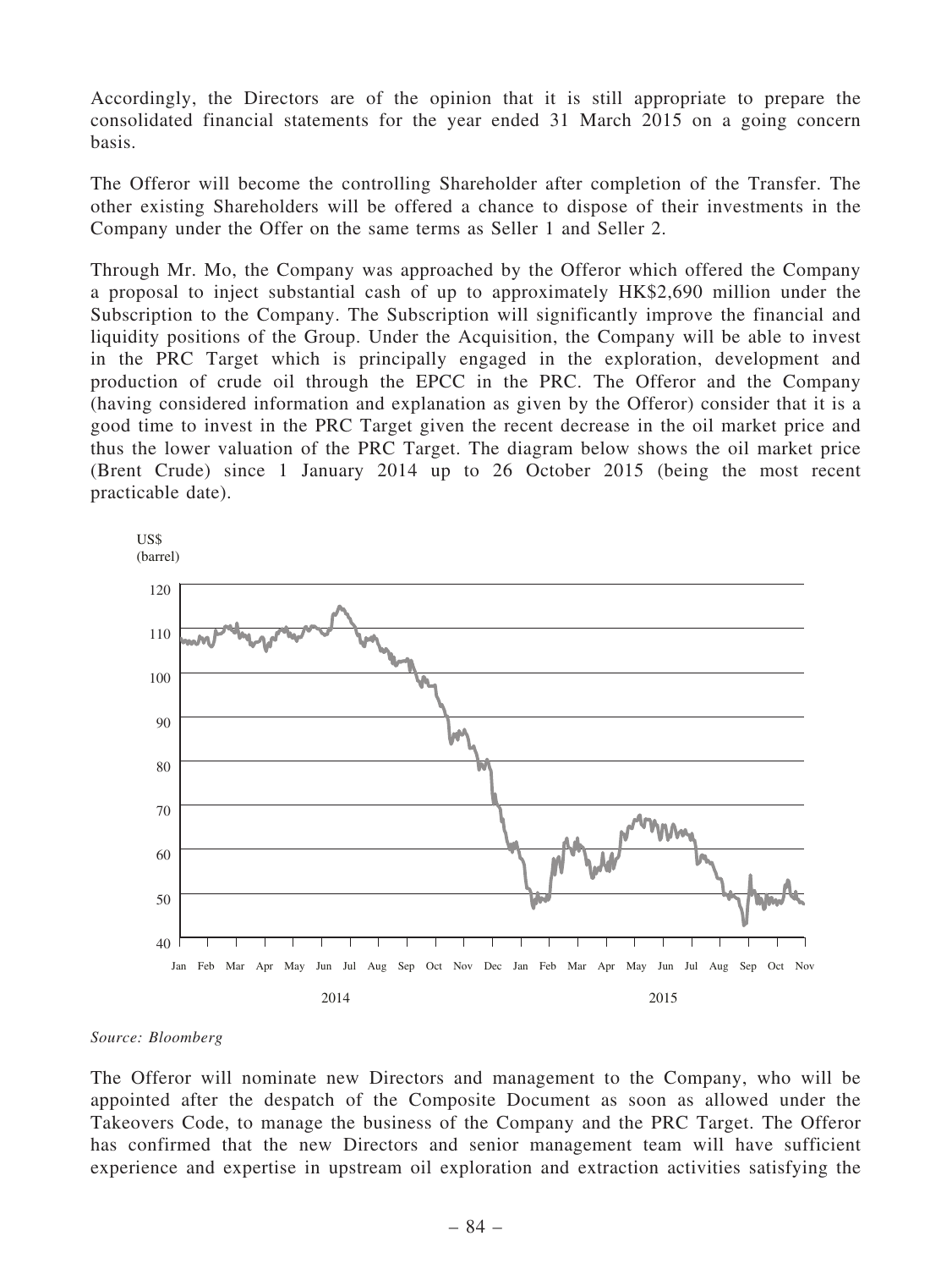Accordingly, the Directors are of the opinion that it is still appropriate to prepare the consolidated financial statements for the year ended 31 March 2015 on a going concern basis.

The Offeror will become the controlling Shareholder after completion of the Transfer. The other existing Shareholders will be offered a chance to dispose of their investments in the Company under the Offer on the same terms as Seller 1 and Seller 2.

Through Mr. Mo, the Company was approached by the Offeror which offered the Company a proposal to inject substantial cash of up to approximately HK$2,690 million under the Subscription to the Company. The Subscription will significantly improve the financial and liquidity positions of the Group. Under the Acquisition, the Company will be able to invest in the PRC Target which is principally engaged in the exploration, development and production of crude oil through the EPCC in the PRC. The Offeror and the Company (having considered information and explanation as given by the Offeror) consider that it is a good time to invest in the PRC Target given the recent decrease in the oil market price and thus the lower valuation of the PRC Target. The diagram below shows the oil market price (Brent Crude) since 1 January 2014 up to 26 October 2015 (being the most recent practicable date).

US$
(barrel)

120
110
100
90
80
70
60
50
40

Jan Feb Mar Apr May Jun Jul Aug Sep Oct Nov Dec Jan Feb Mar Apr May Jun Jul Aug Sep Oct Nov

2014 2015

*Source: Bloomberg*

The Offeror will nominate new Directors and management to the Company, who will be appointed after the despatch of the Composite Document as soon as allowed under the Takeovers Code, to manage the business of the Company and the PRC Target. The Offeror has confirmed that the new Directors and senior management team will have sufficient experience and expertise in upstream oil exploration and extraction activities satisfying the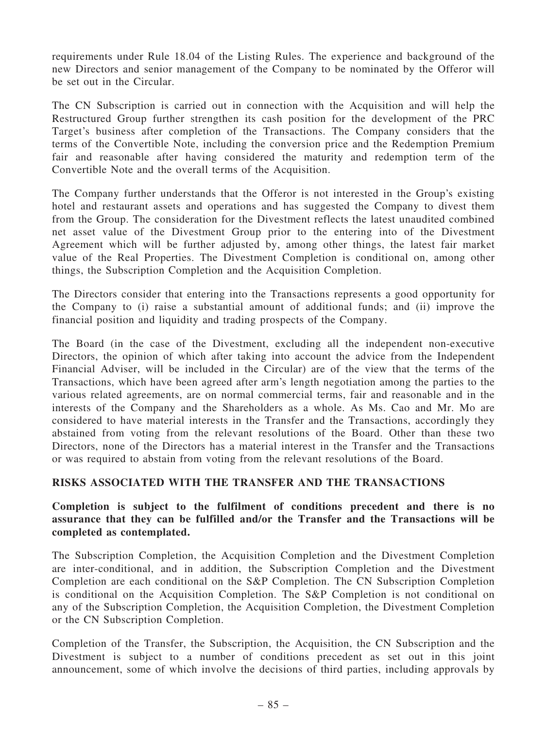requirements under Rule 18.04 of the Listing Rules. The experience and background of the new Directors and senior management of the Company to be nominated by the Offeror will be set out in the Circular.

The CN Subscription is carried out in connection with the Acquisition and will help the Restructured Group further strengthen its cash position for the development of the PRC Target's business after completion of the Transactions. The Company considers that the terms of the Convertible Note, including the conversion price and the Redemption Premium fair and reasonable after having considered the maturity and redemption term of the Convertible Note and the overall terms of the Acquisition.

The Company further understands that the Offeror is not interested in the Group's existing hotel and restaurant assets and operations and has suggested the Company to divest them from the Group. The consideration for the Divestment reflects the latest unaudited combined net asset value of the Divestment Group prior to the entering into of the Divestment Agreement which will be further adjusted by, among other things, the latest fair market value of the Real Properties. The Divestment Completion is conditional on, among other things, the Subscription Completion and the Acquisition Completion.

The Directors consider that entering into the Transactions represents a good opportunity for the Company to (i) raise a substantial amount of additional funds; and (ii) improve the financial position and liquidity and trading prospects of the Company.

The Board (in the case of the Divestment, excluding all the independent non-executive Directors, the opinion of which after taking into account the advice from the Independent Financial Adviser, will be included in the Circular) are of the view that the terms of the Transactions, which have been agreed after arm's length negotiation among the parties to the various related agreements, are on normal commercial terms, fair and reasonable and in the interests of the Company and the Shareholders as a whole. As Ms. Cao and Mr. Mo are considered to have material interests in the Transfer and the Transactions, accordingly they abstained from voting from the relevant resolutions of the Board. Other than these two Directors, none of the Directors has a material interest in the Transfer and the Transactions or was required to abstain from voting from the relevant resolutions of the Board.

## RISKS ASSOCIATED WITH THE TRANSFER AND THE TRANSACTIONS

**Completion is subject to the fulfilment of conditions precedent and there is no assurance that they can be fulfilled and/or the Transfer and the Transactions will be completed as contemplated.**

The Subscription Completion, the Acquisition Completion and the Divestment Completion are inter-conditional, and in addition, the Subscription Completion and the Divestment Completion are each conditional on the S&P Completion. The CN Subscription Completion is conditional on the Acquisition Completion. The S&P Completion is not conditional on any of the Subscription Completion, the Acquisition Completion, the Divestment Completion or the CN Subscription Completion.

Completion of the Transfer, the Subscription, the Acquisition, the CN Subscription and the Divestment is subject to a number of conditions precedent as set out in this joint announcement, some of which involve the decisions of third parties, including approvals by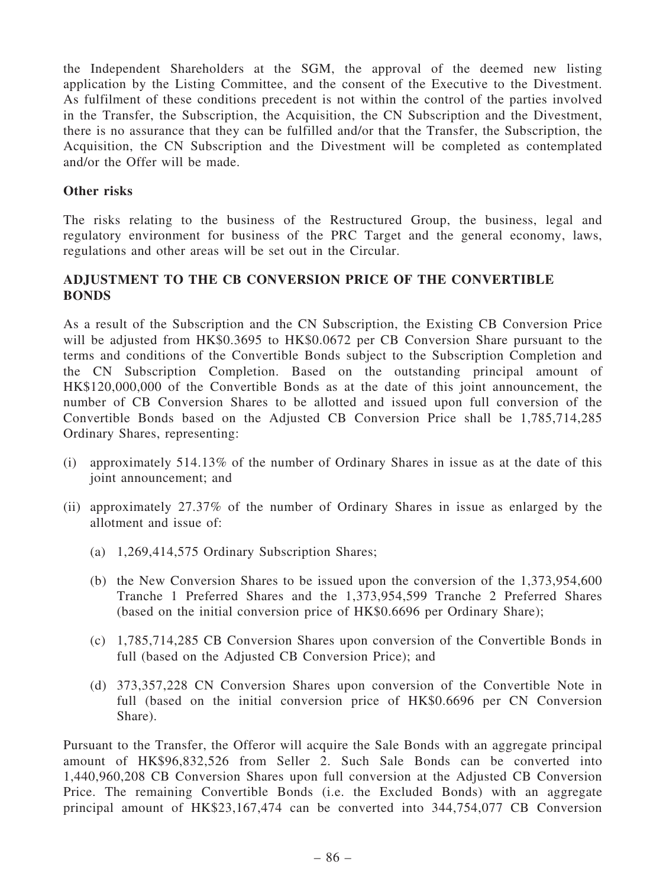the Independent Shareholders at the SGM, the approval of the deemed new listing application by the Listing Committee, and the consent of the Executive to the Divestment. As fulfilment of these conditions precedent is not within the control of the parties involved in the Transfer, the Subscription, the Acquisition, the CN Subscription and the Divestment, there is no assurance that they can be fulfilled and/or that the Transfer, the Subscription, the Acquisition, the CN Subscription and the Divestment will be completed as contemplated and/or the Offer will be made.

**Other risks**

The risks relating to the business of the Restructured Group, the business, legal and regulatory environment for business of the PRC Target and the general economy, laws, regulations and other areas will be set out in the Circular.

## ADJUSTMENT TO THE CB CONVERSION PRICE OF THE CONVERTIBLE BONDS

As a result of the Subscription and the CN Subscription, the Existing CB Conversion Price will be adjusted from HK$0.3695 to HK$0.0672 per CB Conversion Share pursuant to the terms and conditions of the Convertible Bonds subject to the Subscription Completion and the CN Subscription Completion. Based on the outstanding principal amount of HK$120,000,000 of the Convertible Bonds as at the date of this joint announcement, the number of CB Conversion Shares to be allotted and issued upon full conversion of the Convertible Bonds based on the Adjusted CB Conversion Price shall be 1,785,714,285 Ordinary Shares, representing:

(i) approximately 514.13% of the number of Ordinary Shares in issue as at the date of this joint announcement; and

(ii) approximately 27.37% of the number of Ordinary Shares in issue as enlarged by the allotment and issue of:

   (a) 1,269,414,575 Ordinary Subscription Shares;

   (b) the New Conversion Shares to be issued upon the conversion of the 1,373,954,600 Tranche 1 Preferred Shares and the 1,373,954,599 Tranche 2 Preferred Shares (based on the initial conversion price of HK$0.6696 per Ordinary Share);

   (c) 1,785,714,285 CB Conversion Shares upon conversion of the Convertible Bonds in full (based on the Adjusted CB Conversion Price); and

   (d) 373,357,228 CN Conversion Shares upon conversion of the Convertible Note in full (based on the initial conversion price of HK$0.6696 per CN Conversion Share).

Pursuant to the Transfer, the Offeror will acquire the Sale Bonds with an aggregate principal amount of HK$96,832,526 from Seller 2. Such Sale Bonds can be converted into 1,440,960,208 CB Conversion Shares upon full conversion at the Adjusted CB Conversion Price. The remaining Convertible Bonds (i.e. the Excluded Bonds) with an aggregate principal amount of HK$23,167,474 can be converted into 344,754,077 CB Conversion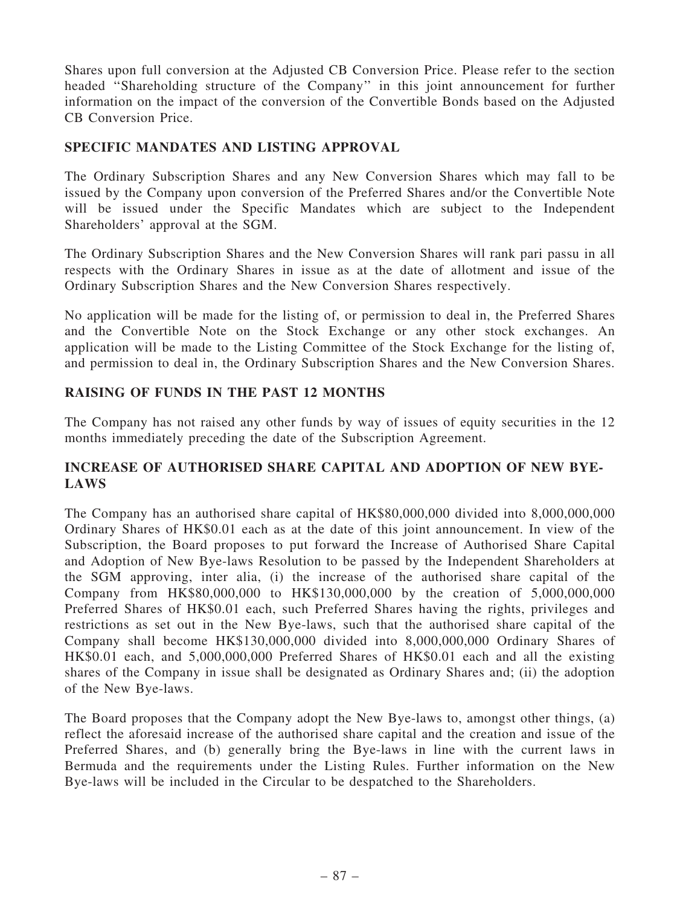Shares upon full conversion at the Adjusted CB Conversion Price. Please refer to the section headed "Shareholding structure of the Company" in this joint announcement for further information on the impact of the conversion of the Convertible Bonds based on the Adjusted CB Conversion Price.

## SPECIFIC MANDATES AND LISTING APPROVAL

The Ordinary Subscription Shares and any New Conversion Shares which may fall to be issued by the Company upon conversion of the Preferred Shares and/or the Convertible Note will be issued under the Specific Mandates which are subject to the Independent Shareholders' approval at the SGM.

The Ordinary Subscription Shares and the New Conversion Shares will rank pari passu in all respects with the Ordinary Shares in issue as at the date of allotment and issue of the Ordinary Subscription Shares and the New Conversion Shares respectively.

No application will be made for the listing of, or permission to deal in, the Preferred Shares and the Convertible Note on the Stock Exchange or any other stock exchanges. An application will be made to the Listing Committee of the Stock Exchange for the listing of, and permission to deal in, the Ordinary Subscription Shares and the New Conversion Shares.

## RAISING OF FUNDS IN THE PAST 12 MONTHS

The Company has not raised any other funds by way of issues of equity securities in the 12 months immediately preceding the date of the Subscription Agreement.

## INCREASE OF AUTHORISED SHARE CAPITAL AND ADOPTION OF NEW BYE-LAWS

The Company has an authorised share capital of HK$80,000,000 divided into 8,000,000,000 Ordinary Shares of HK$0.01 each as at the date of this joint announcement. In view of the Subscription, the Board proposes to put forward the Increase of Authorised Share Capital and Adoption of New Bye-laws Resolution to be passed by the Independent Shareholders at the SGM approving, inter alia, (i) the increase of the authorised share capital of the Company from HK$80,000,000 to HK$130,000,000 by the creation of 5,000,000,000 Preferred Shares of HK$0.01 each, such Preferred Shares having the rights, privileges and restrictions as set out in the New Bye-laws, such that the authorised share capital of the Company shall become HK$130,000,000 divided into 8,000,000,000 Ordinary Shares of HK$0.01 each, and 5,000,000,000 Preferred Shares of HK$0.01 each and all the existing shares of the Company in issue shall be designated as Ordinary Shares and; (ii) the adoption of the New Bye-laws.

The Board proposes that the Company adopt the New Bye-laws to, amongst other things, (a) reflect the aforesaid increase of the authorised share capital and the creation and issue of the Preferred Shares, and (b) generally bring the Bye-laws in line with the current laws in Bermuda and the requirements under the Listing Rules. Further information on the New Bye-laws will be included in the Circular to be despatched to the Shareholders.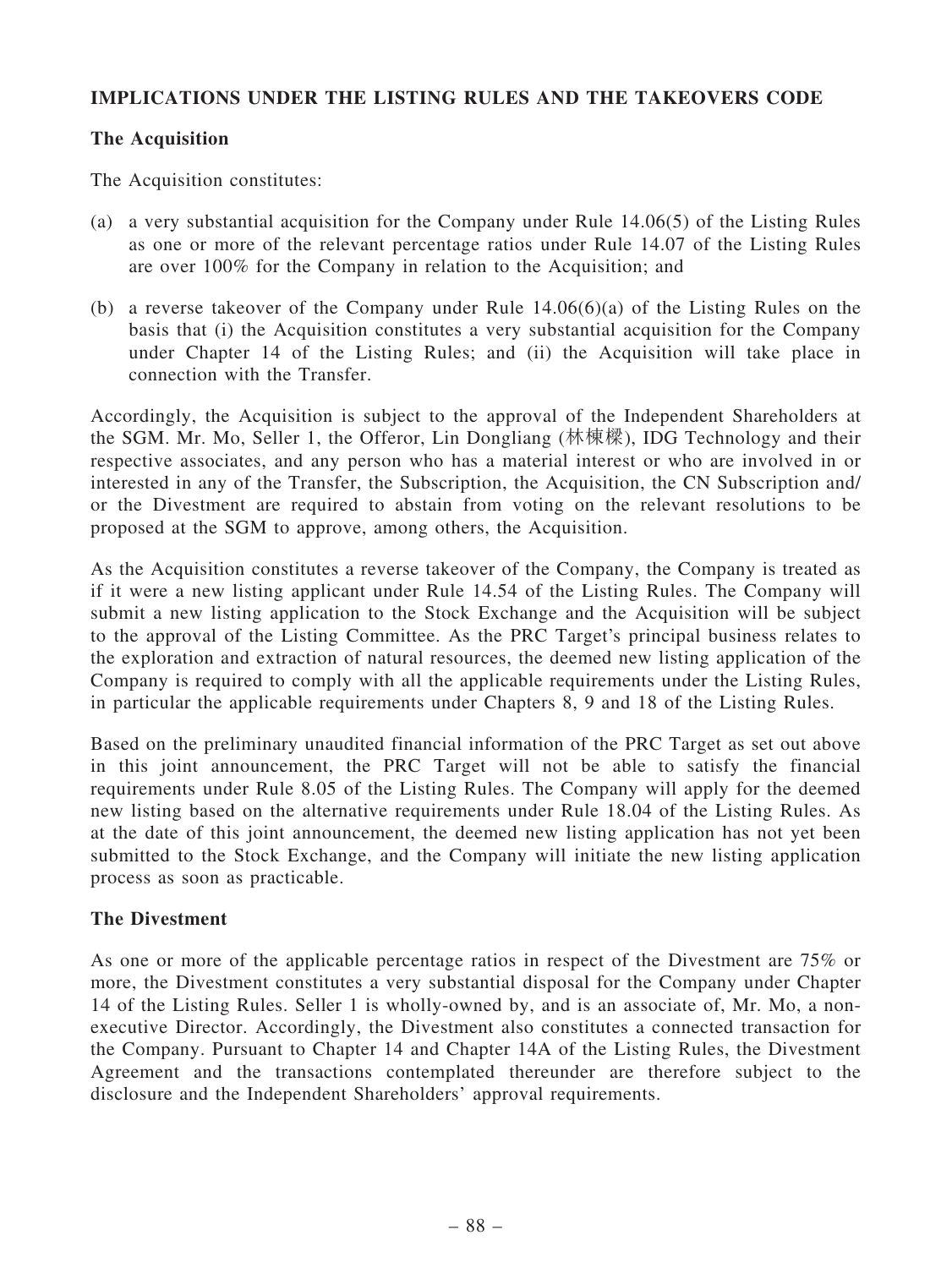## IMPLICATIONS UNDER THE LISTING RULES AND THE TAKEOVERS CODE

### The Acquisition

The Acquisition constitutes:

(a) a very substantial acquisition for the Company under Rule 14.06(5) of the Listing Rules as one or more of the relevant percentage ratios under Rule 14.07 of the Listing Rules are over 100% for the Company in relation to the Acquisition; and

(b) a reverse takeover of the Company under Rule 14.06(6)(a) of the Listing Rules on the basis that (i) the Acquisition constitutes a very substantial acquisition for the Company under Chapter 14 of the Listing Rules; and (ii) the Acquisition will take place in connection with the Transfer.

Accordingly, the Acquisition is subject to the approval of the Independent Shareholders at the SGM. Mr. Mo, Seller 1, the Offeror, Lin Dongliang (林棟樑), IDG Technology and their respective associates, and any person who has a material interest or who are involved in or interested in any of the Transfer, the Subscription, the Acquisition, the CN Subscription and/ or the Divestment are required to abstain from voting on the relevant resolutions to be proposed at the SGM to approve, among others, the Acquisition.

As the Acquisition constitutes a reverse takeover of the Company, the Company is treated as if it were a new listing applicant under Rule 14.54 of the Listing Rules. The Company will submit a new listing application to the Stock Exchange and the Acquisition will be subject to the approval of the Listing Committee. As the PRC Target's principal business relates to the exploration and extraction of natural resources, the deemed new listing application of the Company is required to comply with all the applicable requirements under the Listing Rules, in particular the applicable requirements under Chapters 8, 9 and 18 of the Listing Rules.

Based on the preliminary unaudited financial information of the PRC Target as set out above in this joint announcement, the PRC Target will not be able to satisfy the financial requirements under Rule 8.05 of the Listing Rules. The Company will apply for the deemed new listing based on the alternative requirements under Rule 18.04 of the Listing Rules. As at the date of this joint announcement, the deemed new listing application has not yet been submitted to the Stock Exchange, and the Company will initiate the new listing application process as soon as practicable.

### The Divestment

As one or more of the applicable percentage ratios in respect of the Divestment are 75% or more, the Divestment constitutes a very substantial disposal for the Company under Chapter 14 of the Listing Rules. Seller 1 is wholly-owned by, and is an associate of, Mr. Mo, a non-executive Director. Accordingly, the Divestment also constitutes a connected transaction for the Company. Pursuant to Chapter 14 and Chapter 14A of the Listing Rules, the Divestment Agreement and the transactions contemplated thereunder are therefore subject to the disclosure and the Independent Shareholders' approval requirements.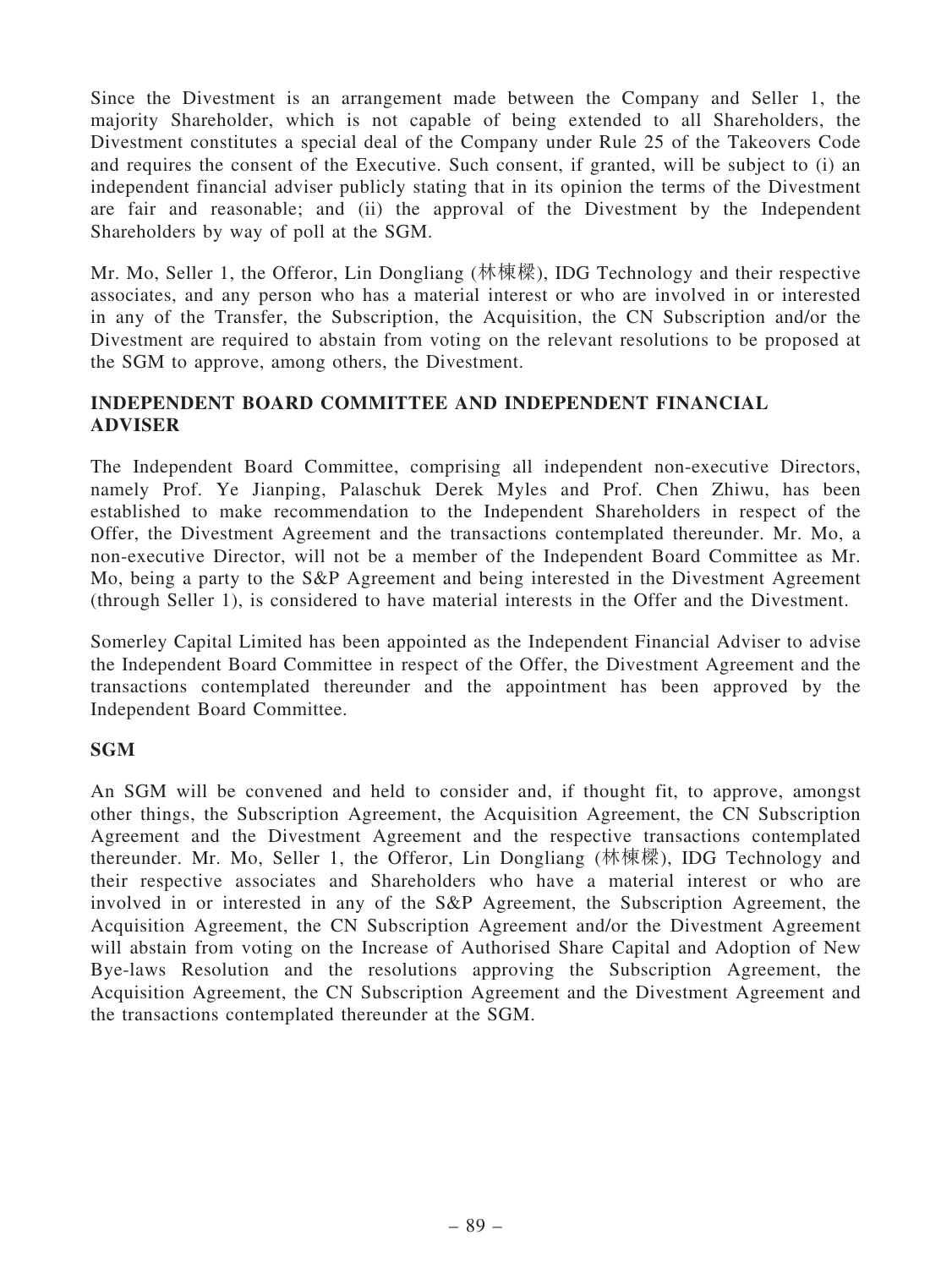Since the Divestment is an arrangement made between the Company and Seller 1, the majority Shareholder, which is not capable of being extended to all Shareholders, the Divestment constitutes a special deal of the Company under Rule 25 of the Takeovers Code and requires the consent of the Executive. Such consent, if granted, will be subject to (i) an independent financial adviser publicly stating that in its opinion the terms of the Divestment are fair and reasonable; and (ii) the approval of the Divestment by the Independent Shareholders by way of poll at the SGM.

Mr. Mo, Seller 1, the Offeror, Lin Dongliang (林棟樑), IDG Technology and their respective associates, and any person who has a material interest or who are involved in or interested in any of the Transfer, the Subscription, the Acquisition, the CN Subscription and/or the Divestment are required to abstain from voting on the relevant resolutions to be proposed at the SGM to approve, among others, the Divestment.

## INDEPENDENT BOARD COMMITTEE AND INDEPENDENT FINANCIAL ADVISER

The Independent Board Committee, comprising all independent non-executive Directors, namely Prof. Ye Jianping, Palaschuk Derek Myles and Prof. Chen Zhiwu, has been established to make recommendation to the Independent Shareholders in respect of the Offer, the Divestment Agreement and the transactions contemplated thereunder. Mr. Mo, a non-executive Director, will not be a member of the Independent Board Committee as Mr. Mo, being a party to the S&P Agreement and being interested in the Divestment Agreement (through Seller 1), is considered to have material interests in the Offer and the Divestment.

Somerley Capital Limited has been appointed as the Independent Financial Adviser to advise the Independent Board Committee in respect of the Offer, the Divestment Agreement and the transactions contemplated thereunder and the appointment has been approved by the Independent Board Committee.

## SGM

An SGM will be convened and held to consider and, if thought fit, to approve, amongst other things, the Subscription Agreement, the Acquisition Agreement, the CN Subscription Agreement and the Divestment Agreement and the respective transactions contemplated thereunder. Mr. Mo, Seller 1, the Offeror, Lin Dongliang (林棟樑), IDG Technology and their respective associates and Shareholders who have a material interest or who are involved in or interested in any of the S&P Agreement, the Subscription Agreement, the Acquisition Agreement, the CN Subscription Agreement and/or the Divestment Agreement will abstain from voting on the Increase of Authorised Share Capital and Adoption of New Bye-laws Resolution and the resolutions approving the Subscription Agreement, the Acquisition Agreement, the CN Subscription Agreement and the Divestment Agreement and the transactions contemplated thereunder at the SGM.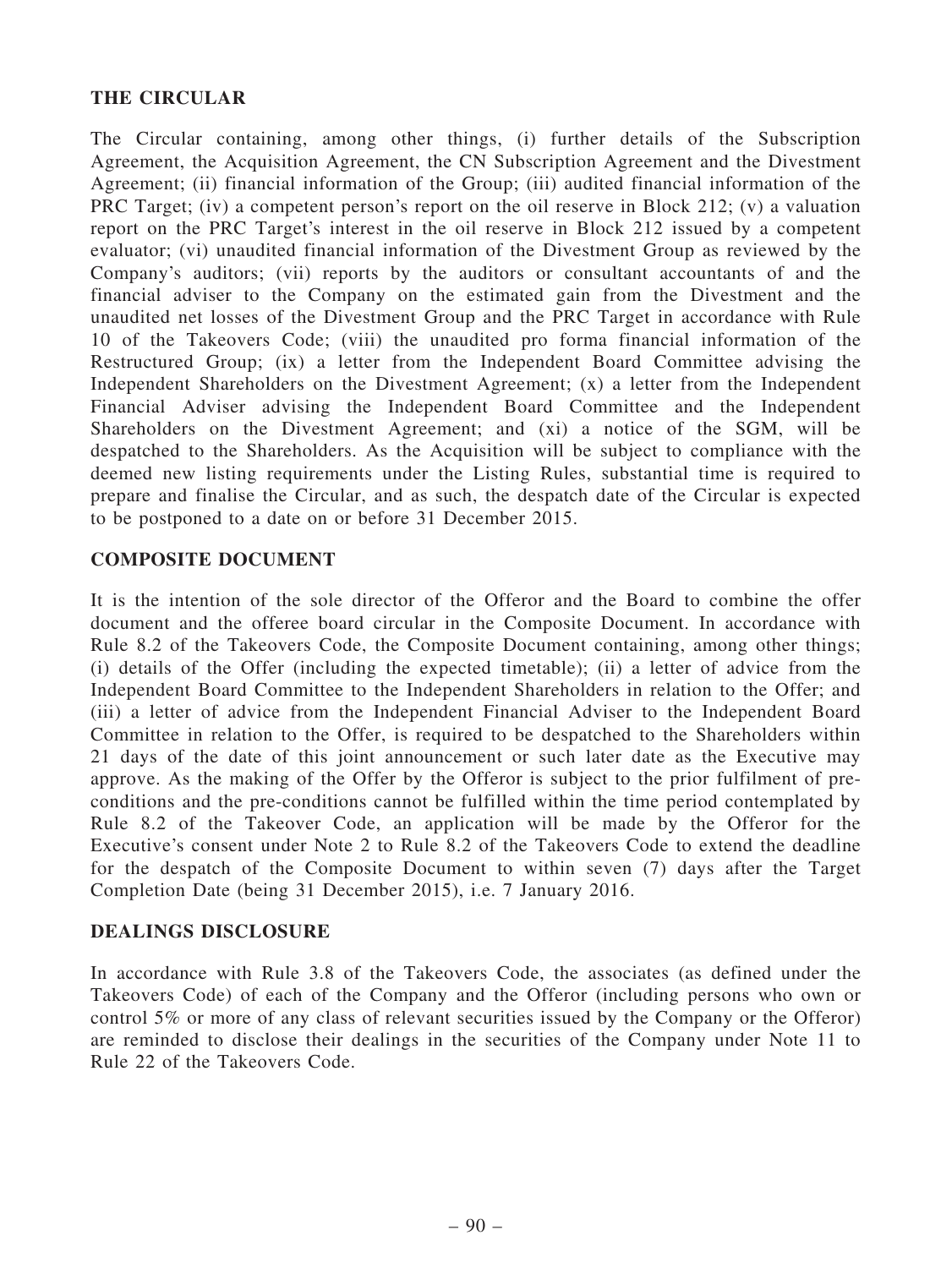## THE CIRCULAR

The Circular containing, among other things, (i) further details of the Subscription Agreement, the Acquisition Agreement, the CN Subscription Agreement and the Divestment Agreement; (ii) financial information of the Group; (iii) audited financial information of the PRC Target; (iv) a competent person's report on the oil reserve in Block 212; (v) a valuation report on the PRC Target's interest in the oil reserve in Block 212 issued by a competent evaluator; (vi) unaudited financial information of the Divestment Group as reviewed by the Company's auditors; (vii) reports by the auditors or consultant accountants of and the financial adviser to the Company on the estimated gain from the Divestment and the unaudited net losses of the Divestment Group and the PRC Target in accordance with Rule 10 of the Takeovers Code; (viii) the unaudited pro forma financial information of the Restructured Group; (ix) a letter from the Independent Board Committee advising the Independent Shareholders on the Divestment Agreement; (x) a letter from the Independent Financial Adviser advising the Independent Board Committee and the Independent Shareholders on the Divestment Agreement; and (xi) a notice of the SGM, will be despatched to the Shareholders. As the Acquisition will be subject to compliance with the deemed new listing requirements under the Listing Rules, substantial time is required to prepare and finalise the Circular, and as such, the despatch date of the Circular is expected to be postponed to a date on or before 31 December 2015.

## COMPOSITE DOCUMENT

It is the intention of the sole director of the Offeror and the Board to combine the offer document and the offeree board circular in the Composite Document. In accordance with Rule 8.2 of the Takeovers Code, the Composite Document containing, among other things; (i) details of the Offer (including the expected timetable); (ii) a letter of advice from the Independent Board Committee to the Independent Shareholders in relation to the Offer; and (iii) a letter of advice from the Independent Financial Adviser to the Independent Board Committee in relation to the Offer, is required to be despatched to the Shareholders within 21 days of the date of this joint announcement or such later date as the Executive may approve. As the making of the Offer by the Offeror is subject to the prior fulfilment of pre-conditions and the pre-conditions cannot be fulfilled within the time period contemplated by Rule 8.2 of the Takeover Code, an application will be made by the Offeror for the Executive's consent under Note 2 to Rule 8.2 of the Takeovers Code to extend the deadline for the despatch of the Composite Document to within seven (7) days after the Target Completion Date (being 31 December 2015), i.e. 7 January 2016.

## DEALINGS DISCLOSURE

In accordance with Rule 3.8 of the Takeovers Code, the associates (as defined under the Takeovers Code) of each of the Company and the Offeror (including persons who own or control 5% or more of any class of relevant securities issued by the Company or the Offeror) are reminded to disclose their dealings in the securities of the Company under Note 11 to Rule 22 of the Takeovers Code.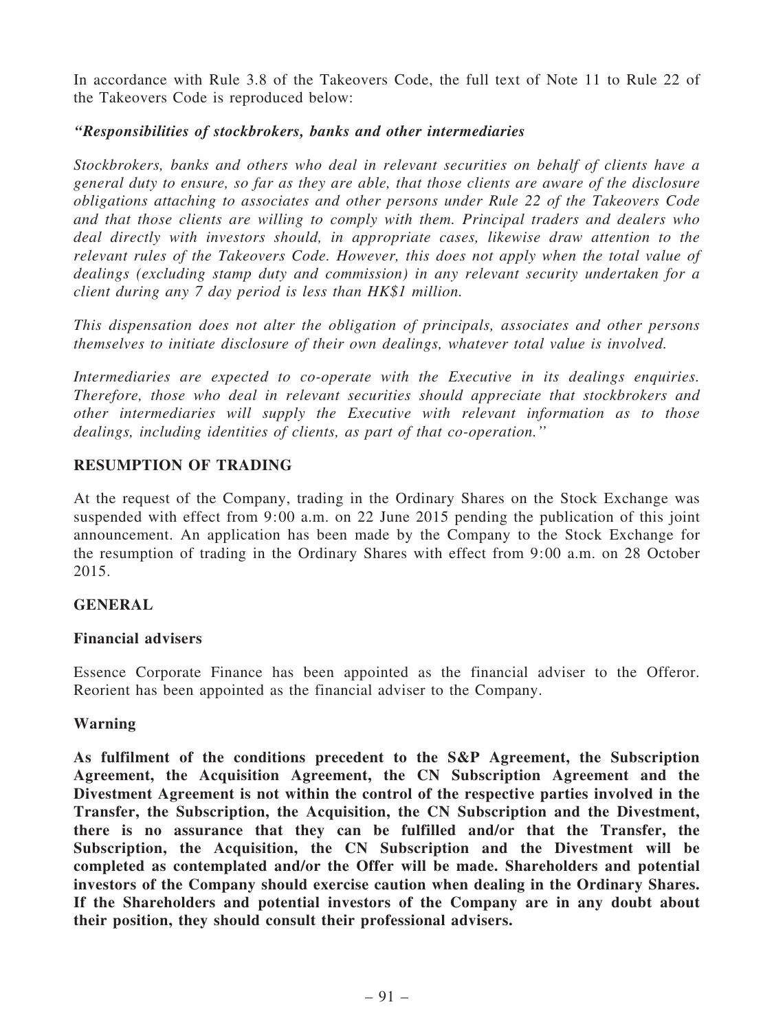In accordance with Rule 3.8 of the Takeovers Code, the full text of Note 11 to Rule 22 of the Takeovers Code is reproduced below:

*"Responsibilities of stockbrokers, banks and other intermediaries*

*Stockbrokers, banks and others who deal in relevant securities on behalf of clients have a general duty to ensure, so far as they are able, that those clients are aware of the disclosure obligations attaching to associates and other persons under Rule 22 of the Takeovers Code and that those clients are willing to comply with them. Principal traders and dealers who deal directly with investors should, in appropriate cases, likewise draw attention to the relevant rules of the Takeovers Code. However, this does not apply when the total value of dealings (excluding stamp duty and commission) in any relevant security undertaken for a client during any 7 day period is less than HK$1 million.*

*This dispensation does not alter the obligation of principals, associates and other persons themselves to initiate disclosure of their own dealings, whatever total value is involved.*

*Intermediaries are expected to co-operate with the Executive in its dealings enquiries. Therefore, those who deal in relevant securities should appreciate that stockbrokers and other intermediaries will supply the Executive with relevant information as to those dealings, including identities of clients, as part of that co-operation."*

## RESUMPTION OF TRADING

At the request of the Company, trading in the Ordinary Shares on the Stock Exchange was suspended with effect from 9:00 a.m. on 22 June 2015 pending the publication of this joint announcement. An application has been made by the Company to the Stock Exchange for the resumption of trading in the Ordinary Shares with effect from 9:00 a.m. on 28 October 2015.

## GENERAL

### Financial advisers

Essence Corporate Finance has been appointed as the financial adviser to the Offeror. Reorient has been appointed as the financial adviser to the Company.

### Warning

**As fulfilment of the conditions precedent to the S&P Agreement, the Subscription Agreement, the Acquisition Agreement, the CN Subscription Agreement and the Divestment Agreement is not within the control of the respective parties involved in the Transfer, the Subscription, the Acquisition, the CN Subscription and the Divestment, there is no assurance that they can be fulfilled and/or that the Transfer, the Subscription, the Acquisition, the CN Subscription and the Divestment will be completed as contemplated and/or the Offer will be made. Shareholders and potential investors of the Company should exercise caution when dealing in the Ordinary Shares. If the Shareholders and potential investors of the Company are in any doubt about their position, they should consult their professional advisers.**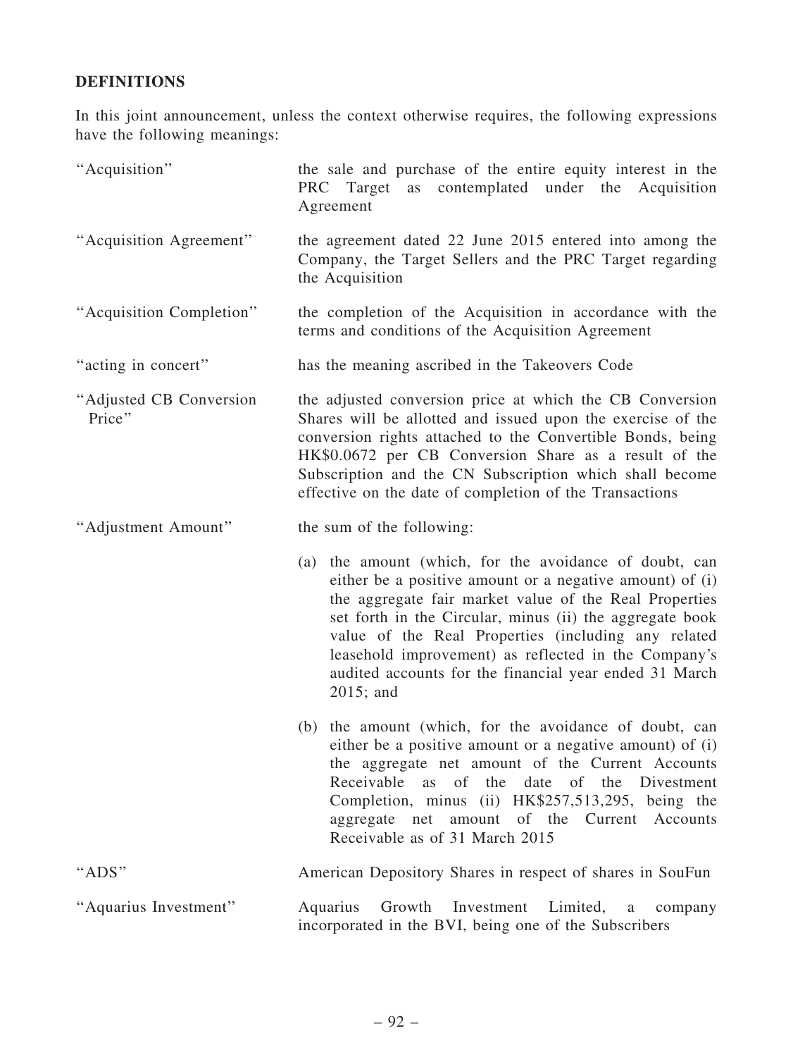## DEFINITIONS

In this joint announcement, unless the context otherwise requires, the following expressions have the following meanings:

| | |
|---|---|
| "Acquisition" | the sale and purchase of the entire equity interest in the PRC Target as contemplated under the Acquisition Agreement |
| "Acquisition Agreement" | the agreement dated 22 June 2015 entered into among the Company, the Target Sellers and the PRC Target regarding the Acquisition |
| "Acquisition Completion" | the completion of the Acquisition in accordance with the terms and conditions of the Acquisition Agreement |
| "acting in concert" | has the meaning ascribed in the Takeovers Code |
| "Adjusted CB Conversion Price" | the adjusted conversion price at which the CB Conversion Shares will be allotted and issued upon the exercise of the conversion rights attached to the Convertible Bonds, being HK$0.0672 per CB Conversion Share as a result of the Subscription and the CN Subscription which shall become effective on the date of completion of the Transactions |
| "Adjustment Amount" | the sum of the following:<br><br>(a) the amount (which, for the avoidance of doubt, can either be a positive amount or a negative amount) of (i) the aggregate fair market value of the Real Properties set forth in the Circular, minus (ii) the aggregate book value of the Real Properties (including any related leasehold improvement) as reflected in the Company's audited accounts for the financial year ended 31 March 2015; and<br><br>(b) the amount (which, for the avoidance of doubt, can either be a positive amount or a negative amount) of (i) the aggregate net amount of the Current Accounts Receivable as of the date of the Divestment Completion, minus (ii) HK$257,513,295, being the aggregate net amount of the Current Accounts Receivable as of 31 March 2015 |
| "ADS" | American Depository Shares in respect of shares in SouFun |
| "Aquarius Investment" | Aquarius Growth Investment Limited, a company incorporated in the BVI, being one of the Subscribers |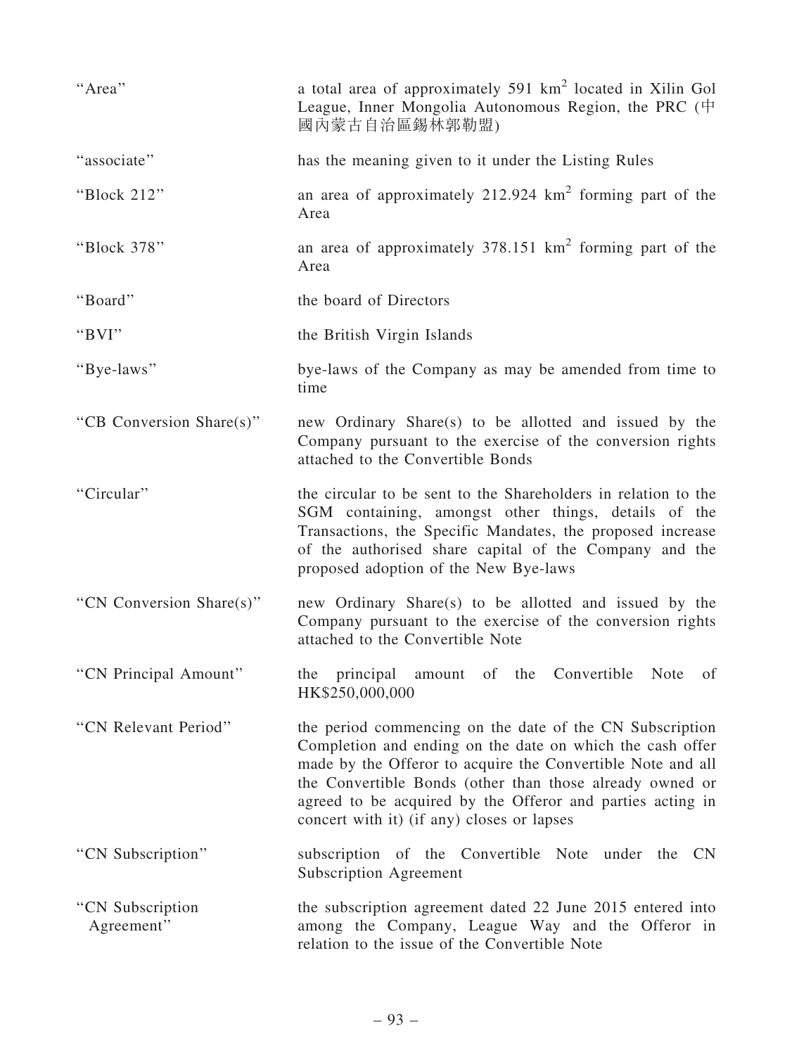| | |
|---|---|
| "Area" | a total area of approximately 591 $km^2$ located in Xilin Gol League, Inner Mongolia Autonomous Region, the PRC (中國內蒙古自治區錫林郭勒盟) |
| "associate" | has the meaning given to it under the Listing Rules |
| "Block 212" | an area of approximately 212.924 $km^2$ forming part of the Area |
| "Block 378" | an area of approximately 378.151 $km^2$ forming part of the Area |
| "Board" | the board of Directors |
| "BVI" | the British Virgin Islands |
| "Bye-laws" | bye-laws of the Company as may be amended from time to time |
| "CB Conversion Share(s)" | new Ordinary Share(s) to be allotted and issued by the Company pursuant to the exercise of the conversion rights attached to the Convertible Bonds |
| "Circular" | the circular to be sent to the Shareholders in relation to the SGM containing, amongst other things, details of the Transactions, the Specific Mandates, the proposed increase of the authorised share capital of the Company and the proposed adoption of the New Bye-laws |
| "CN Conversion Share(s)" | new Ordinary Share(s) to be allotted and issued by the Company pursuant to the exercise of the conversion rights attached to the Convertible Note |
| "CN Principal Amount" | the principal amount of the Convertible Note of HK$250,000,000 |
| "CN Relevant Period" | the period commencing on the date of the CN Subscription Completion and ending on the date on which the cash offer made by the Offeror to acquire the Convertible Note and all the Convertible Bonds (other than those already owned or agreed to be acquired by the Offeror and parties acting in concert with it) (if any) closes or lapses |
| "CN Subscription" | subscription of the Convertible Note under the CN Subscription Agreement |
| "CN Subscription Agreement" | the subscription agreement dated 22 June 2015 entered into among the Company, League Way and the Offeror in relation to the issue of the Convertible Note |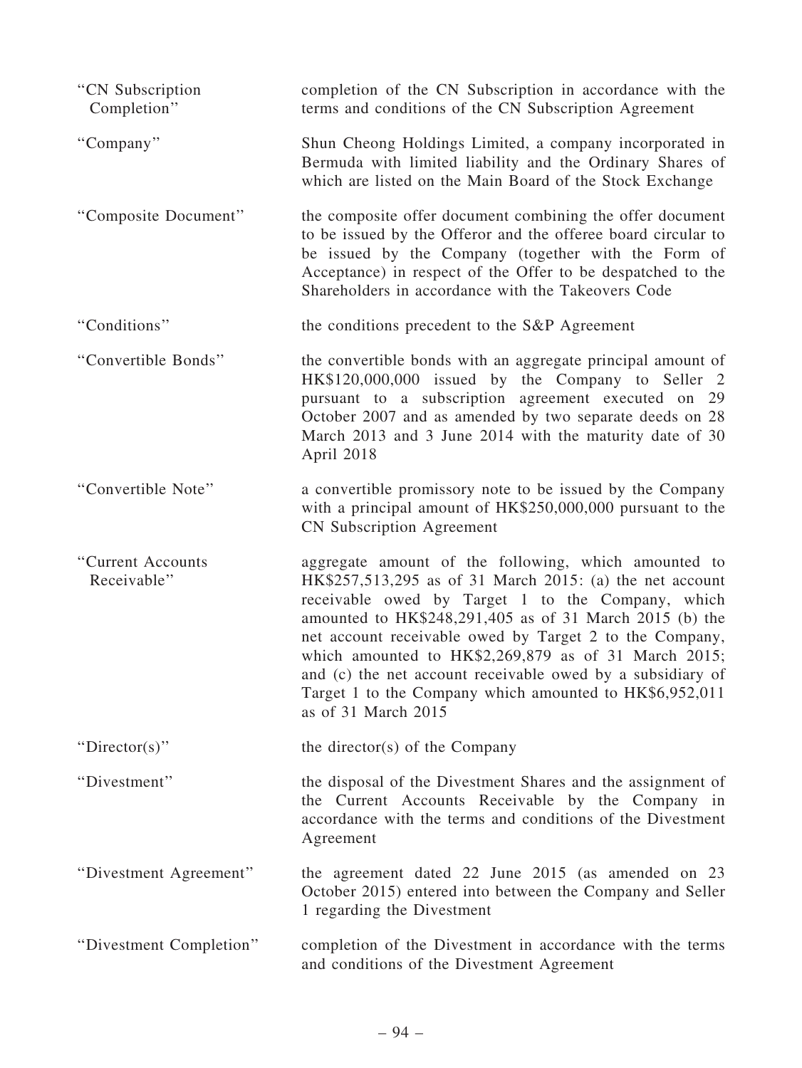| | |
|---|---|
| "CN Subscription Completion" | completion of the CN Subscription in accordance with the terms and conditions of the CN Subscription Agreement |
| "Company" | Shun Cheong Holdings Limited, a company incorporated in Bermuda with limited liability and the Ordinary Shares of which are listed on the Main Board of the Stock Exchange |
| "Composite Document" | the composite offer document combining the offer document to be issued by the Offeror and the offeree board circular to be issued by the Company (together with the Form of Acceptance) in respect of the Offer to be despatched to the Shareholders in accordance with the Takeovers Code |
| "Conditions" | the conditions precedent to the S&P Agreement |
| "Convertible Bonds" | the convertible bonds with an aggregate principal amount of HK$120,000,000 issued by the Company to Seller 2 pursuant to a subscription agreement executed on 29 October 2007 and as amended by two separate deeds on 28 March 2013 and 3 June 2014 with the maturity date of 30 April 2018 |
| "Convertible Note" | a convertible promissory note to be issued by the Company with a principal amount of HK$250,000,000 pursuant to the CN Subscription Agreement |
| "Current Accounts Receivable" | aggregate amount of the following, which amounted to HK$257,513,295 as of 31 March 2015: (a) the net account receivable owed by Target 1 to the Company, which amounted to HK$248,291,405 as of 31 March 2015 (b) the net account receivable owed by Target 2 to the Company, which amounted to HK$2,269,879 as of 31 March 2015; and (c) the net account receivable owed by a subsidiary of Target 1 to the Company which amounted to HK$6,952,011 as of 31 March 2015 |
| "Director(s)" | the director(s) of the Company |
| "Divestment" | the disposal of the Divestment Shares and the assignment of the Current Accounts Receivable by the Company in accordance with the terms and conditions of the Divestment Agreement |
| "Divestment Agreement" | the agreement dated 22 June 2015 (as amended on 23 October 2015) entered into between the Company and Seller 1 regarding the Divestment |
| "Divestment Completion" | completion of the Divestment in accordance with the terms and conditions of the Divestment Agreement |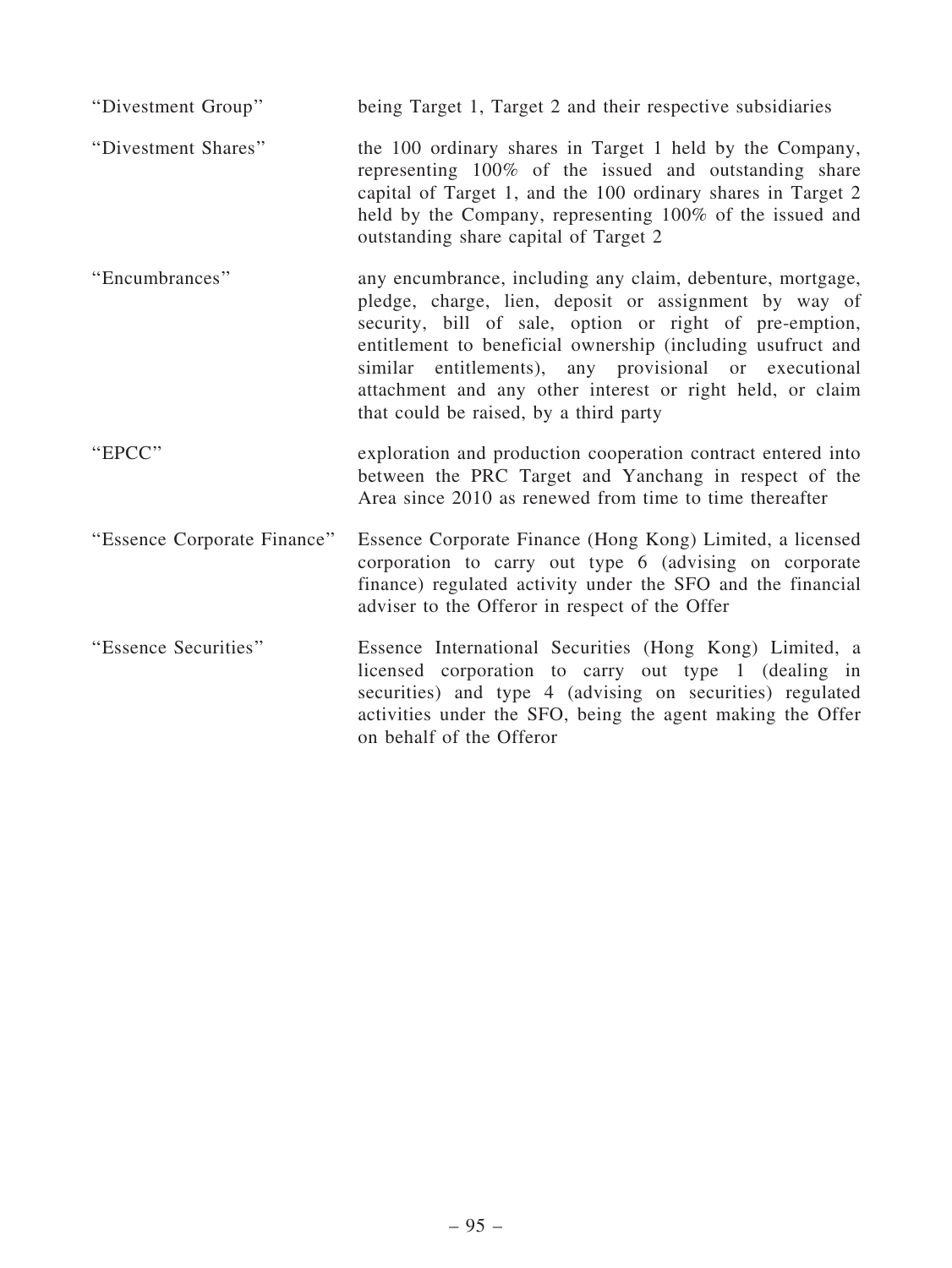| | |
|---|---|
| "Divestment Group" | being Target 1, Target 2 and their respective subsidiaries |
| "Divestment Shares" | the 100 ordinary shares in Target 1 held by the Company, representing 100% of the issued and outstanding share capital of Target 1, and the 100 ordinary shares in Target 2 held by the Company, representing 100% of the issued and outstanding share capital of Target 2 |
| "Encumbrances" | any encumbrance, including any claim, debenture, mortgage, pledge, charge, lien, deposit or assignment by way of security, bill of sale, option or right of pre-emption, entitlement to beneficial ownership (including usufruct and similar entitlements), any provisional or executional attachment and any other interest or right held, or claim that could be raised, by a third party |
| "EPCC" | exploration and production cooperation contract entered into between the PRC Target and Yanchang in respect of the Area since 2010 as renewed from time to time thereafter |
| "Essence Corporate Finance" | Essence Corporate Finance (Hong Kong) Limited, a licensed corporation to carry out type 6 (advising on corporate finance) regulated activity under the SFO and the financial adviser to the Offeror in respect of the Offer |
| "Essence Securities" | Essence International Securities (Hong Kong) Limited, a licensed corporation to carry out type 1 (dealing in securities) and type 4 (advising on securities) regulated activities under the SFO, being the agent making the Offer on behalf of the Offeror |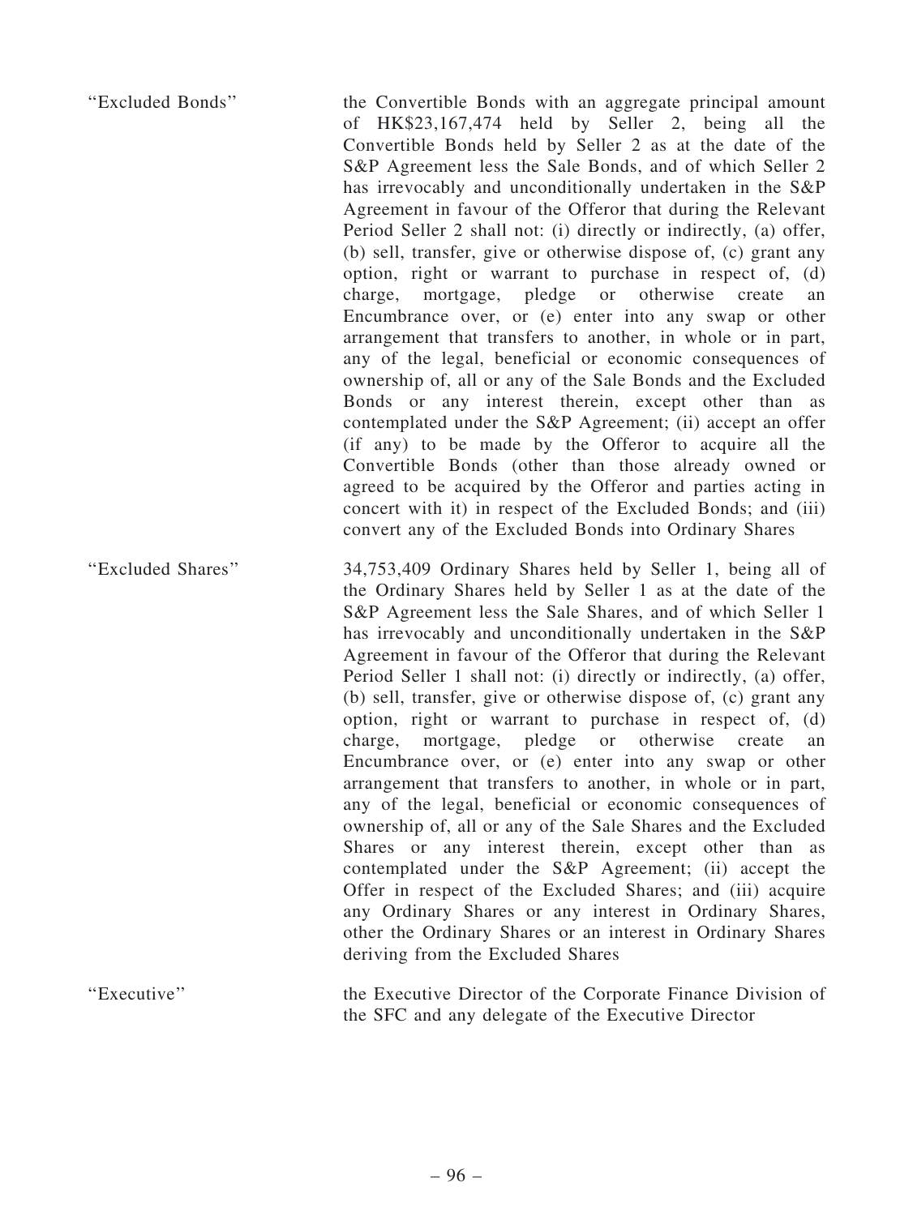| | |
|---|---|
| "Excluded Bonds" | the Convertible Bonds with an aggregate principal amount of HK$23,167,474 held by Seller 2, being all the Convertible Bonds held by Seller 2 as at the date of the S&P Agreement less the Sale Bonds, and of which Seller 2 has irrevocably and unconditionally undertaken in the S&P Agreement in favour of the Offeror that during the Relevant Period Seller 2 shall not: (i) directly or indirectly, (a) offer, (b) sell, transfer, give or otherwise dispose of, (c) grant any option, right or warrant to purchase in respect of, (d) charge, mortgage, pledge or otherwise create an Encumbrance over, or (e) enter into any swap or other arrangement that transfers to another, in whole or in part, any of the legal, beneficial or economic consequences of ownership of, all or any of the Sale Bonds and the Excluded Bonds or any interest therein, except other than as contemplated under the S&P Agreement; (ii) accept an offer (if any) to be made by the Offeror to acquire all the Convertible Bonds (other than those already owned or agreed to be acquired by the Offeror and parties acting in concert with it) in respect of the Excluded Bonds; and (iii) convert any of the Excluded Bonds into Ordinary Shares |
| "Excluded Shares" | 34,753,409 Ordinary Shares held by Seller 1, being all of the Ordinary Shares held by Seller 1 as at the date of the S&P Agreement less the Sale Shares, and of which Seller 1 has irrevocably and unconditionally undertaken in the S&P Agreement in favour of the Offeror that during the Relevant Period Seller 1 shall not: (i) directly or indirectly, (a) offer, (b) sell, transfer, give or otherwise dispose of, (c) grant any option, right or warrant to purchase in respect of, (d) charge, mortgage, pledge or otherwise create an Encumbrance over, or (e) enter into any swap or other arrangement that transfers to another, in whole or in part, any of the legal, beneficial or economic consequences of ownership of, all or any of the Sale Shares and the Excluded Shares or any interest therein, except other than as contemplated under the S&P Agreement; (ii) accept the Offer in respect of the Excluded Shares; and (iii) acquire any Ordinary Shares or any interest in Ordinary Shares, other the Ordinary Shares or an interest in Ordinary Shares deriving from the Excluded Shares |
| "Executive" | the Executive Director of the Corporate Finance Division of the SFC and any delegate of the Executive Director |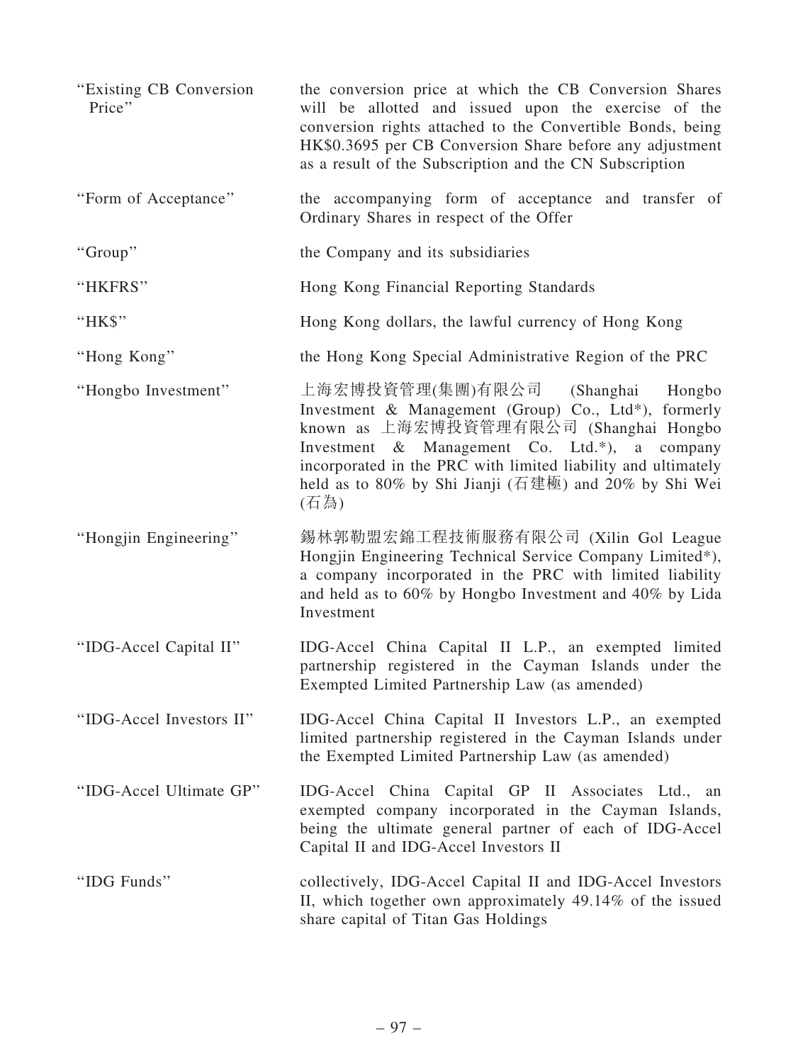| | |
|---|---|
| "Existing CB Conversion Price" | the conversion price at which the CB Conversion Shares will be allotted and issued upon the exercise of the conversion rights attached to the Convertible Bonds, being HK$0.3695 per CB Conversion Share before any adjustment as a result of the Subscription and the CN Subscription |
| "Form of Acceptance" | the accompanying form of acceptance and transfer of Ordinary Shares in respect of the Offer |
| "Group" | the Company and its subsidiaries |
| "HKFRS" | Hong Kong Financial Reporting Standards |
| "HK$" | Hong Kong dollars, the lawful currency of Hong Kong |
| "Hong Kong" | the Hong Kong Special Administrative Region of the PRC |
| "Hongbo Investment" | 上海宏博投資管理(集團)有限公司 (Shanghai Hongbo Investment & Management (Group) Co., Ltd*), formerly known as 上海宏博投資管理有限公司 (Shanghai Hongbo Investment & Management Co. Ltd.*), a company incorporated in the PRC with limited liability and ultimately held as to 80% by Shi Jianji (石建極) and 20% by Shi Wei (石為) |
| "Hongjin Engineering" | 錫林郭勒盟宏錦工程技術服務有限公司 (Xilin Gol League Hongjin Engineering Technical Service Company Limited*), a company incorporated in the PRC with limited liability and held as to 60% by Hongbo Investment and 40% by Lida Investment |
| "IDG-Accel Capital II" | IDG-Accel China Capital II L.P., an exempted limited partnership registered in the Cayman Islands under the Exempted Limited Partnership Law (as amended) |
| "IDG-Accel Investors II" | IDG-Accel China Capital II Investors L.P., an exempted limited partnership registered in the Cayman Islands under the Exempted Limited Partnership Law (as amended) |
| "IDG-Accel Ultimate GP" | IDG-Accel China Capital GP II Associates Ltd., an exempted company incorporated in the Cayman Islands, being the ultimate general partner of each of IDG-Accel Capital II and IDG-Accel Investors II |
| "IDG Funds" | collectively, IDG-Accel Capital II and IDG-Accel Investors II, which together own approximately 49.14% of the issued share capital of Titan Gas Holdings |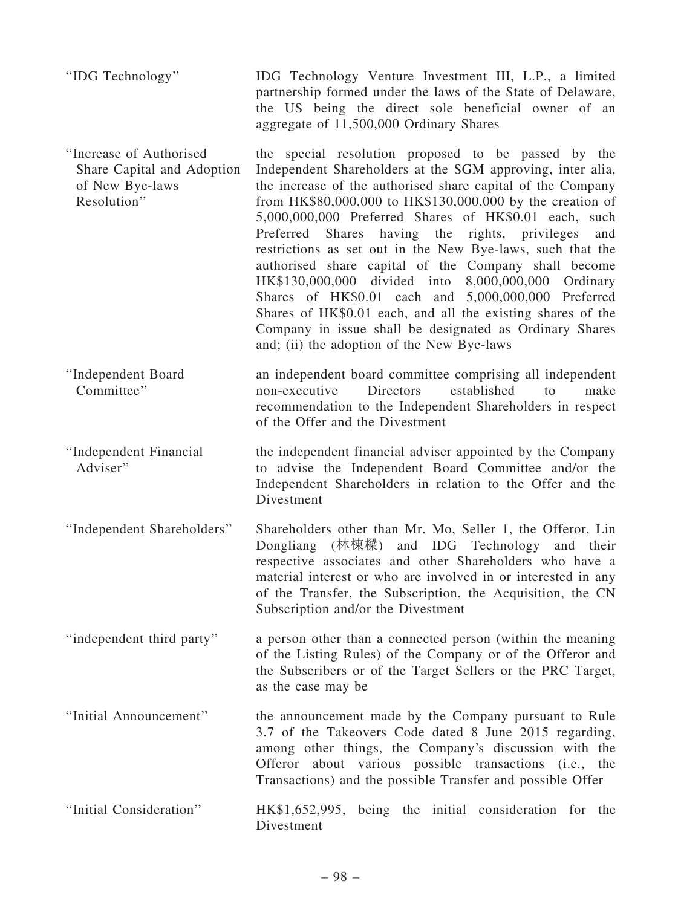| | |
|---|---|
| "IDG Technology" | IDG Technology Venture Investment III, L.P., a limited partnership formed under the laws of the State of Delaware, the US being the direct sole beneficial owner of an aggregate of 11,500,000 Ordinary Shares |
| "Increase of Authorised Share Capital and Adoption of New Bye-laws Resolution" | the special resolution proposed to be passed by the Independent Shareholders at the SGM approving, inter alia, the increase of the authorised share capital of the Company from HK$80,000,000 to HK$130,000,000 by the creation of 5,000,000,000 Preferred Shares of HK$0.01 each, such Preferred Shares having the rights, privileges and restrictions as set out in the New Bye-laws, such that the authorised share capital of the Company shall become HK$130,000,000 divided into 8,000,000,000 Ordinary Shares of HK$0.01 each and 5,000,000,000 Preferred Shares of HK$0.01 each, and all the existing shares of the Company in issue shall be designated as Ordinary Shares and; (ii) the adoption of the New Bye-laws |
| "Independent Board Committee" | an independent board committee comprising all independent non-executive Directors established to make recommendation to the Independent Shareholders in respect of the Offer and the Divestment |
| "Independent Financial Adviser" | the independent financial adviser appointed by the Company to advise the Independent Board Committee and/or the Independent Shareholders in relation to the Offer and the Divestment |
| "Independent Shareholders" | Shareholders other than Mr. Mo, Seller 1, the Offeror, Lin Dongliang (林棟樑) and IDG Technology and their respective associates and other Shareholders who have a material interest or who are involved in or interested in any of the Transfer, the Subscription, the Acquisition, the CN Subscription and/or the Divestment |
| "independent third party" | a person other than a connected person (within the meaning of the Listing Rules) of the Company or of the Offeror and the Subscribers or of the Target Sellers or the PRC Target, as the case may be |
| "Initial Announcement" | the announcement made by the Company pursuant to Rule 3.7 of the Takeovers Code dated 8 June 2015 regarding, among other things, the Company's discussion with the Offeror about various possible transactions (i.e., the Transactions) and the possible Transfer and possible Offer |
| "Initial Consideration" | HK$1,652,995, being the initial consideration for the Divestment |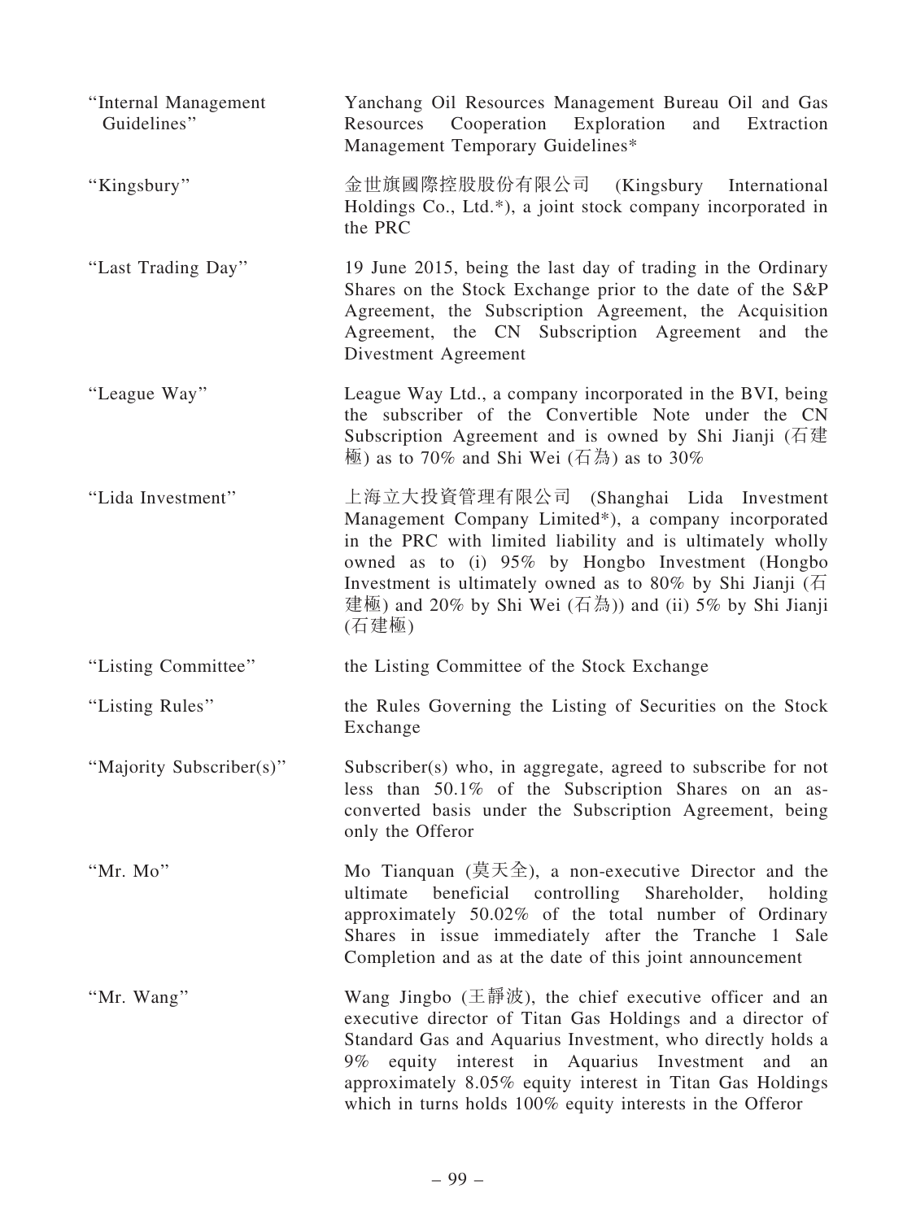| | |
|---|---|
| "Internal Management Guidelines" | Yanchang Oil Resources Management Bureau Oil and Gas Resources Cooperation Exploration and Extraction Management Temporary Guidelines* |
| "Kingsbury" | 金世旗國際控股股份有限公司 (Kingsbury International Holdings Co., Ltd.*), a joint stock company incorporated in the PRC |
| "Last Trading Day" | 19 June 2015, being the last day of trading in the Ordinary Shares on the Stock Exchange prior to the date of the S&P Agreement, the Subscription Agreement, the Acquisition Agreement, the CN Subscription Agreement and the Divestment Agreement |
| "League Way" | League Way Ltd., a company incorporated in the BVI, being the subscriber of the Convertible Note under the CN Subscription Agreement and is owned by Shi Jianji (石建極) as to 70% and Shi Wei (石為) as to 30% |
| "Lida Investment" | 上海立大投資管理有限公司 (Shanghai Lida Investment Management Company Limited*), a company incorporated in the PRC with limited liability and is ultimately wholly owned as to (i) 95% by Hongbo Investment (Hongbo Investment is ultimately owned as to 80% by Shi Jianji (石建極) and 20% by Shi Wei (石為)) and (ii) 5% by Shi Jianji (石建極) |
| "Listing Committee" | the Listing Committee of the Stock Exchange |
| "Listing Rules" | the Rules Governing the Listing of Securities on the Stock Exchange |
| "Majority Subscriber(s)" | Subscriber(s) who, in aggregate, agreed to subscribe for not less than 50.1% of the Subscription Shares on an as-converted basis under the Subscription Agreement, being only the Offeror |
| "Mr. Mo" | Mo Tianquan (莫天全), a non-executive Director and the ultimate beneficial controlling Shareholder, holding approximately 50.02% of the total number of Ordinary Shares in issue immediately after the Tranche 1 Sale Completion and as at the date of this joint announcement |
| "Mr. Wang" | Wang Jingbo (王靜波), the chief executive officer and an executive director of Titan Gas Holdings and a director of Standard Gas and Aquarius Investment, who directly holds a 9% equity interest in Aquarius Investment and an approximately 8.05% equity interest in Titan Gas Holdings which in turns holds 100% equity interests in the Offeror |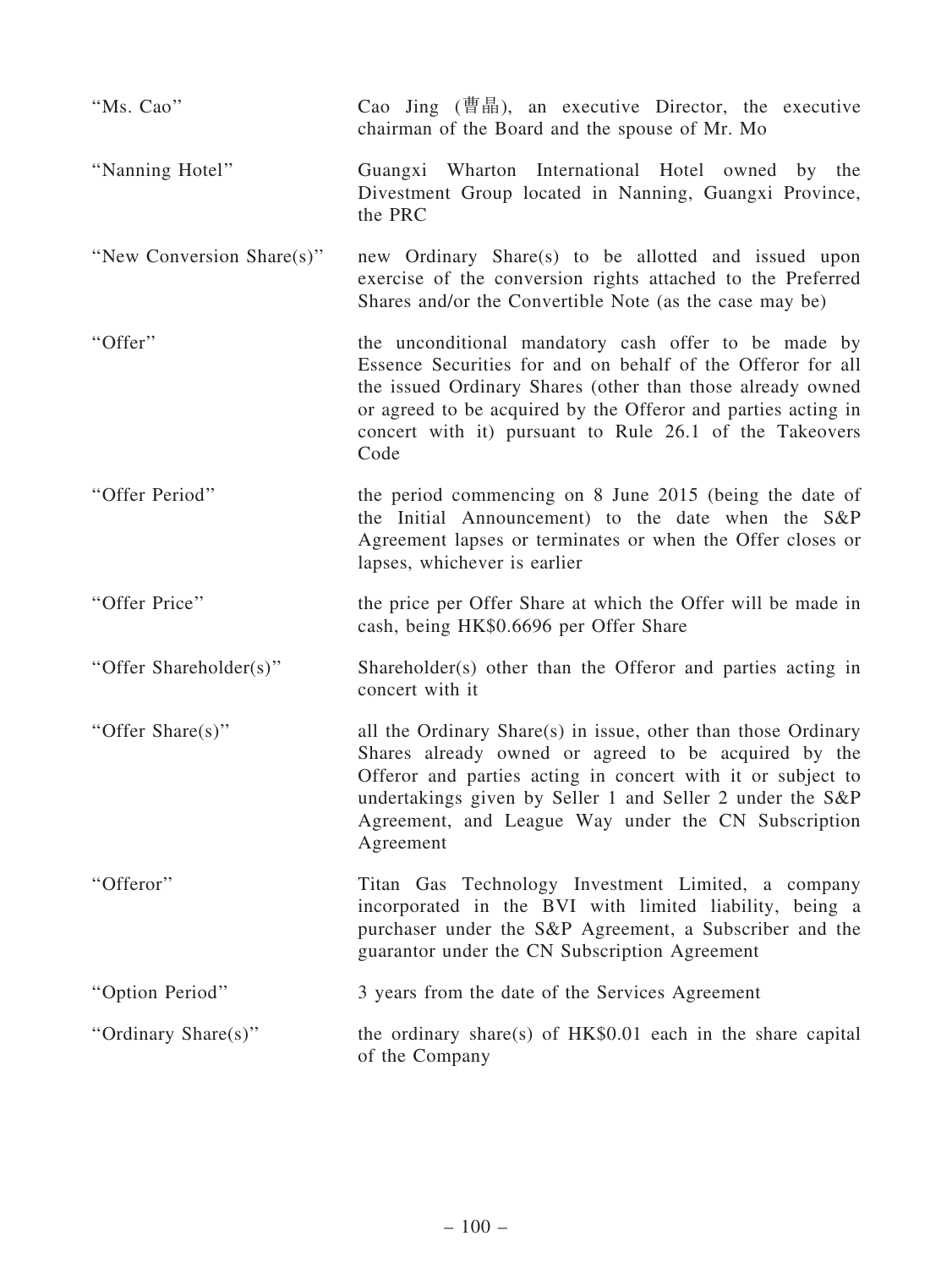| | |
|---|---|
| "Ms. Cao" | Cao Jing (曹晶), an executive Director, the executive chairman of the Board and the spouse of Mr. Mo |
| "Nanning Hotel" | Guangxi Wharton International Hotel owned by the Divestment Group located in Nanning, Guangxi Province, the PRC |
| "New Conversion Share(s)" | new Ordinary Share(s) to be allotted and issued upon exercise of the conversion rights attached to the Preferred Shares and/or the Convertible Note (as the case may be) |
| "Offer" | the unconditional mandatory cash offer to be made by Essence Securities for and on behalf of the Offeror for all the issued Ordinary Shares (other than those already owned or agreed to be acquired by the Offeror and parties acting in concert with it) pursuant to Rule 26.1 of the Takeovers Code |
| "Offer Period" | the period commencing on 8 June 2015 (being the date of the Initial Announcement) to the date when the S&P Agreement lapses or terminates or when the Offer closes or lapses, whichever is earlier |
| "Offer Price" | the price per Offer Share at which the Offer will be made in cash, being HK$0.6696 per Offer Share |
| "Offer Shareholder(s)" | Shareholder(s) other than the Offeror and parties acting in concert with it |
| "Offer Share(s)" | all the Ordinary Share(s) in issue, other than those Ordinary Shares already owned or agreed to be acquired by the Offeror and parties acting in concert with it or subject to undertakings given by Seller 1 and Seller 2 under the S&P Agreement, and League Way under the CN Subscription Agreement |
| "Offeror" | Titan Gas Technology Investment Limited, a company incorporated in the BVI with limited liability, being a purchaser under the S&P Agreement, a Subscriber and the guarantor under the CN Subscription Agreement |
| "Option Period" | 3 years from the date of the Services Agreement |
| "Ordinary Share(s)" | the ordinary share(s) of HK$0.01 each in the share capital of the Company |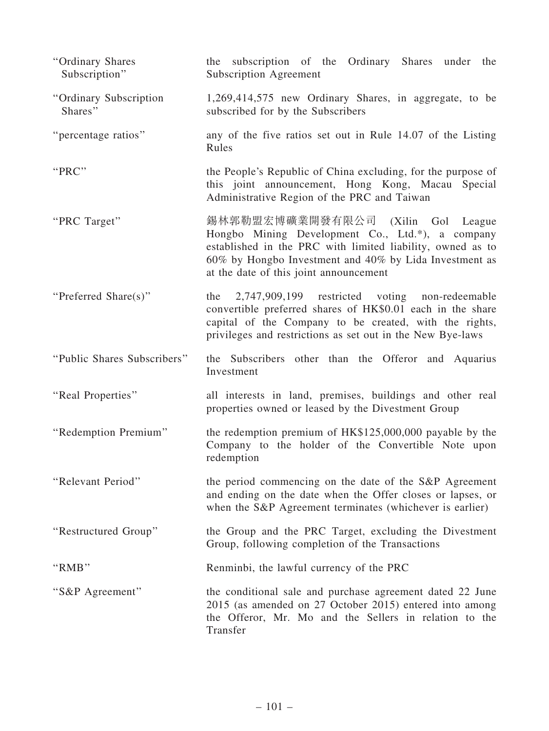| | |
|---|---|
| "Ordinary Shares Subscription" | the subscription of the Ordinary Shares under the Subscription Agreement |
| "Ordinary Subscription Shares" | 1,269,414,575 new Ordinary Shares, in aggregate, to be subscribed for by the Subscribers |
| "percentage ratios" | any of the five ratios set out in Rule 14.07 of the Listing Rules |
| "PRC" | the People's Republic of China excluding, for the purpose of this joint announcement, Hong Kong, Macau Special Administrative Region of the PRC and Taiwan |
| "PRC Target" | 錫林郭勒盟宏博礦業開發有限公司 (Xilin Gol League Hongbo Mining Development Co., Ltd.*), a company established in the PRC with limited liability, owned as to 60% by Hongbo Investment and 40% by Lida Investment as at the date of this joint announcement |
| "Preferred Share(s)" | the 2,747,909,199 restricted voting non-redeemable convertible preferred shares of HK$0.01 each in the share capital of the Company to be created, with the rights, privileges and restrictions as set out in the New Bye-laws |
| "Public Shares Subscribers" | the Subscribers other than the Offeror and Aquarius Investment |
| "Real Properties" | all interests in land, premises, buildings and other real properties owned or leased by the Divestment Group |
| "Redemption Premium" | the redemption premium of HK$125,000,000 payable by the Company to the holder of the Convertible Note upon redemption |
| "Relevant Period" | the period commencing on the date of the S&P Agreement and ending on the date when the Offer closes or lapses, or when the S&P Agreement terminates (whichever is earlier) |
| "Restructured Group" | the Group and the PRC Target, excluding the Divestment Group, following completion of the Transactions |
| "RMB" | Renminbi, the lawful currency of the PRC |
| "S&P Agreement" | the conditional sale and purchase agreement dated 22 June 2015 (as amended on 27 October 2015) entered into among the Offeror, Mr. Mo and the Sellers in relation to the Transfer |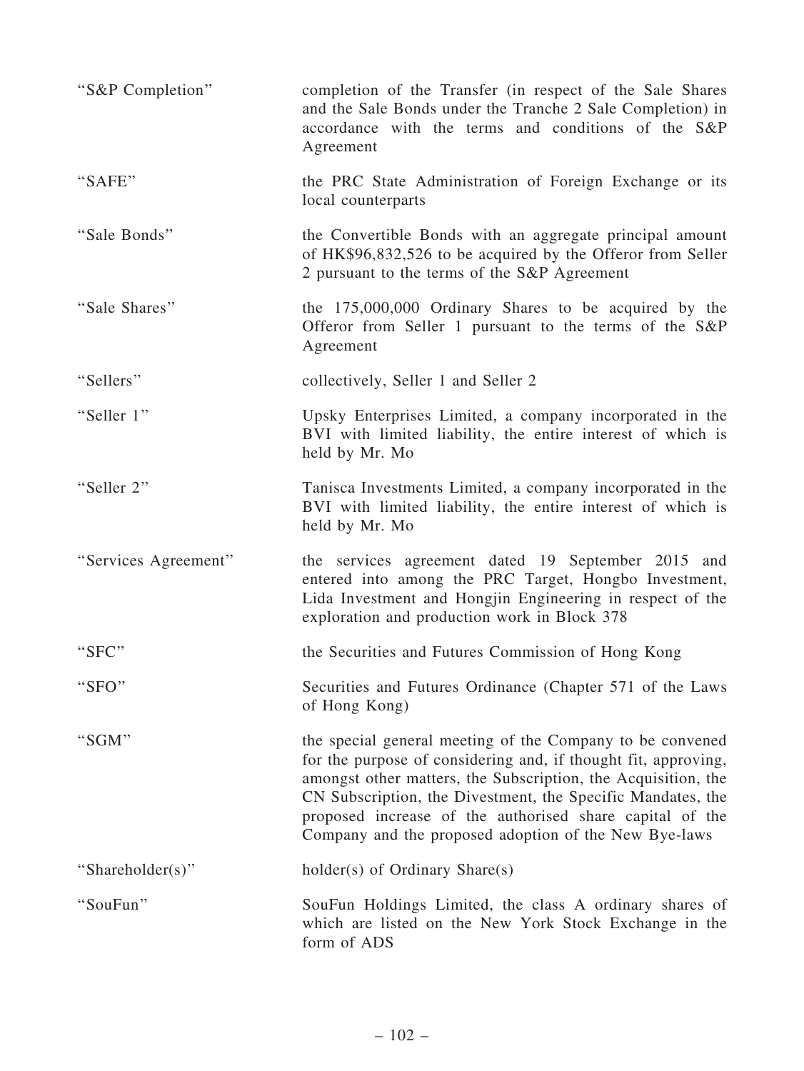| | |
|---|---|
| "S&P Completion" | completion of the Transfer (in respect of the Sale Shares and the Sale Bonds under the Tranche 2 Sale Completion) in accordance with the terms and conditions of the S&P Agreement |
| "SAFE" | the PRC State Administration of Foreign Exchange or its local counterparts |
| "Sale Bonds" | the Convertible Bonds with an aggregate principal amount of HK$96,832,526 to be acquired by the Offeror from Seller 2 pursuant to the terms of the S&P Agreement |
| "Sale Shares" | the 175,000,000 Ordinary Shares to be acquired by the Offeror from Seller 1 pursuant to the terms of the S&P Agreement |
| "Sellers" | collectively, Seller 1 and Seller 2 |
| "Seller 1" | Upsky Enterprises Limited, a company incorporated in the BVI with limited liability, the entire interest of which is held by Mr. Mo |
| "Seller 2" | Tanisca Investments Limited, a company incorporated in the BVI with limited liability, the entire interest of which is held by Mr. Mo |
| "Services Agreement" | the services agreement dated 19 September 2015 and entered into among the PRC Target, Hongbo Investment, Lida Investment and Hongjin Engineering in respect of the exploration and production work in Block 378 |
| "SFC" | the Securities and Futures Commission of Hong Kong |
| "SFO" | Securities and Futures Ordinance (Chapter 571 of the Laws of Hong Kong) |
| "SGM" | the special general meeting of the Company to be convened for the purpose of considering and, if thought fit, approving, amongst other matters, the Subscription, the Acquisition, the CN Subscription, the Divestment, the Specific Mandates, the proposed increase of the authorised share capital of the Company and the proposed adoption of the New Bye-laws |
| "Shareholder(s)" | holder(s) of Ordinary Share(s) |
| "SouFun" | SouFun Holdings Limited, the class A ordinary shares of which are listed on the New York Stock Exchange in the form of ADS |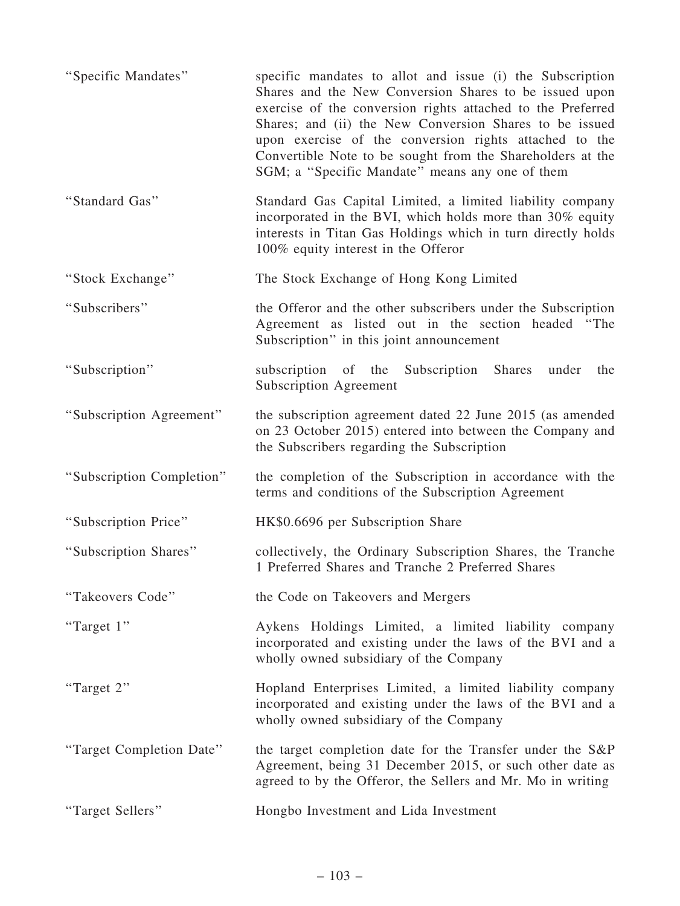| | |
|---|---|
| "Specific Mandates" | specific mandates to allot and issue (i) the Subscription Shares and the New Conversion Shares to be issued upon exercise of the conversion rights attached to the Preferred Shares; and (ii) the New Conversion Shares to be issued upon exercise of the conversion rights attached to the Convertible Note to be sought from the Shareholders at the SGM; a "Specific Mandate" means any one of them |
| "Standard Gas" | Standard Gas Capital Limited, a limited liability company incorporated in the BVI, which holds more than 30% equity interests in Titan Gas Holdings which in turn directly holds 100% equity interest in the Offeror |
| "Stock Exchange" | The Stock Exchange of Hong Kong Limited |
| "Subscribers" | the Offeror and the other subscribers under the Subscription Agreement as listed out in the section headed "The Subscription" in this joint announcement |
| "Subscription" | subscription of the Subscription Shares under the Subscription Agreement |
| "Subscription Agreement" | the subscription agreement dated 22 June 2015 (as amended on 23 October 2015) entered into between the Company and the Subscribers regarding the Subscription |
| "Subscription Completion" | the completion of the Subscription in accordance with the terms and conditions of the Subscription Agreement |
| "Subscription Price" | HK$0.6696 per Subscription Share |
| "Subscription Shares" | collectively, the Ordinary Subscription Shares, the Tranche 1 Preferred Shares and Tranche 2 Preferred Shares |
| "Takeovers Code" | the Code on Takeovers and Mergers |
| "Target 1" | Aykens Holdings Limited, a limited liability company incorporated and existing under the laws of the BVI and a wholly owned subsidiary of the Company |
| "Target 2" | Hopland Enterprises Limited, a limited liability company incorporated and existing under the laws of the BVI and a wholly owned subsidiary of the Company |
| "Target Completion Date" | the target completion date for the Transfer under the S&P Agreement, being 31 December 2015, or such other date as agreed to by the Offeror, the Sellers and Mr. Mo in writing |
| "Target Sellers" | Hongbo Investment and Lida Investment |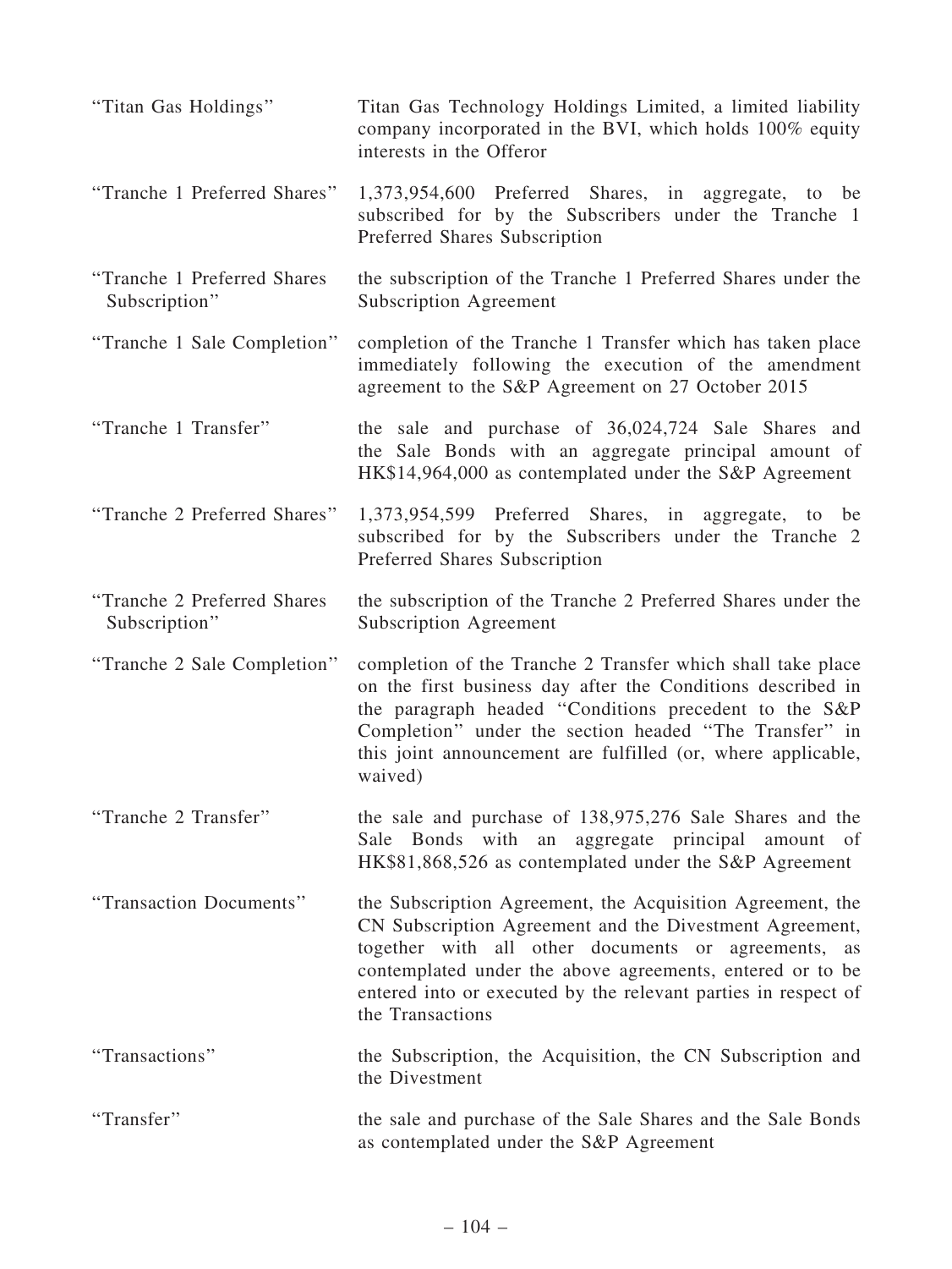| | |
|---|---|
| "Titan Gas Holdings" | Titan Gas Technology Holdings Limited, a limited liability company incorporated in the BVI, which holds 100% equity interests in the Offeror |
| "Tranche 1 Preferred Shares" | 1,373,954,600 Preferred Shares, in aggregate, to be subscribed for by the Subscribers under the Tranche 1 Preferred Shares Subscription |
| "Tranche 1 Preferred Shares Subscription" | the subscription of the Tranche 1 Preferred Shares under the Subscription Agreement |
| "Tranche 1 Sale Completion" | completion of the Tranche 1 Transfer which has taken place immediately following the execution of the amendment agreement to the S&P Agreement on 27 October 2015 |
| "Tranche 1 Transfer" | the sale and purchase of 36,024,724 Sale Shares and the Sale Bonds with an aggregate principal amount of HK$14,964,000 as contemplated under the S&P Agreement |
| "Tranche 2 Preferred Shares" | 1,373,954,599 Preferred Shares, in aggregate, to be subscribed for by the Subscribers under the Tranche 2 Preferred Shares Subscription |
| "Tranche 2 Preferred Shares Subscription" | the subscription of the Tranche 2 Preferred Shares under the Subscription Agreement |
| "Tranche 2 Sale Completion" | completion of the Tranche 2 Transfer which shall take place on the first business day after the Conditions described in the paragraph headed "Conditions precedent to the S&P Completion" under the section headed "The Transfer" in this joint announcement are fulfilled (or, where applicable, waived) |
| "Tranche 2 Transfer" | the sale and purchase of 138,975,276 Sale Shares and the Sale Bonds with an aggregate principal amount of HK$81,868,526 as contemplated under the S&P Agreement |
| "Transaction Documents" | the Subscription Agreement, the Acquisition Agreement, the CN Subscription Agreement and the Divestment Agreement, together with all other documents or agreements, as contemplated under the above agreements, entered or to be entered into or executed by the relevant parties in respect of the Transactions |
| "Transactions" | the Subscription, the Acquisition, the CN Subscription and the Divestment |
| "Transfer" | the sale and purchase of the Sale Shares and the Sale Bonds as contemplated under the S&P Agreement |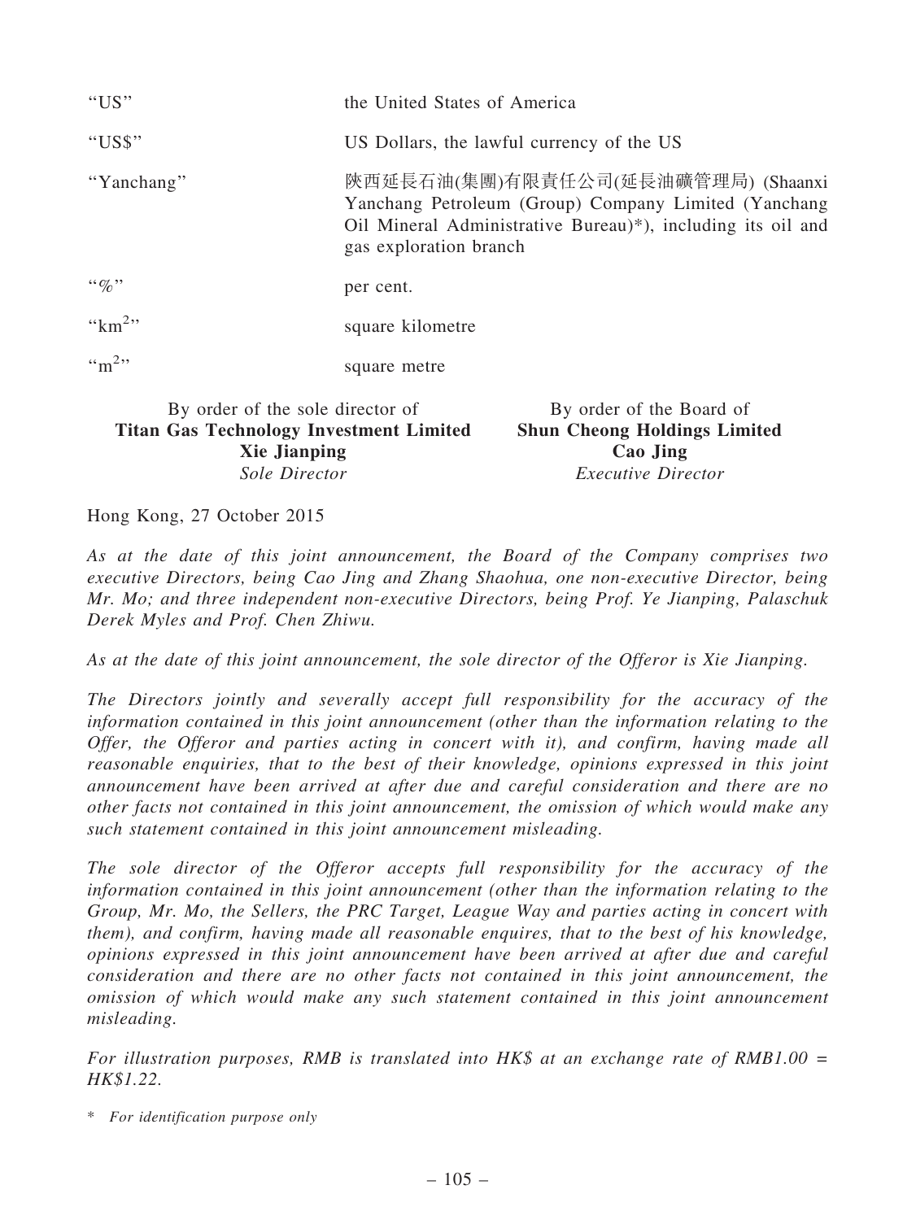| | |
|---|---|
| "US" | the United States of America |
| "US$" | US Dollars, the lawful currency of the US |
| "Yanchang" | 陝西延長石油(集團)有限責任公司(延長油礦管理局) (Shaanxi Yanchang Petroleum (Group) Company Limited (Yanchang Oil Mineral Administrative Bureau)*), including its oil and gas exploration branch |
| "%" | per cent. |
| "$km^2$" | square kilometre |
| "$m^2$" | square metre |

| | |
|---|---|
| By order of the sole director of | By order of the Board of |
| **Titan Gas Technology Investment Limited** | **Shun Cheong Holdings Limited** |
| **Xie Jianping** | **Cao Jing** |
| *Sole Director* | *Executive Director* |

Hong Kong, 27 October 2015

*As at the date of this joint announcement, the Board of the Company comprises two executive Directors, being Cao Jing and Zhang Shaohua, one non-executive Director, being Mr. Mo; and three independent non-executive Directors, being Prof. Ye Jianping, Palaschuk Derek Myles and Prof. Chen Zhiwu.*

*As at the date of this joint announcement, the sole director of the Offeror is Xie Jianping.*

*The Directors jointly and severally accept full responsibility for the accuracy of the information contained in this joint announcement (other than the information relating to the Offer, the Offeror and parties acting in concert with it), and confirm, having made all reasonable enquiries, that to the best of their knowledge, opinions expressed in this joint announcement have been arrived at after due and careful consideration and there are no other facts not contained in this joint announcement, the omission of which would make any such statement contained in this joint announcement misleading.*

*The sole director of the Offeror accepts full responsibility for the accuracy of the information contained in this joint announcement (other than the information relating to the Group, Mr. Mo, the Sellers, the PRC Target, League Way and parties acting in concert with them), and confirm, having made all reasonable enquires, that to the best of his knowledge, opinions expressed in this joint announcement have been arrived at after due and careful consideration and there are no other facts not contained in this joint announcement, the omission of which would make any such statement contained in this joint announcement misleading.*

*For illustration purposes, RMB is translated into HK$ at an exchange rate of RMB1.00 = HK$1.22.*

\* *For identification purpose only*